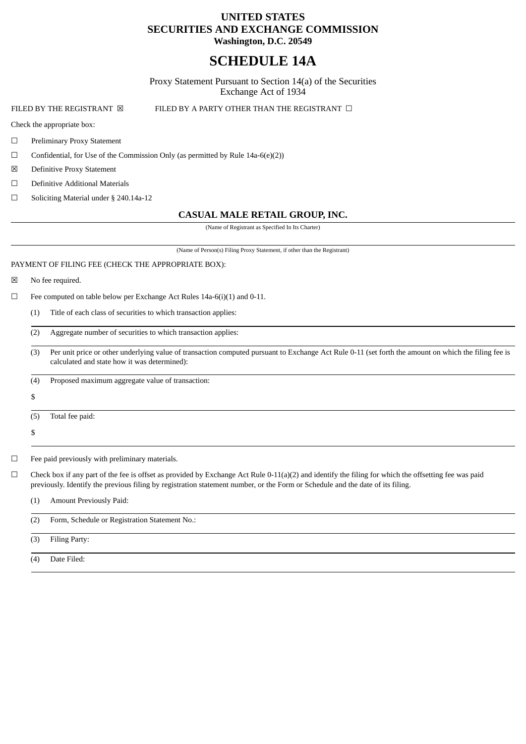# UNITED STATES
# SECURITIES AND EXCHANGE COMMISSION
**Washington, D.C. 20549**

# SCHEDULE 14A

Proxy Statement Pursuant to Section 14(a) of the Securities Exchange Act of 1934

FILED BY THE REGISTRANT ☒ FILED BY A PARTY OTHER THAN THE REGISTRANT ☐

Check the appropriate box:

☐ Preliminary Proxy Statement

☐ Confidential, for Use of the Commission Only (as permitted by Rule 14a-6(e)(2))

☒ Definitive Proxy Statement

☐ Definitive Additional Materials

☐ Soliciting Material under § 240.14a-12

**CASUAL MALE RETAIL GROUP, INC.**

(Name of Registrant as Specified In Its Charter)

(Name of Person(s) Filing Proxy Statement, if other than the Registrant)

PAYMENT OF FILING FEE (CHECK THE APPROPRIATE BOX):

☒ No fee required.

☐ Fee computed on table below per Exchange Act Rules 14a-6(i)(1) and 0-11.

(1) Title of each class of securities to which transaction applies:

(2) Aggregate number of securities to which transaction applies:

(3) Per unit price or other underlying value of transaction computed pursuant to Exchange Act Rule 0-11 (set forth the amount on which the filing fee is calculated and state how it was determined):

(4) Proposed maximum aggregate value of transaction:

$

(5) Total fee paid:

$

☐ Fee paid previously with preliminary materials.

☐ Check box if any part of the fee is offset as provided by Exchange Act Rule 0-11(a)(2) and identify the filing for which the offsetting fee was paid previously. Identify the previous filing by registration statement number, or the Form or Schedule and the date of its filing.

(1) Amount Previously Paid:

(2) Form, Schedule or Registration Statement No.:

(3) Filing Party:

(4) Date Filed: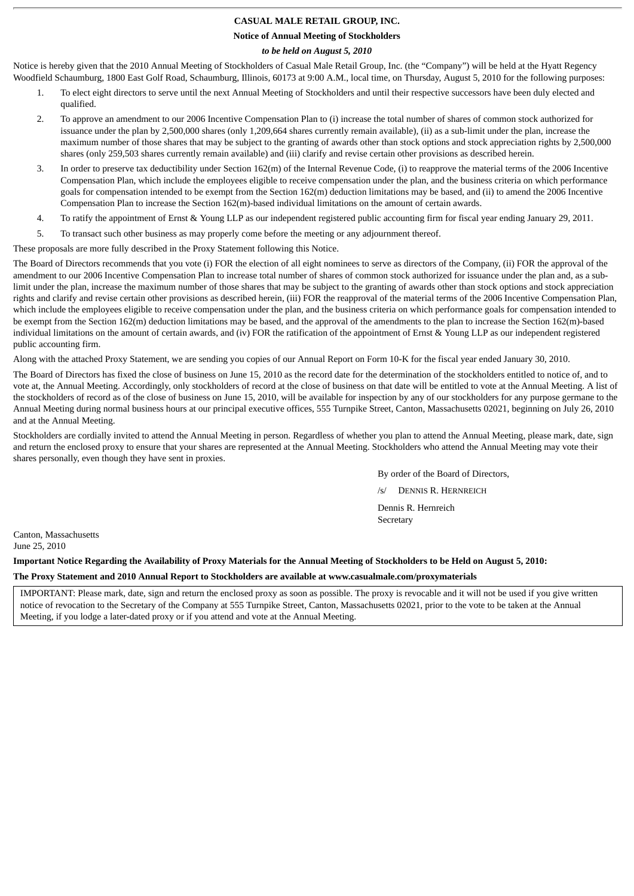# CASUAL MALE RETAIL GROUP, INC.

## Notice of Annual Meeting of Stockholders

***to be held on August 5, 2010***

Notice is hereby given that the 2010 Annual Meeting of Stockholders of Casual Male Retail Group, Inc. (the "Company") will be held at the Hyatt Regency Woodfield Schaumburg, 1800 East Golf Road, Schaumburg, Illinois, 60173 at 9:00 A.M., local time, on Thursday, August 5, 2010 for the following purposes:

1. To elect eight directors to serve until the next Annual Meeting of Stockholders and until their respective successors have been duly elected and qualified.
2. To approve an amendment to our 2006 Incentive Compensation Plan to (i) increase the total number of shares of common stock authorized for issuance under the plan by 2,500,000 shares (only 1,209,664 shares currently remain available), (ii) as a sub-limit under the plan, increase the maximum number of those shares that may be subject to the granting of awards other than stock options and stock appreciation rights by 2,500,000 shares (only 259,503 shares currently remain available) and (iii) clarify and revise certain other provisions as described herein.
3. In order to preserve tax deductibility under Section 162(m) of the Internal Revenue Code, (i) to reapprove the material terms of the 2006 Incentive Compensation Plan, which include the employees eligible to receive compensation under the plan, and the business criteria on which performance goals for compensation intended to be exempt from the Section 162(m) deduction limitations may be based, and (ii) to amend the 2006 Incentive Compensation Plan to increase the Section 162(m)-based individual limitations on the amount of certain awards.
4. To ratify the appointment of Ernst & Young LLP as our independent registered public accounting firm for fiscal year ending January 29, 2011.
5. To transact such other business as may properly come before the meeting or any adjournment thereof.

These proposals are more fully described in the Proxy Statement following this Notice.

The Board of Directors recommends that you vote (i) FOR the election of all eight nominees to serve as directors of the Company, (ii) FOR the approval of the amendment to our 2006 Incentive Compensation Plan to increase total number of shares of common stock authorized for issuance under the plan and, as a sub-limit under the plan, increase the maximum number of those shares that may be subject to the granting of awards other than stock options and stock appreciation rights and clarify and revise certain other provisions as described herein, (iii) FOR the reapproval of the material terms of the 2006 Incentive Compensation Plan, which include the employees eligible to receive compensation under the plan, and the business criteria on which performance goals for compensation intended to be exempt from the Section 162(m) deduction limitations may be based, and the approval of the amendments to the plan to increase the Section 162(m)-based individual limitations on the amount of certain awards, and (iv) FOR the ratification of the appointment of Ernst & Young LLP as our independent registered public accounting firm.

Along with the attached Proxy Statement, we are sending you copies of our Annual Report on Form 10-K for the fiscal year ended January 30, 2010.

The Board of Directors has fixed the close of business on June 15, 2010 as the record date for the determination of the stockholders entitled to notice of, and to vote at, the Annual Meeting. Accordingly, only stockholders of record at the close of business on that date will be entitled to vote at the Annual Meeting. A list of the stockholders of record as of the close of business on June 15, 2010, will be available for inspection by any of our stockholders for any purpose germane to the Annual Meeting during normal business hours at our principal executive offices, 555 Turnpike Street, Canton, Massachusetts 02021, beginning on July 26, 2010 and at the Annual Meeting.

Stockholders are cordially invited to attend the Annual Meeting in person. Regardless of whether you plan to attend the Annual Meeting, please mark, date, sign and return the enclosed proxy to ensure that your shares are represented at the Annual Meeting. Stockholders who attend the Annual Meeting may vote their shares personally, even though they have sent in proxies.

By order of the Board of Directors,

/s/ DENNIS R. HERNREICH

Dennis R. Hernreich
Secretary

Canton, Massachusetts
June 25, 2010

**Important Notice Regarding the Availability of Proxy Materials for the Annual Meeting of Stockholders to be Held on August 5, 2010:**

**The Proxy Statement and 2010 Annual Report to Stockholders are available at www.casualmale.com/proxymaterials**

IMPORTANT: Please mark, date, sign and return the enclosed proxy as soon as possible. The proxy is revocable and it will not be used if you give written notice of revocation to the Secretary of the Company at 555 Turnpike Street, Canton, Massachusetts 02021, prior to the vote to be taken at the Annual Meeting, if you lodge a later-dated proxy or if you attend and vote at the Annual Meeting.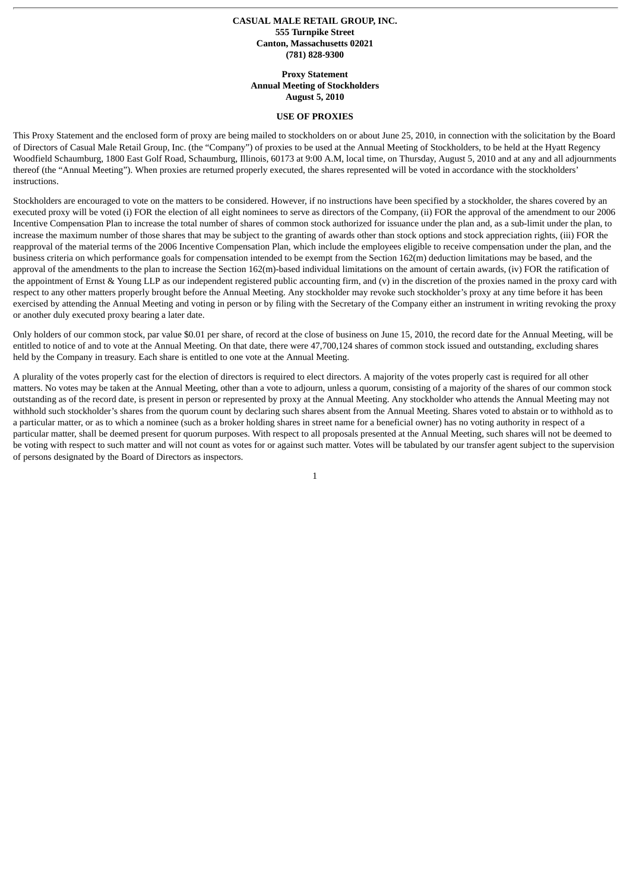**CASUAL MALE RETAIL GROUP, INC.**
**555 Turnpike Street**
**Canton, Massachusetts 02021**
**(781) 828-9300**

**Proxy Statement**
**Annual Meeting of Stockholders**
**August 5, 2010**

## USE OF PROXIES

This Proxy Statement and the enclosed form of proxy are being mailed to stockholders on or about June 25, 2010, in connection with the solicitation by the Board of Directors of Casual Male Retail Group, Inc. (the "Company") of proxies to be used at the Annual Meeting of Stockholders, to be held at the Hyatt Regency Woodfield Schaumburg, 1800 East Golf Road, Schaumburg, Illinois, 60173 at 9:00 A.M, local time, on Thursday, August 5, 2010 and at any and all adjournments thereof (the "Annual Meeting"). When proxies are returned properly executed, the shares represented will be voted in accordance with the stockholders' instructions.

Stockholders are encouraged to vote on the matters to be considered. However, if no instructions have been specified by a stockholder, the shares covered by an executed proxy will be voted (i) FOR the election of all eight nominees to serve as directors of the Company, (ii) FOR the approval of the amendment to our 2006 Incentive Compensation Plan to increase the total number of shares of common stock authorized for issuance under the plan and, as a sub-limit under the plan, to increase the maximum number of those shares that may be subject to the granting of awards other than stock options and stock appreciation rights, (iii) FOR the reapproval of the material terms of the 2006 Incentive Compensation Plan, which include the employees eligible to receive compensation under the plan, and the business criteria on which performance goals for compensation intended to be exempt from the Section 162(m) deduction limitations may be based, and the approval of the amendments to the plan to increase the Section 162(m)-based individual limitations on the amount of certain awards, (iv) FOR the ratification of the appointment of Ernst & Young LLP as our independent registered public accounting firm, and (v) in the discretion of the proxies named in the proxy card with respect to any other matters properly brought before the Annual Meeting. Any stockholder may revoke such stockholder's proxy at any time before it has been exercised by attending the Annual Meeting and voting in person or by filing with the Secretary of the Company either an instrument in writing revoking the proxy or another duly executed proxy bearing a later date.

Only holders of our common stock, par value $0.01 per share, of record at the close of business on June 15, 2010, the record date for the Annual Meeting, will be entitled to notice of and to vote at the Annual Meeting. On that date, there were 47,700,124 shares of common stock issued and outstanding, excluding shares held by the Company in treasury. Each share is entitled to one vote at the Annual Meeting.

A plurality of the votes properly cast for the election of directors is required to elect directors. A majority of the votes properly cast is required for all other matters. No votes may be taken at the Annual Meeting, other than a vote to adjourn, unless a quorum, consisting of a majority of the shares of our common stock outstanding as of the record date, is present in person or represented by proxy at the Annual Meeting. Any stockholder who attends the Annual Meeting may not withhold such stockholder's shares from the quorum count by declaring such shares absent from the Annual Meeting. Shares voted to abstain or to withhold as to a particular matter, or as to which a nominee (such as a broker holding shares in street name for a beneficial owner) has no voting authority in respect of a particular matter, shall be deemed present for quorum purposes. With respect to all proposals presented at the Annual Meeting, such shares will not be deemed to be voting with respect to such matter and will not count as votes for or against such matter. Votes will be tabulated by our transfer agent subject to the supervision of persons designated by the Board of Directors as inspectors.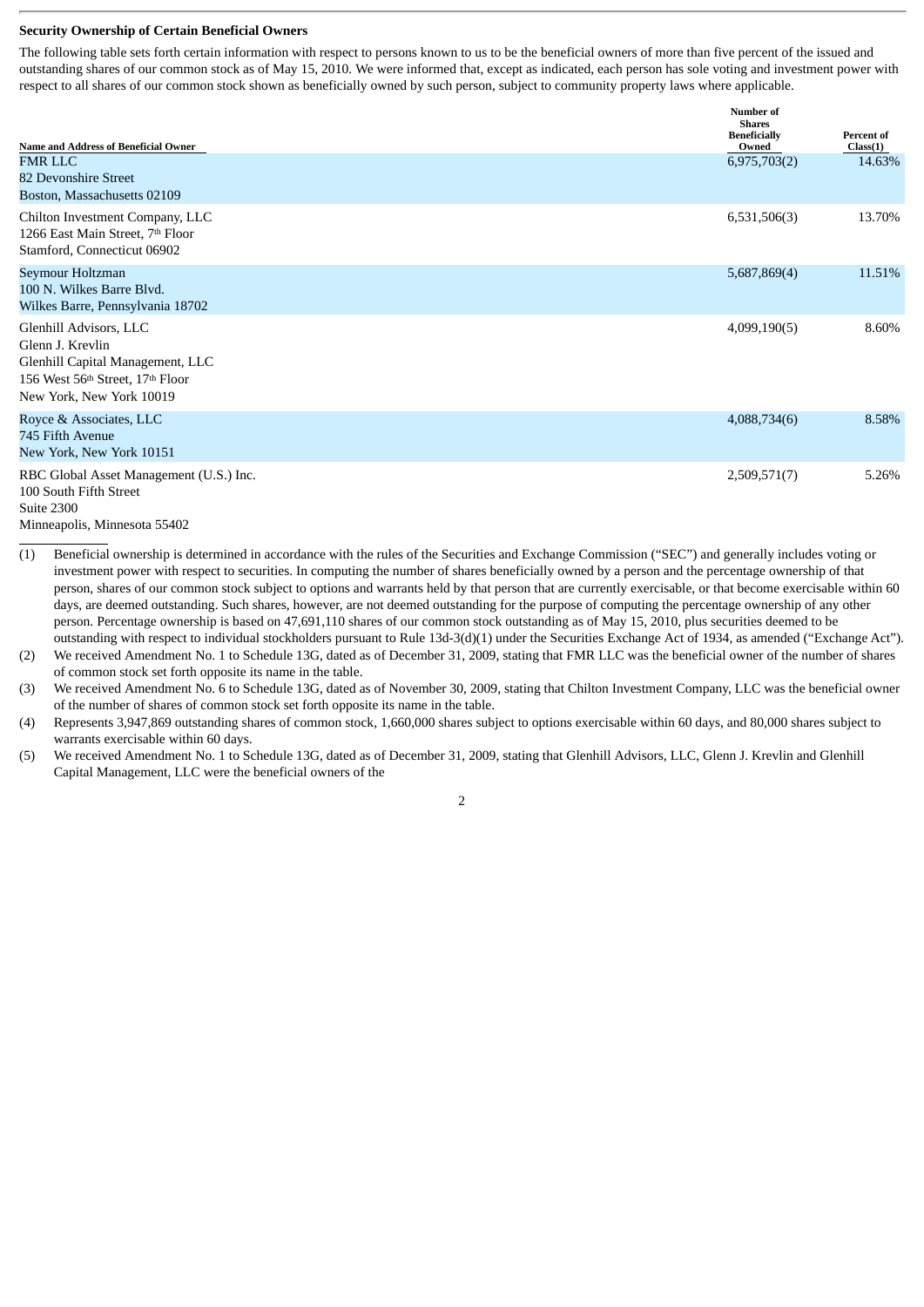**Security Ownership of Certain Beneficial Owners**

The following table sets forth certain information with respect to persons known to us to be the beneficial owners of more than five percent of the issued and outstanding shares of our common stock as of May 15, 2010. We were informed that, except as indicated, each person has sole voting and investment power with respect to all shares of our common stock shown as beneficially owned by such person, subject to community property laws where applicable.

| Name and Address of Beneficial Owner | Number of Shares Beneficially Owned | Percent of Class(1) |
|---|---|---|
| FMR LLC<br>82 Devonshire Street<br>Boston, Massachusetts 02109 | 6,975,703(2) | 14.63% |
| Chilton Investment Company, LLC<br>1266 East Main Street, 7th Floor<br>Stamford, Connecticut 06902 | 6,531,506(3) | 13.70% |
| Seymour Holtzman<br>100 N. Wilkes Barre Blvd.<br>Wilkes Barre, Pennsylvania 18702 | 5,687,869(4) | 11.51% |
| Glenhill Advisors, LLC<br>Glenn J. Krevlin<br>Glenhill Capital Management, LLC<br>156 West 56th Street, 17th Floor<br>New York, New York 10019 | 4,099,190(5) | 8.60% |
| Royce & Associates, LLC<br>745 Fifth Avenue<br>New York, New York 10151 | 4,088,734(6) | 8.58% |
| RBC Global Asset Management (U.S.) Inc.<br>100 South Fifth Street<br>Suite 2300<br>Minneapolis, Minnesota 55402 | 2,509,571(7) | 5.26% |

(1) Beneficial ownership is determined in accordance with the rules of the Securities and Exchange Commission ("SEC") and generally includes voting or investment power with respect to securities. In computing the number of shares beneficially owned by a person and the percentage ownership of that person, shares of our common stock subject to options and warrants held by that person that are currently exercisable, or that become exercisable within 60 days, are deemed outstanding. Such shares, however, are not deemed outstanding for the purpose of computing the percentage ownership of any other person. Percentage ownership is based on 47,691,110 shares of our common stock outstanding as of May 15, 2010, plus securities deemed to be outstanding with respect to individual stockholders pursuant to Rule 13d-3(d)(1) under the Securities Exchange Act of 1934, as amended ("Exchange Act").

(2) We received Amendment No. 1 to Schedule 13G, dated as of December 31, 2009, stating that FMR LLC was the beneficial owner of the number of shares of common stock set forth opposite its name in the table.

(3) We received Amendment No. 6 to Schedule 13G, dated as of November 30, 2009, stating that Chilton Investment Company, LLC was the beneficial owner of the number of shares of common stock set forth opposite its name in the table.

(4) Represents 3,947,869 outstanding shares of common stock, 1,660,000 shares subject to options exercisable within 60 days, and 80,000 shares subject to warrants exercisable within 60 days.

(5) We received Amendment No. 1 to Schedule 13G, dated as of December 31, 2009, stating that Glenhill Advisors, LLC, Glenn J. Krevlin and Glenhill Capital Management, LLC were the beneficial owners of the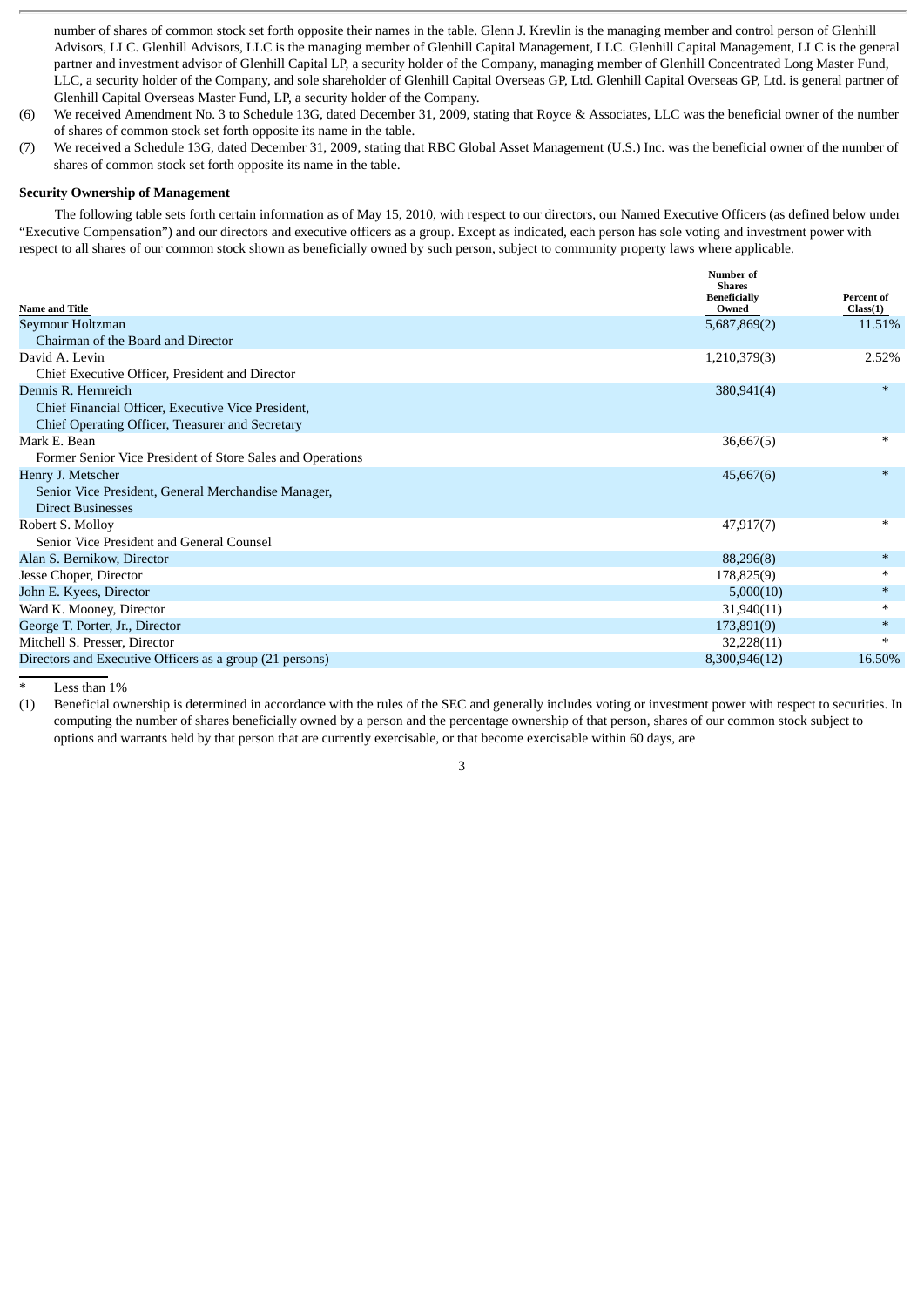number of shares of common stock set forth opposite their names in the table. Glenn J. Krevlin is the managing member and control person of Glenhill Advisors, LLC. Glenhill Advisors, LLC is the managing member of Glenhill Capital Management, LLC. Glenhill Capital Management, LLC is the general partner and investment advisor of Glenhill Capital LP, a security holder of the Company, managing member of Glenhill Concentrated Long Master Fund, LLC, a security holder of the Company, and sole shareholder of Glenhill Capital Overseas GP, Ltd. Glenhill Capital Overseas GP, Ltd. is general partner of Glenhill Capital Overseas Master Fund, LP, a security holder of the Company.

(6) We received Amendment No. 3 to Schedule 13G, dated December 31, 2009, stating that Royce & Associates, LLC was the beneficial owner of the number of shares of common stock set forth opposite its name in the table.

(7) We received a Schedule 13G, dated December 31, 2009, stating that RBC Global Asset Management (U.S.) Inc. was the beneficial owner of the number of shares of common stock set forth opposite its name in the table.

**Security Ownership of Management**

The following table sets forth certain information as of May 15, 2010, with respect to our directors, our Named Executive Officers (as defined below under "Executive Compensation") and our directors and executive officers as a group. Except as indicated, each person has sole voting and investment power with respect to all shares of our common stock shown as beneficially owned by such person, subject to community property laws where applicable.

| Name and Title | Number of Shares Beneficially Owned | Percent of Class(1) |
|---|---|---|
| Seymour Holtzman<br>Chairman of the Board and Director | 5,687,869(2) | 11.51% |
| David A. Levin<br>Chief Executive Officer, President and Director | 1,210,379(3) | 2.52% |
| Dennis R. Hernreich<br>Chief Financial Officer, Executive Vice President,<br>Chief Operating Officer, Treasurer and Secretary | 380,941(4) | * |
| Mark E. Bean<br>Former Senior Vice President of Store Sales and Operations | 36,667(5) | * |
| Henry J. Metscher<br>Senior Vice President, General Merchandise Manager,<br>Direct Businesses | 45,667(6) | * |
| Robert S. Molloy<br>Senior Vice President and General Counsel | 47,917(7) | * |
| Alan S. Bernikow, Director | 88,296(8) | * |
| Jesse Choper, Director | 178,825(9) | * |
| John E. Kyees, Director | 5,000(10) | * |
| Ward K. Mooney, Director | 31,940(11) | * |
| George T. Porter, Jr., Director | 173,891(9) | * |
| Mitchell S. Presser, Director | 32,228(11) | * |
| Directors and Executive Officers as a group (21 persons) | 8,300,946(12) | 16.50% |

\* Less than 1%

(1) Beneficial ownership is determined in accordance with the rules of the SEC and generally includes voting or investment power with respect to securities. In computing the number of shares beneficially owned by a person and the percentage ownership of that person, shares of our common stock subject to options and warrants held by that person that are currently exercisable, or that become exercisable within 60 days, are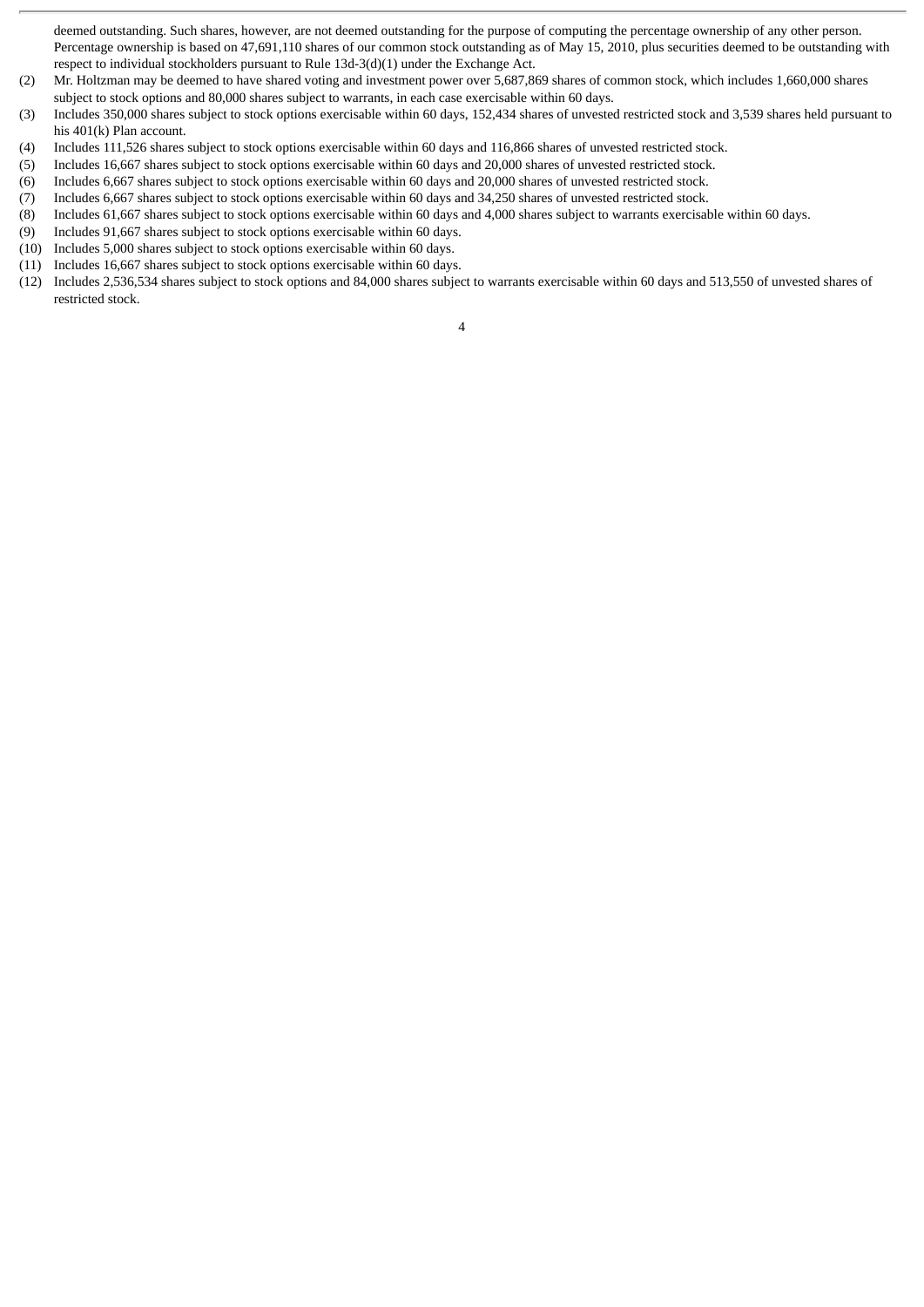deemed outstanding. Such shares, however, are not deemed outstanding for the purpose of computing the percentage ownership of any other person. Percentage ownership is based on 47,691,110 shares of our common stock outstanding as of May 15, 2010, plus securities deemed to be outstanding with respect to individual stockholders pursuant to Rule 13d-3(d)(1) under the Exchange Act.

(2) Mr. Holtzman may be deemed to have shared voting and investment power over 5,687,869 shares of common stock, which includes 1,660,000 shares subject to stock options and 80,000 shares subject to warrants, in each case exercisable within 60 days.

(3) Includes 350,000 shares subject to stock options exercisable within 60 days, 152,434 shares of unvested restricted stock and 3,539 shares held pursuant to his 401(k) Plan account.

(4) Includes 111,526 shares subject to stock options exercisable within 60 days and 116,866 shares of unvested restricted stock.

(5) Includes 16,667 shares subject to stock options exercisable within 60 days and 20,000 shares of unvested restricted stock.

(6) Includes 6,667 shares subject to stock options exercisable within 60 days and 20,000 shares of unvested restricted stock.

(7) Includes 6,667 shares subject to stock options exercisable within 60 days and 34,250 shares of unvested restricted stock.

(8) Includes 61,667 shares subject to stock options exercisable within 60 days and 4,000 shares subject to warrants exercisable within 60 days.

(9) Includes 91,667 shares subject to stock options exercisable within 60 days.

(10) Includes 5,000 shares subject to stock options exercisable within 60 days.

(11) Includes 16,667 shares subject to stock options exercisable within 60 days.

(12) Includes 2,536,534 shares subject to stock options and 84,000 shares subject to warrants exercisable within 60 days and 513,550 of unvested shares of restricted stock.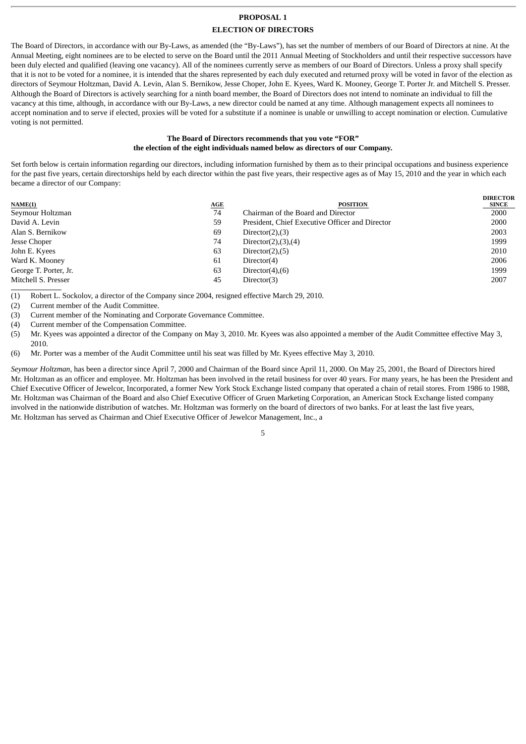## PROPOSAL 1

## ELECTION OF DIRECTORS

The Board of Directors, in accordance with our By-Laws, as amended (the "By-Laws"), has set the number of members of our Board of Directors at nine. At the Annual Meeting, eight nominees are to be elected to serve on the Board until the 2011 Annual Meeting of Stockholders and until their respective successors have been duly elected and qualified (leaving one vacancy). All of the nominees currently serve as members of our Board of Directors. Unless a proxy shall specify that it is not to be voted for a nominee, it is intended that the shares represented by each duly executed and returned proxy will be voted in favor of the election as directors of Seymour Holtzman, David A. Levin, Alan S. Bernikow, Jesse Choper, John E. Kyees, Ward K. Mooney, George T. Porter Jr. and Mitchell S. Presser. Although the Board of Directors is actively searching for a ninth board member, the Board of Directors does not intend to nominate an individual to fill the vacancy at this time, although, in accordance with our By-Laws, a new director could be named at any time. Although management expects all nominees to accept nomination and to serve if elected, proxies will be voted for a substitute if a nominee is unable or unwilling to accept nomination or election. Cumulative voting is not permitted.

**The Board of Directors recommends that you vote "FOR" the election of the eight individuals named below as directors of our Company.**

Set forth below is certain information regarding our directors, including information furnished by them as to their principal occupations and business experience for the past five years, certain directorships held by each director within the past five years, their respective ages as of May 15, 2010 and the year in which each became a director of our Company:

| NAME(1) | AGE | POSITION | DIRECTOR SINCE |
|---|---|---|---|
| Seymour Holtzman | 74 | Chairman of the Board and Director | 2000 |
| David A. Levin | 59 | President, Chief Executive Officer and Director | 2000 |
| Alan S. Bernikow | 69 | Director(2),(3) | 2003 |
| Jesse Choper | 74 | Director(2),(3),(4) | 1999 |
| John E. Kyees | 63 | Director(2),(5) | 2010 |
| Ward K. Mooney | 61 | Director(4) | 2006 |
| George T. Porter, Jr. | 63 | Director(4),(6) | 1999 |
| Mitchell S. Presser | 45 | Director(3) | 2007 |

(1) Robert L. Sockolov, a director of the Company since 2004, resigned effective March 29, 2010.

(2) Current member of the Audit Committee.

(3) Current member of the Nominating and Corporate Governance Committee.

(4) Current member of the Compensation Committee.

(5) Mr. Kyees was appointed a director of the Company on May 3, 2010. Mr. Kyees was also appointed a member of the Audit Committee effective May 3, 2010.

(6) Mr. Porter was a member of the Audit Committee until his seat was filled by Mr. Kyees effective May 3, 2010.

*Seymour Holtzman*, has been a director since April 7, 2000 and Chairman of the Board since April 11, 2000. On May 25, 2001, the Board of Directors hired Mr. Holtzman as an officer and employee. Mr. Holtzman has been involved in the retail business for over 40 years. For many years, he has been the President and Chief Executive Officer of Jewelcor, Incorporated, a former New York Stock Exchange listed company that operated a chain of retail stores. From 1986 to 1988, Mr. Holtzman was Chairman of the Board and also Chief Executive Officer of Gruen Marketing Corporation, an American Stock Exchange listed company involved in the nationwide distribution of watches. Mr. Holtzman was formerly on the board of directors of two banks. For at least the last five years, Mr. Holtzman has served as Chairman and Chief Executive Officer of Jewelcor Management, Inc., a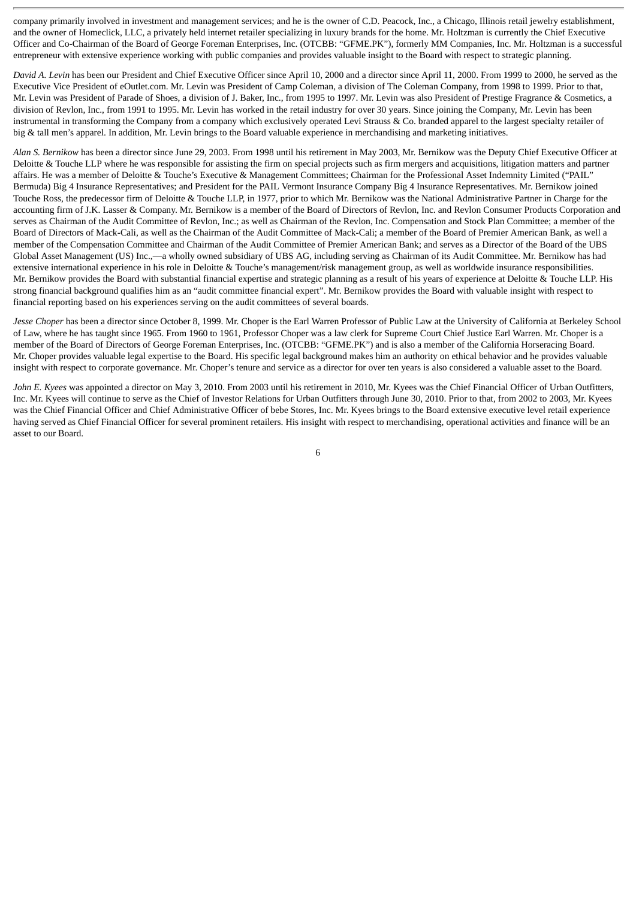company primarily involved in investment and management services; and he is the owner of C.D. Peacock, Inc., a Chicago, Illinois retail jewelry establishment, and the owner of Homeclick, LLC, a privately held internet retailer specializing in luxury brands for the home. Mr. Holtzman is currently the Chief Executive Officer and Co-Chairman of the Board of George Foreman Enterprises, Inc. (OTCBB: "GFME.PK"), formerly MM Companies, Inc. Mr. Holtzman is a successful entrepreneur with extensive experience working with public companies and provides valuable insight to the Board with respect to strategic planning.

*David A. Levin* has been our President and Chief Executive Officer since April 10, 2000 and a director since April 11, 2000. From 1999 to 2000, he served as the Executive Vice President of eOutlet.com. Mr. Levin was President of Camp Coleman, a division of The Coleman Company, from 1998 to 1999. Prior to that, Mr. Levin was President of Parade of Shoes, a division of J. Baker, Inc., from 1995 to 1997. Mr. Levin was also President of Prestige Fragrance & Cosmetics, a division of Revlon, Inc., from 1991 to 1995. Mr. Levin has worked in the retail industry for over 30 years. Since joining the Company, Mr. Levin has been instrumental in transforming the Company from a company which exclusively operated Levi Strauss & Co. branded apparel to the largest specialty retailer of big & tall men's apparel. In addition, Mr. Levin brings to the Board valuable experience in merchandising and marketing initiatives.

*Alan S. Bernikow* has been a director since June 29, 2003. From 1998 until his retirement in May 2003, Mr. Bernikow was the Deputy Chief Executive Officer at Deloitte & Touche LLP where he was responsible for assisting the firm on special projects such as firm mergers and acquisitions, litigation matters and partner affairs. He was a member of Deloitte & Touche's Executive & Management Committees; Chairman for the Professional Asset Indemnity Limited ("PAIL" Bermuda) Big 4 Insurance Representatives; and President for the PAIL Vermont Insurance Company Big 4 Insurance Representatives. Mr. Bernikow joined Touche Ross, the predecessor firm of Deloitte & Touche LLP, in 1977, prior to which Mr. Bernikow was the National Administrative Partner in Charge for the accounting firm of J.K. Lasser & Company. Mr. Bernikow is a member of the Board of Directors of Revlon, Inc. and Revlon Consumer Products Corporation and serves as Chairman of the Audit Committee of Revlon, Inc.; as well as Chairman of the Revlon, Inc. Compensation and Stock Plan Committee; a member of the Board of Directors of Mack-Cali, as well as the Chairman of the Audit Committee of Mack-Cali; a member of the Board of Premier American Bank, as well a member of the Compensation Committee and Chairman of the Audit Committee of Premier American Bank; and serves as a Director of the Board of the UBS Global Asset Management (US) Inc.,—a wholly owned subsidiary of UBS AG, including serving as Chairman of its Audit Committee. Mr. Bernikow has had extensive international experience in his role in Deloitte & Touche's management/risk management group, as well as worldwide insurance responsibilities. Mr. Bernikow provides the Board with substantial financial expertise and strategic planning as a result of his years of experience at Deloitte & Touche LLP. His strong financial background qualifies him as an "audit committee financial expert". Mr. Bernikow provides the Board with valuable insight with respect to financial reporting based on his experiences serving on the audit committees of several boards.

*Jesse Choper* has been a director since October 8, 1999. Mr. Choper is the Earl Warren Professor of Public Law at the University of California at Berkeley School of Law, where he has taught since 1965. From 1960 to 1961, Professor Choper was a law clerk for Supreme Court Chief Justice Earl Warren. Mr. Choper is a member of the Board of Directors of George Foreman Enterprises, Inc. (OTCBB: "GFME.PK") and is also a member of the California Horseracing Board. Mr. Choper provides valuable legal expertise to the Board. His specific legal background makes him an authority on ethical behavior and he provides valuable insight with respect to corporate governance. Mr. Choper's tenure and service as a director for over ten years is also considered a valuable asset to the Board.

*John E. Kyees* was appointed a director on May 3, 2010. From 2003 until his retirement in 2010, Mr. Kyees was the Chief Financial Officer of Urban Outfitters, Inc. Mr. Kyees will continue to serve as the Chief of Investor Relations for Urban Outfitters through June 30, 2010. Prior to that, from 2002 to 2003, Mr. Kyees was the Chief Financial Officer and Chief Administrative Officer of bebe Stores, Inc. Mr. Kyees brings to the Board extensive executive level retail experience having served as Chief Financial Officer for several prominent retailers. His insight with respect to merchandising, operational activities and finance will be an asset to our Board.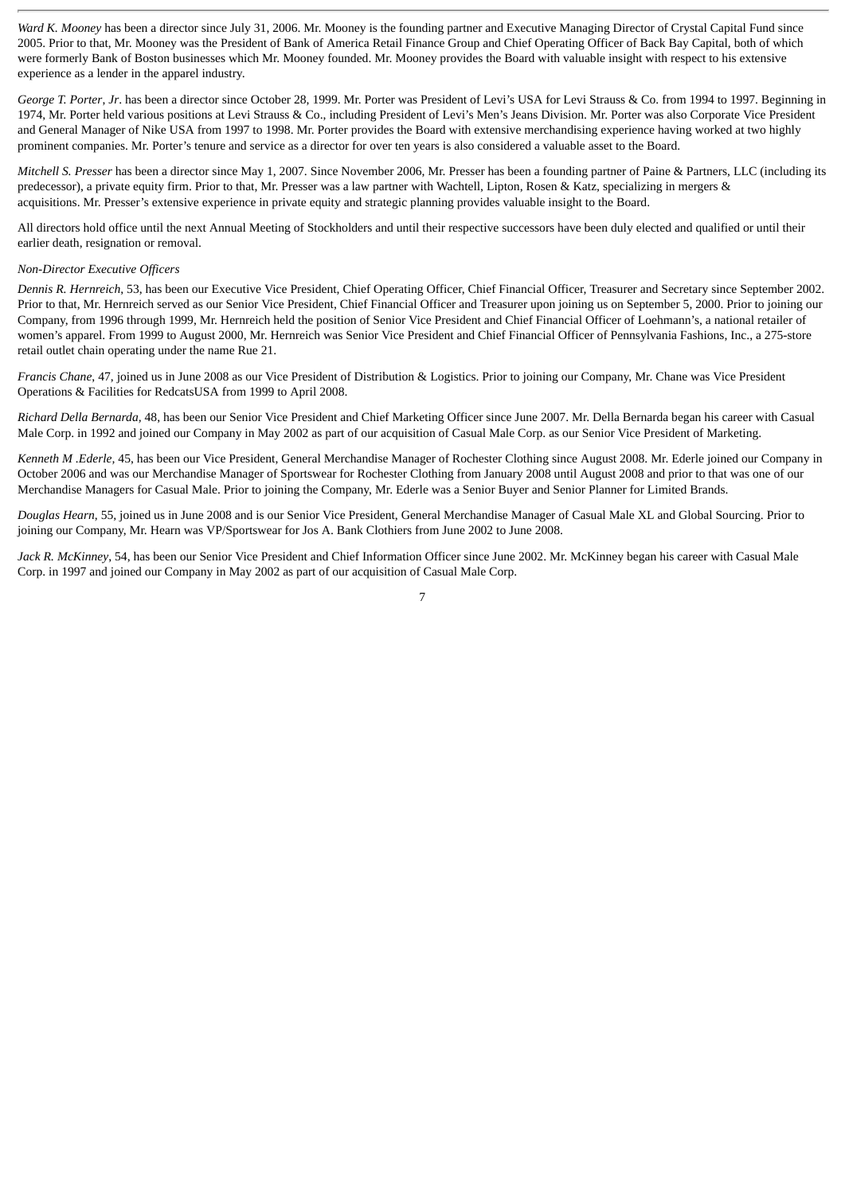*Ward K. Mooney* has been a director since July 31, 2006. Mr. Mooney is the founding partner and Executive Managing Director of Crystal Capital Fund since 2005. Prior to that, Mr. Mooney was the President of Bank of America Retail Finance Group and Chief Operating Officer of Back Bay Capital, both of which were formerly Bank of Boston businesses which Mr. Mooney founded. Mr. Mooney provides the Board with valuable insight with respect to his extensive experience as a lender in the apparel industry.

*George T. Porter, Jr*. has been a director since October 28, 1999. Mr. Porter was President of Levi's USA for Levi Strauss & Co. from 1994 to 1997. Beginning in 1974, Mr. Porter held various positions at Levi Strauss & Co., including President of Levi's Men's Jeans Division. Mr. Porter was also Corporate Vice President and General Manager of Nike USA from 1997 to 1998. Mr. Porter provides the Board with extensive merchandising experience having worked at two highly prominent companies. Mr. Porter's tenure and service as a director for over ten years is also considered a valuable asset to the Board.

*Mitchell S. Presser* has been a director since May 1, 2007. Since November 2006, Mr. Presser has been a founding partner of Paine & Partners, LLC (including its predecessor), a private equity firm. Prior to that, Mr. Presser was a law partner with Wachtell, Lipton, Rosen & Katz, specializing in mergers & acquisitions. Mr. Presser's extensive experience in private equity and strategic planning provides valuable insight to the Board.

All directors hold office until the next Annual Meeting of Stockholders and until their respective successors have been duly elected and qualified or until their earlier death, resignation or removal.

*Non-Director Executive Officers*

*Dennis R. Hernreich*, 53, has been our Executive Vice President, Chief Operating Officer, Chief Financial Officer, Treasurer and Secretary since September 2002. Prior to that, Mr. Hernreich served as our Senior Vice President, Chief Financial Officer and Treasurer upon joining us on September 5, 2000. Prior to joining our Company, from 1996 through 1999, Mr. Hernreich held the position of Senior Vice President and Chief Financial Officer of Loehmann's, a national retailer of women's apparel. From 1999 to August 2000, Mr. Hernreich was Senior Vice President and Chief Financial Officer of Pennsylvania Fashions, Inc., a 275-store retail outlet chain operating under the name Rue 21.

*Francis Chane*, 47, joined us in June 2008 as our Vice President of Distribution & Logistics. Prior to joining our Company, Mr. Chane was Vice President Operations & Facilities for RedcatsUSA from 1999 to April 2008.

*Richard Della Bernarda,* 48, has been our Senior Vice President and Chief Marketing Officer since June 2007. Mr. Della Bernarda began his career with Casual Male Corp. in 1992 and joined our Company in May 2002 as part of our acquisition of Casual Male Corp. as our Senior Vice President of Marketing.

*Kenneth M .Ederle,* 45, has been our Vice President, General Merchandise Manager of Rochester Clothing since August 2008. Mr. Ederle joined our Company in October 2006 and was our Merchandise Manager of Sportswear for Rochester Clothing from January 2008 until August 2008 and prior to that was one of our Merchandise Managers for Casual Male. Prior to joining the Company, Mr. Ederle was a Senior Buyer and Senior Planner for Limited Brands.

*Douglas Hearn*, 55, joined us in June 2008 and is our Senior Vice President, General Merchandise Manager of Casual Male XL and Global Sourcing. Prior to joining our Company, Mr. Hearn was VP/Sportswear for Jos A. Bank Clothiers from June 2002 to June 2008.

*Jack R. McKinney*, 54, has been our Senior Vice President and Chief Information Officer since June 2002. Mr. McKinney began his career with Casual Male Corp. in 1997 and joined our Company in May 2002 as part of our acquisition of Casual Male Corp.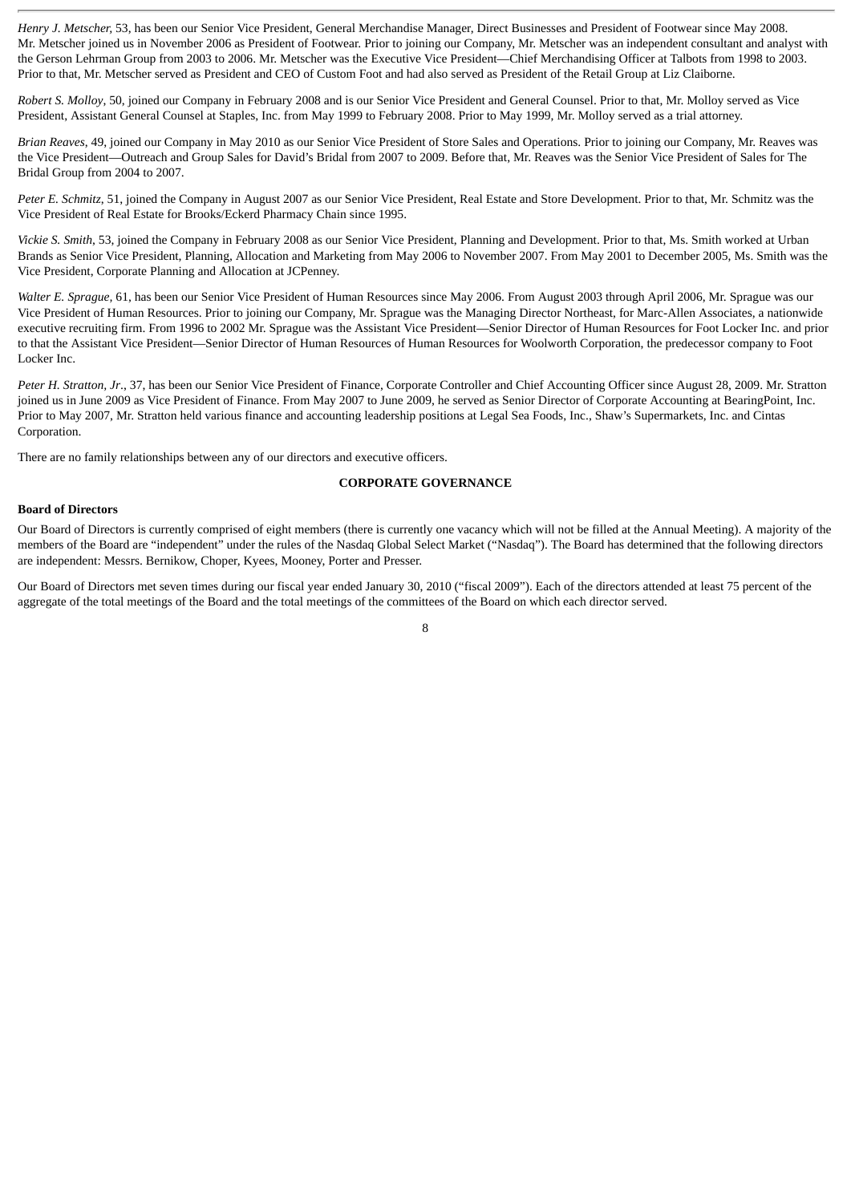*Henry J. Metscher*, 53, has been our Senior Vice President, General Merchandise Manager, Direct Businesses and President of Footwear since May 2008. Mr. Metscher joined us in November 2006 as President of Footwear. Prior to joining our Company, Mr. Metscher was an independent consultant and analyst with the Gerson Lehrman Group from 2003 to 2006. Mr. Metscher was the Executive Vice President—Chief Merchandising Officer at Talbots from 1998 to 2003. Prior to that, Mr. Metscher served as President and CEO of Custom Foot and had also served as President of the Retail Group at Liz Claiborne.

*Robert S. Molloy*, 50, joined our Company in February 2008 and is our Senior Vice President and General Counsel. Prior to that, Mr. Molloy served as Vice President, Assistant General Counsel at Staples, Inc. from May 1999 to February 2008. Prior to May 1999, Mr. Molloy served as a trial attorney.

*Brian Reaves*, 49, joined our Company in May 2010 as our Senior Vice President of Store Sales and Operations. Prior to joining our Company, Mr. Reaves was the Vice President—Outreach and Group Sales for David's Bridal from 2007 to 2009. Before that, Mr. Reaves was the Senior Vice President of Sales for The Bridal Group from 2004 to 2007.

*Peter E. Schmitz*, 51, joined the Company in August 2007 as our Senior Vice President, Real Estate and Store Development. Prior to that, Mr. Schmitz was the Vice President of Real Estate for Brooks/Eckerd Pharmacy Chain since 1995.

*Vickie S. Smith*, 53, joined the Company in February 2008 as our Senior Vice President, Planning and Development. Prior to that, Ms. Smith worked at Urban Brands as Senior Vice President, Planning, Allocation and Marketing from May 2006 to November 2007. From May 2001 to December 2005, Ms. Smith was the Vice President, Corporate Planning and Allocation at JCPenney.

*Walter E. Sprague*, 61, has been our Senior Vice President of Human Resources since May 2006. From August 2003 through April 2006, Mr. Sprague was our Vice President of Human Resources. Prior to joining our Company, Mr. Sprague was the Managing Director Northeast, for Marc-Allen Associates, a nationwide executive recruiting firm. From 1996 to 2002 Mr. Sprague was the Assistant Vice President—Senior Director of Human Resources for Foot Locker Inc. and prior to that the Assistant Vice President—Senior Director of Human Resources of Human Resources for Woolworth Corporation, the predecessor company to Foot Locker Inc.

*Peter H. Stratton, Jr*., 37, has been our Senior Vice President of Finance, Corporate Controller and Chief Accounting Officer since August 28, 2009. Mr. Stratton joined us in June 2009 as Vice President of Finance. From May 2007 to June 2009, he served as Senior Director of Corporate Accounting at BearingPoint, Inc. Prior to May 2007, Mr. Stratton held various finance and accounting leadership positions at Legal Sea Foods, Inc., Shaw's Supermarkets, Inc. and Cintas Corporation.

There are no family relationships between any of our directors and executive officers.

## CORPORATE GOVERNANCE

### Board of Directors

Our Board of Directors is currently comprised of eight members (there is currently one vacancy which will not be filled at the Annual Meeting). A majority of the members of the Board are "independent" under the rules of the Nasdaq Global Select Market ("Nasdaq"). The Board has determined that the following directors are independent: Messrs. Bernikow, Choper, Kyees, Mooney, Porter and Presser.

Our Board of Directors met seven times during our fiscal year ended January 30, 2010 ("fiscal 2009"). Each of the directors attended at least 75 percent of the aggregate of the total meetings of the Board and the total meetings of the committees of the Board on which each director served.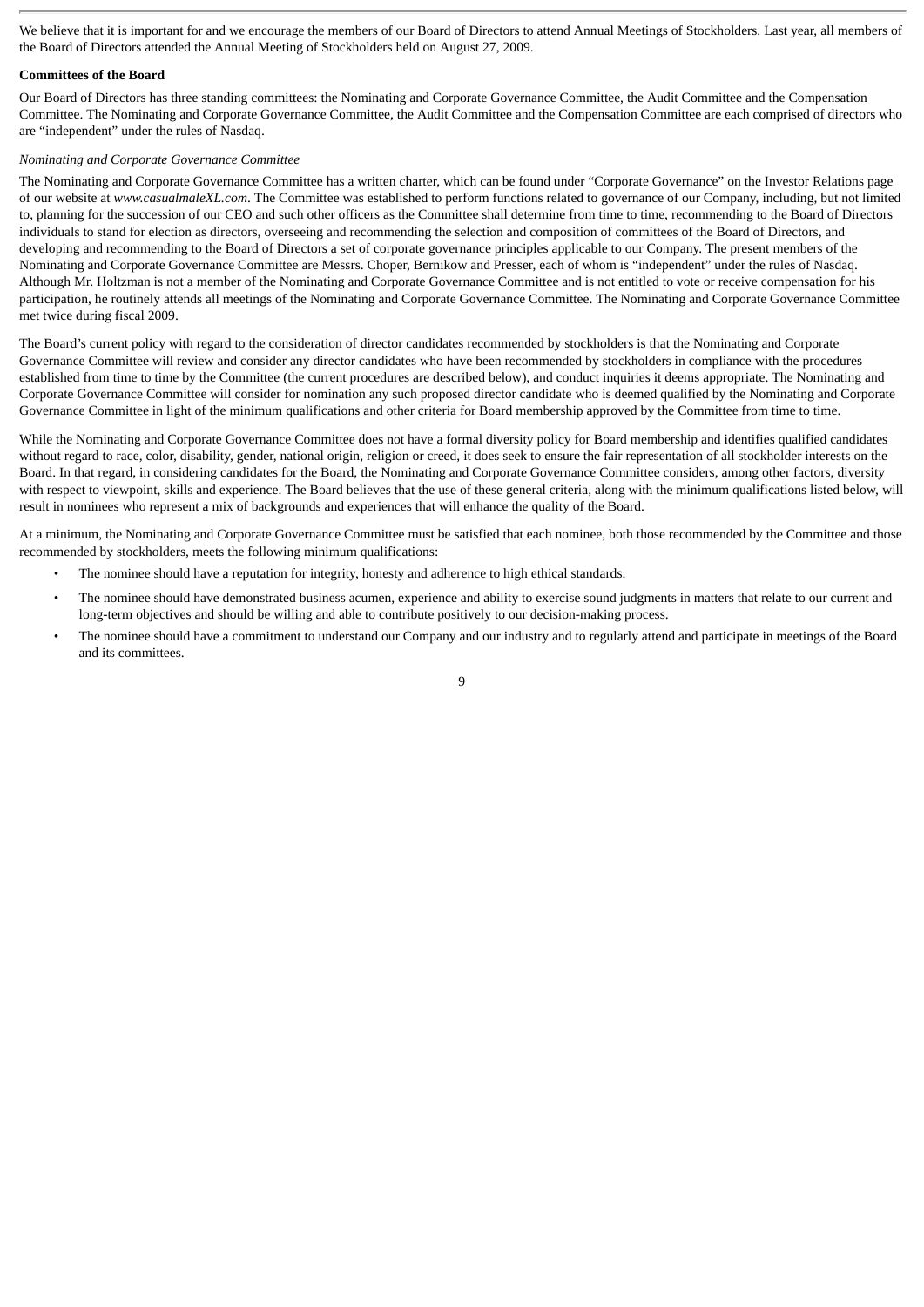We believe that it is important for and we encourage the members of our Board of Directors to attend Annual Meetings of Stockholders. Last year, all members of the Board of Directors attended the Annual Meeting of Stockholders held on August 27, 2009.

**Committees of the Board**

Our Board of Directors has three standing committees: the Nominating and Corporate Governance Committee, the Audit Committee and the Compensation Committee. The Nominating and Corporate Governance Committee, the Audit Committee and the Compensation Committee are each comprised of directors who are "independent" under the rules of Nasdaq.

*Nominating and Corporate Governance Committee*

The Nominating and Corporate Governance Committee has a written charter, which can be found under "Corporate Governance" on the Investor Relations page of our website at *www.casualmaleXL.com*. The Committee was established to perform functions related to governance of our Company, including, but not limited to, planning for the succession of our CEO and such other officers as the Committee shall determine from time to time, recommending to the Board of Directors individuals to stand for election as directors, overseeing and recommending the selection and composition of committees of the Board of Directors, and developing and recommending to the Board of Directors a set of corporate governance principles applicable to our Company. The present members of the Nominating and Corporate Governance Committee are Messrs. Choper, Bernikow and Presser, each of whom is "independent" under the rules of Nasdaq. Although Mr. Holtzman is not a member of the Nominating and Corporate Governance Committee and is not entitled to vote or receive compensation for his participation, he routinely attends all meetings of the Nominating and Corporate Governance Committee. The Nominating and Corporate Governance Committee met twice during fiscal 2009.

The Board's current policy with regard to the consideration of director candidates recommended by stockholders is that the Nominating and Corporate Governance Committee will review and consider any director candidates who have been recommended by stockholders in compliance with the procedures established from time to time by the Committee (the current procedures are described below), and conduct inquiries it deems appropriate. The Nominating and Corporate Governance Committee will consider for nomination any such proposed director candidate who is deemed qualified by the Nominating and Corporate Governance Committee in light of the minimum qualifications and other criteria for Board membership approved by the Committee from time to time.

While the Nominating and Corporate Governance Committee does not have a formal diversity policy for Board membership and identifies qualified candidates without regard to race, color, disability, gender, national origin, religion or creed, it does seek to ensure the fair representation of all stockholder interests on the Board. In that regard, in considering candidates for the Board, the Nominating and Corporate Governance Committee considers, among other factors, diversity with respect to viewpoint, skills and experience. The Board believes that the use of these general criteria, along with the minimum qualifications listed below, will result in nominees who represent a mix of backgrounds and experiences that will enhance the quality of the Board.

At a minimum, the Nominating and Corporate Governance Committee must be satisfied that each nominee, both those recommended by the Committee and those recommended by stockholders, meets the following minimum qualifications:

- The nominee should have a reputation for integrity, honesty and adherence to high ethical standards.
- The nominee should have demonstrated business acumen, experience and ability to exercise sound judgments in matters that relate to our current and long-term objectives and should be willing and able to contribute positively to our decision-making process.
- The nominee should have a commitment to understand our Company and our industry and to regularly attend and participate in meetings of the Board and its committees.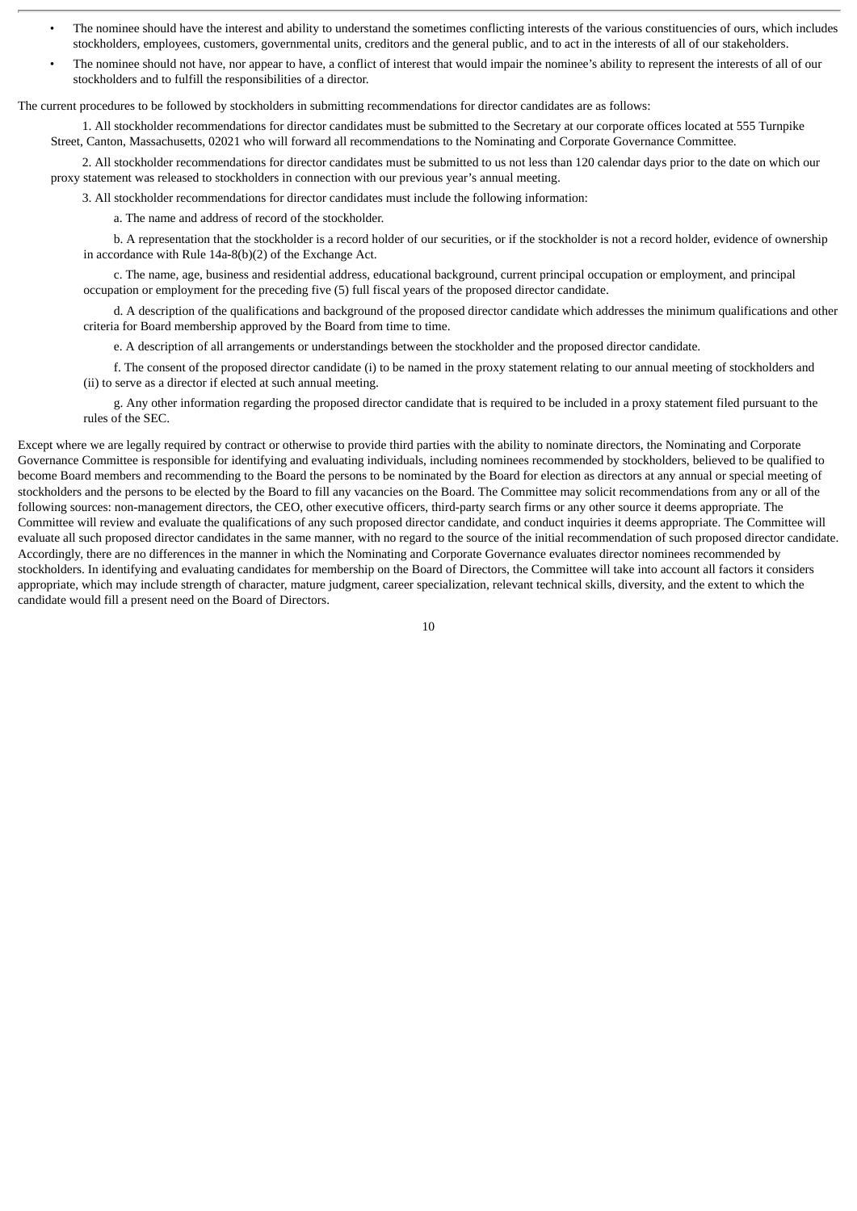- The nominee should have the interest and ability to understand the sometimes conflicting interests of the various constituencies of ours, which includes stockholders, employees, customers, governmental units, creditors and the general public, and to act in the interests of all of our stakeholders.
- The nominee should not have, nor appear to have, a conflict of interest that would impair the nominee's ability to represent the interests of all of our stockholders and to fulfill the responsibilities of a director.

The current procedures to be followed by stockholders in submitting recommendations for director candidates are as follows:

1. All stockholder recommendations for director candidates must be submitted to the Secretary at our corporate offices located at 555 Turnpike Street, Canton, Massachusetts, 02021 who will forward all recommendations to the Nominating and Corporate Governance Committee.

2. All stockholder recommendations for director candidates must be submitted to us not less than 120 calendar days prior to the date on which our proxy statement was released to stockholders in connection with our previous year's annual meeting.

3. All stockholder recommendations for director candidates must include the following information:

   a. The name and address of record of the stockholder.

   b. A representation that the stockholder is a record holder of our securities, or if the stockholder is not a record holder, evidence of ownership in accordance with Rule 14a-8(b)(2) of the Exchange Act.

   c. The name, age, business and residential address, educational background, current principal occupation or employment, and principal occupation or employment for the preceding five (5) full fiscal years of the proposed director candidate.

   d. A description of the qualifications and background of the proposed director candidate which addresses the minimum qualifications and other criteria for Board membership approved by the Board from time to time.

   e. A description of all arrangements or understandings between the stockholder and the proposed director candidate.

   f. The consent of the proposed director candidate (i) to be named in the proxy statement relating to our annual meeting of stockholders and (ii) to serve as a director if elected at such annual meeting.

   g. Any other information regarding the proposed director candidate that is required to be included in a proxy statement filed pursuant to the rules of the SEC.

Except where we are legally required by contract or otherwise to provide third parties with the ability to nominate directors, the Nominating and Corporate Governance Committee is responsible for identifying and evaluating individuals, including nominees recommended by stockholders, believed to be qualified to become Board members and recommending to the Board the persons to be nominated by the Board for election as directors at any annual or special meeting of stockholders and the persons to be elected by the Board to fill any vacancies on the Board. The Committee may solicit recommendations from any or all of the following sources: non-management directors, the CEO, other executive officers, third-party search firms or any other source it deems appropriate. The Committee will review and evaluate the qualifications of any such proposed director candidate, and conduct inquiries it deems appropriate. The Committee will evaluate all such proposed director candidates in the same manner, with no regard to the source of the initial recommendation of such proposed director candidate. Accordingly, there are no differences in the manner in which the Nominating and Corporate Governance evaluates director nominees recommended by stockholders. In identifying and evaluating candidates for membership on the Board of Directors, the Committee will take into account all factors it considers appropriate, which may include strength of character, mature judgment, career specialization, relevant technical skills, diversity, and the extent to which the candidate would fill a present need on the Board of Directors.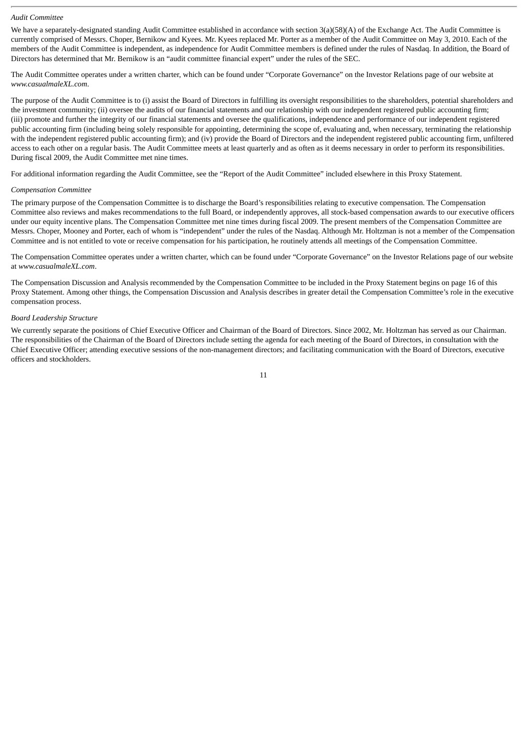*Audit Committee*

We have a separately-designated standing Audit Committee established in accordance with section 3(a)(58)(A) of the Exchange Act. The Audit Committee is currently comprised of Messrs. Choper, Bernikow and Kyees. Mr. Kyees replaced Mr. Porter as a member of the Audit Committee on May 3, 2010. Each of the members of the Audit Committee is independent, as independence for Audit Committee members is defined under the rules of Nasdaq. In addition, the Board of Directors has determined that Mr. Bernikow is an "audit committee financial expert" under the rules of the SEC.

The Audit Committee operates under a written charter, which can be found under "Corporate Governance" on the Investor Relations page of our website at *www.casualmaleXL.com*.

The purpose of the Audit Committee is to (i) assist the Board of Directors in fulfilling its oversight responsibilities to the shareholders, potential shareholders and the investment community; (ii) oversee the audits of our financial statements and our relationship with our independent registered public accounting firm; (iii) promote and further the integrity of our financial statements and oversee the qualifications, independence and performance of our independent registered public accounting firm (including being solely responsible for appointing, determining the scope of, evaluating and, when necessary, terminating the relationship with the independent registered public accounting firm); and (iv) provide the Board of Directors and the independent registered public accounting firm, unfiltered access to each other on a regular basis. The Audit Committee meets at least quarterly and as often as it deems necessary in order to perform its responsibilities. During fiscal 2009, the Audit Committee met nine times.

For additional information regarding the Audit Committee, see the "Report of the Audit Committee" included elsewhere in this Proxy Statement.

*Compensation Committee*

The primary purpose of the Compensation Committee is to discharge the Board's responsibilities relating to executive compensation. The Compensation Committee also reviews and makes recommendations to the full Board, or independently approves, all stock-based compensation awards to our executive officers under our equity incentive plans. The Compensation Committee met nine times during fiscal 2009. The present members of the Compensation Committee are Messrs. Choper, Mooney and Porter, each of whom is "independent" under the rules of the Nasdaq. Although Mr. Holtzman is not a member of the Compensation Committee and is not entitled to vote or receive compensation for his participation, he routinely attends all meetings of the Compensation Committee.

The Compensation Committee operates under a written charter, which can be found under "Corporate Governance" on the Investor Relations page of our website at *www.casualmaleXL.com*.

The Compensation Discussion and Analysis recommended by the Compensation Committee to be included in the Proxy Statement begins on page 16 of this Proxy Statement. Among other things, the Compensation Discussion and Analysis describes in greater detail the Compensation Committee's role in the executive compensation process.

*Board Leadership Structure*

We currently separate the positions of Chief Executive Officer and Chairman of the Board of Directors. Since 2002, Mr. Holtzman has served as our Chairman. The responsibilities of the Chairman of the Board of Directors include setting the agenda for each meeting of the Board of Directors, in consultation with the Chief Executive Officer; attending executive sessions of the non-management directors; and facilitating communication with the Board of Directors, executive officers and stockholders.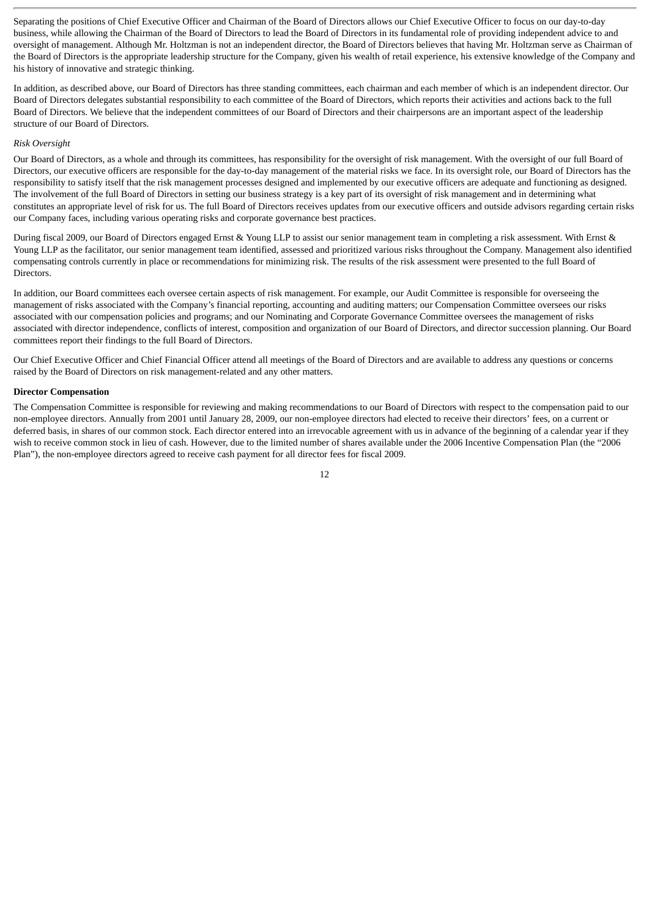Separating the positions of Chief Executive Officer and Chairman of the Board of Directors allows our Chief Executive Officer to focus on our day-to-day business, while allowing the Chairman of the Board of Directors to lead the Board of Directors in its fundamental role of providing independent advice to and oversight of management. Although Mr. Holtzman is not an independent director, the Board of Directors believes that having Mr. Holtzman serve as Chairman of the Board of Directors is the appropriate leadership structure for the Company, given his wealth of retail experience, his extensive knowledge of the Company and his history of innovative and strategic thinking.

In addition, as described above, our Board of Directors has three standing committees, each chairman and each member of which is an independent director. Our Board of Directors delegates substantial responsibility to each committee of the Board of Directors, which reports their activities and actions back to the full Board of Directors. We believe that the independent committees of our Board of Directors and their chairpersons are an important aspect of the leadership structure of our Board of Directors.

*Risk Oversight*

Our Board of Directors, as a whole and through its committees, has responsibility for the oversight of risk management. With the oversight of our full Board of Directors, our executive officers are responsible for the day-to-day management of the material risks we face. In its oversight role, our Board of Directors has the responsibility to satisfy itself that the risk management processes designed and implemented by our executive officers are adequate and functioning as designed. The involvement of the full Board of Directors in setting our business strategy is a key part of its oversight of risk management and in determining what constitutes an appropriate level of risk for us. The full Board of Directors receives updates from our executive officers and outside advisors regarding certain risks our Company faces, including various operating risks and corporate governance best practices.

During fiscal 2009, our Board of Directors engaged Ernst & Young LLP to assist our senior management team in completing a risk assessment. With Ernst & Young LLP as the facilitator, our senior management team identified, assessed and prioritized various risks throughout the Company. Management also identified compensating controls currently in place or recommendations for minimizing risk. The results of the risk assessment were presented to the full Board of Directors.

In addition, our Board committees each oversee certain aspects of risk management. For example, our Audit Committee is responsible for overseeing the management of risks associated with the Company's financial reporting, accounting and auditing matters; our Compensation Committee oversees our risks associated with our compensation policies and programs; and our Nominating and Corporate Governance Committee oversees the management of risks associated with director independence, conflicts of interest, composition and organization of our Board of Directors, and director succession planning. Our Board committees report their findings to the full Board of Directors.

Our Chief Executive Officer and Chief Financial Officer attend all meetings of the Board of Directors and are available to address any questions or concerns raised by the Board of Directors on risk management-related and any other matters.

**Director Compensation**

The Compensation Committee is responsible for reviewing and making recommendations to our Board of Directors with respect to the compensation paid to our non-employee directors. Annually from 2001 until January 28, 2009, our non-employee directors had elected to receive their directors' fees, on a current or deferred basis, in shares of our common stock. Each director entered into an irrevocable agreement with us in advance of the beginning of a calendar year if they wish to receive common stock in lieu of cash. However, due to the limited number of shares available under the 2006 Incentive Compensation Plan (the "2006 Plan"), the non-employee directors agreed to receive cash payment for all director fees for fiscal 2009.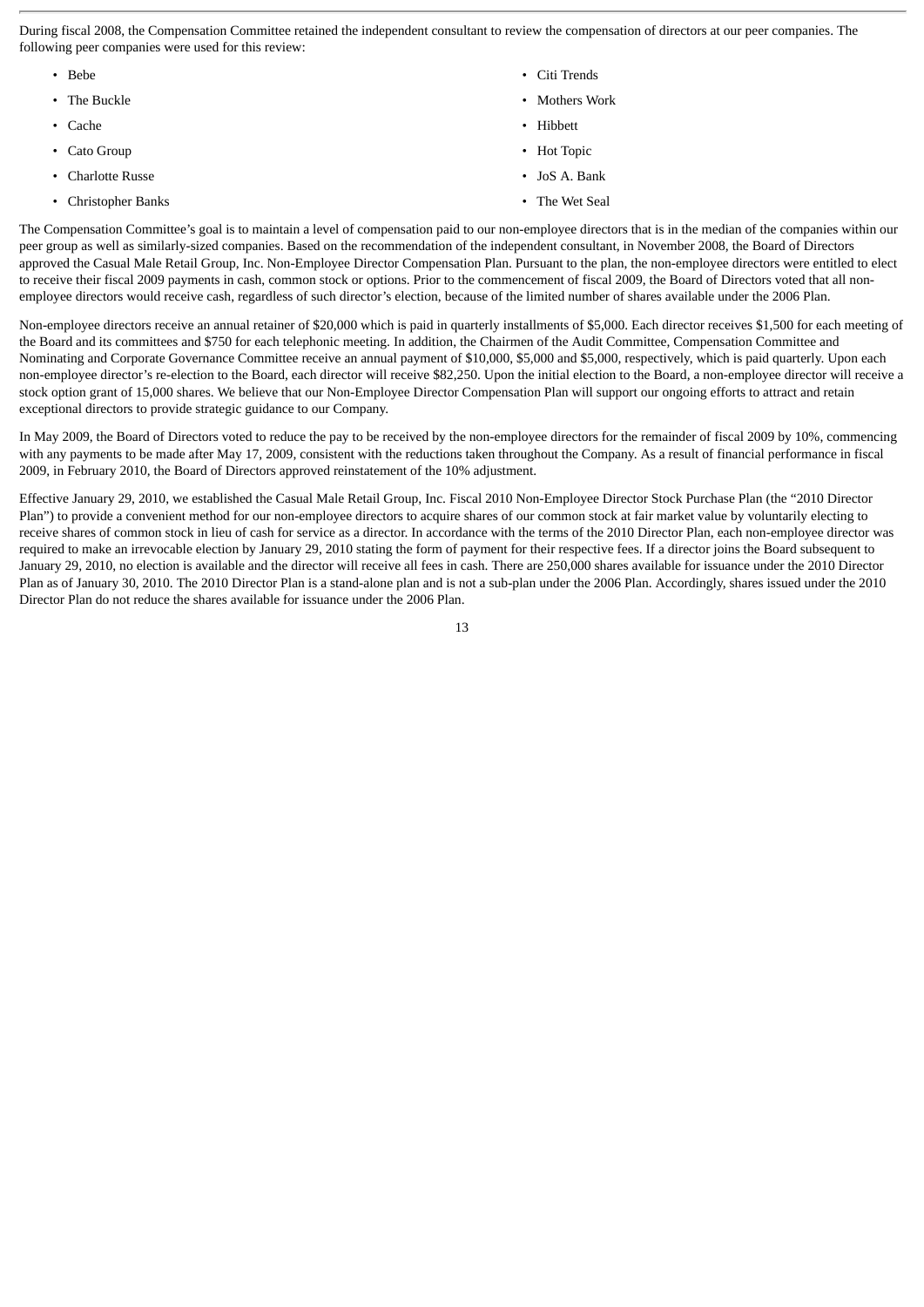During fiscal 2008, the Compensation Committee retained the independent consultant to review the compensation of directors at our peer companies. The following peer companies were used for this review:

- Bebe
- The Buckle
- Cache
- Cato Group
- Charlotte Russe
- Christopher Banks
- Citi Trends
- Mothers Work
- Hibbett
- Hot Topic
- JoS A. Bank
- The Wet Seal

The Compensation Committee's goal is to maintain a level of compensation paid to our non-employee directors that is in the median of the companies within our peer group as well as similarly-sized companies. Based on the recommendation of the independent consultant, in November 2008, the Board of Directors approved the Casual Male Retail Group, Inc. Non-Employee Director Compensation Plan. Pursuant to the plan, the non-employee directors were entitled to elect to receive their fiscal 2009 payments in cash, common stock or options. Prior to the commencement of fiscal 2009, the Board of Directors voted that all non-employee directors would receive cash, regardless of such director's election, because of the limited number of shares available under the 2006 Plan.

Non-employee directors receive an annual retainer of $20,000 which is paid in quarterly installments of $5,000. Each director receives $1,500 for each meeting of the Board and its committees and $750 for each telephonic meeting. In addition, the Chairmen of the Audit Committee, Compensation Committee and Nominating and Corporate Governance Committee receive an annual payment of $10,000, $5,000 and $5,000, respectively, which is paid quarterly. Upon each non-employee director's re-election to the Board, each director will receive $82,250. Upon the initial election to the Board, a non-employee director will receive a stock option grant of 15,000 shares. We believe that our Non-Employee Director Compensation Plan will support our ongoing efforts to attract and retain exceptional directors to provide strategic guidance to our Company.

In May 2009, the Board of Directors voted to reduce the pay to be received by the non-employee directors for the remainder of fiscal 2009 by 10%, commencing with any payments to be made after May 17, 2009, consistent with the reductions taken throughout the Company. As a result of financial performance in fiscal 2009, in February 2010, the Board of Directors approved reinstatement of the 10% adjustment.

Effective January 29, 2010, we established the Casual Male Retail Group, Inc. Fiscal 2010 Non-Employee Director Stock Purchase Plan (the "2010 Director Plan") to provide a convenient method for our non-employee directors to acquire shares of our common stock at fair market value by voluntarily electing to receive shares of common stock in lieu of cash for service as a director. In accordance with the terms of the 2010 Director Plan, each non-employee director was required to make an irrevocable election by January 29, 2010 stating the form of payment for their respective fees. If a director joins the Board subsequent to January 29, 2010, no election is available and the director will receive all fees in cash. There are 250,000 shares available for issuance under the 2010 Director Plan as of January 30, 2010. The 2010 Director Plan is a stand-alone plan and is not a sub-plan under the 2006 Plan. Accordingly, shares issued under the 2010 Director Plan do not reduce the shares available for issuance under the 2006 Plan.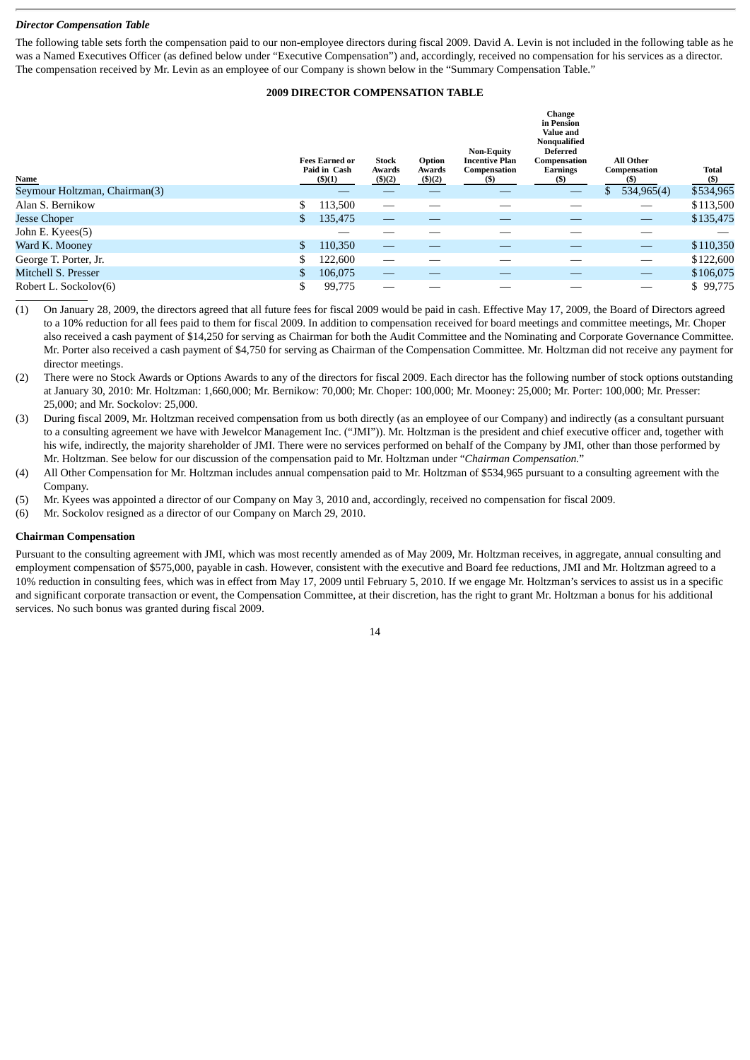### *Director Compensation Table*

The following table sets forth the compensation paid to our non-employee directors during fiscal 2009. David A. Levin is not included in the following table as he was a Named Executives Officer (as defined below under "Executive Compensation") and, accordingly, received no compensation for his services as a director. The compensation received by Mr. Levin as an employee of our Company is shown below in the "Summary Compensation Table."

**2009 DIRECTOR COMPENSATION TABLE**

| Name | Fees Earned or Paid in Cash ($)(1) | Stock Awards ($)(2) | Option Awards ($)(2) | Non-Equity Incentive Plan Compensation ($) | Change in Pension Value and Nonqualified Deferred Compensation Earnings ($) | All Other Compensation ($) | Total ($) |
|---|---|---|---|---|---|---|---|
| Seymour Holtzman, Chairman(3) | — | — | — | — | — | $ 534,965(4) | $534,965 |
| Alan S. Bernikow | $ 113,500 | — | — | — | — | — | $113,500 |
| Jesse Choper | $ 135,475 | — | — | — | — | — | $135,475 |
| John E. Kyees(5) | — | — | — | — | — | — | — |
| Ward K. Mooney | $ 110,350 | — | — | — | — | — | $110,350 |
| George T. Porter, Jr. | $ 122,600 | — | — | — | — | — | $122,600 |
| Mitchell S. Presser | $ 106,075 | — | — | — | — | — | $106,075 |
| Robert L. Sockolov(6) | $ 99,775 | — | — | — | — | — | $ 99,775 |

(1) On January 28, 2009, the directors agreed that all future fees for fiscal 2009 would be paid in cash. Effective May 17, 2009, the Board of Directors agreed to a 10% reduction for all fees paid to them for fiscal 2009. In addition to compensation received for board meetings and committee meetings, Mr. Choper also received a cash payment of $14,250 for serving as Chairman for both the Audit Committee and the Nominating and Corporate Governance Committee. Mr. Porter also received a cash payment of $4,750 for serving as Chairman of the Compensation Committee. Mr. Holtzman did not receive any payment for director meetings.

(2) There were no Stock Awards or Options Awards to any of the directors for fiscal 2009. Each director has the following number of stock options outstanding at January 30, 2010: Mr. Holtzman: 1,660,000; Mr. Bernikow: 70,000; Mr. Choper: 100,000; Mr. Mooney: 25,000; Mr. Porter: 100,000; Mr. Presser: 25,000; and Mr. Sockolov: 25,000.

(3) During fiscal 2009, Mr. Holtzman received compensation from us both directly (as an employee of our Company) and indirectly (as a consultant pursuant to a consulting agreement we have with Jewelcor Management Inc. ("JMI")). Mr. Holtzman is the president and chief executive officer and, together with his wife, indirectly, the majority shareholder of JMI. There were no services performed on behalf of the Company by JMI, other than those performed by Mr. Holtzman. See below for our discussion of the compensation paid to Mr. Holtzman under "*Chairman Compensation.*"

(4) All Other Compensation for Mr. Holtzman includes annual compensation paid to Mr. Holtzman of $534,965 pursuant to a consulting agreement with the Company.

(5) Mr. Kyees was appointed a director of our Company on May 3, 2010 and, accordingly, received no compensation for fiscal 2009.

(6) Mr. Sockolov resigned as a director of our Company on March 29, 2010.

### Chairman Compensation

Pursuant to the consulting agreement with JMI, which was most recently amended as of May 2009, Mr. Holtzman receives, in aggregate, annual consulting and employment compensation of $575,000, payable in cash. However, consistent with the executive and Board fee reductions, JMI and Mr. Holtzman agreed to a 10% reduction in consulting fees, which was in effect from May 17, 2009 until February 5, 2010. If we engage Mr. Holtzman's services to assist us in a specific and significant corporate transaction or event, the Compensation Committee, at their discretion, has the right to grant Mr. Holtzman a bonus for his additional services. No such bonus was granted during fiscal 2009.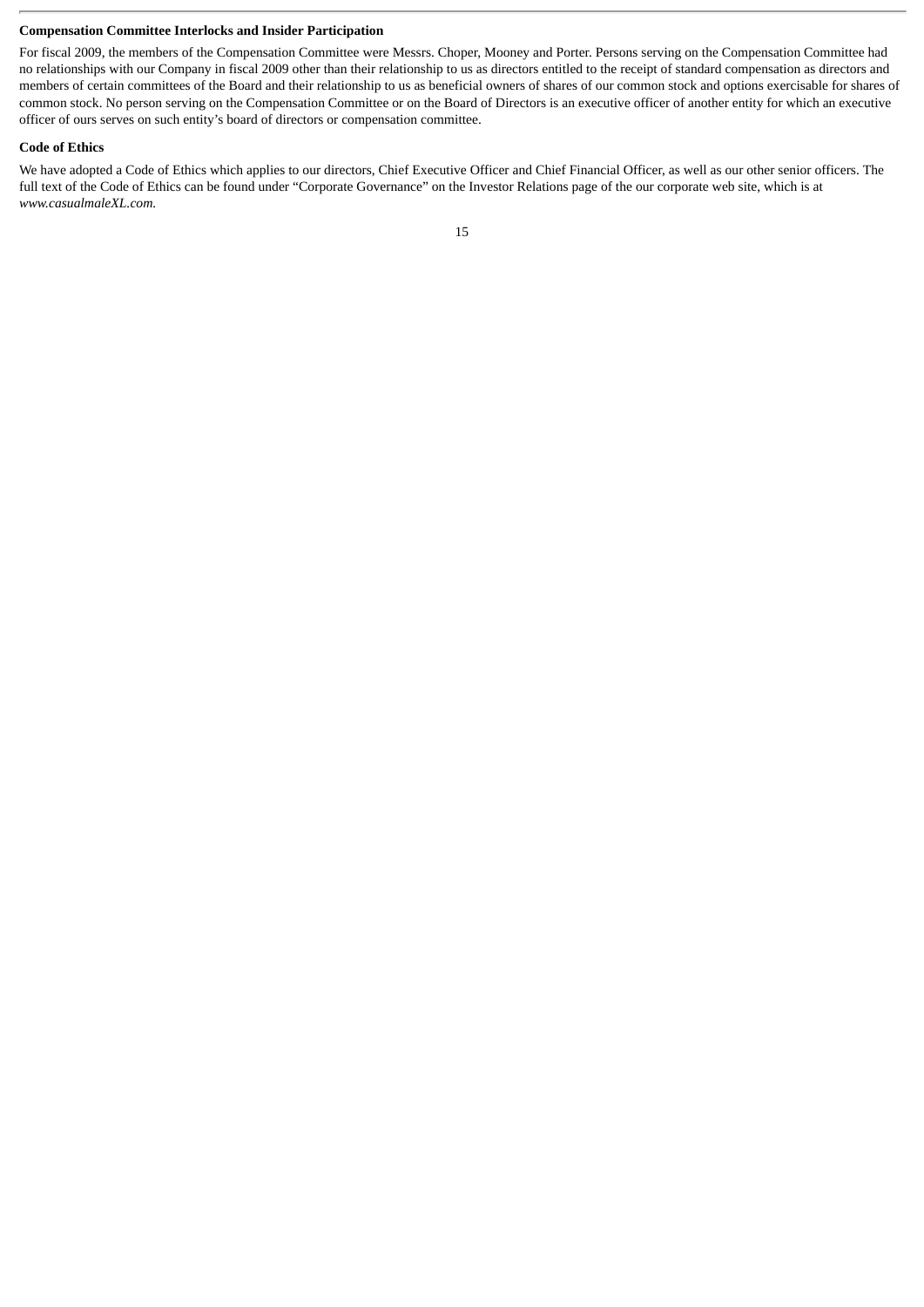**Compensation Committee Interlocks and Insider Participation**

For fiscal 2009, the members of the Compensation Committee were Messrs. Choper, Mooney and Porter. Persons serving on the Compensation Committee had no relationships with our Company in fiscal 2009 other than their relationship to us as directors entitled to the receipt of standard compensation as directors and members of certain committees of the Board and their relationship to us as beneficial owners of shares of our common stock and options exercisable for shares of common stock. No person serving on the Compensation Committee or on the Board of Directors is an executive officer of another entity for which an executive officer of ours serves on such entity's board of directors or compensation committee.

**Code of Ethics**

We have adopted a Code of Ethics which applies to our directors, Chief Executive Officer and Chief Financial Officer, as well as our other senior officers. The full text of the Code of Ethics can be found under "Corporate Governance" on the Investor Relations page of the our corporate web site, which is at *www.casualmaleXL.com.*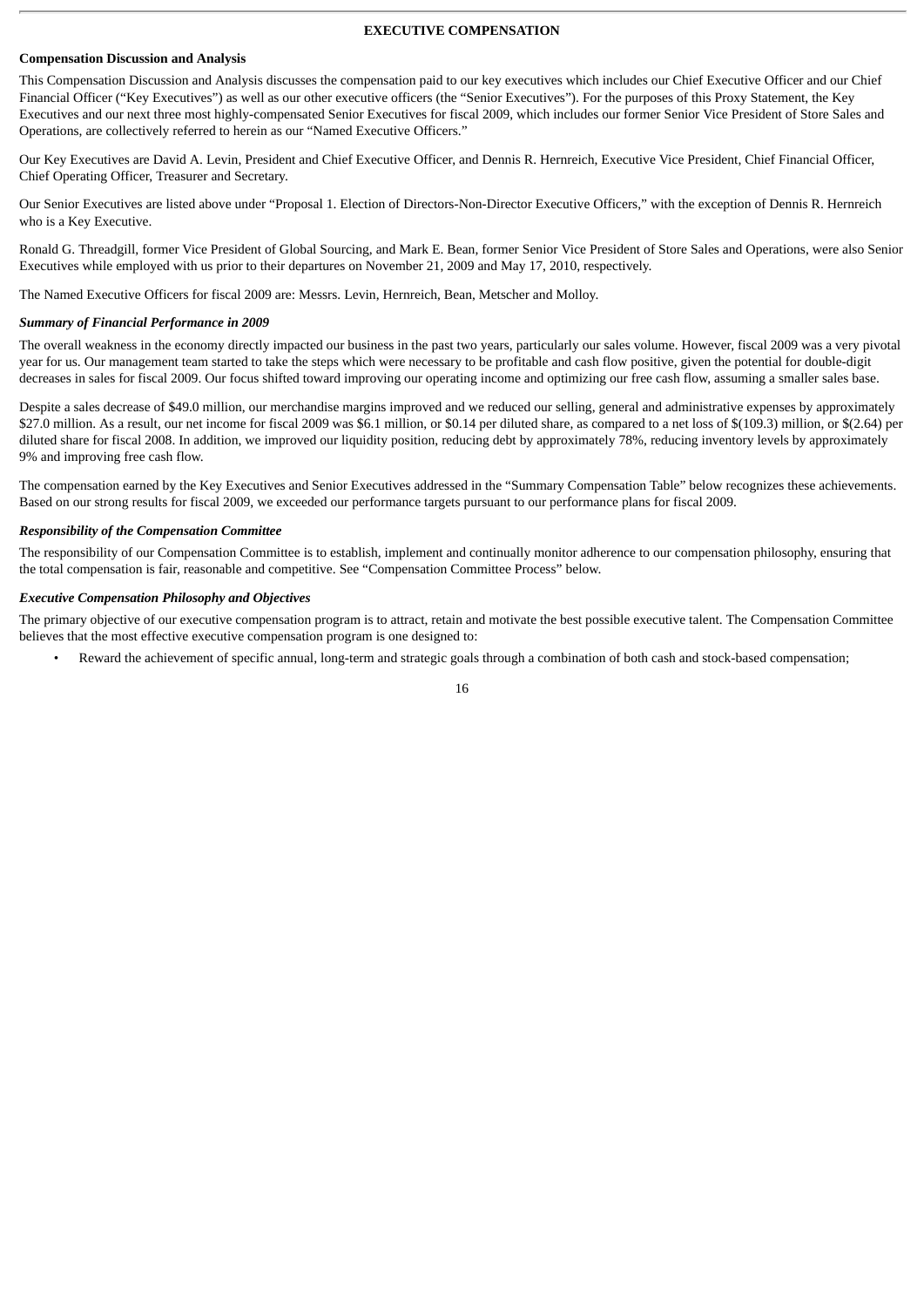## EXECUTIVE COMPENSATION

**Compensation Discussion and Analysis**

This Compensation Discussion and Analysis discusses the compensation paid to our key executives which includes our Chief Executive Officer and our Chief Financial Officer ("Key Executives") as well as our other executive officers (the "Senior Executives"). For the purposes of this Proxy Statement, the Key Executives and our next three most highly-compensated Senior Executives for fiscal 2009, which includes our former Senior Vice President of Store Sales and Operations, are collectively referred to herein as our "Named Executive Officers."

Our Key Executives are David A. Levin, President and Chief Executive Officer, and Dennis R. Hernreich, Executive Vice President, Chief Financial Officer, Chief Operating Officer, Treasurer and Secretary.

Our Senior Executives are listed above under "Proposal 1. Election of Directors-Non-Director Executive Officers," with the exception of Dennis R. Hernreich who is a Key Executive.

Ronald G. Threadgill, former Vice President of Global Sourcing, and Mark E. Bean, former Senior Vice President of Store Sales and Operations, were also Senior Executives while employed with us prior to their departures on November 21, 2009 and May 17, 2010, respectively.

The Named Executive Officers for fiscal 2009 are: Messrs. Levin, Hernreich, Bean, Metscher and Molloy.

***Summary of Financial Performance in 2009***

The overall weakness in the economy directly impacted our business in the past two years, particularly our sales volume. However, fiscal 2009 was a very pivotal year for us. Our management team started to take the steps which were necessary to be profitable and cash flow positive, given the potential for double-digit decreases in sales for fiscal 2009. Our focus shifted toward improving our operating income and optimizing our free cash flow, assuming a smaller sales base.

Despite a sales decrease of $49.0 million, our merchandise margins improved and we reduced our selling, general and administrative expenses by approximately $27.0 million. As a result, our net income for fiscal 2009 was $6.1 million, or $0.14 per diluted share, as compared to a net loss of $(109.3) million, or $(2.64) per diluted share for fiscal 2008. In addition, we improved our liquidity position, reducing debt by approximately 78%, reducing inventory levels by approximately 9% and improving free cash flow.

The compensation earned by the Key Executives and Senior Executives addressed in the "Summary Compensation Table" below recognizes these achievements. Based on our strong results for fiscal 2009, we exceeded our performance targets pursuant to our performance plans for fiscal 2009.

***Responsibility of the Compensation Committee***

The responsibility of our Compensation Committee is to establish, implement and continually monitor adherence to our compensation philosophy, ensuring that the total compensation is fair, reasonable and competitive. See "Compensation Committee Process" below.

***Executive Compensation Philosophy and Objectives***

The primary objective of our executive compensation program is to attract, retain and motivate the best possible executive talent. The Compensation Committee believes that the most effective executive compensation program is one designed to:

- Reward the achievement of specific annual, long-term and strategic goals through a combination of both cash and stock-based compensation;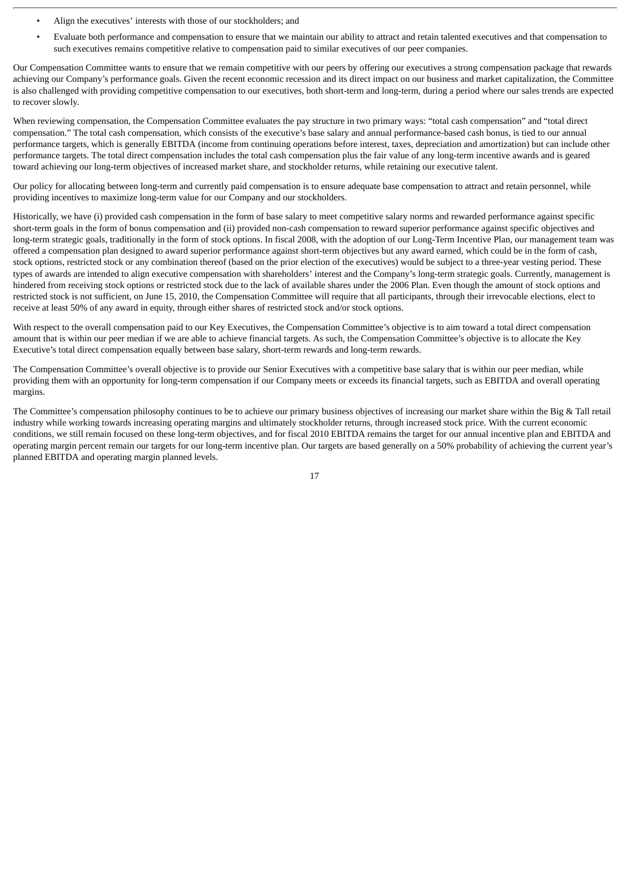- Align the executives' interests with those of our stockholders; and
- Evaluate both performance and compensation to ensure that we maintain our ability to attract and retain talented executives and that compensation to such executives remains competitive relative to compensation paid to similar executives of our peer companies.

Our Compensation Committee wants to ensure that we remain competitive with our peers by offering our executives a strong compensation package that rewards achieving our Company's performance goals. Given the recent economic recession and its direct impact on our business and market capitalization, the Committee is also challenged with providing competitive compensation to our executives, both short-term and long-term, during a period where our sales trends are expected to recover slowly.

When reviewing compensation, the Compensation Committee evaluates the pay structure in two primary ways: "total cash compensation" and "total direct compensation." The total cash compensation, which consists of the executive's base salary and annual performance-based cash bonus, is tied to our annual performance targets, which is generally EBITDA (income from continuing operations before interest, taxes, depreciation and amortization) but can include other performance targets. The total direct compensation includes the total cash compensation plus the fair value of any long-term incentive awards and is geared toward achieving our long-term objectives of increased market share, and stockholder returns, while retaining our executive talent.

Our policy for allocating between long-term and currently paid compensation is to ensure adequate base compensation to attract and retain personnel, while providing incentives to maximize long-term value for our Company and our stockholders.

Historically, we have (i) provided cash compensation in the form of base salary to meet competitive salary norms and rewarded performance against specific short-term goals in the form of bonus compensation and (ii) provided non-cash compensation to reward superior performance against specific objectives and long-term strategic goals, traditionally in the form of stock options. In fiscal 2008, with the adoption of our Long-Term Incentive Plan, our management team was offered a compensation plan designed to award superior performance against short-term objectives but any award earned, which could be in the form of cash, stock options, restricted stock or any combination thereof (based on the prior election of the executives) would be subject to a three-year vesting period. These types of awards are intended to align executive compensation with shareholders' interest and the Company's long-term strategic goals. Currently, management is hindered from receiving stock options or restricted stock due to the lack of available shares under the 2006 Plan. Even though the amount of stock options and restricted stock is not sufficient, on June 15, 2010, the Compensation Committee will require that all participants, through their irrevocable elections, elect to receive at least 50% of any award in equity, through either shares of restricted stock and/or stock options.

With respect to the overall compensation paid to our Key Executives, the Compensation Committee's objective is to aim toward a total direct compensation amount that is within our peer median if we are able to achieve financial targets. As such, the Compensation Committee's objective is to allocate the Key Executive's total direct compensation equally between base salary, short-term rewards and long-term rewards.

The Compensation Committee's overall objective is to provide our Senior Executives with a competitive base salary that is within our peer median, while providing them with an opportunity for long-term compensation if our Company meets or exceeds its financial targets, such as EBITDA and overall operating margins.

The Committee's compensation philosophy continues to be to achieve our primary business objectives of increasing our market share within the Big & Tall retail industry while working towards increasing operating margins and ultimately stockholder returns, through increased stock price. With the current economic conditions, we still remain focused on these long-term objectives, and for fiscal 2010 EBITDA remains the target for our annual incentive plan and EBITDA and operating margin percent remain our targets for our long-term incentive plan. Our targets are based generally on a 50% probability of achieving the current year's planned EBITDA and operating margin planned levels.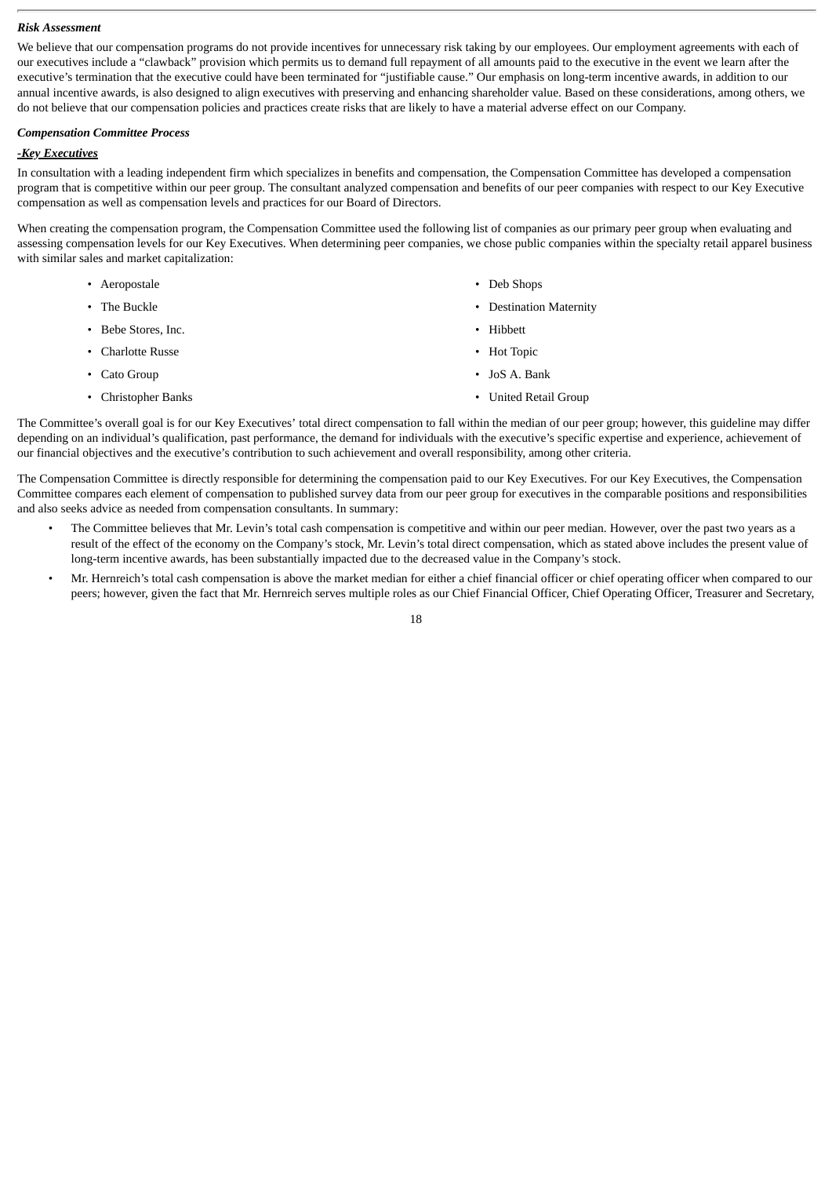***Risk Assessment***

We believe that our compensation programs do not provide incentives for unnecessary risk taking by our employees. Our employment agreements with each of our executives include a "clawback" provision which permits us to demand full repayment of all amounts paid to the executive in the event we learn after the executive's termination that the executive could have been terminated for "justifiable cause." Our emphasis on long-term incentive awards, in addition to our annual incentive awards, is also designed to align executives with preserving and enhancing shareholder value. Based on these considerations, among others, we do not believe that our compensation policies and practices create risks that are likely to have a material adverse effect on our Company.

***Compensation Committee Process***

***-Key Executives***

In consultation with a leading independent firm which specializes in benefits and compensation, the Compensation Committee has developed a compensation program that is competitive within our peer group. The consultant analyzed compensation and benefits of our peer companies with respect to our Key Executive compensation as well as compensation levels and practices for our Board of Directors.

When creating the compensation program, the Compensation Committee used the following list of companies as our primary peer group when evaluating and assessing compensation levels for our Key Executives. When determining peer companies, we chose public companies within the specialty retail apparel business with similar sales and market capitalization:

- Aeropostale
- The Buckle
- Bebe Stores, Inc.
- Charlotte Russe
- Cato Group
- Christopher Banks
- Deb Shops
- Destination Maternity
- Hibbett
- Hot Topic
- JoS A. Bank
- United Retail Group

The Committee's overall goal is for our Key Executives' total direct compensation to fall within the median of our peer group; however, this guideline may differ depending on an individual's qualification, past performance, the demand for individuals with the executive's specific expertise and experience, achievement of our financial objectives and the executive's contribution to such achievement and overall responsibility, among other criteria.

The Compensation Committee is directly responsible for determining the compensation paid to our Key Executives. For our Key Executives, the Compensation Committee compares each element of compensation to published survey data from our peer group for executives in the comparable positions and responsibilities and also seeks advice as needed from compensation consultants. In summary:

- The Committee believes that Mr. Levin's total cash compensation is competitive and within our peer median. However, over the past two years as a result of the effect of the economy on the Company's stock, Mr. Levin's total direct compensation, which as stated above includes the present value of long-term incentive awards, has been substantially impacted due to the decreased value in the Company's stock.
- Mr. Hernreich's total cash compensation is above the market median for either a chief financial officer or chief operating officer when compared to our peers; however, given the fact that Mr. Hernreich serves multiple roles as our Chief Financial Officer, Chief Operating Officer, Treasurer and Secretary,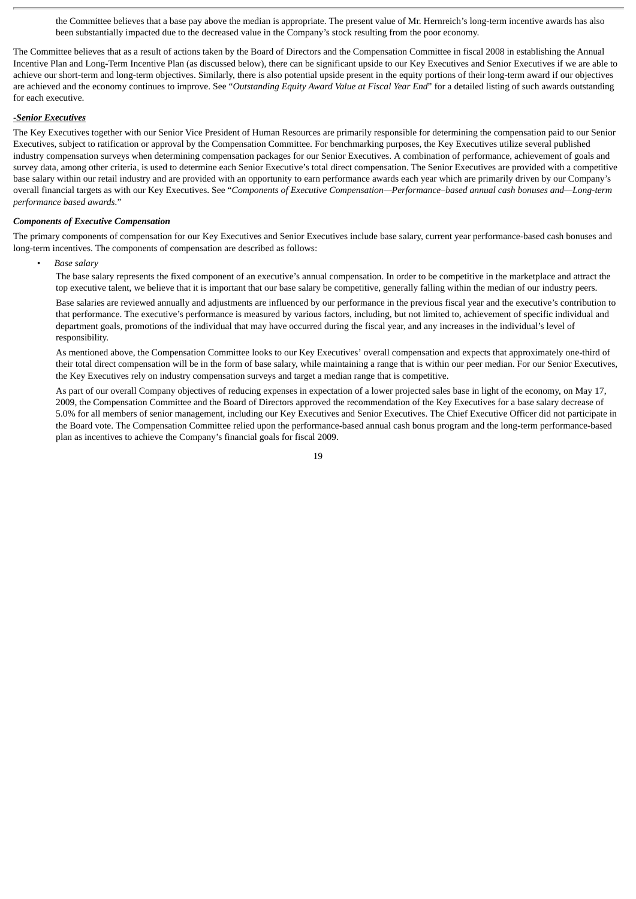the Committee believes that a base pay above the median is appropriate. The present value of Mr. Hernreich's long-term incentive awards has also been substantially impacted due to the decreased value in the Company's stock resulting from the poor economy.

The Committee believes that as a result of actions taken by the Board of Directors and the Compensation Committee in fiscal 2008 in establishing the Annual Incentive Plan and Long-Term Incentive Plan (as discussed below), there can be significant upside to our Key Executives and Senior Executives if we are able to achieve our short-term and long-term objectives. Similarly, there is also potential upside present in the equity portions of their long-term award if our objectives are achieved and the economy continues to improve. See "*Outstanding Equity Award Value at Fiscal Year End*" for a detailed listing of such awards outstanding for each executive.

***-Senior Executives***

The Key Executives together with our Senior Vice President of Human Resources are primarily responsible for determining the compensation paid to our Senior Executives, subject to ratification or approval by the Compensation Committee. For benchmarking purposes, the Key Executives utilize several published industry compensation surveys when determining compensation packages for our Senior Executives. A combination of performance, achievement of goals and survey data, among other criteria, is used to determine each Senior Executive's total direct compensation. The Senior Executives are provided with a competitive base salary within our retail industry and are provided with an opportunity to earn performance awards each year which are primarily driven by our Company's overall financial targets as with our Key Executives. See "*Components of Executive Compensation—Performance–based annual cash bonuses and—Long-term performance based awards.*"

***Components of Executive Compensation***

The primary components of compensation for our Key Executives and Senior Executives include base salary, current year performance-based cash bonuses and long-term incentives. The components of compensation are described as follows:

- *Base salary*

  The base salary represents the fixed component of an executive's annual compensation. In order to be competitive in the marketplace and attract the top executive talent, we believe that it is important that our base salary be competitive, generally falling within the median of our industry peers.

  Base salaries are reviewed annually and adjustments are influenced by our performance in the previous fiscal year and the executive's contribution to that performance. The executive's performance is measured by various factors, including, but not limited to, achievement of specific individual and department goals, promotions of the individual that may have occurred during the fiscal year, and any increases in the individual's level of responsibility.

  As mentioned above, the Compensation Committee looks to our Key Executives' overall compensation and expects that approximately one-third of their total direct compensation will be in the form of base salary, while maintaining a range that is within our peer median. For our Senior Executives, the Key Executives rely on industry compensation surveys and target a median range that is competitive.

  As part of our overall Company objectives of reducing expenses in expectation of a lower projected sales base in light of the economy, on May 17, 2009, the Compensation Committee and the Board of Directors approved the recommendation of the Key Executives for a base salary decrease of 5.0% for all members of senior management, including our Key Executives and Senior Executives. The Chief Executive Officer did not participate in the Board vote. The Compensation Committee relied upon the performance-based annual cash bonus program and the long-term performance-based plan as incentives to achieve the Company's financial goals for fiscal 2009.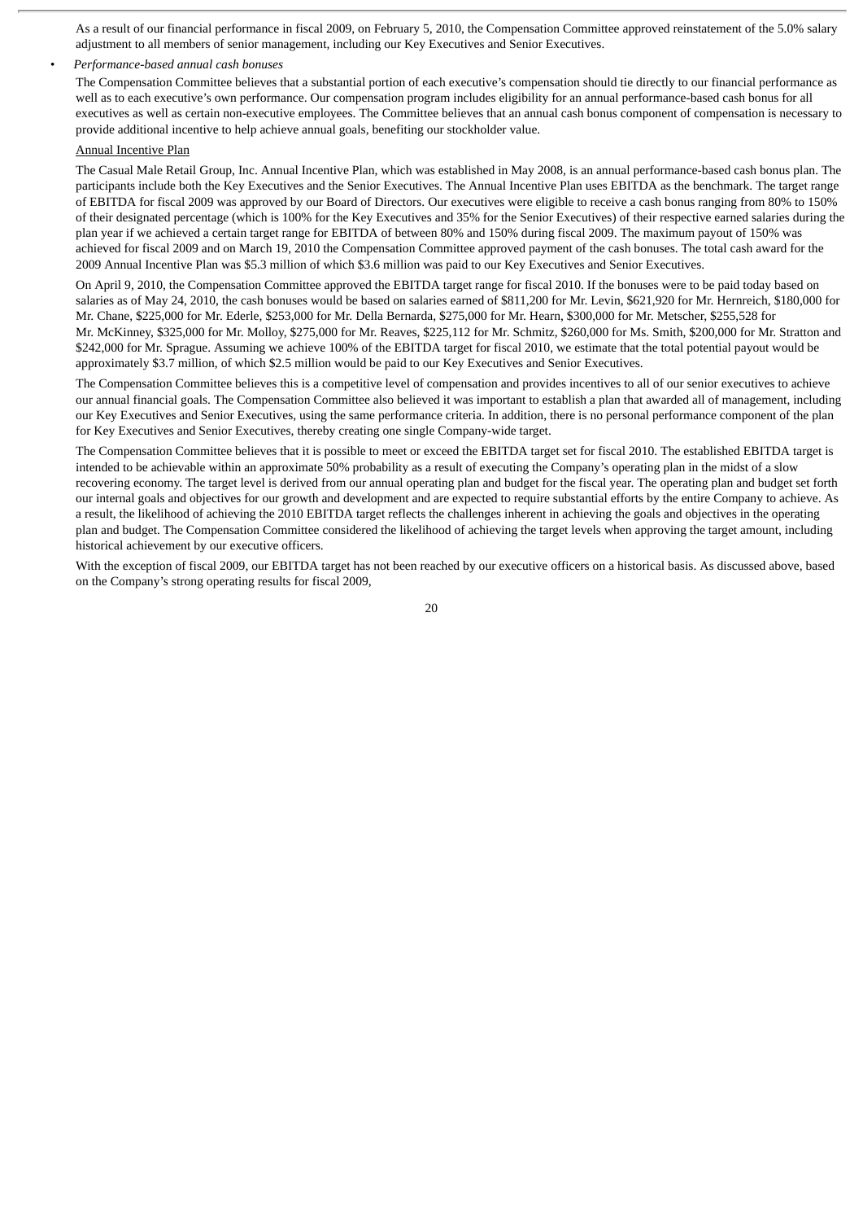As a result of our financial performance in fiscal 2009, on February 5, 2010, the Compensation Committee approved reinstatement of the 5.0% salary adjustment to all members of senior management, including our Key Executives and Senior Executives.

- *Performance-based annual cash bonuses*

  The Compensation Committee believes that a substantial portion of each executive's compensation should tie directly to our financial performance as well as to each executive's own performance. Our compensation program includes eligibility for an annual performance-based cash bonus for all executives as well as certain non-executive employees. The Committee believes that an annual cash bonus component of compensation is necessary to provide additional incentive to help achieve annual goals, benefiting our stockholder value.

  Annual Incentive Plan

  The Casual Male Retail Group, Inc. Annual Incentive Plan, which was established in May 2008, is an annual performance-based cash bonus plan. The participants include both the Key Executives and the Senior Executives. The Annual Incentive Plan uses EBITDA as the benchmark. The target range of EBITDA for fiscal 2009 was approved by our Board of Directors. Our executives were eligible to receive a cash bonus ranging from 80% to 150% of their designated percentage (which is 100% for the Key Executives and 35% for the Senior Executives) of their respective earned salaries during the plan year if we achieved a certain target range for EBITDA of between 80% and 150% during fiscal 2009. The maximum payout of 150% was achieved for fiscal 2009 and on March 19, 2010 the Compensation Committee approved payment of the cash bonuses. The total cash award for the 2009 Annual Incentive Plan was $5.3 million of which $3.6 million was paid to our Key Executives and Senior Executives.

  On April 9, 2010, the Compensation Committee approved the EBITDA target range for fiscal 2010. If the bonuses were to be paid today based on salaries as of May 24, 2010, the cash bonuses would be based on salaries earned of $811,200 for Mr. Levin, $621,920 for Mr. Hernreich, $180,000 for Mr. Chane, $225,000 for Mr. Ederle, $253,000 for Mr. Della Bernarda, $275,000 for Mr. Hearn, $300,000 for Mr. Metscher, $255,528 for Mr. McKinney, $325,000 for Mr. Molloy, $275,000 for Mr. Reaves, $225,112 for Mr. Schmitz, $260,000 for Ms. Smith, $200,000 for Mr. Stratton and $242,000 for Mr. Sprague. Assuming we achieve 100% of the EBITDA target for fiscal 2010, we estimate that the total potential payout would be approximately $3.7 million, of which $2.5 million would be paid to our Key Executives and Senior Executives.

  The Compensation Committee believes this is a competitive level of compensation and provides incentives to all of our senior executives to achieve our annual financial goals. The Compensation Committee also believed it was important to establish a plan that awarded all of management, including our Key Executives and Senior Executives, using the same performance criteria. In addition, there is no personal performance component of the plan for Key Executives and Senior Executives, thereby creating one single Company-wide target.

  The Compensation Committee believes that it is possible to meet or exceed the EBITDA target set for fiscal 2010. The established EBITDA target is intended to be achievable within an approximate 50% probability as a result of executing the Company's operating plan in the midst of a slow recovering economy. The target level is derived from our annual operating plan and budget for the fiscal year. The operating plan and budget set forth our internal goals and objectives for our growth and development and are expected to require substantial efforts by the entire Company to achieve. As a result, the likelihood of achieving the 2010 EBITDA target reflects the challenges inherent in achieving the goals and objectives in the operating plan and budget. The Compensation Committee considered the likelihood of achieving the target levels when approving the target amount, including historical achievement by our executive officers.

  With the exception of fiscal 2009, our EBITDA target has not been reached by our executive officers on a historical basis. As discussed above, based on the Company's strong operating results for fiscal 2009,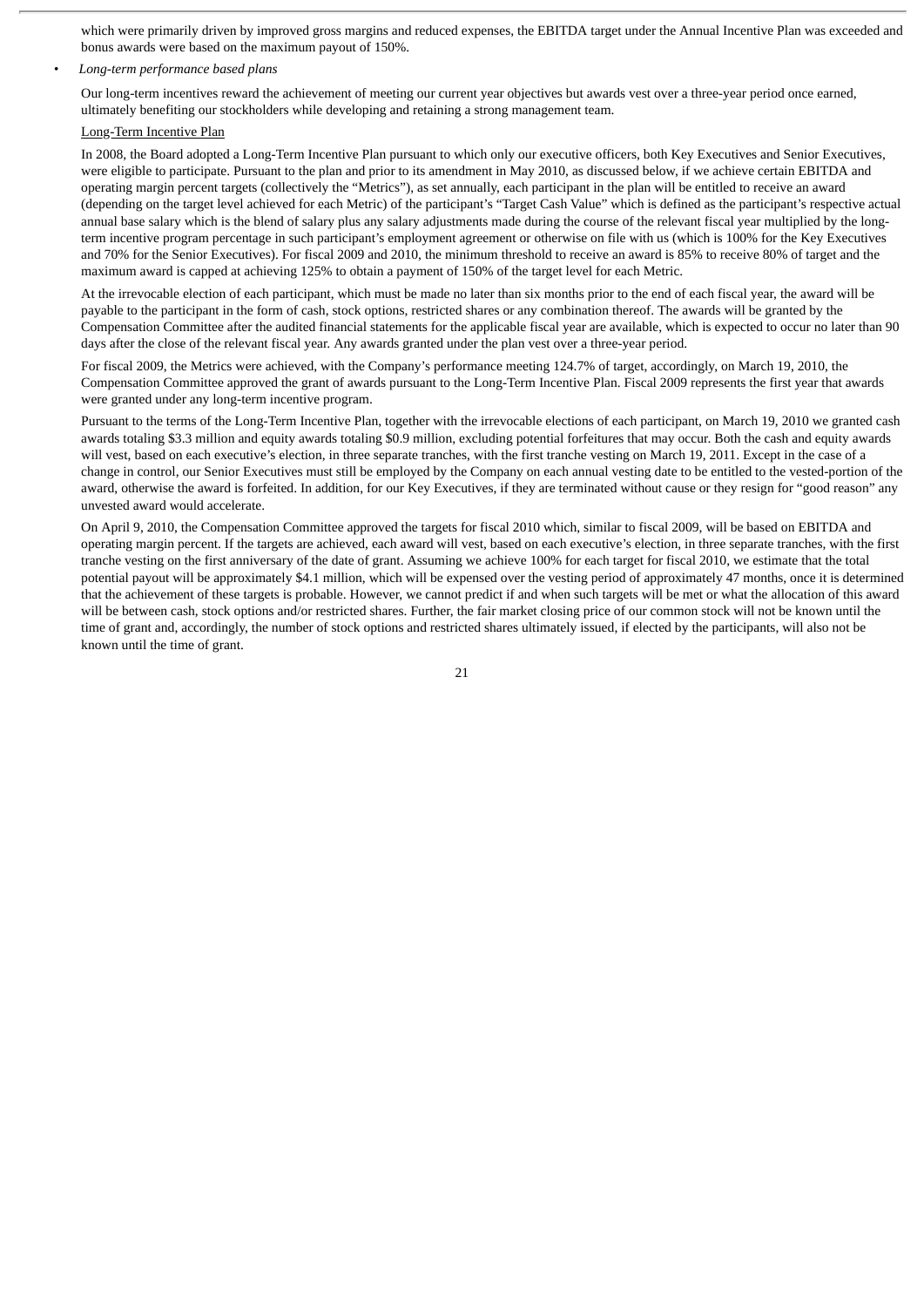which were primarily driven by improved gross margins and reduced expenses, the EBITDA target under the Annual Incentive Plan was exceeded and bonus awards were based on the maximum payout of 150%.

- *Long-term performance based plans*

  Our long-term incentives reward the achievement of meeting our current year objectives but awards vest over a three-year period once earned, ultimately benefiting our stockholders while developing and retaining a strong management team.

  Long-Term Incentive Plan

  In 2008, the Board adopted a Long-Term Incentive Plan pursuant to which only our executive officers, both Key Executives and Senior Executives, were eligible to participate. Pursuant to the plan and prior to its amendment in May 2010, as discussed below, if we achieve certain EBITDA and operating margin percent targets (collectively the "Metrics"), as set annually, each participant in the plan will be entitled to receive an award (depending on the target level achieved for each Metric) of the participant's "Target Cash Value" which is defined as the participant's respective actual annual base salary which is the blend of salary plus any salary adjustments made during the course of the relevant fiscal year multiplied by the long-term incentive program percentage in such participant's employment agreement or otherwise on file with us (which is 100% for the Key Executives and 70% for the Senior Executives). For fiscal 2009 and 2010, the minimum threshold to receive an award is 85% to receive 80% of target and the maximum award is capped at achieving 125% to obtain a payment of 150% of the target level for each Metric.

  At the irrevocable election of each participant, which must be made no later than six months prior to the end of each fiscal year, the award will be payable to the participant in the form of cash, stock options, restricted shares or any combination thereof. The awards will be granted by the Compensation Committee after the audited financial statements for the applicable fiscal year are available, which is expected to occur no later than 90 days after the close of the relevant fiscal year. Any awards granted under the plan vest over a three-year period.

  For fiscal 2009, the Metrics were achieved, with the Company's performance meeting 124.7% of target, accordingly, on March 19, 2010, the Compensation Committee approved the grant of awards pursuant to the Long-Term Incentive Plan. Fiscal 2009 represents the first year that awards were granted under any long-term incentive program.

  Pursuant to the terms of the Long-Term Incentive Plan, together with the irrevocable elections of each participant, on March 19, 2010 we granted cash awards totaling $3.3 million and equity awards totaling $0.9 million, excluding potential forfeitures that may occur. Both the cash and equity awards will vest, based on each executive's election, in three separate tranches, with the first tranche vesting on March 19, 2011. Except in the case of a change in control, our Senior Executives must still be employed by the Company on each annual vesting date to be entitled to the vested-portion of the award, otherwise the award is forfeited. In addition, for our Key Executives, if they are terminated without cause or they resign for "good reason" any unvested award would accelerate.

  On April 9, 2010, the Compensation Committee approved the targets for fiscal 2010 which, similar to fiscal 2009, will be based on EBITDA and operating margin percent. If the targets are achieved, each award will vest, based on each executive's election, in three separate tranches, with the first tranche vesting on the first anniversary of the date of grant. Assuming we achieve 100% for each target for fiscal 2010, we estimate that the total potential payout will be approximately $4.1 million, which will be expensed over the vesting period of approximately 47 months, once it is determined that the achievement of these targets is probable. However, we cannot predict if and when such targets will be met or what the allocation of this award will be between cash, stock options and/or restricted shares. Further, the fair market closing price of our common stock will not be known until the time of grant and, accordingly, the number of stock options and restricted shares ultimately issued, if elected by the participants, will also not be known until the time of grant.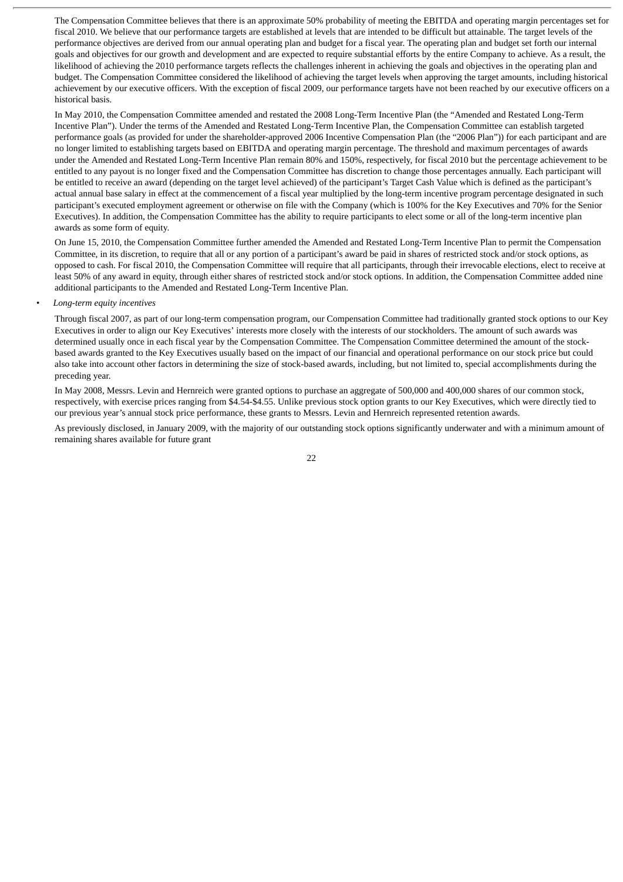The Compensation Committee believes that there is an approximate 50% probability of meeting the EBITDA and operating margin percentages set for fiscal 2010. We believe that our performance targets are established at levels that are intended to be difficult but attainable. The target levels of the performance objectives are derived from our annual operating plan and budget for a fiscal year. The operating plan and budget set forth our internal goals and objectives for our growth and development and are expected to require substantial efforts by the entire Company to achieve. As a result, the likelihood of achieving the 2010 performance targets reflects the challenges inherent in achieving the goals and objectives in the operating plan and budget. The Compensation Committee considered the likelihood of achieving the target levels when approving the target amounts, including historical achievement by our executive officers. With the exception of fiscal 2009, our performance targets have not been reached by our executive officers on a historical basis.

In May 2010, the Compensation Committee amended and restated the 2008 Long-Term Incentive Plan (the "Amended and Restated Long-Term Incentive Plan"). Under the terms of the Amended and Restated Long-Term Incentive Plan, the Compensation Committee can establish targeted performance goals (as provided for under the shareholder-approved 2006 Incentive Compensation Plan (the "2006 Plan")) for each participant and are no longer limited to establishing targets based on EBITDA and operating margin percentage. The threshold and maximum percentages of awards under the Amended and Restated Long-Term Incentive Plan remain 80% and 150%, respectively, for fiscal 2010 but the percentage achievement to be entitled to any payout is no longer fixed and the Compensation Committee has discretion to change those percentages annually. Each participant will be entitled to receive an award (depending on the target level achieved) of the participant's Target Cash Value which is defined as the participant's actual annual base salary in effect at the commencement of a fiscal year multiplied by the long-term incentive program percentage designated in such participant's executed employment agreement or otherwise on file with the Company (which is 100% for the Key Executives and 70% for the Senior Executives). In addition, the Compensation Committee has the ability to require participants to elect some or all of the long-term incentive plan awards as some form of equity.

On June 15, 2010, the Compensation Committee further amended the Amended and Restated Long-Term Incentive Plan to permit the Compensation Committee, in its discretion, to require that all or any portion of a participant's award be paid in shares of restricted stock and/or stock options, as opposed to cash. For fiscal 2010, the Compensation Committee will require that all participants, through their irrevocable elections, elect to receive at least 50% of any award in equity, through either shares of restricted stock and/or stock options. In addition, the Compensation Committee added nine additional participants to the Amended and Restated Long-Term Incentive Plan.

- *Long-term equity incentives*

Through fiscal 2007, as part of our long-term compensation program, our Compensation Committee had traditionally granted stock options to our Key Executives in order to align our Key Executives' interests more closely with the interests of our stockholders. The amount of such awards was determined usually once in each fiscal year by the Compensation Committee. The Compensation Committee determined the amount of the stock-based awards granted to the Key Executives usually based on the impact of our financial and operational performance on our stock price but could also take into account other factors in determining the size of stock-based awards, including, but not limited to, special accomplishments during the preceding year.

In May 2008, Messrs. Levin and Hernreich were granted options to purchase an aggregate of 500,000 and 400,000 shares of our common stock, respectively, with exercise prices ranging from $4.54-$4.55. Unlike previous stock option grants to our Key Executives, which were directly tied to our previous year's annual stock price performance, these grants to Messrs. Levin and Hernreich represented retention awards.

As previously disclosed, in January 2009, with the majority of our outstanding stock options significantly underwater and with a minimum amount of remaining shares available for future grant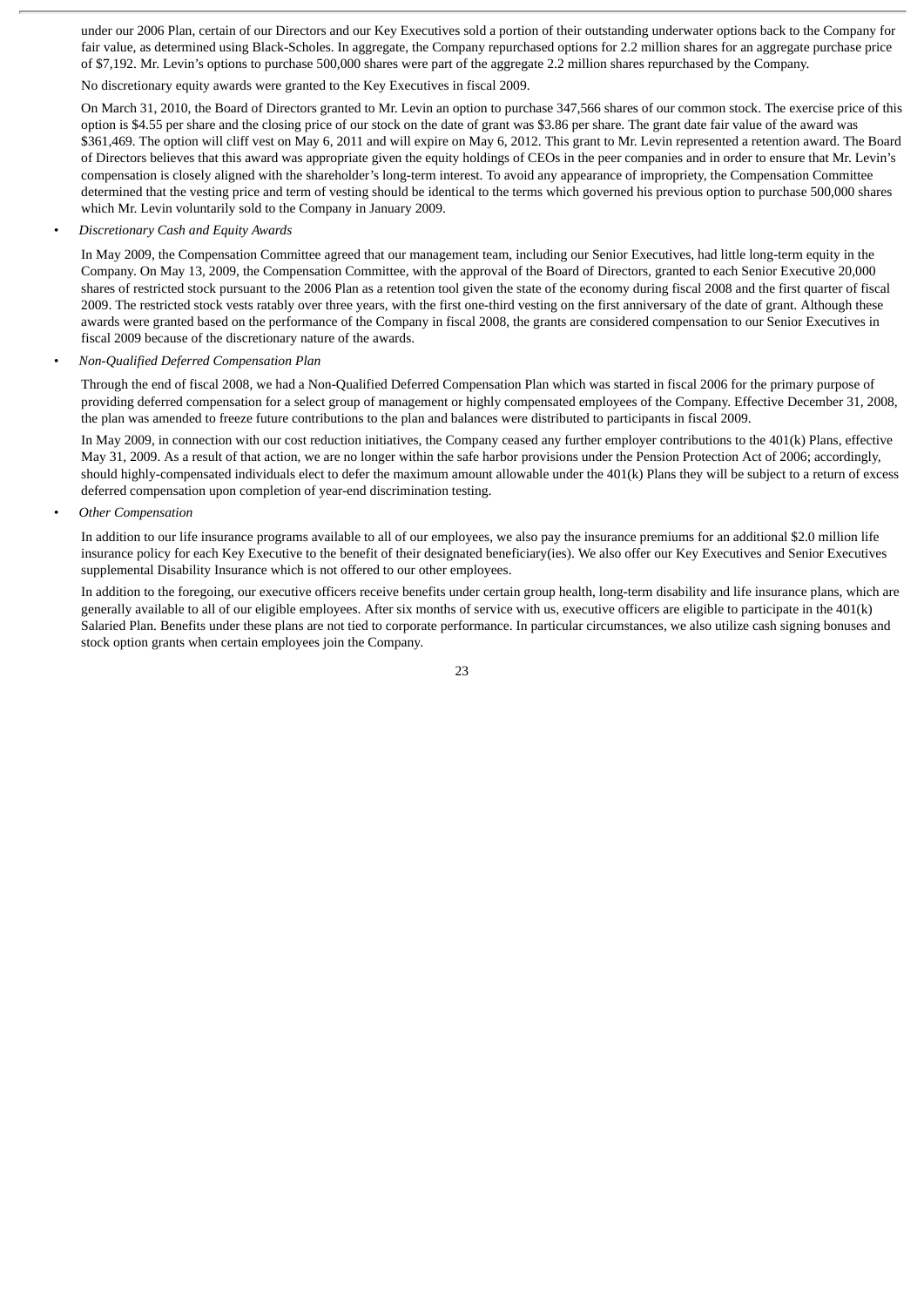under our 2006 Plan, certain of our Directors and our Key Executives sold a portion of their outstanding underwater options back to the Company for fair value, as determined using Black-Scholes. In aggregate, the Company repurchased options for 2.2 million shares for an aggregate purchase price of $7,192. Mr. Levin's options to purchase 500,000 shares were part of the aggregate 2.2 million shares repurchased by the Company.

No discretionary equity awards were granted to the Key Executives in fiscal 2009.

On March 31, 2010, the Board of Directors granted to Mr. Levin an option to purchase 347,566 shares of our common stock. The exercise price of this option is $4.55 per share and the closing price of our stock on the date of grant was $3.86 per share. The grant date fair value of the award was $361,469. The option will cliff vest on May 6, 2011 and will expire on May 6, 2012. This grant to Mr. Levin represented a retention award. The Board of Directors believes that this award was appropriate given the equity holdings of CEOs in the peer companies and in order to ensure that Mr. Levin's compensation is closely aligned with the shareholder's long-term interest. To avoid any appearance of impropriety, the Compensation Committee determined that the vesting price and term of vesting should be identical to the terms which governed his previous option to purchase 500,000 shares which Mr. Levin voluntarily sold to the Company in January 2009.

- *Discretionary Cash and Equity Awards*

In May 2009, the Compensation Committee agreed that our management team, including our Senior Executives, had little long-term equity in the Company. On May 13, 2009, the Compensation Committee, with the approval of the Board of Directors, granted to each Senior Executive 20,000 shares of restricted stock pursuant to the 2006 Plan as a retention tool given the state of the economy during fiscal 2008 and the first quarter of fiscal 2009. The restricted stock vests ratably over three years, with the first one-third vesting on the first anniversary of the date of grant. Although these awards were granted based on the performance of the Company in fiscal 2008, the grants are considered compensation to our Senior Executives in fiscal 2009 because of the discretionary nature of the awards.

- *Non-Qualified Deferred Compensation Plan*

Through the end of fiscal 2008, we had a Non-Qualified Deferred Compensation Plan which was started in fiscal 2006 for the primary purpose of providing deferred compensation for a select group of management or highly compensated employees of the Company. Effective December 31, 2008, the plan was amended to freeze future contributions to the plan and balances were distributed to participants in fiscal 2009.

In May 2009, in connection with our cost reduction initiatives, the Company ceased any further employer contributions to the 401(k) Plans, effective May 31, 2009. As a result of that action, we are no longer within the safe harbor provisions under the Pension Protection Act of 2006; accordingly, should highly-compensated individuals elect to defer the maximum amount allowable under the 401(k) Plans they will be subject to a return of excess deferred compensation upon completion of year-end discrimination testing.

- *Other Compensation*

In addition to our life insurance programs available to all of our employees, we also pay the insurance premiums for an additional $2.0 million life insurance policy for each Key Executive to the benefit of their designated beneficiary(ies). We also offer our Key Executives and Senior Executives supplemental Disability Insurance which is not offered to our other employees.

In addition to the foregoing, our executive officers receive benefits under certain group health, long-term disability and life insurance plans, which are generally available to all of our eligible employees. After six months of service with us, executive officers are eligible to participate in the 401(k) Salaried Plan. Benefits under these plans are not tied to corporate performance. In particular circumstances, we also utilize cash signing bonuses and stock option grants when certain employees join the Company.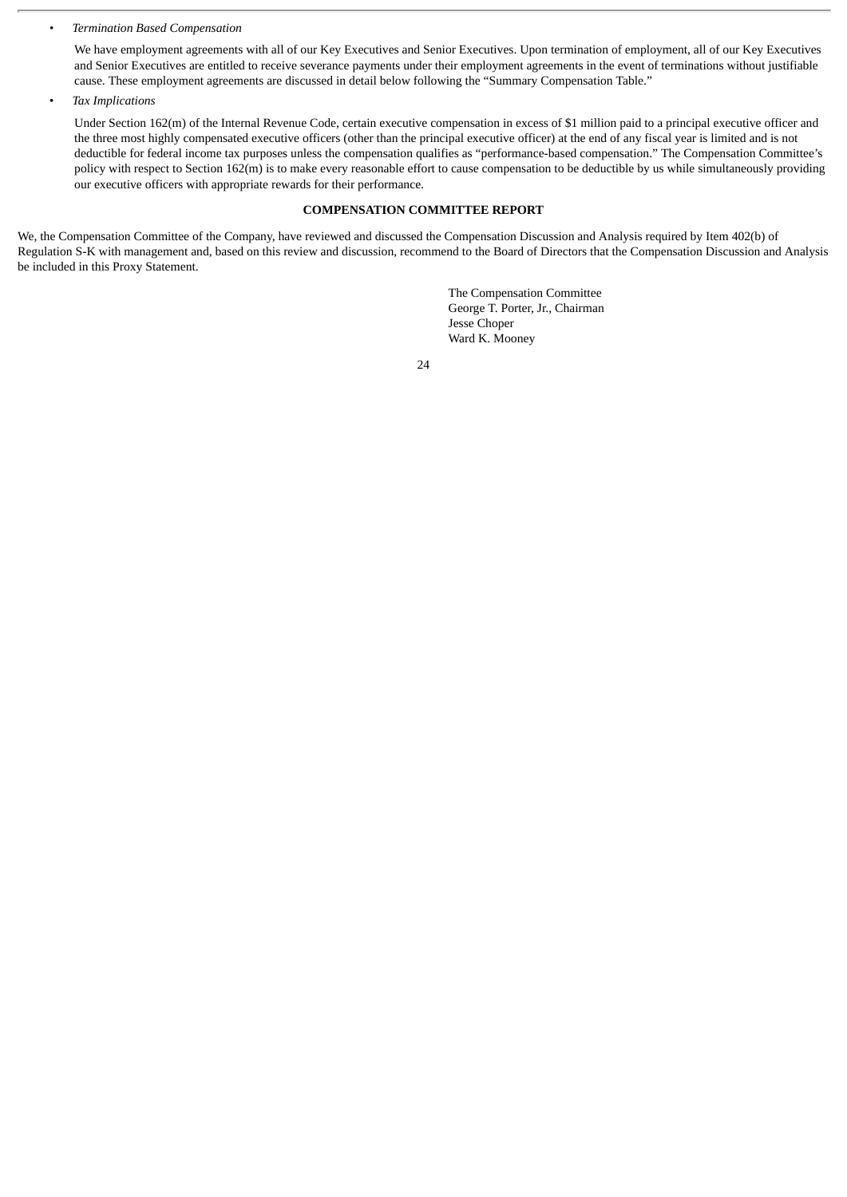- *Termination Based Compensation*

  We have employment agreements with all of our Key Executives and Senior Executives. Upon termination of employment, all of our Key Executives and Senior Executives are entitled to receive severance payments under their employment agreements in the event of terminations without justifiable cause. These employment agreements are discussed in detail below following the "Summary Compensation Table."

- *Tax Implications*

  Under Section 162(m) of the Internal Revenue Code, certain executive compensation in excess of $1 million paid to a principal executive officer and the three most highly compensated executive officers (other than the principal executive officer) at the end of any fiscal year is limited and is not deductible for federal income tax purposes unless the compensation qualifies as "performance-based compensation." The Compensation Committee's policy with respect to Section 162(m) is to make every reasonable effort to cause compensation to be deductible by us while simultaneously providing our executive officers with appropriate rewards for their performance.

## COMPENSATION COMMITTEE REPORT

We, the Compensation Committee of the Company, have reviewed and discussed the Compensation Discussion and Analysis required by Item 402(b) of Regulation S-K with management and, based on this review and discussion, recommend to the Board of Directors that the Compensation Discussion and Analysis be included in this Proxy Statement.

The Compensation Committee
George T. Porter, Jr., Chairman
Jesse Choper
Ward K. Mooney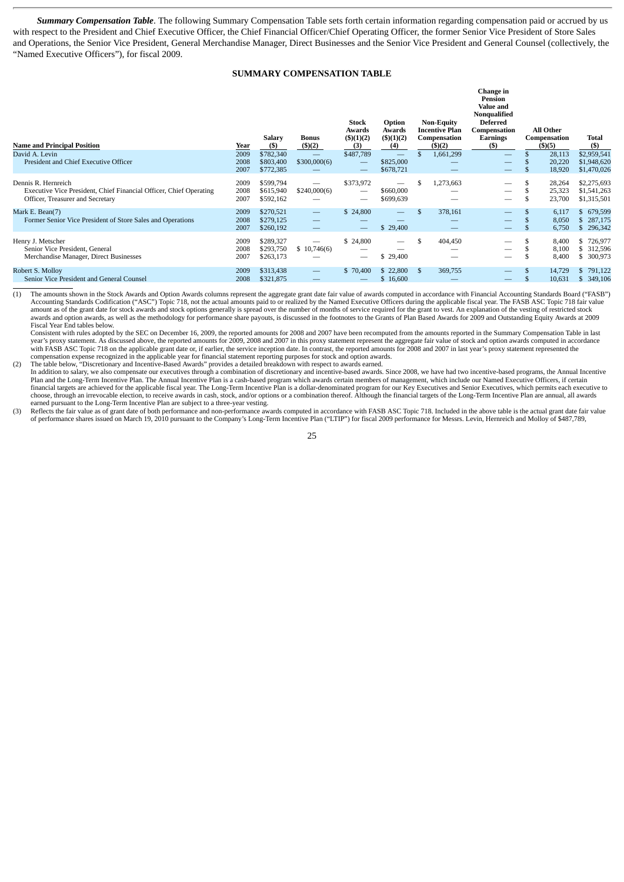***Summary Compensation Table***. The following Summary Compensation Table sets forth certain information regarding compensation paid or accrued by us with respect to the President and Chief Executive Officer, the Chief Financial Officer/Chief Operating Officer, the former Senior Vice President of Store Sales and Operations, the Senior Vice President, General Merchandise Manager, Direct Businesses and the Senior Vice President and General Counsel (collectively, the "Named Executive Officers"), for fiscal 2009.

**SUMMARY COMPENSATION TABLE**

| Name and Principal Position | Year | Salary ($) | Bonus ($)(2) | Stock Awards ($)(1)(2)(3) | Option Awards ($)(1)(2)(4) | Non-Equity Incentive Plan Compensation ($)(2) | Change in Pension Value and Nonqualified Deferred Compensation Earnings ($) | All Other Compensation ($)(5) | Total ($) |
|---|---|---|---|---|---|---|---|---|---|
| David A. Levin | 2009 | $782,340 | — | $487,789 | — | $ 1,661,299 | — | $ 28,113 | $2,959,541 |
| President and Chief Executive Officer | 2008 | $803,400 | $300,000(6) | — | $825,000 | — | — | $ 20,220 | $1,948,620 |
| | 2007 | $772,385 | — | — | $678,721 | — | — | $ 18,920 | $1,470,026 |
| Dennis R. Hernreich | 2009 | $599,794 | — | $373,972 | — | $ 1,273,663 | — | $ 28,264 | $2,275,693 |
| Executive Vice President, Chief Financial Officer, Chief Operating Officer, Treasurer and Secretary | 2008 | $615,940 | $240,000(6) | — | $660,000 | — | — | $ 25,323 | $1,541,263 |
| | 2007 | $592,162 | — | — | $699,639 | — | — | $ 23,700 | $1,315,501 |
| Mark E. Bean(7) | 2009 | $270,521 | — | $ 24,800 | — | $ 378,161 | — | $ 6,117 | $ 679,599 |
| Former Senior Vice President of Store Sales and Operations | 2008 | $279,125 | — | — | — | — | — | $ 8,050 | $ 287,175 |
| | 2007 | $260,192 | — | — | $ 29,400 | — | — | $ 6,750 | $ 296,342 |
| Henry J. Metscher | 2009 | $289,327 | — | $ 24,800 | — | $ 404,450 | — | $ 8,400 | $ 726,977 |
| Senior Vice President, General Merchandise Manager, Direct Businesses | 2008 | $293,750 | $ 10,746(6) | — | — | — | — | $ 8,100 | $ 312,596 |
| | 2007 | $263,173 | — | — | $ 29,400 | — | — | $ 8,400 | $ 300,973 |
| Robert S. Molloy | 2009 | $313,438 | — | $ 70,400 | $ 22,800 | $ 369,755 | — | $ 14,729 | $ 791,122 |
| Senior Vice President and General Counsel | 2008 | $321,875 | — | — | $ 16,600 | — | — | $ 10,631 | $ 349,106 |

(1) The amounts shown in the Stock Awards and Option Awards columns represent the aggregate grant date fair value of awards computed in accordance with Financial Accounting Standards Board ("FASB") Accounting Standards Codification ("ASC") Topic 718, not the actual amounts paid to or realized by the Named Executive Officers during the applicable fiscal year. The FASB ASC Topic 718 fair value amount as of the grant date for stock awards and stock options generally is spread over the number of months of service required for the grant to vest. An explanation of the vesting of restricted stock awards and option awards, as well as the methodology for performance share payouts, is discussed in the footnotes to the Grants of Plan Based Awards for 2009 and Outstanding Equity Awards at 2009 Fiscal Year End tables below.

Consistent with rules adopted by the SEC on December 16, 2009, the reported amounts for 2008 and 2007 have been recomputed from the amounts reported in the Summary Compensation Table in last year's proxy statement. As discussed above, the reported amounts for 2009, 2008 and 2007 in this proxy statement represent the aggregate fair value of stock and option awards computed in accordance with FASB ASC Topic 718 on the applicable grant date or, if earlier, the service inception date. In contrast, the reported amounts for 2008 and 2007 in last year's proxy statement represented the compensation expense recognized in the applicable year for financial statement reporting purposes for stock and option awards.

(2) The table below, "Discretionary and Incentive-Based Awards" provides a detailed breakdown with respect to awards earned.

In addition to salary, we also compensate our executives through a combination of discretionary and incentive-based awards. Since 2008, we have had two incentive-based programs, the Annual Incentive Plan and the Long-Term Incentive Plan. The Annual Incentive Plan is a cash-based program which awards certain members of management, which include our Named Executive Officers, if certain financial targets are achieved for the applicable fiscal year. The Long-Term Incentive Plan is a dollar-denominated program for our Key Executives and Senior Executives, which permits each executive to choose, through an irrevocable election, to receive awards in cash, stock, and/or options or a combination thereof. Although the financial targets of the Long-Term Incentive Plan are annual, all awards earned pursuant to the Long-Term Incentive Plan are subject to a three-year vesting.

(3) Reflects the fair value as of grant date of both performance and non-performance awards computed in accordance with FASB ASC Topic 718. Included in the above table is the actual grant date fair value of performance shares issued on March 19, 2010 pursuant to the Company's Long-Term Incentive Plan ("LTIP") for fiscal 2009 performance for Messrs. Levin, Hernreich and Molloy of $487,789,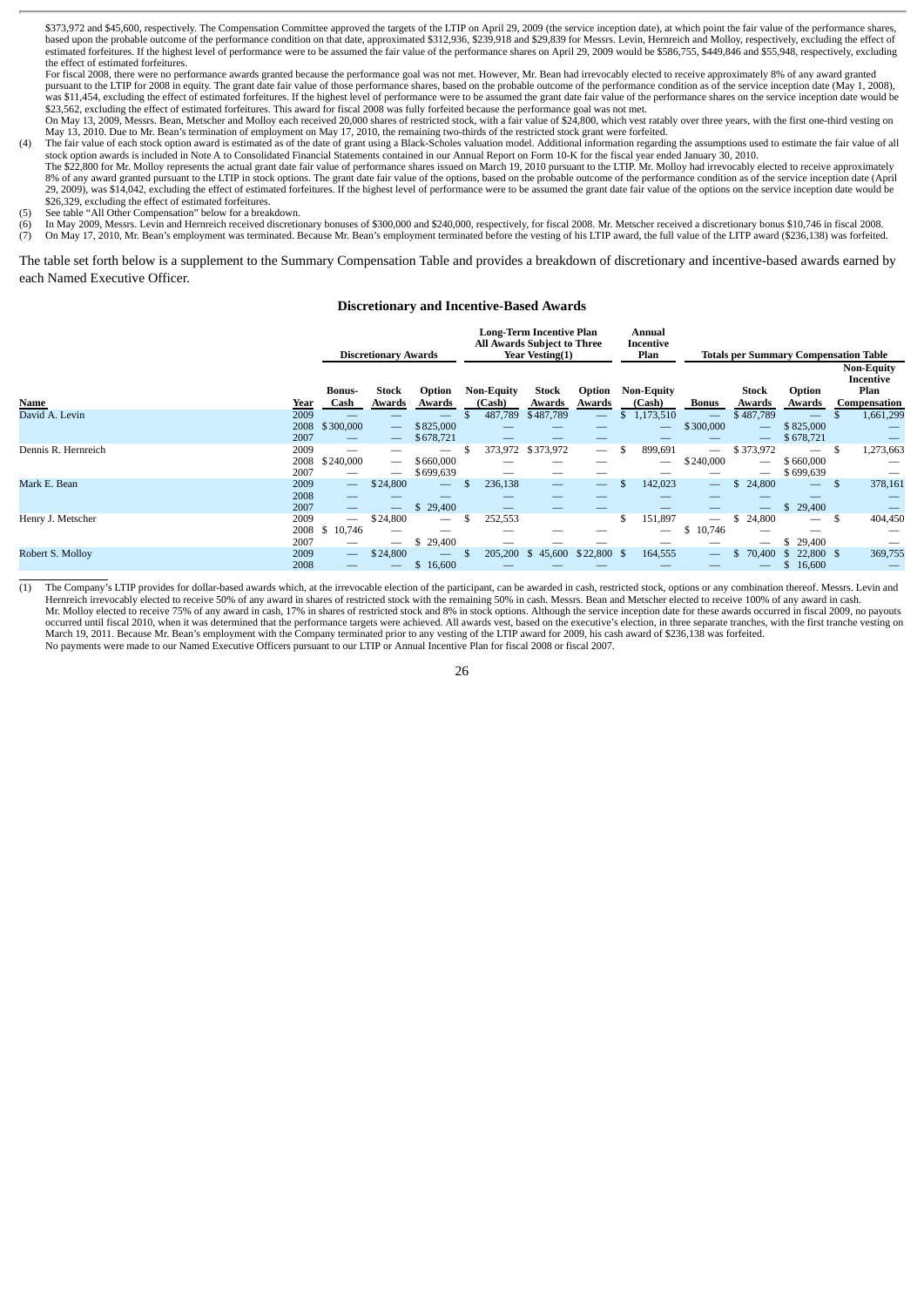$373,972 and $45,600, respectively. The Compensation Committee approved the targets of the LTIP on April 29, 2009 (the service inception date), at which point the fair value of the performance shares, based upon the probable outcome of the performance condition on that date, approximated $312,936, $239,918 and $29,839 for Messrs. Levin, Hernreich and Molloy, respectively, excluding the effect of estimated forfeitures. If the highest level of performance were to be assumed the fair value of the performance shares on April 29, 2009 would be $586,755, $449,846 and $55,948, respectively, excluding the effect of estimated forfeitures.

For fiscal 2008, there were no performance awards granted because the performance goal was not met. However, Mr. Bean had irrevocably elected to receive approximately 8% of any award granted pursuant to the LTIP for 2008 in equity. The grant date fair value of those performance shares, based on the probable outcome of the performance condition as of the service inception date (May 1, 2008), was $11,454, excluding the effect of estimated forfeits. If the highest level of performance were to be assumed the grant date fair value of the performance shares on the service inception date would be $23,562, excluding the effect of estimated forfeitures. This award for fiscal 2008 was fully forfeited because the performance goal was not met.

On May 13, 2009, Messrs. Bean, Metscher and Molloy each received 20,000 shares of restricted stock, with a fair value of $24,800, which vest ratably over three years, with the first one-third vesting on May 13, 2010. Due to Mr. Bean's termination of employment on May 17, 2010, the remaining two-thirds of the restricted stock grant were forfeited.

(4) The fair value of each stock option award is estimated as of the date of grant using a Black-Scholes valuation model. Additional information regarding the assumptions used to estimate the fair value of all stock option awards is included in Note A to Consolidated Financial Statements contained in our Annual Report on Form 10-K for the fiscal year ended January 30, 2010.

The $22,800 for Mr. Molloy represents the actual grant date fair value of performance shares issued on March 19, 2010 pursuant to the LTIP. Mr. Molloy had irrevocably elected to receive approximately 8% of any award granted pursuant to the LTIP in stock options. The grant date fair value of the options, based on the probable outcome of the performance condition as of the service inception date (April 29, 2009), was $14,042, excluding the effect of estimated forfeitures. If the highest level of performance were to be assumed the grant date fair value of the options on the service inception date would be $26,329, excluding the effect of estimated forfeitures.

(5) See table "All Other Compensation" below for a breakdown.

(6) In May 2009, Messrs. Levin and Hernreich received discretionary bonuses of $300,000 and $240,000, respectively, for fiscal 2008. Mr. Metscher received a discretionary bonus $10,746 in fiscal 2008.

(7) On May 17, 2010, Mr. Bean's employment was terminated. Because Mr. Bean's employment terminated before the vesting of his LTIP award, the full value of the LITP award ($236,138) was forfeited.

The table set forth below is a supplement to the Summary Compensation Table and provides a breakdown of discretionary and incentive-based awards earned by each Named Executive Officer.

### Discretionary and Incentive-Based Awards

| | | Discretionary Awards | | | Long-Term Incentive Plan All Awards Subject to Three Year Vesting(1) | | | Annual Incentive Plan | Totals per Summary Compensation Table | | | |
|---|---|---|---|---|---|---|---|---|---|---|---|---|
| Name | Year | Bonus-Cash | Stock Awards | Option Awards | Non-Equity (Cash) | Stock Awards | Option Awards | Non-Equity (Cash) | Bonus | Stock Awards | Option Awards | Non-Equity Incentive Plan Compensation |
| David A. Levin | 2009 | — | — | — | $ 487,789 | $487,789 | — | $ 1,173,510 | — | $487,789 | — | $ 1,661,299 |
| | 2008 | $300,000 | — | $825,000 | — | — | — | — | $300,000 | — | $825,000 | — |
| | 2007 | — | — | $678,721 | — | — | — | — | — | — | $678,721 | — |
| Dennis R. Hernreich | 2009 | — | — | — | $ 373,972 | $373,972 | — | $ 899,691 | — | $373,972 | — | $ 1,273,663 |
| | 2008 | $240,000 | — | $660,000 | — | — | — | — | $240,000 | — | $660,000 | — |
| | 2007 | — | — | $699,639 | — | — | — | — | — | — | $699,639 | — |
| Mark E. Bean | 2009 | — | $24,800 | — | $ 236,138 | — | — | $ 142,023 | — | $ 24,800 | — | $ 378,161 |
| | 2008 | — | — | — | — | — | — | — | — | — | — | — |
| | 2007 | — | — | $ 29,400 | — | — | — | — | — | — | $ 29,400 | — |
| Henry J. Metscher | 2009 | — | $24,800 | — | $ 252,553 | | | $ 151,897 | — | $ 24,800 | — | $ 404,450 |
| | 2008 | $ 10,746 | — | — | — | — | — | — | $ 10,746 | — | — | — |
| | 2007 | — | — | $ 29,400 | — | — | — | — | — | — | $ 29,400 | — |
| Robert S. Molloy | 2009 | — | $24,800 | — | $ 205,200 | $ 45,600 | $22,800 | $ 164,555 | — | $ 70,400 | $ 22,800 | $ 369,755 |
| | 2008 | — | — | $ 16,600 | — | — | — | — | — | — | $ 16,600 | — |

(1) The Company's LTIP provides for dollar-based awards which, at the irrevocable election of the participant, can be awarded in cash, restricted stock, options or any combination thereof. Messrs. Levin and Hernreich irrevocably elected to receive 50% of any award in shares of restricted stock with the remaining 50% in cash. Messrs. Bean and Metscher elected to receive 100% of any award in cash. Mr. Molloy elected to receive 75% of any award in cash, 17% in shares of restricted stock and 8% in stock options. Although the service inception date for these awards occurred in fiscal 2009, no payouts occurred until fiscal 2010, when it was determined that the performance targets were achieved. All awards vest, based on the executive's election, in three separate tranches, with the first tranche vesting on March 19, 2011. Because Mr. Bean's employment with the Company terminated prior to any vesting of the LTIP award for 2009, his cash award of $236,138 was forfeited.

No payments were made to our Named Executive Officers pursuant to our LTIP or Annual Incentive Plan for fiscal 2008 or fiscal 2007.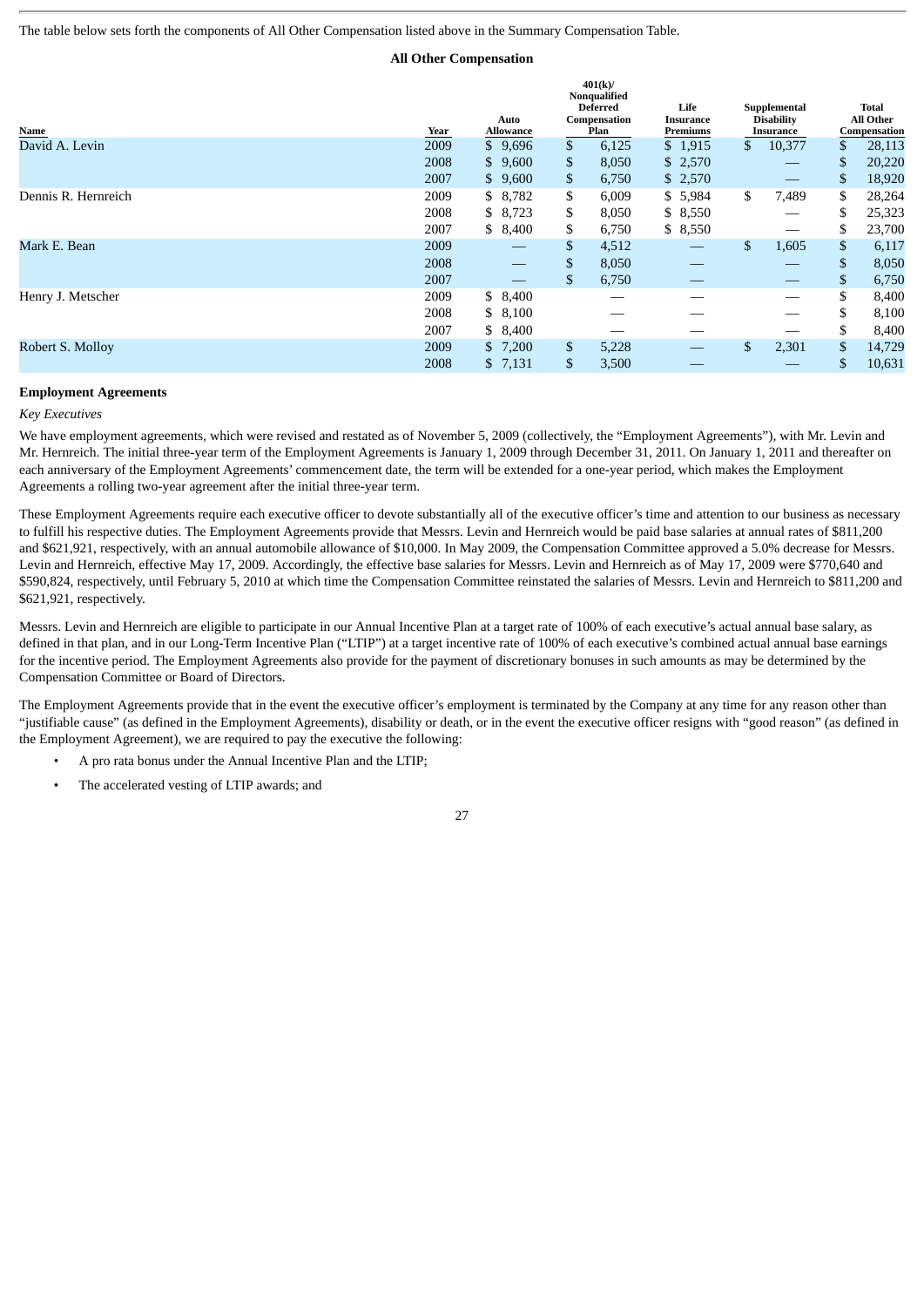The table below sets forth the components of All Other Compensation listed above in the Summary Compensation Table.

**All Other Compensation**

| Name | Year | Auto Allowance | 401(k)/ Nonqualified Deferred Compensation Plan | Life Insurance Premiums | Supplemental Disability Insurance | Total All Other Compensation |
|---|---|---|---|---|---|---|
| David A. Levin | 2009 | $ 9,696 | $ 6,125 | $ 1,915 | $ 10,377 | $ 28,113 |
| | 2008 | $ 9,600 | $ 8,050 | $ 2,570 | — | $ 20,220 |
| | 2007 | $ 9,600 | $ 6,750 | $ 2,570 | — | $ 18,920 |
| Dennis R. Hernreich | 2009 | $ 8,782 | $ 6,009 | $ 5,984 | $ 7,489 | $ 28,264 |
| | 2008 | $ 8,723 | $ 8,050 | $ 8,550 | — | $ 25,323 |
| | 2007 | $ 8,400 | $ 6,750 | $ 8,550 | — | $ 23,700 |
| Mark E. Bean | 2009 | — | $ 4,512 | — | $ 1,605 | $ 6,117 |
| | 2008 | — | $ 8,050 | — | — | $ 8,050 |
| | 2007 | — | $ 6,750 | — | — | $ 6,750 |
| Henry J. Metscher | 2009 | $ 8,400 | — | — | — | $ 8,400 |
| | 2008 | $ 8,100 | — | — | — | $ 8,100 |
| | 2007 | $ 8,400 | — | — | — | $ 8,400 |
| Robert S. Molloy | 2009 | $ 7,200 | $ 5,228 | — | $ 2,301 | $ 14,729 |
| | 2008 | $ 7,131 | $ 3,500 | — | — | $ 10,631 |

**Employment Agreements**

*Key Executives*

We have employment agreements, which were revised and restated as of November 5, 2009 (collectively, the "Employment Agreements"), with Mr. Levin and Mr. Hernreich. The initial three-year term of the Employment Agreements is January 1, 2009 through December 31, 2011. On January 1, 2011 and thereafter on each anniversary of the Employment Agreements' commencement date, the term will be extended for a one-year period, which makes the Employment Agreements a rolling two-year agreement after the initial three-year term.

These Employment Agreements require each executive officer to devote substantially all of the executive officer's time and attention to our business as necessary to fulfill his respective duties. The Employment Agreements provide that Messrs. Levin and Hernreich would be paid base salaries at annual rates of $811,200 and $621,921, respectively, with an annual automobile allowance of $10,000. In May 2009, the Compensation Committee approved a 5.0% decrease for Messrs. Levin and Hernreich, effective May 17, 2009. Accordingly, the effective base salaries for Messrs. Levin and Hernreich as of May 17, 2009 were $770,640 and $590,824, respectively, until February 5, 2010 at which time the Compensation Committee reinstated the salaries of Messrs. Levin and Hernreich to $811,200 and $621,921, respectively.

Messrs. Levin and Hernreich are eligible to participate in our Annual Incentive Plan at a target rate of 100% of each executive's actual annual base salary, as defined in that plan, and in our Long-Term Incentive Plan ("LTIP") at a target incentive rate of 100% of each executive's combined actual annual base earnings for the incentive period. The Employment Agreements also provide for the payment of discretionary bonuses in such amounts as may be determined by the Compensation Committee or Board of Directors.

The Employment Agreements provide that in the event the executive officer's employment is terminated by the Company at any time for any reason other than "justifiable cause" (as defined in the Employment Agreements), disability or death, or in the event the executive officer resigns with "good reason" (as defined in the Employment Agreement), we are required to pay the executive the following:

- A pro rata bonus under the Annual Incentive Plan and the LTIP;
- The accelerated vesting of LTIP awards; and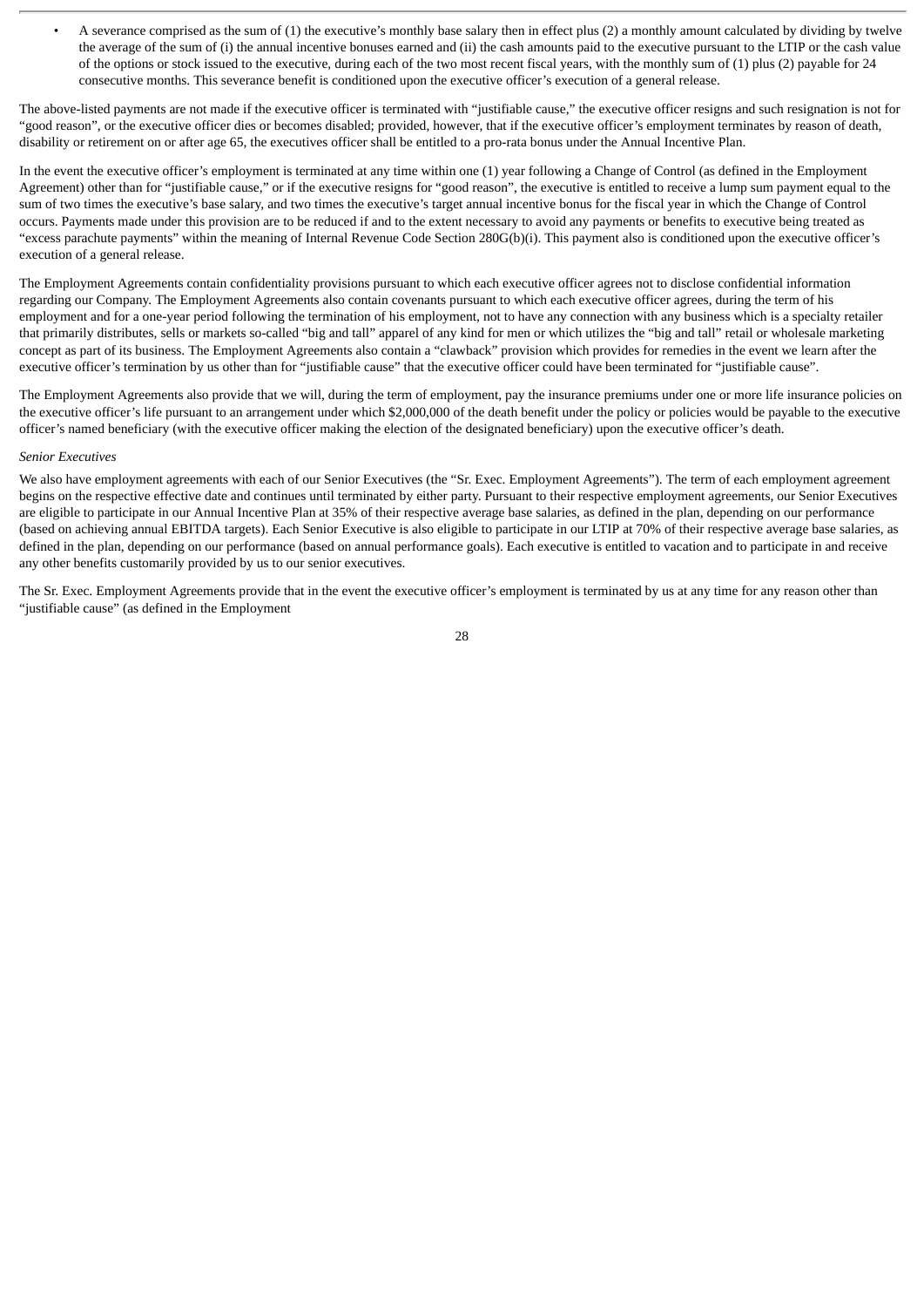- A severance comprised as the sum of (1) the executive's monthly base salary then in effect plus (2) a monthly amount calculated by dividing by twelve the average of the sum of (i) the annual incentive bonuses earned and (ii) the cash amounts paid to the executive pursuant to the LTIP or the cash value of the options or stock issued to the executive, during each of the two most recent fiscal years, with the monthly sum of (1) plus (2) payable for 24 consecutive months. This severance benefit is conditioned upon the executive officer's execution of a general release.

The above-listed payments are not made if the executive officer is terminated with "justifiable cause," the executive officer resigns and such resignation is not for "good reason", or the executive officer dies or becomes disabled; provided, however, that if the executive officer's employment terminates by reason of death, disability or retirement on or after age 65, the executives officer shall be entitled to a pro-rata bonus under the Annual Incentive Plan.

In the event the executive officer's employment is terminated at any time within one (1) year following a Change of Control (as defined in the Employment Agreement) other than for "justifiable cause," or if the executive resigns for "good reason", the executive is entitled to receive a lump sum payment equal to the sum of two times the executive's base salary, and two times the executive's target annual incentive bonus for the fiscal year in which the Change of Control occurs. Payments made under this provision are to be reduced if and to the extent necessary to avoid any payments or benefits to executive being treated as "excess parachute payments" within the meaning of Internal Revenue Code Section 280G(b)(i). This payment also is conditioned upon the executive officer's execution of a general release.

The Employment Agreements contain confidentiality provisions pursuant to which each executive officer agrees not to disclose confidential information regarding our Company. The Employment Agreements also contain covenants pursuant to which each executive officer agrees, during the term of his employment and for a one-year period following the termination of his employment, not to have any connection with any business which is a specialty retailer that primarily distributes, sells or markets so-called "big and tall" apparel of any kind for men or which utilizes the "big and tall" retail or wholesale marketing concept as part of its business. The Employment Agreements also contain a "clawback" provision which provides for remedies in the event we learn after the executive officer's termination by us other than for "justifiable cause" that the executive officer could have been terminated for "justifiable cause".

The Employment Agreements also provide that we will, during the term of employment, pay the insurance premiums under one or more life insurance policies on the executive officer's life pursuant to an arrangement under which $2,000,000 of the death benefit under the policy or policies would be payable to the executive officer's named beneficiary (with the executive officer making the election of the designated beneficiary) upon the executive officer's death.

*Senior Executives*

We also have employment agreements with each of our Senior Executives (the "Sr. Exec. Employment Agreements"). The term of each employment agreement begins on the respective effective date and continues until terminated by either party. Pursuant to their respective employment agreements, our Senior Executives are eligible to participate in our Annual Incentive Plan at 35% of their respective average base salaries, as defined in the plan, depending on our performance (based on achieving annual EBITDA targets). Each Senior Executive is also eligible to participate in our LTIP at 70% of their respective average base salaries, as defined in the plan, depending on our performance (based on annual performance goals). Each executive is entitled to vacation and to participate in and receive any other benefits customarily provided by us to our senior executives.

The Sr. Exec. Employment Agreements provide that in the event the executive officer's employment is terminated by us at any time for any reason other than "justifiable cause" (as defined in the Employment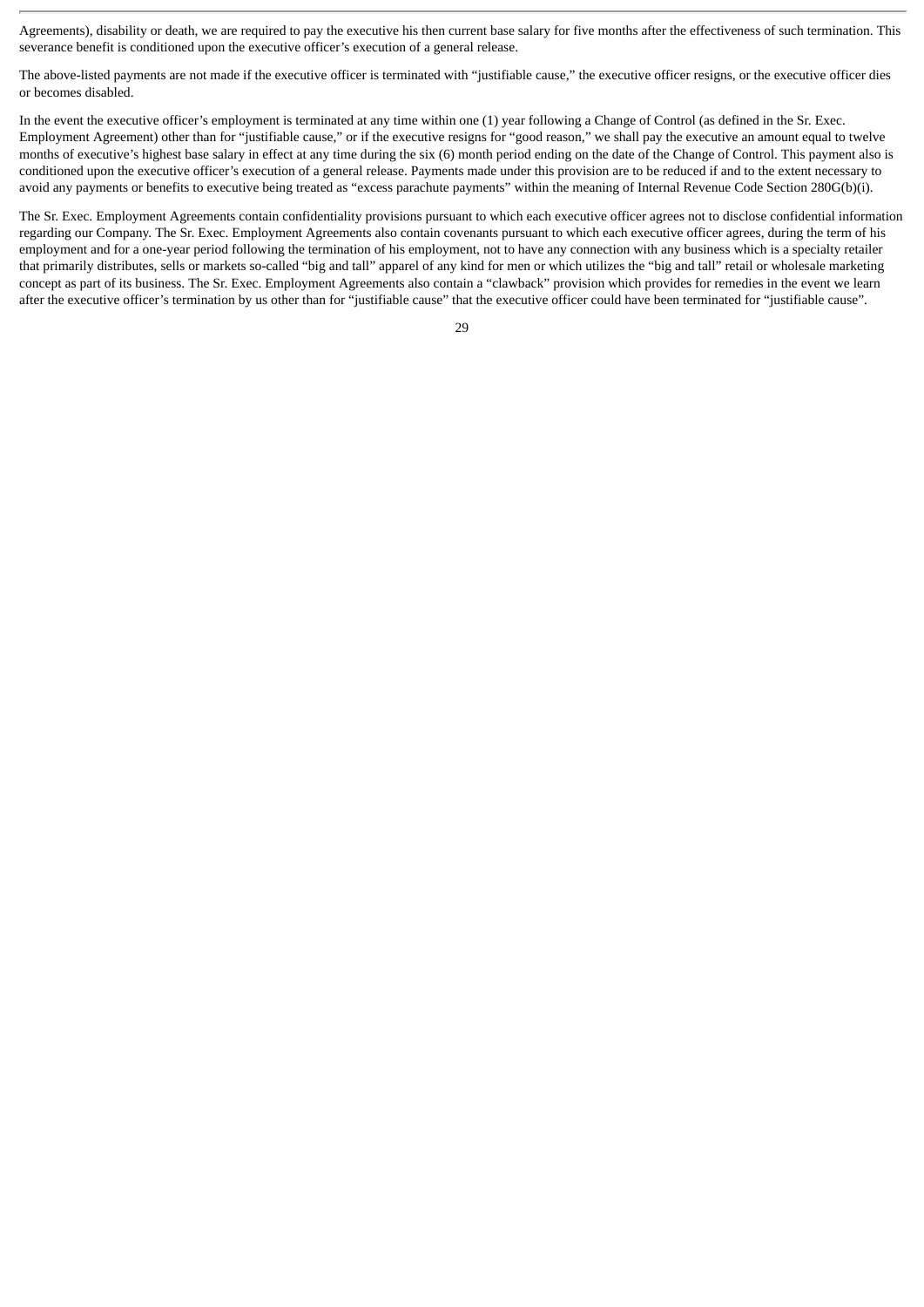Agreements), disability or death, we are required to pay the executive his then current base salary for five months after the effectiveness of such termination. This severance benefit is conditioned upon the executive officer's execution of a general release.

The above-listed payments are not made if the executive officer is terminated with "justifiable cause," the executive officer resigns, or the executive officer dies or becomes disabled.

In the event the executive officer's employment is terminated at any time within one (1) year following a Change of Control (as defined in the Sr. Exec. Employment Agreement) other than for "justifiable cause," or if the executive resigns for "good reason," we shall pay the executive an amount equal to twelve months of executive's highest base salary in effect at any time during the six (6) month period ending on the date of the Change of Control. This payment also is conditioned upon the executive officer's execution of a general release. Payments made under this provision are to be reduced if and to the extent necessary to avoid any payments or benefits to executive being treated as "excess parachute payments" within the meaning of Internal Revenue Code Section 280G(b)(i).

The Sr. Exec. Employment Agreements contain confidentiality provisions pursuant to which each executive officer agrees not to disclose confidential information regarding our Company. The Sr. Exec. Employment Agreements also contain covenants pursuant to which each executive officer agrees, during the term of his employment and for a one-year period following the termination of his employment, not to have any connection with any business which is a specialty retailer that primarily distributes, sells or markets so-called "big and tall" apparel of any kind for men or which utilizes the "big and tall" retail or wholesale marketing concept as part of its business. The Sr. Exec. Employment Agreements also contain a "clawback" provision which provides for remedies in the event we learn after the executive officer's termination by us other than for "justifiable cause" that the executive officer could have been terminated for "justifiable cause".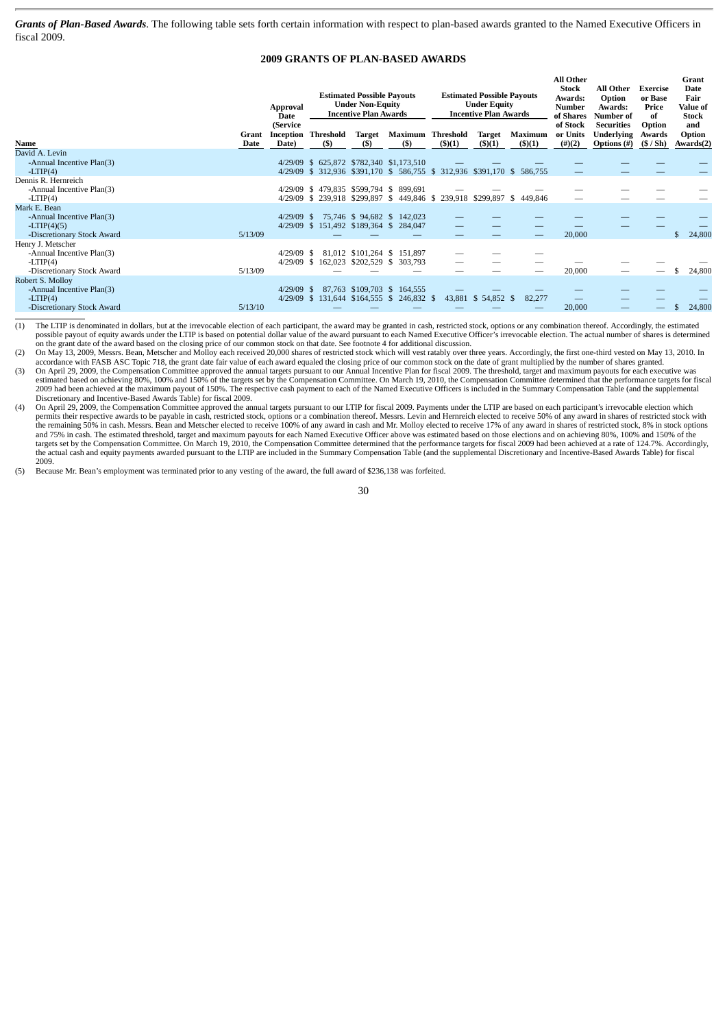***Grants of Plan-Based Awards***. The following table sets forth certain information with respect to plan-based awards granted to the Named Executive Officers in fiscal 2009.

## 2009 GRANTS OF PLAN-BASED AWARDS

| Name | Grant Date | Approval Date (Service Inception Date) | Estimated Possible Payouts Under Non-Equity Incentive Plan Awards | | | Estimated Possible Payouts Under Equity Incentive Plan Awards | | | All Other Stock Awards: Number of Shares of Stock or Units (#)(2) | All Other Option Awards: Number of Securities Underlying Options (#) | Exercise or Base Price of Option Awards ($ / Sh) | Grant Date Fair Value of Stock and Option Awards(2) |
|---|---|---|---|---|---|---|---|---|---|---|---|---|
| | | | Threshold ($) | Target ($) | Maximum ($) | Threshold ($)(1) | Target ($)(1) | Maximum ($)(1) | | | | |
| David A. Levin | | | | | | | | | | | | |
| -Annual Incentive Plan(3) | | 4/29/09 | $ 625,872 | $782,340 | $1,173,510 | — | — | — | — | — | — | — |
| -LTIP(4) | | 4/29/09 | $ 312,936 | $391,170 | $ 586,755 | $ 312,936 | $391,170 | $ 586,755 | — | — | — | — |
| Dennis R. Hernreich | | | | | | | | | | | | |
| -Annual Incentive Plan(3) | | 4/29/09 | $ 479,835 | $599,794 | $ 899,691 | — | — | — | — | — | — | — |
| -LTIP(4) | | 4/29/09 | $ 239,918 | $299,897 | $ 449,846 | $ 239,918 | $299,897 | $ 449,846 | — | — | — | — |
| Mark E. Bean | | | | | | | | | | | | |
| -Annual Incentive Plan(3) | | 4/29/09 | $ 75,746 | $ 94,682 | $ 142,023 | — | — | — | — | — | — | — |
| -LTIP(4)(5) | | 4/29/09 | $ 151,492 | $189,364 | $ 284,047 | — | — | — | — | — | — | — |
| -Discretionary Stock Award | 5/13/09 | | — | — | — | — | — | — | 20,000 | | | $ 24,800 |
| Henry J. Metscher | | | | | | | | | | | | |
| -Annual Incentive Plan(3) | | 4/29/09 | $ 81,012 | $101,264 | $ 151,897 | — | — | — | | | | |
| -LTIP(4) | | 4/29/09 | $ 162,023 | $202,529 | $ 303,793 | — | — | — | — | — | — | — |
| -Discretionary Stock Award | 5/13/09 | | — | — | — | — | — | — | 20,000 | — | — | $ 24,800 |
| Robert S. Molloy | | | | | | | | | | | | |
| -Annual Incentive Plan(3) | | 4/29/09 | $ 87,763 | $109,703 | $ 164,555 | — | — | — | — | — | — | — |
| -LTIP(4) | | 4/29/09 | $ 131,644 | $164,555 | $ 246,832 | $ 43,881 | $ 54,852 | $ 82,277 | — | — | — | — |
| -Discretionary Stock Award | 5/13/10 | | — | — | — | — | — | — | 20,000 | — | — | $ 24,800 |

(1) The LTIP is denominated in dollars, but at the irrevocable election of each participant, the award may be granted in cash, restricted stock, options or any combination thereof. Accordingly, the estimated possible payout of equity awards under the LTIP is based on potential dollar value of the award pursuant to each Named Executive Officer's irrevocable election. The actual number of shares is determined on the grant date of the award based on the closing price of our common stock on that date. See footnote 4 for additional discussion.

(2) On May 13, 2009, Messrs. Bean, Metscher and Molloy each received 20,000 shares of restricted stock which will vest ratably over three years. Accordingly, the first one-third vested on May 13, 2010. In accordance with FASB ASC Topic 718, the grant date fair value of each award equaled the closing price of our common stock on the date of grant multiplied by the number of shares granted.

(3) On April 29, 2009, the Compensation Committee approved the annual targets pursuant to our Annual Incentive Plan for fiscal 2009. The threshold, target and maximum payouts for each executive was estimated based on achieving 80%, 100% and 150% of the targets set by the Compensation Committee. On March 19, 2010, the Compensation Committee determined that the performance targets for fiscal 2009 had been achieved at the maximum payout of 150%. The respective cash payment to each of the Named Executive Officers is included in the Summary Compensation Table (and the supplemental Discretionary and Incentive-Based Awards Table) for fiscal 2009.

(4) On April 29, 2009, the Compensation Committee approved the annual targets pursuant to our LTIP for fiscal 2009. Payments under the LTIP are based on each participant's irrevocable election which permits their respective awards to be payable in cash, restricted stock, options or a combination thereof. Messrs. Levin and Hernreich elected to receive 50% of any award in shares of restricted stock with the remaining 50% in cash. Messrs. Bean and Metscher elected to receive 100% of any award in cash and Mr. Molloy elected to receive 17% of any award in shares of restricted stock, 8% in stock options and 75% in cash. The estimated threshold, target and maximum payouts for each Named Executive Officer above was estimated based on those elections and on achieving 80%, 100% and 150% of the targets set by the Compensation Committee. On March 19, 2010, the Compensation Committee determined that the performance targets for fiscal 2009 had been achieved at a rate of 124.7%. Accordingly, the actual cash and equity payments awarded pursuant to the LTIP are included in the Summary Compensation Table (and the supplemental Discretionary and Incentive-Based Awards Table) for fiscal 2009.

(5) Because Mr. Bean's employment was terminated prior to any vesting of the award, the full award of $236,138 was forfeited.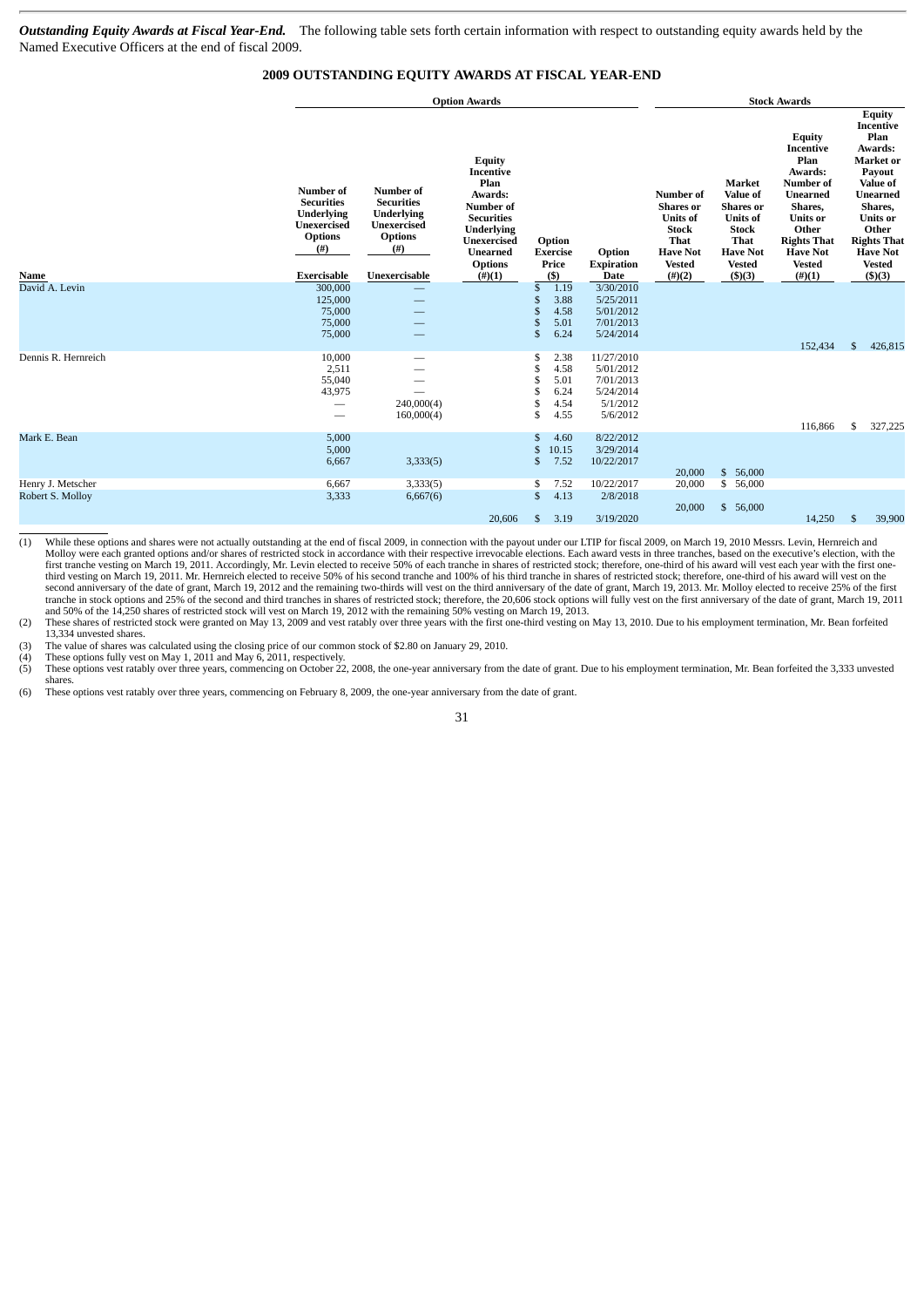***Outstanding Equity Awards at Fiscal Year-End.*** The following table sets forth certain information with respect to outstanding equity awards held by the Named Executive Officers at the end of fiscal 2009.

## 2009 OUTSTANDING EQUITY AWARDS AT FISCAL YEAR-END

| | Option Awards | | | | | Stock Awards | | | |
|---|---|---|---|---|---|---|---|---|---|
| Name | Number of Securities Underlying Unexercised Options (#) Exercisable | Number of Securities Underlying Unexercised Options (#) Unexercisable | Equity Incentive Plan Awards: Number of Securities Underlying Unexercised Unearned Options (#)(1) | Option Exercise Price ($) | Option Expiration Date | Number of Shares or Units of Stock That Have Not Vested (#)(2) | Market Value of Shares or Units of Stock That Have Not Vested ($)(3) | Equity Incentive Plan Awards: Number of Unearned Shares, Units or Other Rights That Have Not Vested (#)(1) | Equity Incentive Plan Awards: Market or Payout Value of Unearned Shares, Units or Other Rights That Have Not Vested ($)(3) |
| David A. Levin | 300,000 | — | | $ 1.19 | 3/30/2010 | | | | |
| | 125,000 | — | | $ 3.88 | 5/25/2011 | | | | |
| | 75,000 | — | | $ 4.58 | 5/01/2012 | | | | |
| | 75,000 | — | | $ 5.01 | 7/01/2013 | | | | |
| | 75,000 | — | | $ 6.24 | 5/24/2014 | | | | |
| | | | | | | | | 152,434 | $ 426,815 |
| Dennis R. Hernreich | 10,000 | — | | $ 2.38 | 11/27/2010 | | | | |
| | 2,511 | — | | $ 4.58 | 5/01/2012 | | | | |
| | 55,040 | — | | $ 5.01 | 7/01/2013 | | | | |
| | 43,975 | — | | $ 6.24 | 5/24/2014 | | | | |
| | — | 240,000(4) | | $ 4.54 | 5/1/2012 | | | | |
| | — | 160,000(4) | | $ 4.55 | 5/6/2012 | | | | |
| | | | | | | | | 116,866 | $ 327,225 |
| Mark E. Bean | 5,000 | | | $ 4.60 | 8/22/2012 | | | | |
| | 5,000 | | | $ 10.15 | 3/29/2014 | | | | |
| | 6,667 | 3,333(5) | | $ 7.52 | 10/22/2017 | | | | |
| | | | | | | 20,000 | $ 56,000 | | |
| Henry J. Metscher | 6,667 | 3,333(5) | | $ 7.52 | 10/22/2017 | 20,000 | $ 56,000 | | |
| Robert S. Molloy | 3,333 | 6,667(6) | | $ 4.13 | 2/8/2018 | | | | |
| | | | | | | 20,000 | $ 56,000 | | |
| | | | 20,606 | $ 3.19 | 3/19/2020 | | | 14,250 | $ 39,900 |

(1) While these options and shares were not actually outstanding at the end of fiscal 2009, in connection with the payout under our LTIP for fiscal 2009, on March 19, 2010 Messrs. Levin, Hernreich and Molloy were each granted options and/or shares of restricted stock in accordance with their respective irrevocable elections. Each award vests in three tranches, based on the executive's election, with the first tranche vesting on March 19, 2011. Accordingly, Mr. Levin elected to receive 50% of each tranche in shares of restricted stock; therefore, one-third of his award will vest each year with the first one-third vesting on March 19, 2011. Mr. Hernreich elected to receive 50% of his second tranche and 100% of his third tranche in shares of restricted stock; therefore, one-third of his award will vest on the second anniversary of the date of grant, March 19, 2012 and the remaining two-thirds will vest on the third anniversary of the date of grant, March 19, 2013. Mr. Molloy elected to receive 25% of the first tranche in stock options and 25% of the second and third tranches in shares of restricted stock; therefore, the 20,606 stock options will fully vest on the first anniversary of the date of grant, March 19, 2011 and 50% of the 14,250 shares of restricted stock will vest on March 19, 2012 with the remaining 50% vesting on March 19, 2013.

(2) These shares of restricted stock were granted on May 13, 2009 and vest ratably over three years with the first one-third vesting on May 13, 2010. Due to his employment termination, Mr. Bean forfeited 13,334 unvested shares.

(3) The value of shares was calculated using the closing price of our common stock of $2.80 on January 29, 2010.

(4) These options fully vest on May 1, 2011 and May 6, 2011, respectively.

(5) These options vest ratably over three years, commencing on October 22, 2008, the one-year anniversary from the date of grant. Due to his employment termination, Mr. Bean forfeited the 3,333 unvested shares.

(6) These options vest ratably over three years, commencing on February 8, 2009, the one-year anniversary from the date of grant.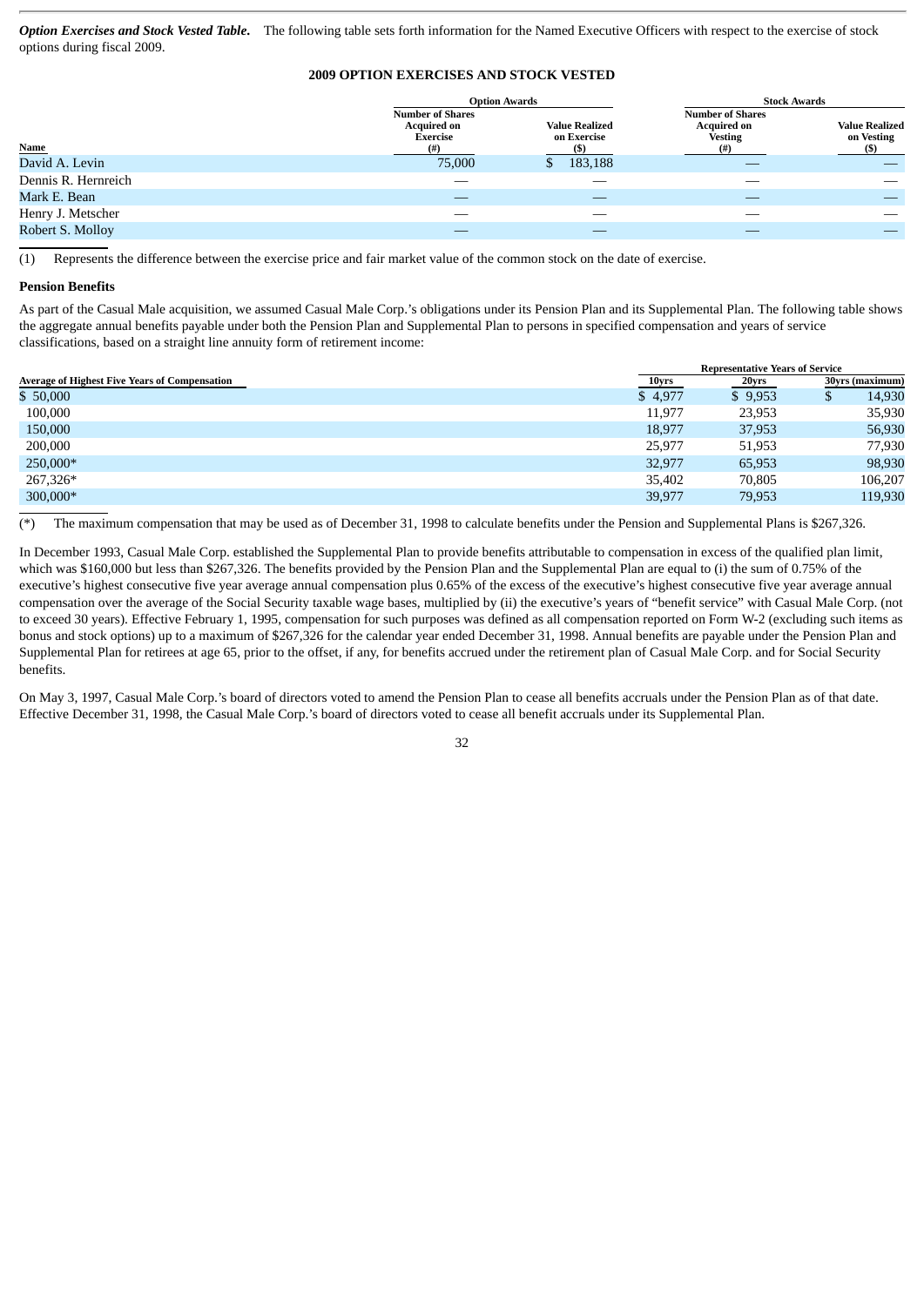***Option Exercises and Stock Vested Table.*** The following table sets forth information for the Named Executive Officers with respect to the exercise of stock options during fiscal 2009.

**2009 OPTION EXERCISES AND STOCK VESTED**

| | Option Awards | | Stock Awards | |
|---|---|---|---|---|
| Name | Number of Shares Acquired on Exercise (#) | Value Realized on Exercise ($) | Number of Shares Acquired on Vesting (#) | Value Realized on Vesting ($) |
| David A. Levin | 75,000 | $ 183,188 | — | — |
| Dennis R. Hernreich | — | — | — | — |
| Mark E. Bean | — | — | — | — |
| Henry J. Metscher | — | — | — | — |
| Robert S. Molloy | — | — | — | — |

(1) Represents the difference between the exercise price and fair market value of the common stock on the date of exercise.

**Pension Benefits**

As part of the Casual Male acquisition, we assumed Casual Male Corp.'s obligations under its Pension Plan and its Supplemental Plan. The following table shows the aggregate annual benefits payable under both the Pension Plan and Supplemental Plan to persons in specified compensation and years of service classifications, based on a straight line annuity form of retirement income:

| | Representative Years of Service | | |
|---|---|---|---|
| Average of Highest Five Years of Compensation | 10yrs | 20yrs | 30yrs (maximum) |
| $ 50,000 | $ 4,977 | $ 9,953 | $ 14,930 |
| 100,000 | 11,977 | 23,953 | 35,930 |
| 150,000 | 18,977 | 37,953 | 56,930 |
| 200,000 | 25,977 | 51,953 | 77,930 |
| 250,000* | 32,977 | 65,953 | 98,930 |
| 267,326* | 35,402 | 70,805 | 106,207 |
| 300,000* | 39,977 | 79,953 | 119,930 |

(*) The maximum compensation that may be used as of December 31, 1998 to calculate benefits under the Pension and Supplemental Plans is $267,326.

In December 1993, Casual Male Corp. established the Supplemental Plan to provide benefits attributable to compensation in excess of the qualified plan limit, which was $160,000 but less than $267,326. The benefits provided by the Pension Plan and the Supplemental Plan are equal to (i) the sum of 0.75% of the executive's highest consecutive five year average annual compensation plus 0.65% of the excess of the executive's highest consecutive five year average annual compensation over the average of the Social Security taxable wage bases, multiplied by (ii) the executive's years of "benefit service" with Casual Male Corp. (not to exceed 30 years). Effective February 1, 1995, compensation for such purposes was defined as all compensation reported on Form W-2 (excluding such items as bonus and stock options) up to a maximum of $267,326 for the calendar year ended December 31, 1998. Annual benefits are payable under the Pension Plan and Supplemental Plan for retirees at age 65, prior to the offset, if any, for benefits accrued under the retirement plan of Casual Male Corp. and for Social Security benefits.

On May 3, 1997, Casual Male Corp.'s board of directors voted to amend the Pension Plan to cease all benefits accruals under the Pension Plan as of that date. Effective December 31, 1998, the Casual Male Corp.'s board of directors voted to cease all benefit accruals under its Supplemental Plan.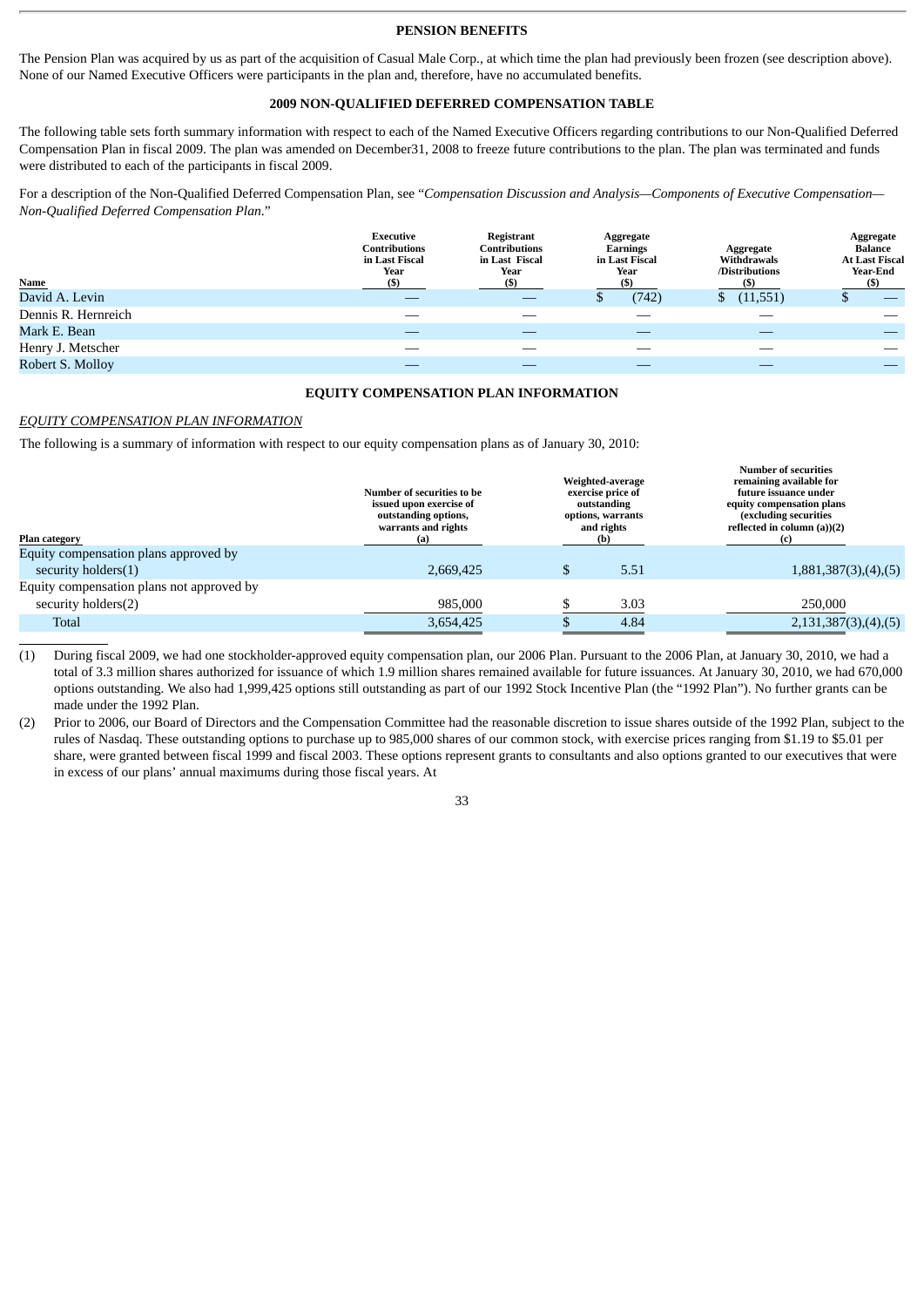## PENSION BENEFITS

The Pension Plan was acquired by us as part of the acquisition of Casual Male Corp., at which time the plan had previously been frozen (see description above). None of our Named Executive Officers were participants in the plan and, therefore, have no accumulated benefits.

## 2009 NON-QUALIFIED DEFERRED COMPENSATION TABLE

The following table sets forth summary information with respect to each of the Named Executive Officers regarding contributions to our Non-Qualified Deferred Compensation Plan in fiscal 2009. The plan was amended on December31, 2008 to freeze future contributions to the plan. The plan was terminated and funds were distributed to each of the participants in fiscal 2009.

For a description of the Non-Qualified Deferred Compensation Plan, see "*Compensation Discussion and Analysis—Components of Executive Compensation—Non-Qualified Deferred Compensation Plan*."

| Name | Executive Contributions in Last Fiscal Year ($) | Registrant Contributions in Last Fiscal Year ($) | Aggregate Earnings in Last Fiscal Year ($) | Aggregate Withdrawals /Distributions ($) | Aggregate Balance At Last Fiscal Year-End ($) |
|---|---|---|---|---|---|
| David A. Levin | — | — | $ (742) | $ (11,551) | $ — |
| Dennis R. Hernreich | — | — | — | — | — |
| Mark E. Bean | — | — | — | — | — |
| Henry J. Metscher | — | — | — | — | — |
| Robert S. Molloy | — | — | — | — | — |

## EQUITY COMPENSATION PLAN INFORMATION

*EQUITY COMPENSATION PLAN INFORMATION*

The following is a summary of information with respect to our equity compensation plans as of January 30, 2010:

| Plan category | Number of securities to be issued upon exercise of outstanding options, warrants and rights (a) | Weighted-average exercise price of outstanding options, warrants and rights (b) | Number of securities remaining available for future issuance under equity compensation plans (excluding securities reflected in column (a))(2) (c) |
|---|---|---|---|
| Equity compensation plans approved by security holders(1) | 2,669,425 | $ 5.51 | 1,881,387(3),(4),(5) |
| Equity compensation plans not approved by security holders(2) | 985,000 | $ 3.03 | 250,000 |
| Total | 3,654,425 | $ 4.84 | 2,131,387(3),(4),(5) |

(1) During fiscal 2009, we had one stockholder-approved equity compensation plan, our 2006 Plan. Pursuant to the 2006 Plan, at January 30, 2010, we had a total of 3.3 million shares authorized for issuance of which 1.9 million shares remained available for future issuances. At January 30, 2010, we had 670,000 options outstanding. We also had 1,999,425 options still outstanding as part of our 1992 Stock Incentive Plan (the "1992 Plan"). No further grants can be made under the 1992 Plan.

(2) Prior to 2006, our Board of Directors and the Compensation Committee had the reasonable discretion to issue shares outside of the 1992 Plan, subject to the rules of Nasdaq. These outstanding options to purchase up to 985,000 shares of our common stock, with exercise prices ranging from $1.19 to $5.01 per share, were granted between fiscal 1999 and fiscal 2003. These options represent grants to consultants and also options granted to our executives that were in excess of our plans' annual maximums during those fiscal years. At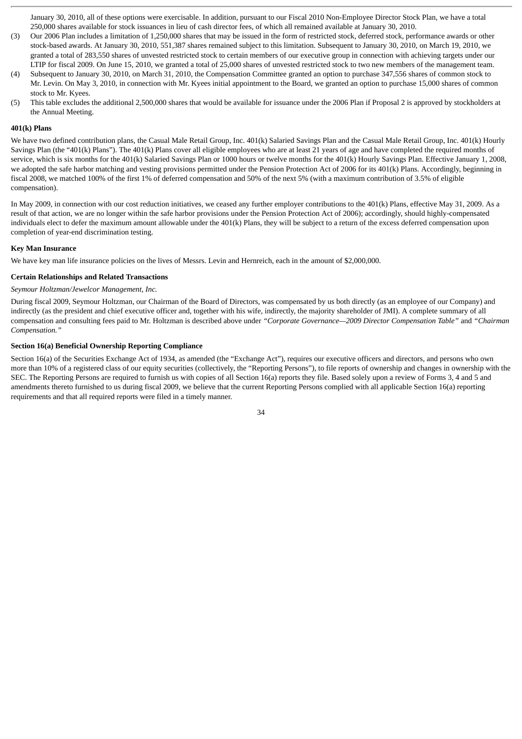January 30, 2010, all of these options were exercisable. In addition, pursuant to our Fiscal 2010 Non-Employee Director Stock Plan, we have a total 250,000 shares available for stock issuances in lieu of cash director fees, of which all remained available at January 30, 2010.

(3) Our 2006 Plan includes a limitation of 1,250,000 shares that may be issued in the form of restricted stock, deferred stock, performance awards or other stock-based awards. At January 30, 2010, 551,387 shares remained subject to this limitation. Subsequent to January 30, 2010, on March 19, 2010, we granted a total of 283,550 shares of unvested restricted stock to certain members of our executive group in connection with achieving targets under our LTIP for fiscal 2009. On June 15, 2010, we granted a total of 25,000 shares of unvested restricted stock to two new members of the management team.

(4) Subsequent to January 30, 2010, on March 31, 2010, the Compensation Committee granted an option to purchase 347,556 shares of common stock to Mr. Levin. On May 3, 2010, in connection with Mr. Kyees initial appointment to the Board, we granted an option to purchase 15,000 shares of common stock to Mr. Kyees.

(5) This table excludes the additional 2,500,000 shares that would be available for issuance under the 2006 Plan if Proposal 2 is approved by stockholders at the Annual Meeting.

**401(k) Plans**

We have two defined contribution plans, the Casual Male Retail Group, Inc. 401(k) Salaried Savings Plan and the Casual Male Retail Group, Inc. 401(k) Hourly Savings Plan (the "401(k) Plans"). The 401(k) Plans cover all eligible employees who are at least 21 years of age and have completed the required months of service, which is six months for the 401(k) Salaried Savings Plan or 1000 hours or twelve months for the 401(k) Hourly Savings Plan. Effective January 1, 2008, we adopted the safe harbor matching and vesting provisions permitted under the Pension Protection Act of 2006 for its 401(k) Plans. Accordingly, beginning in fiscal 2008, we matched 100% of the first 1% of deferred compensation and 50% of the next 5% (with a maximum contribution of 3.5% of eligible compensation).

In May 2009, in connection with our cost reduction initiatives, we ceased any further employer contributions to the 401(k) Plans, effective May 31, 2009. As a result of that action, we are no longer within the safe harbor provisions under the Pension Protection Act of 2006); accordingly, should highly-compensated individuals elect to defer the maximum amount allowable under the 401(k) Plans, they will be subject to a return of the excess deferred compensation upon completion of year-end discrimination testing.

**Key Man Insurance**

We have key man life insurance policies on the lives of Messrs. Levin and Hernreich, each in the amount of $2,000,000.

**Certain Relationships and Related Transactions**

*Seymour Holtzman/Jewelcor Management, Inc.*

During fiscal 2009, Seymour Holtzman, our Chairman of the Board of Directors, was compensated by us both directly (as an employee of our Company) and indirectly (as the president and chief executive officer and, together with his wife, indirectly, the majority shareholder of JMI). A complete summary of all compensation and consulting fees paid to Mr. Holtzman is described above under *"Corporate Governance—2009 Director Compensation Table"* and *"Chairman Compensation."*

**Section 16(a) Beneficial Ownership Reporting Compliance**

Section 16(a) of the Securities Exchange Act of 1934, as amended (the "Exchange Act"), requires our executive officers and directors, and persons who own more than 10% of a registered class of our equity securities (collectively, the "Reporting Persons"), to file reports of ownership and changes in ownership with the SEC. The Reporting Persons are required to furnish us with copies of all Section 16(a) reports they file. Based solely upon a review of Forms 3, 4 and 5 and amendments thereto furnished to us during fiscal 2009, we believe that the current Reporting Persons complied with all applicable Section 16(a) reporting requirements and that all required reports were filed in a timely manner.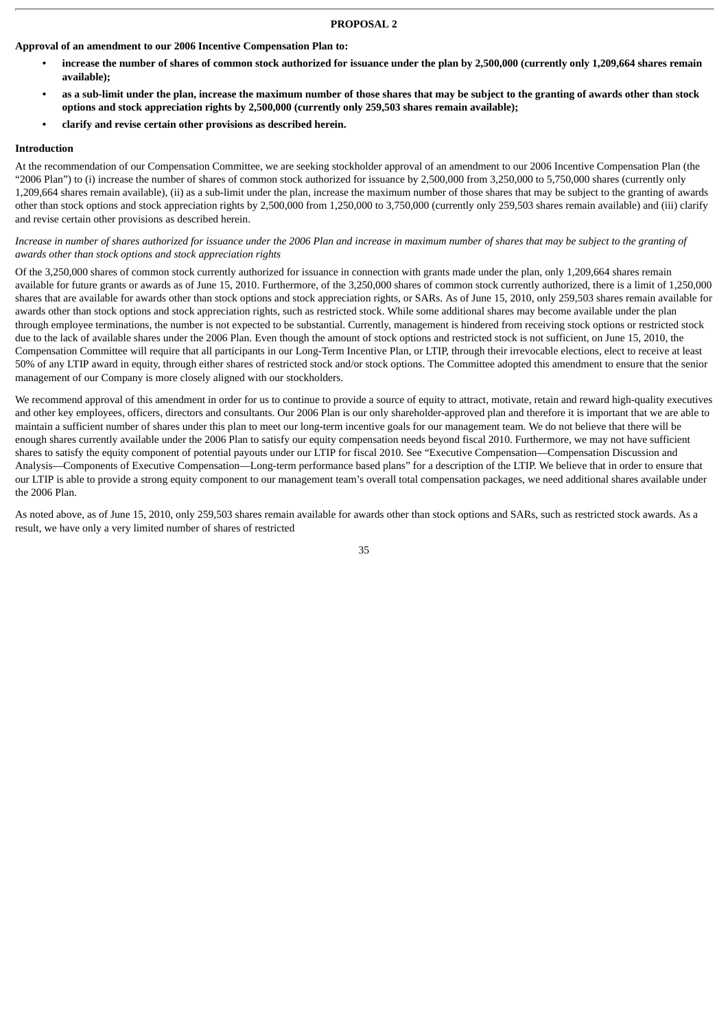## PROPOSAL 2

**Approval of an amendment to our 2006 Incentive Compensation Plan to:**

- **increase the number of shares of common stock authorized for issuance under the plan by 2,500,000 (currently only 1,209,664 shares remain available);**
- **as a sub-limit under the plan, increase the maximum number of those shares that may be subject to the granting of awards other than stock options and stock appreciation rights by 2,500,000 (currently only 259,503 shares remain available);**
- **clarify and revise certain other provisions as described herein.**

### Introduction

At the recommendation of our Compensation Committee, we are seeking stockholder approval of an amendment to our 2006 Incentive Compensation Plan (the "2006 Plan") to (i) increase the number of shares of common stock authorized for issuance by 2,500,000 from 3,250,000 to 5,750,000 shares (currently only 1,209,664 shares remain available), (ii) as a sub-limit under the plan, increase the maximum number of those shares that may be subject to the granting of awards other than stock options and stock appreciation rights by 2,500,000 from 1,250,000 to 3,750,000 (currently only 259,503 shares remain available) and (iii) clarify and revise certain other provisions as described herein.

*Increase in number of shares authorized for issuance under the 2006 Plan and increase in maximum number of shares that may be subject to the granting of awards other than stock options and stock appreciation rights*

Of the 3,250,000 shares of common stock currently authorized for issuance in connection with grants made under the plan, only 1,209,664 shares remain available for future grants or awards as of June 15, 2010. Furthermore, of the 3,250,000 shares of common stock currently authorized, there is a limit of 1,250,000 shares that are available for awards other than stock options and stock appreciation rights, or SARs. As of June 15, 2010, only 259,503 shares remain available for awards other than stock options and stock appreciation rights, such as restricted stock. While some additional shares may become available under the plan through employee terminations, the number is not expected to be substantial. Currently, management is hindered from receiving stock options or restricted stock due to the lack of available shares under the 2006 Plan. Even though the amount of stock options and restricted stock is not sufficient, on June 15, 2010, the Compensation Committee will require that all participants in our Long-Term Incentive Plan, or LTIP, through their irrevocable elections, elect to receive at least 50% of any LTIP award in equity, through either shares of restricted stock and/or stock options. The Committee adopted this amendment to ensure that the senior management of our Company is more closely aligned with our stockholders.

We recommend approval of this amendment in order for us to continue to provide a source of equity to attract, motivate, retain and reward high-quality executives and other key employees, officers, directors and consultants. Our 2006 Plan is our only shareholder-approved plan and therefore it is important that we are able to maintain a sufficient number of shares under this plan to meet our long-term incentive goals for our management team. We do not believe that there will be enough shares currently available under the 2006 Plan to satisfy our equity compensation needs beyond fiscal 2010. Furthermore, we may not have sufficient shares to satisfy the equity component of potential payouts under our LTIP for fiscal 2010. See "Executive Compensation—Compensation Discussion and Analysis—Components of Executive Compensation—Long-term performance based plans" for a description of the LTIP. We believe that in order to ensure that our LTIP is able to provide a strong equity component to our management team's overall total compensation packages, we need additional shares available under the 2006 Plan.

As noted above, as of June 15, 2010, only 259,503 shares remain available for awards other than stock options and SARs, such as restricted stock awards. As a result, we have only a very limited number of shares of restricted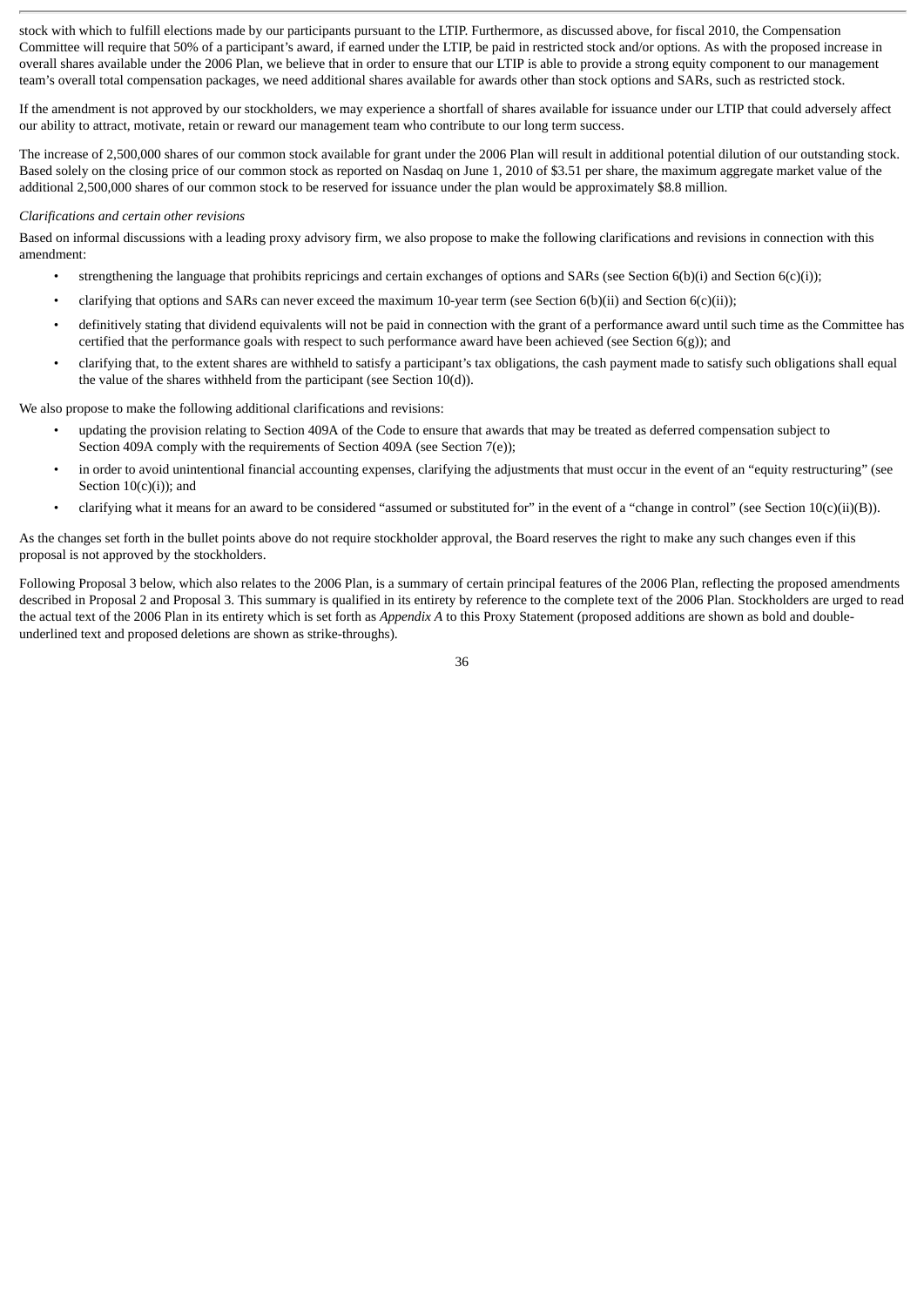stock with which to fulfill elections made by our participants pursuant to the LTIP. Furthermore, as discussed above, for fiscal 2010, the Compensation Committee will require that 50% of a participant's award, if earned under the LTIP, be paid in restricted stock and/or options. As with the proposed increase in overall shares available under the 2006 Plan, we believe that in order to ensure that our LTIP is able to provide a strong equity component to our management team's overall total compensation packages, we need additional shares available for awards other than stock options and SARs, such as restricted stock.

If the amendment is not approved by our stockholders, we may experience a shortfall of shares available for issuance under our LTIP that could adversely affect our ability to attract, motivate, retain or reward our management team who contribute to our long term success.

The increase of 2,500,000 shares of our common stock available for grant under the 2006 Plan will result in additional potential dilution of our outstanding stock. Based solely on the closing price of our common stock as reported on Nasdaq on June 1, 2010 of $3.51 per share, the maximum aggregate market value of the additional 2,500,000 shares of our common stock to be reserved for issuance under the plan would be approximately $8.8 million.

*Clarifications and certain other revisions*

Based on informal discussions with a leading proxy advisory firm, we also propose to make the following clarifications and revisions in connection with this amendment:

- strengthening the language that prohibits repricings and certain exchanges of options and SARs (see Section 6(b)(i) and Section 6(c)(i));
- clarifying that options and SARs can never exceed the maximum 10-year term (see Section 6(b)(ii) and Section 6(c)(ii));
- definitively stating that dividend equivalents will not be paid in connection with the grant of a performance award until such time as the Committee has certified that the performance goals with respect to such performance award have been achieved (see Section 6(g)); and
- clarifying that, to the extent shares are withheld to satisfy a participant's tax obligations, the cash payment made to satisfy such obligations shall equal the value of the shares withheld from the participant (see Section 10(d)).

We also propose to make the following additional clarifications and revisions:

- updating the provision relating to Section 409A of the Code to ensure that awards that may be treated as deferred compensation subject to Section 409A comply with the requirements of Section 409A (see Section 7(e));
- in order to avoid unintentional financial accounting expenses, clarifying the adjustments that must occur in the event of an "equity restructuring" (see Section 10(c)(i)); and
- clarifying what it means for an award to be considered "assumed or substituted for" in the event of a "change in control" (see Section 10(c)(ii)(B)).

As the changes set forth in the bullet points above do not require stockholder approval, the Board reserves the right to make any such changes even if this proposal is not approved by the stockholders.

Following Proposal 3 below, which also relates to the 2006 Plan, is a summary of certain principal features of the 2006 Plan, reflecting the proposed amendments described in Proposal 2 and Proposal 3. This summary is qualified in its entirety by reference to the complete text of the 2006 Plan. Stockholders are urged to read the actual text of the 2006 Plan in its entirety which is set forth as *Appendix A* to this Proxy Statement (proposed additions are shown as bold and double-underlined text and proposed deletions are shown as strike-throughs).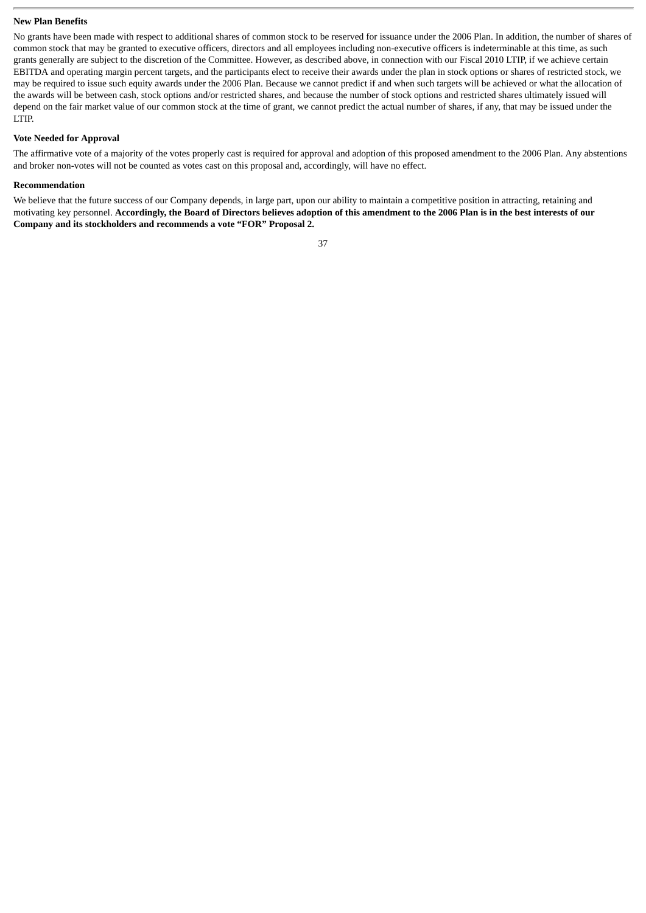**New Plan Benefits**

No grants have been made with respect to additional shares of common stock to be reserved for issuance under the 2006 Plan. In addition, the number of shares of common stock that may be granted to executive officers, directors and all employees including non-executive officers is indeterminable at this time, as such grants generally are subject to the discretion of the Committee. However, as described above, in connection with our Fiscal 2010 LTIP, if we achieve certain EBITDA and operating margin percent targets, and the participants elect to receive their awards under the plan in stock options or shares of restricted stock, we may be required to issue such equity awards under the 2006 Plan. Because we cannot predict if and when such targets will be achieved or what the allocation of the awards will be between cash, stock options and/or restricted shares, and because the number of stock options and restricted shares ultimately issued will depend on the fair market value of our common stock at the time of grant, we cannot predict the actual number of shares, if any, that may be issued under the LTIP.

**Vote Needed for Approval**

The affirmative vote of a majority of the votes properly cast is required for approval and adoption of this proposed amendment to the 2006 Plan. Any abstentions and broker non-votes will not be counted as votes cast on this proposal and, accordingly, will have no effect.

**Recommendation**

We believe that the future success of our Company depends, in large part, upon our ability to maintain a competitive position in attracting, retaining and motivating key personnel. **Accordingly, the Board of Directors believes adoption of this amendment to the 2006 Plan is in the best interests of our Company and its stockholders and recommends a vote "FOR" Proposal 2.**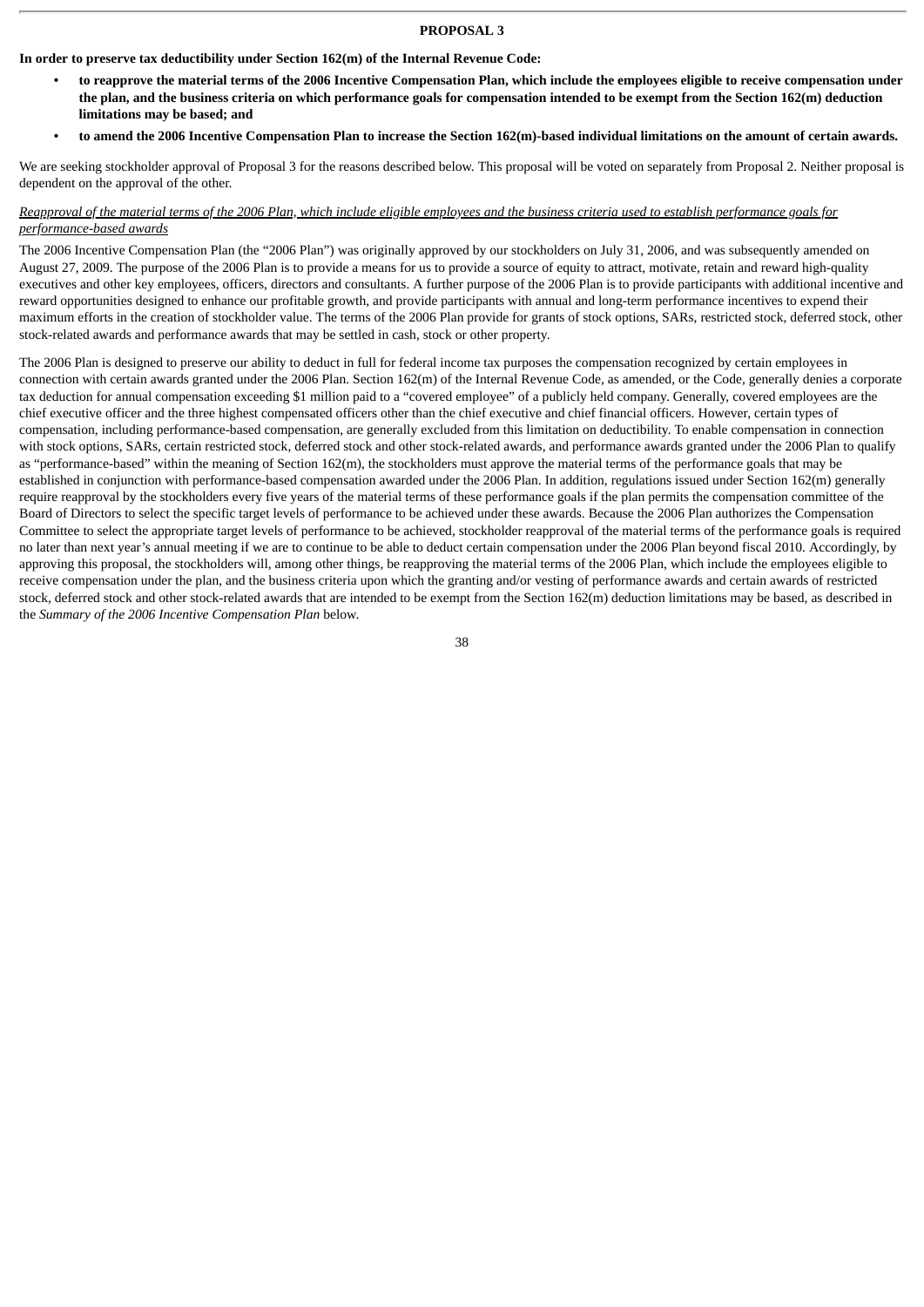## PROPOSAL 3

**In order to preserve tax deductibility under Section 162(m) of the Internal Revenue Code:**

- **to reapprove the material terms of the 2006 Incentive Compensation Plan, which include the employees eligible to receive compensation under the plan, and the business criteria on which performance goals for compensation intended to be exempt from the Section 162(m) deduction limitations may be based; and**
- **to amend the 2006 Incentive Compensation Plan to increase the Section 162(m)-based individual limitations on the amount of certain awards.**

We are seeking stockholder approval of Proposal 3 for the reasons described below. This proposal will be voted on separately from Proposal 2. Neither proposal is dependent on the approval of the other.

*Reapproval of the material terms of the 2006 Plan, which include eligible employees and the business criteria used to establish performance goals for performance-based awards*

The 2006 Incentive Compensation Plan (the "2006 Plan") was originally approved by our stockholders on July 31, 2006, and was subsequently amended on August 27, 2009. The purpose of the 2006 Plan is to provide a means for us to provide a source of equity to attract, motivate, retain and reward high-quality executives and other key employees, officers, directors and consultants. A further purpose of the 2006 Plan is to provide participants with additional incentive and reward opportunities designed to enhance our profitable growth, and provide participants with annual and long-term performance incentives to expend their maximum efforts in the creation of stockholder value. The terms of the 2006 Plan provide for grants of stock options, SARs, restricted stock, deferred stock, other stock-related awards and performance awards that may be settled in cash, stock or other property.

The 2006 Plan is designed to preserve our ability to deduct in full for federal income tax purposes the compensation recognized by certain employees in connection with certain awards granted under the 2006 Plan. Section 162(m) of the Internal Revenue Code, as amended, or the Code, generally denies a corporate tax deduction for annual compensation exceeding $1 million paid to a "covered employee" of a publicly held company. Generally, covered employees are the chief executive officer and the three highest compensated officers other than the chief executive and chief financial officers. However, certain types of compensation, including performance-based compensation, are generally excluded from this limitation on deductibility. To enable compensation in connection with stock options, SARs, certain restricted stock, deferred stock and other stock-related awards, and performance awards granted under the 2006 Plan to qualify as "performance-based" within the meaning of Section 162(m), the stockholders must approve the material terms of the performance goals that may be established in conjunction with performance-based compensation awarded under the 2006 Plan. In addition, regulations issued under Section 162(m) generally require reapproval by the stockholders every five years of the material terms of these performance goals if the plan permits the compensation committee of the Board of Directors to select the specific target levels of performance to be achieved under these awards. Because the 2006 Plan authorizes the Compensation Committee to select the appropriate target levels of performance to be achieved, stockholder reapproval of the material terms of the performance goals is required no later than next year's annual meeting if we are to continue to be able to deduct certain compensation under the 2006 Plan beyond fiscal 2010. Accordingly, by approving this proposal, the stockholders will, among other things, be reapproving the material terms of the 2006 Plan, which include the employees eligible to receive compensation under the plan, and the business criteria upon which the granting and/or vesting of performance awards and certain awards of restricted stock, deferred stock and other stock-related awards that are intended to be exempt from the Section 162(m) deduction limitations may be based, as described in the *Summary of the 2006 Incentive Compensation Plan* below.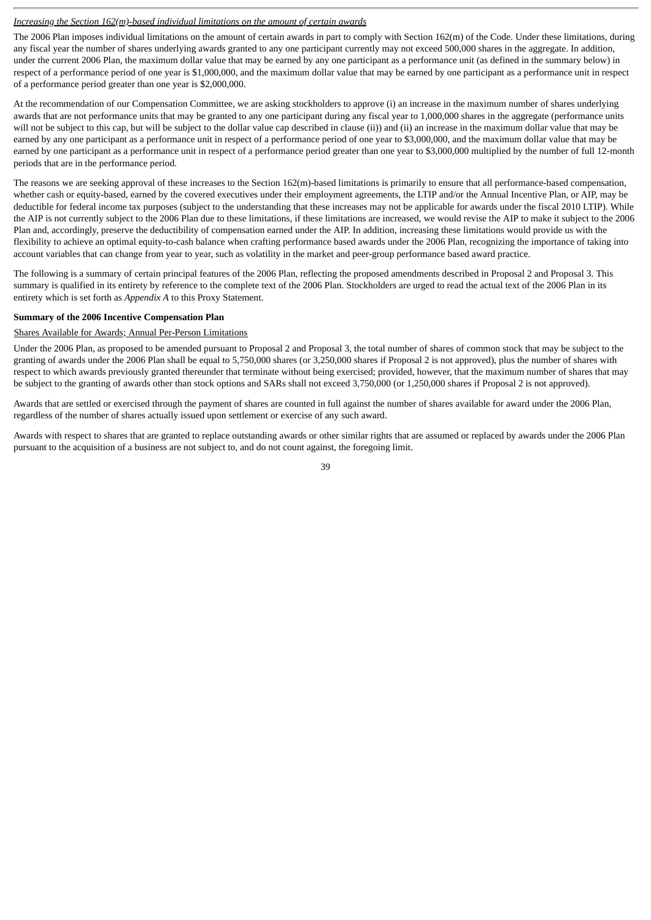*Increasing the Section 162(m)-based individual limitations on the amount of certain awards*

The 2006 Plan imposes individual limitations on the amount of certain awards in part to comply with Section 162(m) of the Code. Under these limitations, during any fiscal year the number of shares underlying awards granted to any one participant currently may not exceed 500,000 shares in the aggregate. In addition, under the current 2006 Plan, the maximum dollar value that may be earned by any one participant as a performance unit (as defined in the summary below) in respect of a performance period of one year is $1,000,000, and the maximum dollar value that may be earned by one participant as a performance unit in respect of a performance period greater than one year is $2,000,000.

At the recommendation of our Compensation Committee, we are asking stockholders to approve (i) an increase in the maximum number of shares underlying awards that are not performance units that may be granted to any one participant during any fiscal year to 1,000,000 shares in the aggregate (performance units will not be subject to this cap, but will be subject to the dollar value cap described in clause (ii)) and (ii) an increase in the maximum dollar value that may be earned by any one participant as a performance unit in respect of a performance period of one year to $3,000,000, and the maximum dollar value that may be earned by one participant as a performance unit in respect of a performance period greater than one year to $3,000,000 multiplied by the number of full 12-month periods that are in the performance period.

The reasons we are seeking approval of these increases to the Section 162(m)-based limitations is primarily to ensure that all performance-based compensation, whether cash or equity-based, earned by the covered executives under their employment agreements, the LTIP and/or the Annual Incentive Plan, or AIP, may be deductible for federal income tax purposes (subject to the understanding that these increases may not be applicable for awards under the fiscal 2010 LTIP). While the AIP is not currently subject to the 2006 Plan due to these limitations, if these limitations are increased, we would revise the AIP to make it subject to the 2006 Plan and, accordingly, preserve the deductibility of compensation earned under the AIP. In addition, increasing these limitations would provide us with the flexibility to achieve an optimal equity-to-cash balance when crafting performance based awards under the 2006 Plan, recognizing the importance of taking into account variables that can change from year to year, such as volatility in the market and peer-group performance based award practice.

The following is a summary of certain principal features of the 2006 Plan, reflecting the proposed amendments described in Proposal 2 and Proposal 3. This summary is qualified in its entirety by reference to the complete text of the 2006 Plan. Stockholders are urged to read the actual text of the 2006 Plan in its entirety which is set forth as *Appendix A* to this Proxy Statement.

**Summary of the 2006 Incentive Compensation Plan**

Shares Available for Awards; Annual Per-Person Limitations

Under the 2006 Plan, as proposed to be amended pursuant to Proposal 2 and Proposal 3, the total number of shares of common stock that may be subject to the granting of awards under the 2006 Plan shall be equal to 5,750,000 shares (or 3,250,000 shares if Proposal 2 is not approved), plus the number of shares with respect to which awards previously granted thereunder that terminate without being exercised; provided, however, that the maximum number of shares that may be subject to the granting of awards other than stock options and SARs shall not exceed 3,750,000 (or 1,250,000 shares if Proposal 2 is not approved).

Awards that are settled or exercised through the payment of shares are counted in full against the number of shares available for award under the 2006 Plan, regardless of the number of shares actually issued upon settlement or exercise of any such award.

Awards with respect to shares that are granted to replace outstanding awards or other similar rights that are assumed or replaced by awards under the 2006 Plan pursuant to the acquisition of a business are not subject to, and do not count against, the foregoing limit.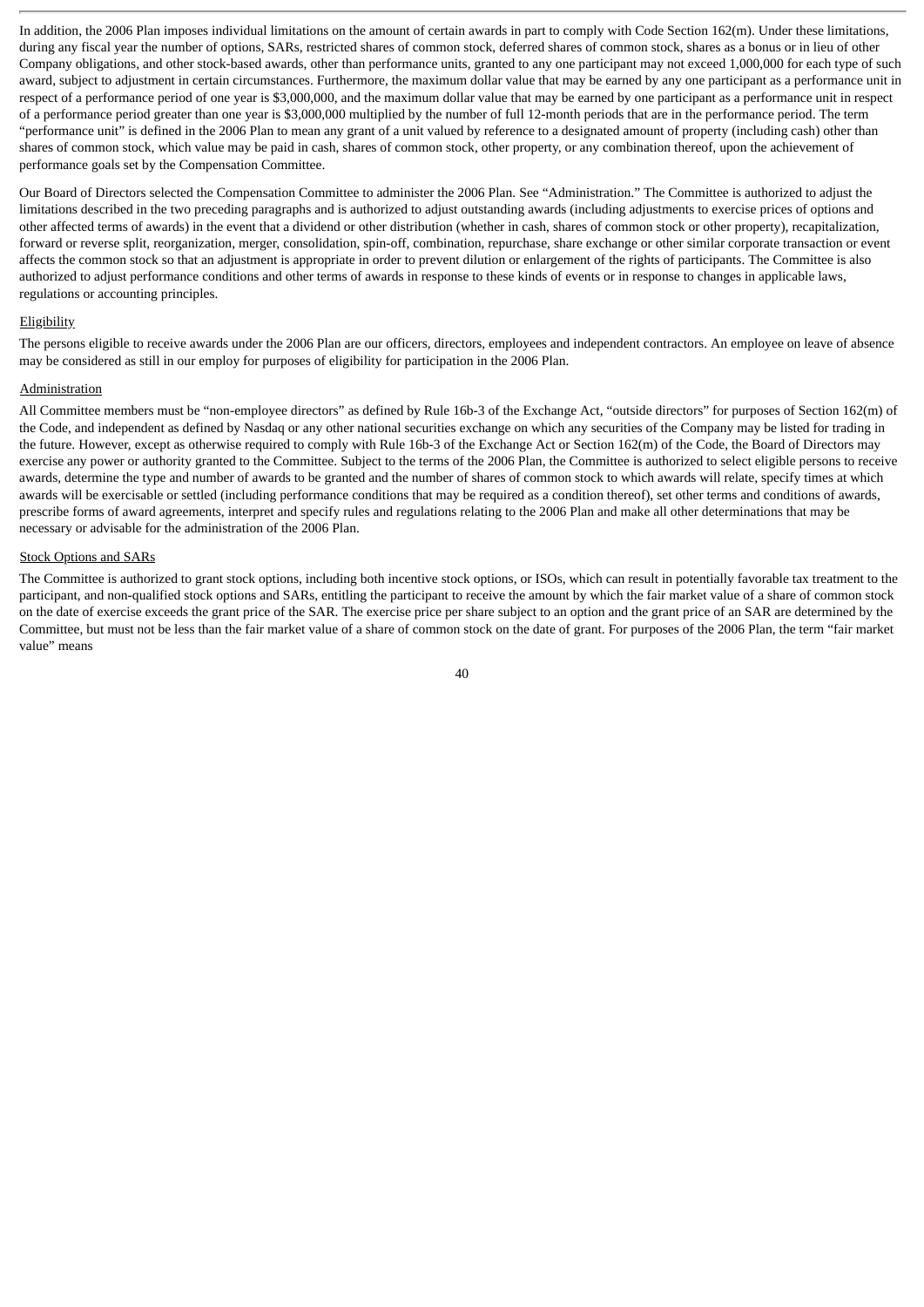In addition, the 2006 Plan imposes individual limitations on the amount of certain awards in part to comply with Code Section 162(m). Under these limitations, during any fiscal year the number of options, SARs, restricted shares of common stock, deferred shares of common stock, shares as a bonus or in lieu of other Company obligations, and other stock-based awards, other than performance units, granted to any one participant may not exceed 1,000,000 for each type of such award, subject to adjustment in certain circumstances. Furthermore, the maximum dollar value that may be earned by any one participant as a performance unit in respect of a performance period of one year is $3,000,000, and the maximum dollar value that may be earned by one participant as a performance unit in respect of a performance period greater than one year is $3,000,000 multiplied by the number of full 12-month periods that are in the performance period. The term "performance unit" is defined in the 2006 Plan to mean any grant of a unit valued by reference to a designated amount of property (including cash) other than shares of common stock, which value may be paid in cash, shares of common stock, other property, or any combination thereof, upon the achievement of performance goals set by the Compensation Committee.

Our Board of Directors selected the Compensation Committee to administer the 2006 Plan. See "Administration." The Committee is authorized to adjust the limitations described in the two preceding paragraphs and is authorized to adjust outstanding awards (including adjustments to exercise prices of options and other affected terms of awards) in the event that a dividend or other distribution (whether in cash, shares of common stock or other property), recapitalization, forward or reverse split, reorganization, merger, consolidation, spin-off, combination, repurchase, share exchange or other similar corporate transaction or event affects the common stock so that an adjustment is appropriate in order to prevent dilution or enlargement of the rights of participants. The Committee is also authorized to adjust performance conditions and other terms of awards in response to these kinds of events or in response to changes in applicable laws, regulations or accounting principles.

Eligibility

The persons eligible to receive awards under the 2006 Plan are our officers, directors, employees and independent contractors. An employee on leave of absence may be considered as still in our employ for purposes of eligibility for participation in the 2006 Plan.

Administration

All Committee members must be "non-employee directors" as defined by Rule 16b-3 of the Exchange Act, "outside directors" for purposes of Section 162(m) of the Code, and independent as defined by Nasdaq or any other national securities exchange on which any securities of the Company may be listed for trading in the future. However, except as otherwise required to comply with Rule 16b-3 of the Exchange Act or Section 162(m) of the Code, the Board of Directors may exercise any power or authority granted to the Committee. Subject to the terms of the 2006 Plan, the Committee is authorized to select eligible persons to receive awards, determine the type and number of awards to be granted and the number of shares of common stock to which awards will relate, specify times at which awards will be exercisable or settled (including performance conditions that may be required as a condition thereof), set other terms and conditions of awards, prescribe forms of award agreements, interpret and specify rules and regulations relating to the 2006 Plan and make all other determinations that may be necessary or advisable for the administration of the 2006 Plan.

Stock Options and SARs

The Committee is authorized to grant stock options, including both incentive stock options, or ISOs, which can result in potentially favorable tax treatment to the participant, and non-qualified stock options and SARs, entitling the participant to receive the amount by which the fair market value of a share of common stock on the date of exercise exceeds the grant price of the SAR. The exercise price per share subject to an option and the grant price of an SAR are determined by the Committee, but must not be less than the fair market value of a share of common stock on the date of grant. For purposes of the 2006 Plan, the term "fair market value" means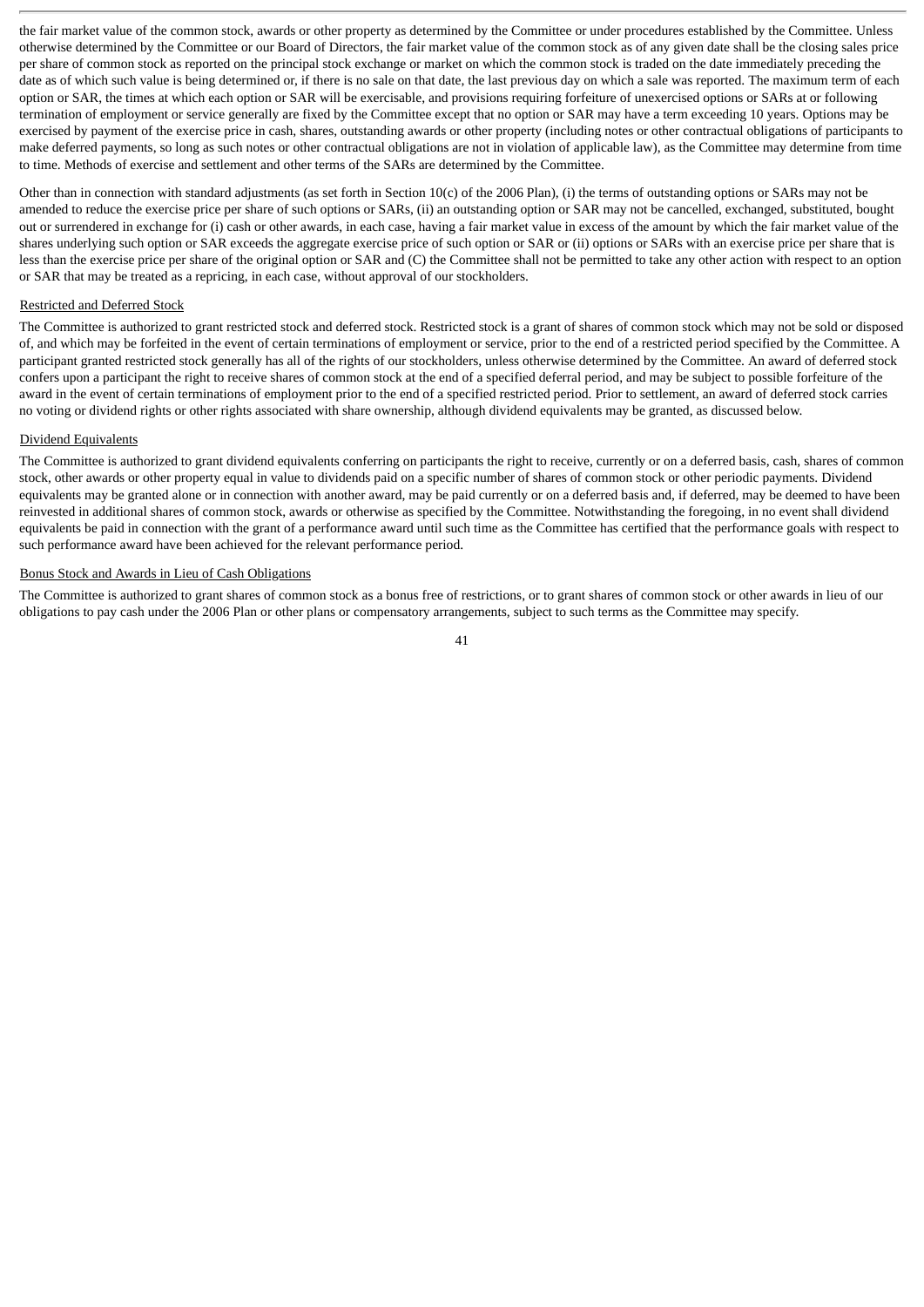the fair market value of the common stock, awards or other property as determined by the Committee or under procedures established by the Committee. Unless otherwise determined by the Committee or our Board of Directors, the fair market value of the common stock as of any given date shall be the closing sales price per share of common stock as reported on the principal stock exchange or market on which the common stock is traded on the date immediately preceding the date as of which such value is being determined or, if there is no sale on that date, the last previous day on which a sale was reported. The maximum term of each option or SAR, the times at which each option or SAR will be exercisable, and provisions requiring forfeiture of unexercised options or SARs at or following termination of employment or service generally are fixed by the Committee except that no option or SAR may have a term exceeding 10 years. Options may be exercised by payment of the exercise price in cash, shares, outstanding awards or other property (including notes or other contractual obligations of participants to make deferred payments, so long as such notes or other contractual obligations are not in violation of applicable law), as the Committee may determine from time to time. Methods of exercise and settlement and other terms of the SARs are determined by the Committee.

Other than in connection with standard adjustments (as set forth in Section 10(c) of the 2006 Plan), (i) the terms of outstanding options or SARs may not be amended to reduce the exercise price per share of such options or SARs, (ii) an outstanding option or SAR may not be cancelled, exchanged, substituted, bought out or surrendered in exchange for (i) cash or other awards, in each case, having a fair market value in excess of the amount by which the fair market value of the shares underlying such option or SAR exceeds the aggregate exercise price of such option or SAR or (ii) options or SARs with an exercise price per share that is less than the exercise price per share of the original option or SAR and (C) the Committee shall not be permitted to take any other action with respect to an option or SAR that may be treated as a repricing, in each case, without approval of our stockholders.

Restricted and Deferred Stock

The Committee is authorized to grant restricted stock and deferred stock. Restricted stock is a grant of shares of common stock which may not be sold or disposed of, and which may be forfeited in the event of certain terminations of employment or service, prior to the end of a restricted period specified by the Committee. A participant granted restricted stock generally has all of the rights of our stockholders, unless otherwise determined by the Committee. An award of deferred stock confers upon a participant the right to receive shares of common stock at the end of a specified deferral period, and may be subject to possible forfeiture of the award in the event of certain terminations of employment prior to the end of a specified restricted period. Prior to settlement, an award of deferred stock carries no voting or dividend rights or other rights associated with share ownership, although dividend equivalents may be granted, as discussed below.

Dividend Equivalents

The Committee is authorized to grant dividend equivalents conferring on participants the right to receive, currently or on a deferred basis, cash, shares of common stock, other awards or other property equal in value to dividends paid on a specific number of shares of common stock or other periodic payments. Dividend equivalents may be granted alone or in connection with another award, may be paid currently or on a deferred basis and, if deferred, may be deemed to have been reinvested in additional shares of common stock, awards or otherwise as specified by the Committee. Notwithstanding the foregoing, in no event shall dividend equivalents be paid in connection with the grant of a performance award until such time as the Committee has certified that the performance goals with respect to such performance award have been achieved for the relevant performance period.

Bonus Stock and Awards in Lieu of Cash Obligations

The Committee is authorized to grant shares of common stock as a bonus free of restrictions, or to grant shares of common stock or other awards in lieu of our obligations to pay cash under the 2006 Plan or other plans or compensatory arrangements, subject to such terms as the Committee may specify.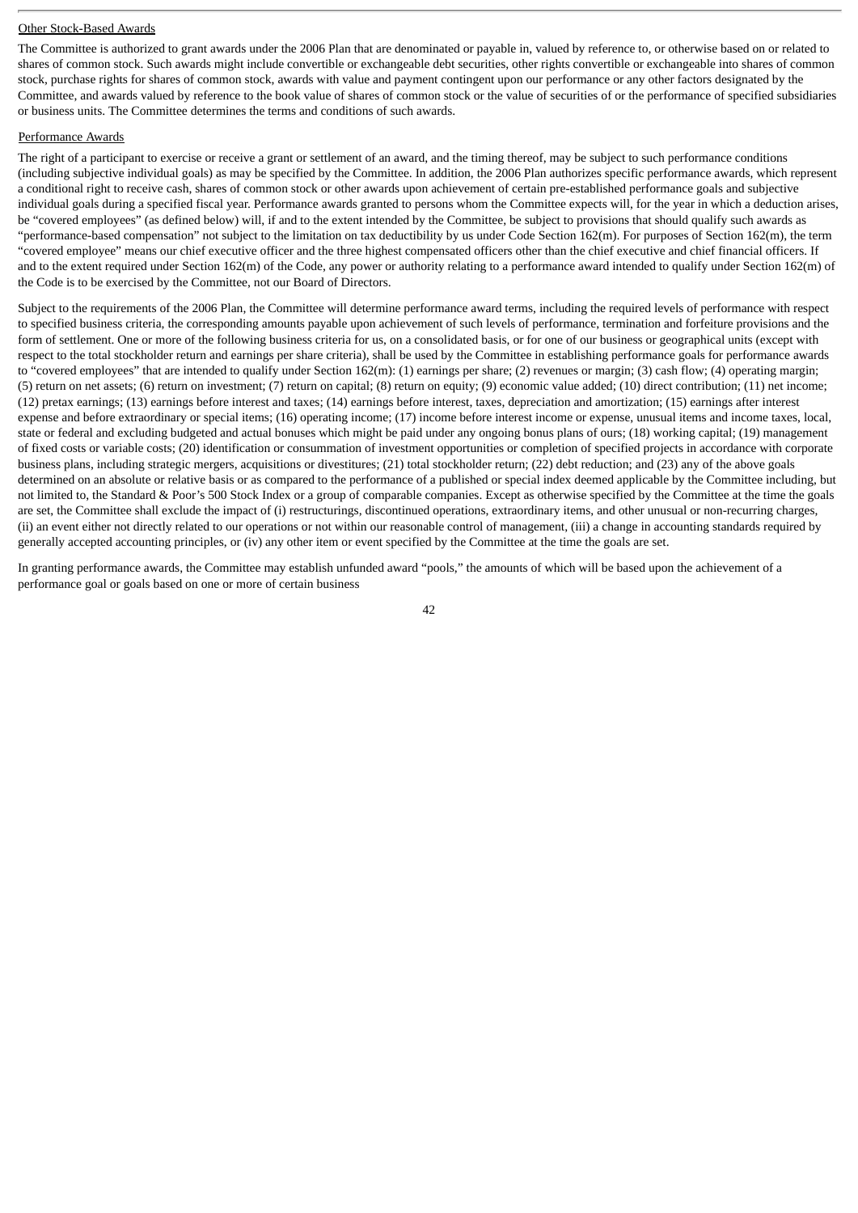Other Stock-Based Awards

The Committee is authorized to grant awards under the 2006 Plan that are denominated or payable in, valued by reference to, or otherwise based on or related to shares of common stock. Such awards might include convertible or exchangeable debt securities, other rights convertible or exchangeable into shares of common stock, purchase rights for shares of common stock, awards with value and payment contingent upon our performance or any other factors designated by the Committee, and awards valued by reference to the book value of shares of common stock or the value of securities of or the performance of specified subsidiaries or business units. The Committee determines the terms and conditions of such awards.

Performance Awards

The right of a participant to exercise or receive a grant or settlement of an award, and the timing thereof, may be subject to such performance conditions (including subjective individual goals) as may be specified by the Committee. In addition, the 2006 Plan authorizes specific performance awards, which represent a conditional right to receive cash, shares of common stock or other awards upon achievement of certain pre-established performance goals and subjective individual goals during a specified fiscal year. Performance awards granted to persons whom the Committee expects will, for the year in which a deduction arises, be "covered employees" (as defined below) will, if and to the extent intended by the Committee, be subject to provisions that should qualify such awards as "performance-based compensation" not subject to the limitation on tax deductibility by us under Code Section 162(m). For purposes of Section 162(m), the term "covered employee" means our chief executive officer and the three highest compensated officers other than the chief executive and chief financial officers. If and to the extent required under Section 162(m) of the Code, any power or authority relating to a performance award intended to qualify under Section 162(m) of the Code is to be exercised by the Committee, not our Board of Directors.

Subject to the requirements of the 2006 Plan, the Committee will determine performance award terms, including the required levels of performance with respect to specified business criteria, the corresponding amounts payable upon achievement of such levels of performance, termination and forfeiture provisions and the form of settlement. One or more of the following business criteria for us, on a consolidated basis, or for one of our business or geographical units (except with respect to the total stockholder return and earnings per share criteria), shall be used by the Committee in establishing performance goals for performance awards to "covered employees" that are intended to qualify under Section 162(m): (1) earnings per share; (2) revenues or margin; (3) cash flow; (4) operating margin; (5) return on net assets; (6) return on investment; (7) return on capital; (8) return on equity; (9) economic value added; (10) direct contribution; (11) net income; (12) pretax earnings; (13) earnings before interest and taxes; (14) earnings before interest, taxes, depreciation and amortization; (15) earnings after interest expense and before extraordinary or special items; (16) operating income; (17) income before interest income or expense, unusual items and income taxes, local, state or federal and excluding budgeted and actual bonuses which might be paid under any ongoing bonus plans of ours; (18) working capital; (19) management of fixed costs or variable costs; (20) identification or consummation of investment opportunities or completion of specified projects in accordance with corporate business plans, including strategic mergers, acquisitions or divestitures; (21) total stockholder return; (22) debt reduction; and (23) any of the above goals determined on an absolute or relative basis or as compared to the performance of a published or special index deemed applicable by the Committee including, but not limited to, the Standard & Poor's 500 Stock Index or a group of comparable companies. Except as otherwise specified by the Committee at the time the goals are set, the Committee shall exclude the impact of (i) restructurings, discontinued operations, extraordinary items, and other unusual or non-recurring charges, (ii) an event either not directly related to our operations or not within our reasonable control of management, (iii) a change in accounting standards required by generally accepted accounting principles, or (iv) any other item or event specified by the Committee at the time the goals are set.

In granting performance awards, the Committee may establish unfunded award "pools," the amounts of which will be based upon the achievement of a performance goal or goals based on one or more of certain business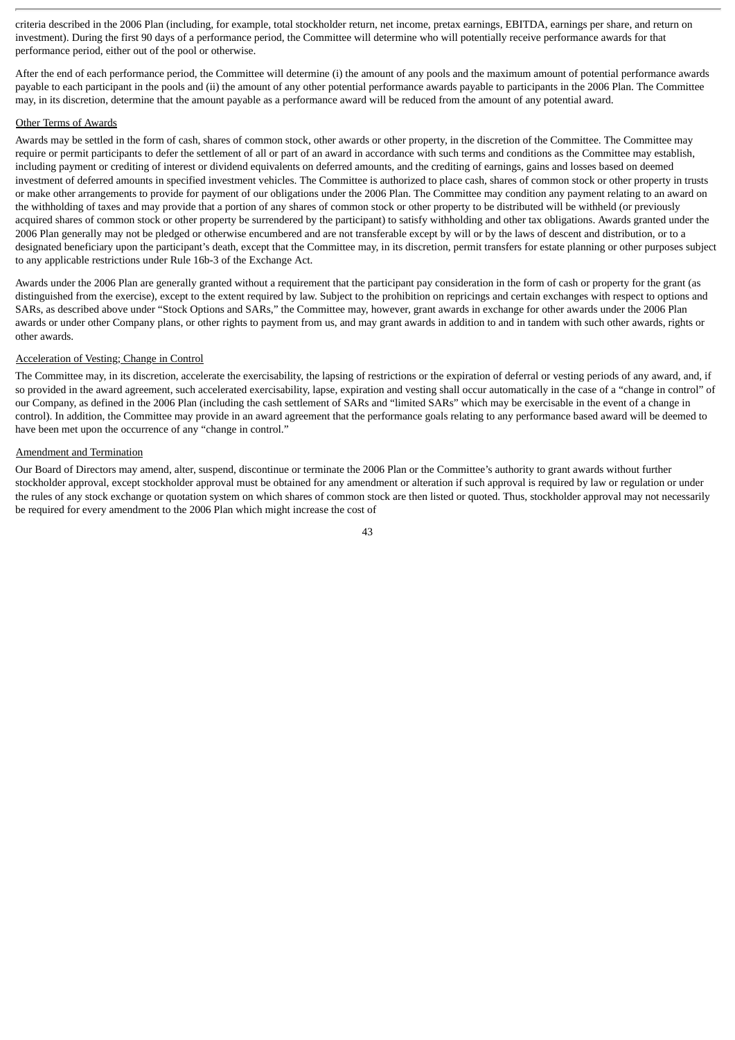criteria described in the 2006 Plan (including, for example, total stockholder return, net income, pretax earnings, EBITDA, earnings per share, and return on investment). During the first 90 days of a performance period, the Committee will determine who will potentially receive performance awards for that performance period, either out of the pool or otherwise.

After the end of each performance period, the Committee will determine (i) the amount of any pools and the maximum amount of potential performance awards payable to each participant in the pools and (ii) the amount of any other potential performance awards payable to participants in the 2006 Plan. The Committee may, in its discretion, determine that the amount payable as a performance award will be reduced from the amount of any potential award.

Other Terms of Awards

Awards may be settled in the form of cash, shares of common stock, other awards or other property, in the discretion of the Committee. The Committee may require or permit participants to defer the settlement of all or part of an award in accordance with such terms and conditions as the Committee may establish, including payment or crediting of interest or dividend equivalents on deferred amounts, and the crediting of earnings, gains and losses based on deemed investment of deferred amounts in specified investment vehicles. The Committee is authorized to place cash, shares of common stock or other property in trusts or make other arrangements to provide for payment of our obligations under the 2006 Plan. The Committee may condition any payment relating to an award on the withholding of taxes and may provide that a portion of any shares of common stock or other property to be distributed will be withheld (or previously acquired shares of common stock or other property be surrendered by the participant) to satisfy withholding and other tax obligations. Awards granted under the 2006 Plan generally may not be pledged or otherwise encumbered and are not transferable except by will or by the laws of descent and distribution, or to a designated beneficiary upon the participant's death, except that the Committee may, in its discretion, permit transfers for estate planning or other purposes subject to any applicable restrictions under Rule 16b-3 of the Exchange Act.

Awards under the 2006 Plan are generally granted without a requirement that the participant pay consideration in the form of cash or property for the grant (as distinguished from the exercise), except to the extent required by law. Subject to the prohibition on repricings and certain exchanges with respect to options and SARs, as described above under "Stock Options and SARs," the Committee may, however, grant awards in exchange for other awards under the 2006 Plan awards or under other Company plans, or other rights to payment from us, and may grant awards in addition to and in tandem with such other awards, rights or other awards.

Acceleration of Vesting; Change in Control

The Committee may, in its discretion, accelerate the exercisability, the lapsing of restrictions or the expiration of deferral or vesting periods of any award, and, if so provided in the award agreement, such accelerated exercisability, lapse, expiration and vesting shall occur automatically in the case of a "change in control" of our Company, as defined in the 2006 Plan (including the cash settlement of SARs and "limited SARs" which may be exercisable in the event of a change in control). In addition, the Committee may provide in an award agreement that the performance goals relating to any performance based award will be deemed to have been met upon the occurrence of any "change in control."

Amendment and Termination

Our Board of Directors may amend, alter, suspend, discontinue or terminate the 2006 Plan or the Committee's authority to grant awards without further stockholder approval, except stockholder approval must be obtained for any amendment or alteration if such approval is required by law or regulation or under the rules of any stock exchange or quotation system on which shares of common stock are then listed or quoted. Thus, stockholder approval may not necessarily be required for every amendment to the 2006 Plan which might increase the cost of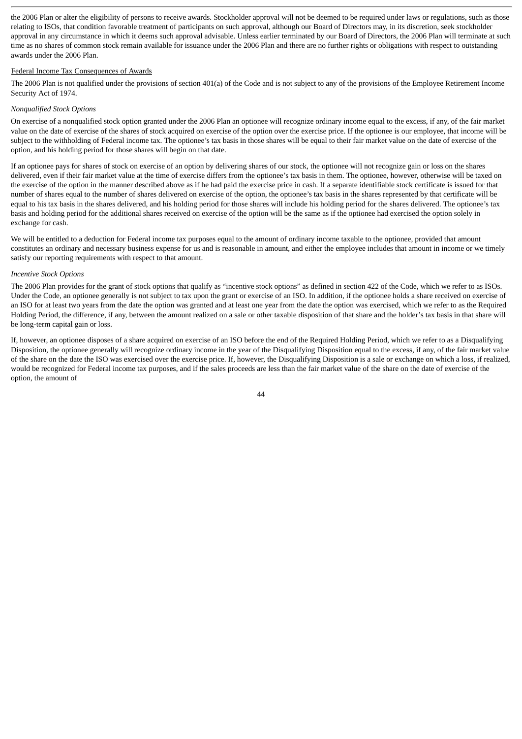the 2006 Plan or alter the eligibility of persons to receive awards. Stockholder approval will not be deemed to be required under laws or regulations, such as those relating to ISOs, that condition favorable treatment of participants on such approval, although our Board of Directors may, in its discretion, seek stockholder approval in any circumstance in which it deems such approval advisable. Unless earlier terminated by our Board of Directors, the 2006 Plan will terminate at such time as no shares of common stock remain available for issuance under the 2006 Plan and there are no further rights or obligations with respect to outstanding awards under the 2006 Plan.

Federal Income Tax Consequences of Awards

The 2006 Plan is not qualified under the provisions of section 401(a) of the Code and is not subject to any of the provisions of the Employee Retirement Income Security Act of 1974.

*Nonqualified Stock Options*

On exercise of a nonqualified stock option granted under the 2006 Plan an optionee will recognize ordinary income equal to the excess, if any, of the fair market value on the date of exercise of the shares of stock acquired on exercise of the option over the exercise price. If the optionee is our employee, that income will be subject to the withholding of Federal income tax. The optionee's tax basis in those shares will be equal to their fair market value on the date of exercise of the option, and his holding period for those shares will begin on that date.

If an optionee pays for shares of stock on exercise of an option by delivering shares of our stock, the optionee will not recognize gain or loss on the shares delivered, even if their fair market value at the time of exercise differs from the optionee's tax basis in them. The optionee, however, otherwise will be taxed on the exercise of the option in the manner described above as if he had paid the exercise price in cash. If a separate identifiable stock certificate is issued for that number of shares equal to the number of shares delivered on exercise of the option, the optionee's tax basis in the shares represented by that certificate will be equal to his tax basis in the shares delivered, and his holding period for those shares will include his holding period for the shares delivered. The optionee's tax basis and holding period for the additional shares received on exercise of the option will be the same as if the optionee had exercised the option solely in exchange for cash.

We will be entitled to a deduction for Federal income tax purposes equal to the amount of ordinary income taxable to the optionee, provided that amount constitutes an ordinary and necessary business expense for us and is reasonable in amount, and either the employee includes that amount in income or we timely satisfy our reporting requirements with respect to that amount.

*Incentive Stock Options*

The 2006 Plan provides for the grant of stock options that qualify as "incentive stock options" as defined in section 422 of the Code, which we refer to as ISOs. Under the Code, an optionee generally is not subject to tax upon the grant or exercise of an ISO. In addition, if the optionee holds a share received on exercise of an ISO for at least two years from the date the option was granted and at least one year from the date the option was exercised, which we refer to as the Required Holding Period, the difference, if any, between the amount realized on a sale or other taxable disposition of that share and the holder's tax basis in that share will be long-term capital gain or loss.

If, however, an optionee disposes of a share acquired on exercise of an ISO before the end of the Required Holding Period, which we refer to as a Disqualifying Disposition, the optionee generally will recognize ordinary income in the year of the Disqualifying Disposition equal to the excess, if any, of the fair market value of the share on the date the ISO was exercised over the exercise price. If, however, the Disqualifying Disposition is a sale or exchange on which a loss, if realized, would be recognized for Federal income tax purposes, and if the sales proceeds are less than the fair market value of the share on the date of exercise of the option, the amount of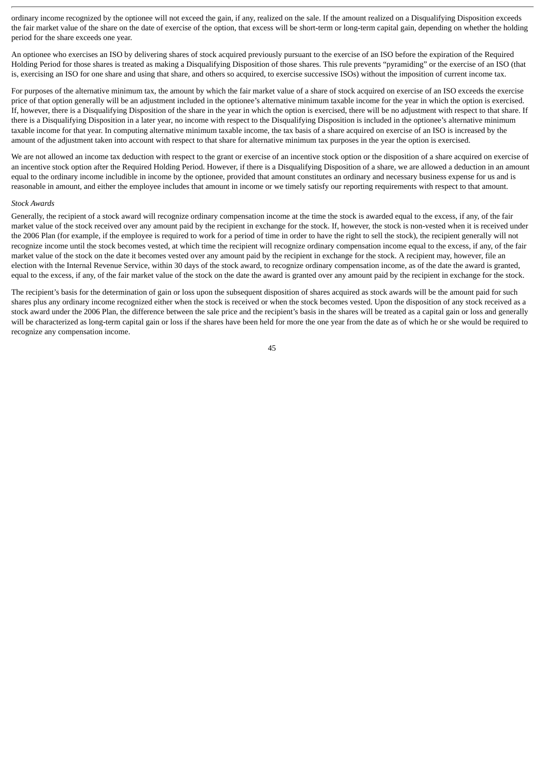ordinary income recognized by the optionee will not exceed the gain, if any, realized on the sale. If the amount realized on a Disqualifying Disposition exceeds the fair market value of the share on the date of exercise of the option, that excess will be short-term or long-term capital gain, depending on whether the holding period for the share exceeds one year.

An optionee who exercises an ISO by delivering shares of stock acquired previously pursuant to the exercise of an ISO before the expiration of the Required Holding Period for those shares is treated as making a Disqualifying Disposition of those shares. This rule prevents "pyramiding" or the exercise of an ISO (that is, exercising an ISO for one share and using that share, and others so acquired, to exercise successive ISOs) without the imposition of current income tax.

For purposes of the alternative minimum tax, the amount by which the fair market value of a share of stock acquired on exercise of an ISO exceeds the exercise price of that option generally will be an adjustment included in the optionee's alternative minimum taxable income for the year in which the option is exercised. If, however, there is a Disqualifying Disposition of the share in the year in which the option is exercised, there will be no adjustment with respect to that share. If there is a Disqualifying Disposition in a later year, no income with respect to the Disqualifying Disposition is included in the optionee's alternative minimum taxable income for that year. In computing alternative minimum taxable income, the tax basis of a share acquired on exercise of an ISO is increased by the amount of the adjustment taken into account with respect to that share for alternative minimum tax purposes in the year the option is exercised.

We are not allowed an income tax deduction with respect to the grant or exercise of an incentive stock option or the disposition of a share acquired on exercise of an incentive stock option after the Required Holding Period. However, if there is a Disqualifying Disposition of a share, we are allowed a deduction in an amount equal to the ordinary income includible in income by the optionee, provided that amount constitutes an ordinary and necessary business expense for us and is reasonable in amount, and either the employee includes that amount in income or we timely satisfy our reporting requirements with respect to that amount.

*Stock Awards*

Generally, the recipient of a stock award will recognize ordinary compensation income at the time the stock is awarded equal to the excess, if any, of the fair market value of the stock received over any amount paid by the recipient in exchange for the stock. If, however, the stock is non-vested when it is received under the 2006 Plan (for example, if the employee is required to work for a period of time in order to have the right to sell the stock), the recipient generally will not recognize income until the stock becomes vested, at which time the recipient will recognize ordinary compensation income equal to the excess, if any, of the fair market value of the stock on the date it becomes vested over any amount paid by the recipient in exchange for the stock. A recipient may, however, file an election with the Internal Revenue Service, within 30 days of the stock award, to recognize ordinary compensation income, as of the date the award is granted, equal to the excess, if any, of the fair market value of the stock on the date the award is granted over any amount paid by the recipient in exchange for the stock.

The recipient's basis for the determination of gain or loss upon the subsequent disposition of shares acquired as stock awards will be the amount paid for such shares plus any ordinary income recognized either when the stock is received or when the stock becomes vested. Upon the disposition of any stock received as a stock award under the 2006 Plan, the difference between the sale price and the recipient's basis in the shares will be treated as a capital gain or loss and generally will be characterized as long-term capital gain or loss if the shares have been held for more the one year from the date as of which he or she would be required to recognize any compensation income.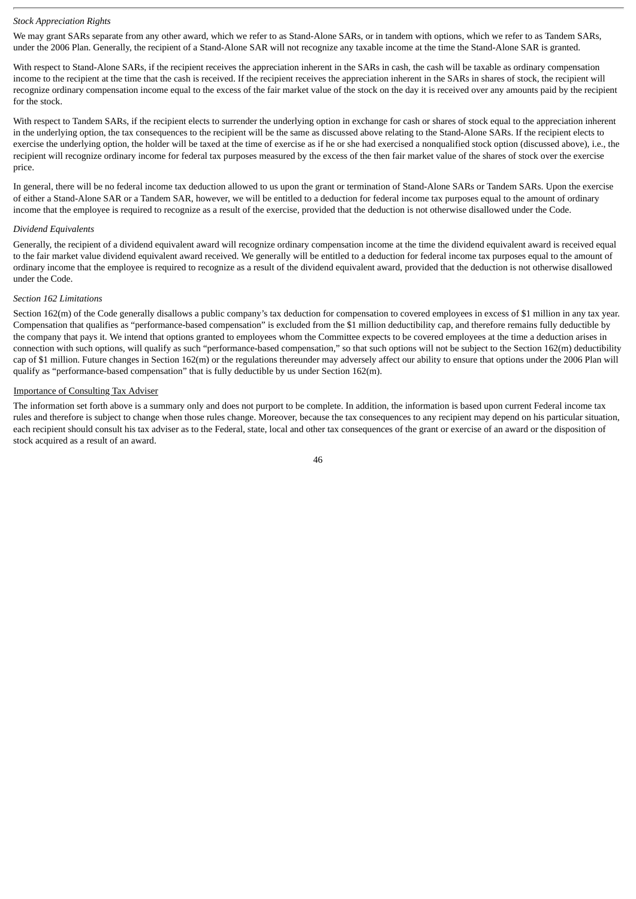*Stock Appreciation Rights*

We may grant SARs separate from any other award, which we refer to as Stand-Alone SARs, or in tandem with options, which we refer to as Tandem SARs, under the 2006 Plan. Generally, the recipient of a Stand-Alone SAR will not recognize any taxable income at the time the Stand-Alone SAR is granted.

With respect to Stand-Alone SARs, if the recipient receives the appreciation inherent in the SARs in cash, the cash will be taxable as ordinary compensation income to the recipient at the time that the cash is received. If the recipient receives the appreciation inherent in the SARs in shares of stock, the recipient will recognize ordinary compensation income equal to the excess of the fair market value of the stock on the day it is received over any amounts paid by the recipient for the stock.

With respect to Tandem SARs, if the recipient elects to surrender the underlying option in exchange for cash or shares of stock equal to the appreciation inherent in the underlying option, the tax consequences to the recipient will be the same as discussed above relating to the Stand-Alone SARs. If the recipient elects to exercise the underlying option, the holder will be taxed at the time of exercise as if he or she had exercised a nonqualified stock option (discussed above), i.e., the recipient will recognize ordinary income for federal tax purposes measured by the excess of the then fair market value of the shares of stock over the exercise price.

In general, there will be no federal income tax deduction allowed to us upon the grant or termination of Stand-Alone SARs or Tandem SARs. Upon the exercise of either a Stand-Alone SAR or a Tandem SAR, however, we will be entitled to a deduction for federal income tax purposes equal to the amount of ordinary income that the employee is required to recognize as a result of the exercise, provided that the deduction is not otherwise disallowed under the Code.

*Dividend Equivalents*

Generally, the recipient of a dividend equivalent award will recognize ordinary compensation income at the time the dividend equivalent award is received equal to the fair market value dividend equivalent award received. We generally will be entitled to a deduction for federal income tax purposes equal to the amount of ordinary income that the employee is required to recognize as a result of the dividend equivalent award, provided that the deduction is not otherwise disallowed under the Code.

*Section 162 Limitations*

Section 162(m) of the Code generally disallows a public company's tax deduction for compensation to covered employees in excess of $1 million in any tax year. Compensation that qualifies as "performance-based compensation" is excluded from the $1 million deductibility cap, and therefore remains fully deductible by the company that pays it. We intend that options granted to employees whom the Committee expects to be covered employees at the time a deduction arises in connection with such options, will qualify as such "performance-based compensation," so that such options will not be subject to the Section 162(m) deductibility cap of $1 million. Future changes in Section 162(m) or the regulations thereunder may adversely affect our ability to ensure that options under the 2006 Plan will qualify as "performance-based compensation" that is fully deductible by us under Section 162(m).

Importance of Consulting Tax Adviser

The information set forth above is a summary only and does not purport to be complete. In addition, the information is based upon current Federal income tax rules and therefore is subject to change when those rules change. Moreover, because the tax consequences to any recipient may depend on his particular situation, each recipient should consult his tax adviser as to the Federal, state, local and other tax consequences of the grant or exercise of an award or the disposition of stock acquired as a result of an award.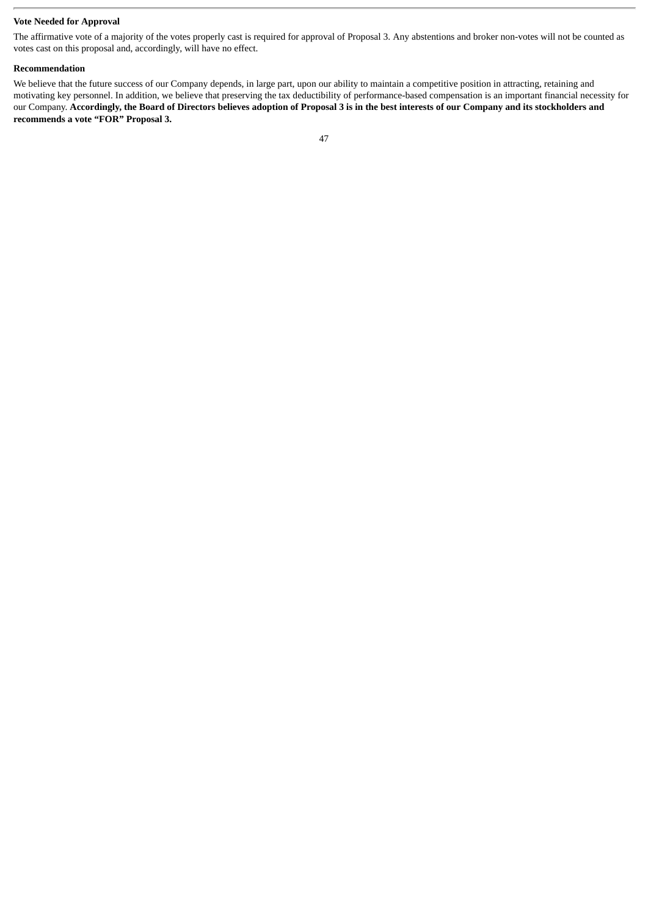**Vote Needed for Approval**

The affirmative vote of a majority of the votes properly cast is required for approval of Proposal 3. Any abstentions and broker non-votes will not be counted as votes cast on this proposal and, accordingly, will have no effect.

**Recommendation**

We believe that the future success of our Company depends, in large part, upon our ability to maintain a competitive position in attracting, retaining and motivating key personnel. In addition, we believe that preserving the tax deductibility of performance-based compensation is an important financial necessity for our Company. **Accordingly, the Board of Directors believes adoption of Proposal 3 is in the best interests of our Company and its stockholders and recommends a vote "FOR" Proposal 3.**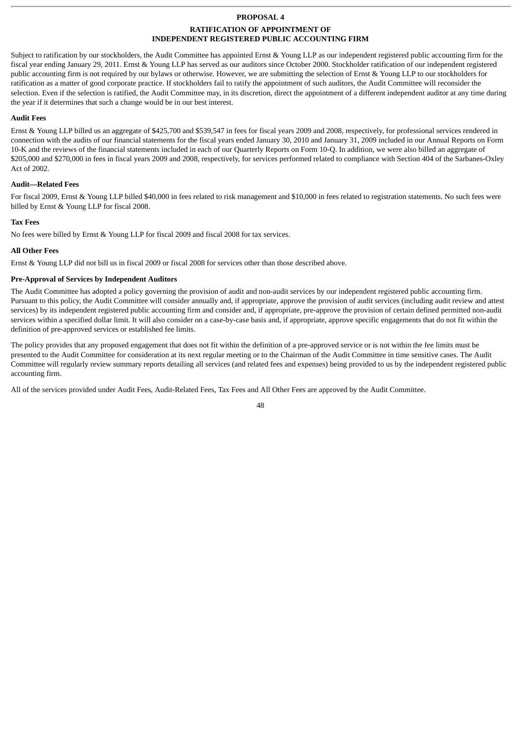## PROPOSAL 4

## RATIFICATION OF APPOINTMENT OF INDEPENDENT REGISTERED PUBLIC ACCOUNTING FIRM

Subject to ratification by our stockholders, the Audit Committee has appointed Ernst & Young LLP as our independent registered public accounting firm for the fiscal year ending January 29, 2011. Ernst & Young LLP has served as our auditors since October 2000. Stockholder ratification of our independent registered public accounting firm is not required by our bylaws or otherwise. However, we are submitting the selection of Ernst & Young LLP to our stockholders for ratification as a matter of good corporate practice. If stockholders fail to ratify the appointment of such auditors, the Audit Committee will reconsider the selection. Even if the selection is ratified, the Audit Committee may, in its discretion, direct the appointment of a different independent auditor at any time during the year if it determines that such a change would be in our best interest.

**Audit Fees**

Ernst & Young LLP billed us an aggregate of $425,700 and $539,547 in fees for fiscal years 2009 and 2008, respectively, for professional services rendered in connection with the audits of our financial statements for the fiscal years ended January 30, 2010 and January 31, 2009 included in our Annual Reports on Form 10-K and the reviews of the financial statements included in each of our Quarterly Reports on Form 10-Q. In addition, we were also billed an aggregate of $205,000 and $270,000 in fees in fiscal years 2009 and 2008, respectively, for services performed related to compliance with Section 404 of the Sarbanes-Oxley Act of 2002.

**Audit—Related Fees**

For fiscal 2009, Ernst & Young LLP billed $40,000 in fees related to risk management and $10,000 in fees related to registration statements. No such fees were billed by Ernst & Young LLP for fiscal 2008.

**Tax Fees**

No fees were billed by Ernst & Young LLP for fiscal 2009 and fiscal 2008 for tax services.

**All Other Fees**

Ernst & Young LLP did not bill us in fiscal 2009 or fiscal 2008 for services other than those described above.

**Pre-Approval of Services by Independent Auditors**

The Audit Committee has adopted a policy governing the provision of audit and non-audit services by our independent registered public accounting firm. Pursuant to this policy, the Audit Committee will consider annually and, if appropriate, approve the provision of audit services (including audit review and attest services) by its independent registered public accounting firm and consider and, if appropriate, pre-approve the provision of certain defined permitted non-audit services within a specified dollar limit. It will also consider on a case-by-case basis and, if appropriate, approve specific engagements that do not fit within the definition of pre-approved services or established fee limits.

The policy provides that any proposed engagement that does not fit within the definition of a pre-approved service or is not within the fee limits must be presented to the Audit Committee for consideration at its next regular meeting or to the Chairman of the Audit Committee in time sensitive cases. The Audit Committee will regularly review summary reports detailing all services (and related fees and expenses) being provided to us by the independent registered public accounting firm.

All of the services provided under Audit Fees, Audit-Related Fees, Tax Fees and All Other Fees are approved by the Audit Committee.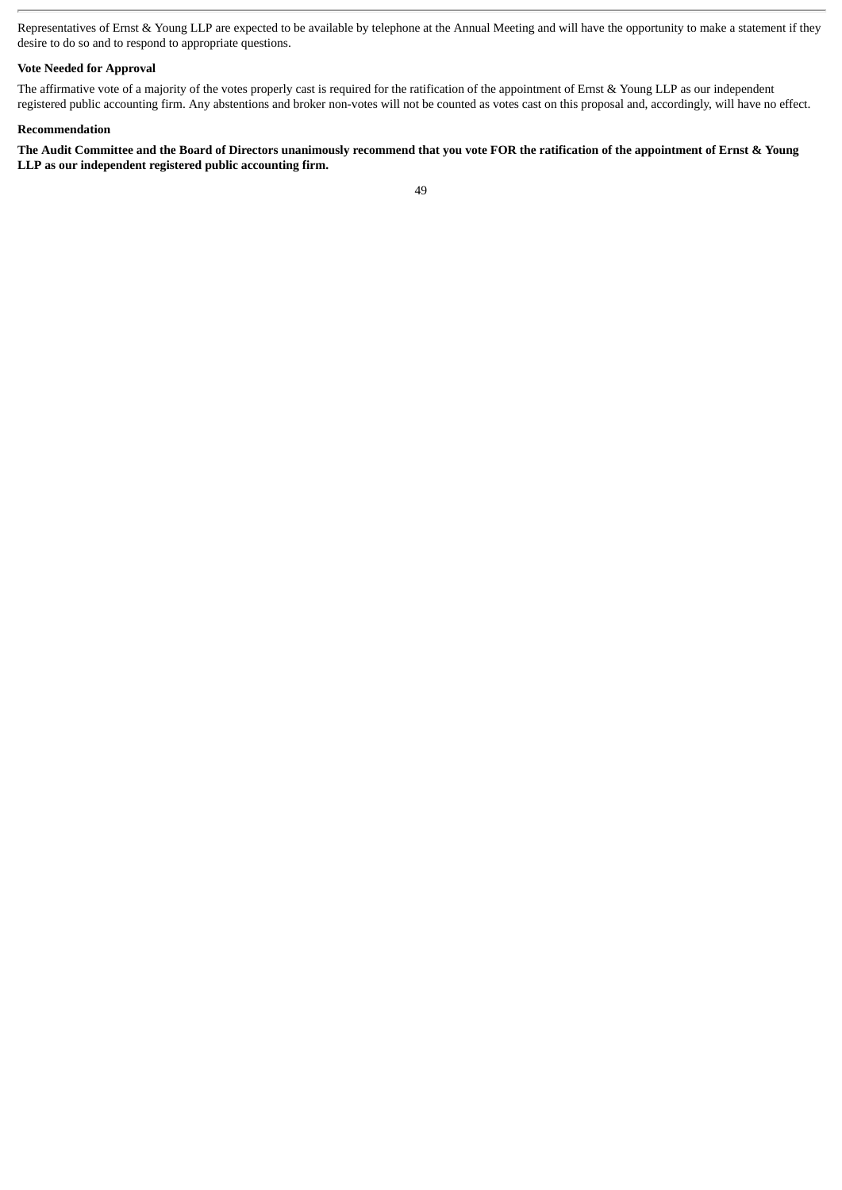Representatives of Ernst & Young LLP are expected to be available by telephone at the Annual Meeting and will have the opportunity to make a statement if they desire to do so and to respond to appropriate questions.

**Vote Needed for Approval**

The affirmative vote of a majority of the votes properly cast is required for the ratification of the appointment of Ernst & Young LLP as our independent registered public accounting firm. Any abstentions and broker non-votes will not be counted as votes cast on this proposal and, accordingly, will have no effect.

**Recommendation**

**The Audit Committee and the Board of Directors unanimously recommend that you vote FOR the ratification of the appointment of Ernst & Young LLP as our independent registered public accounting firm.**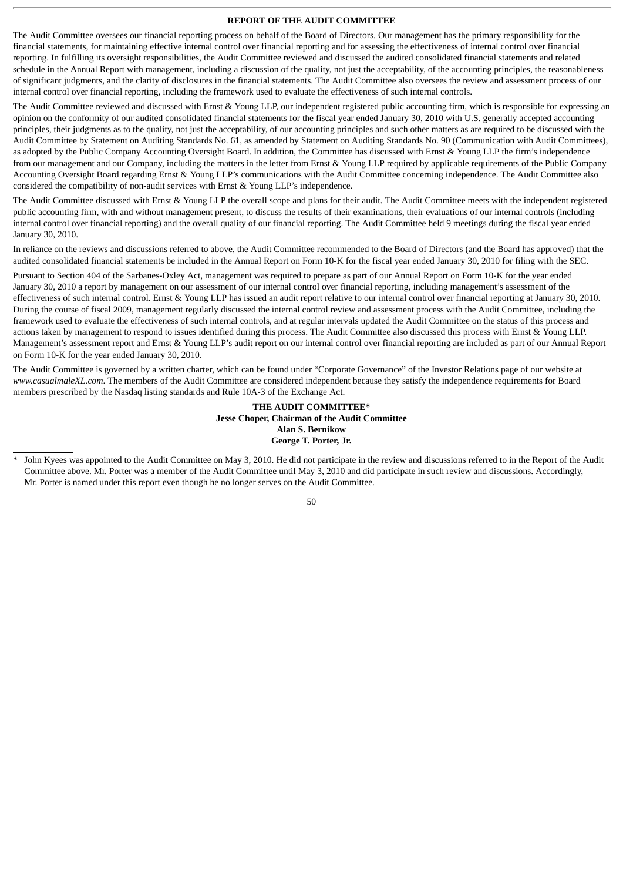## REPORT OF THE AUDIT COMMITTEE

The Audit Committee oversees our financial reporting process on behalf of the Board of Directors. Our management has the primary responsibility for the financial statements, for maintaining effective internal control over financial reporting and for assessing the effectiveness of internal control over financial reporting. In fulfilling its oversight responsibilities, the Audit Committee reviewed and discussed the audited consolidated financial statements and related schedule in the Annual Report with management, including a discussion of the quality, not just the acceptability, of the accounting principles, the reasonableness of significant judgments, and the clarity of disclosures in the financial statements. The Audit Committee also oversees the review and assessment process of our internal control over financial reporting, including the framework used to evaluate the effectiveness of such internal controls.

The Audit Committee reviewed and discussed with Ernst & Young LLP, our independent registered public accounting firm, which is responsible for expressing an opinion on the conformity of our audited consolidated financial statements for the fiscal year ended January 30, 2010 with U.S. generally accepted accounting principles, their judgments as to the quality, not just the acceptability, of our accounting principles and such other matters as are required to be discussed with the Audit Committee by Statement on Auditing Standards No. 61, as amended by Statement on Auditing Standards No. 90 (Communication with Audit Committees), as adopted by the Public Company Accounting Oversight Board. In addition, the Committee has discussed with Ernst & Young LLP the firm's independence from our management and our Company, including the matters in the letter from Ernst & Young LLP required by applicable requirements of the Public Company Accounting Oversight Board regarding Ernst & Young LLP's communications with the Audit Committee concerning independence. The Audit Committee also considered the compatibility of non-audit services with Ernst & Young LLP's independence.

The Audit Committee discussed with Ernst & Young LLP the overall scope and plans for their audit. The Audit Committee meets with the independent registered public accounting firm, with and without management present, to discuss the results of their examinations, their evaluations of our internal controls (including internal control over financial reporting) and the overall quality of our financial reporting. The Audit Committee held 9 meetings during the fiscal year ended January 30, 2010.

In reliance on the reviews and discussions referred to above, the Audit Committee recommended to the Board of Directors (and the Board has approved) that the audited consolidated financial statements be included in the Annual Report on Form 10-K for the fiscal year ended January 30, 2010 for filing with the SEC.

Pursuant to Section 404 of the Sarbanes-Oxley Act, management was required to prepare as part of our Annual Report on Form 10-K for the year ended January 30, 2010 a report by management on our assessment of our internal control over financial reporting, including management's assessment of the effectiveness of such internal control. Ernst & Young LLP has issued an audit report relative to our internal control over financial reporting at January 30, 2010. During the course of fiscal 2009, management regularly discussed the internal control review and assessment process with the Audit Committee, including the framework used to evaluate the effectiveness of such internal controls, and at regular intervals updated the Audit Committee on the status of this process and actions taken by management to respond to issues identified during this process. The Audit Committee also discussed this process with Ernst & Young LLP. Management's assessment report and Ernst & Young LLP's audit report on our internal control over financial reporting are included as part of our Annual Report on Form 10-K for the year ended January 30, 2010.

The Audit Committee is governed by a written charter, which can be found under "Corporate Governance" of the Investor Relations page of our website at *www.casualmaleXL.com*. The members of the Audit Committee are considered independent because they satisfy the independence requirements for Board members prescribed by the Nasdaq listing standards and Rule 10A-3 of the Exchange Act.

**THE AUDIT COMMITTEE***
**Jesse Choper, Chairman of the Audit Committee**
**Alan S. Bernikow**
**George T. Porter, Jr.**

---

\* John Kyees was appointed to the Audit Committee on May 3, 2010. He did not participate in the review and discussions referred to in the Report of the Audit Committee above. Mr. Porter was a member of the Audit Committee until May 3, 2010 and did participate in such review and discussions. Accordingly, Mr. Porter is named under this report even though he no longer serves on the Audit Committee.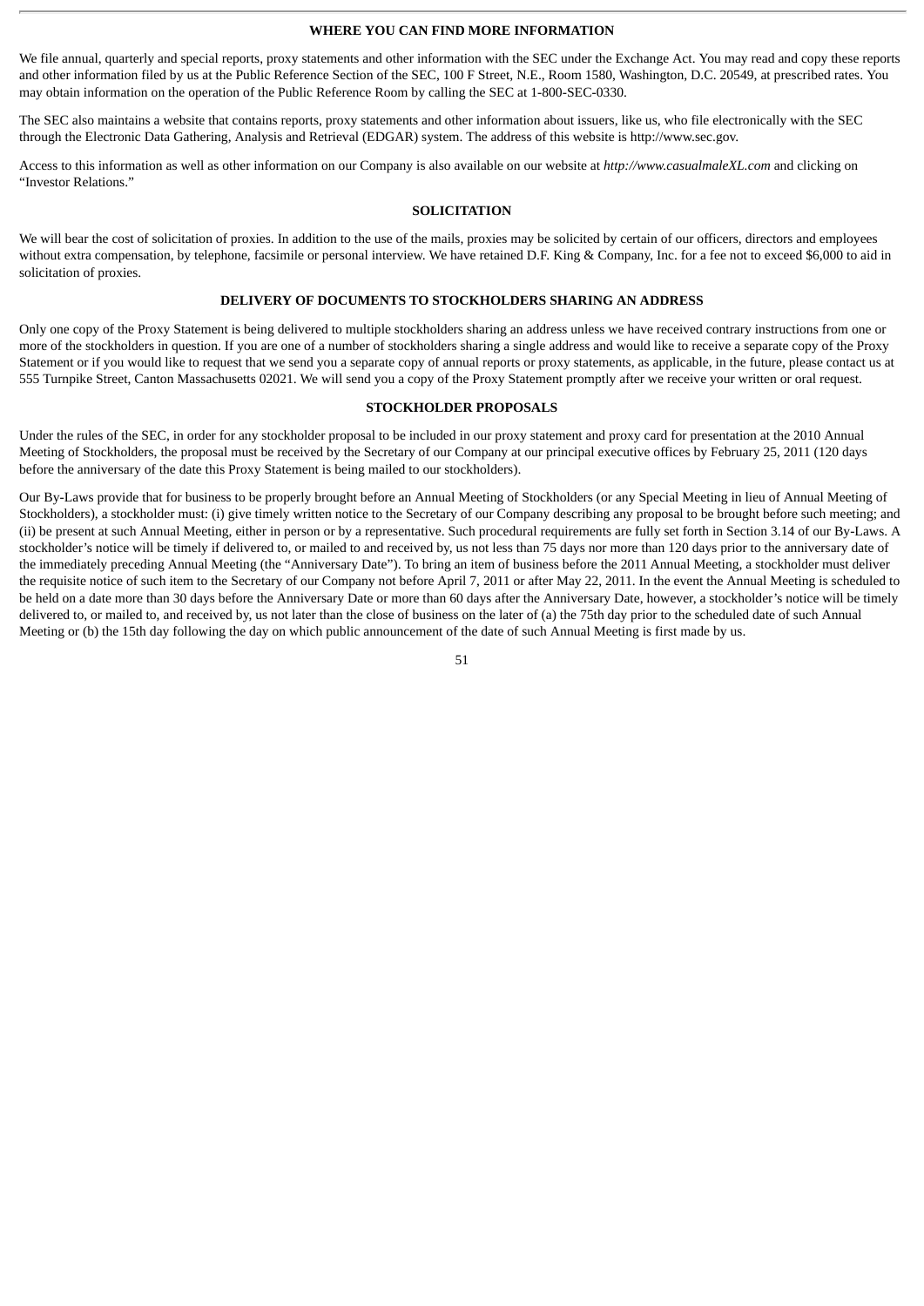## WHERE YOU CAN FIND MORE INFORMATION

We file annual, quarterly and special reports, proxy statements and other information with the SEC under the Exchange Act. You may read and copy these reports and other information filed by us at the Public Reference Section of the SEC, 100 F Street, N.E., Room 1580, Washington, D.C. 20549, at prescribed rates. You may obtain information on the operation of the Public Reference Room by calling the SEC at 1-800-SEC-0330.

The SEC also maintains a website that contains reports, proxy statements and other information about issuers, like us, who file electronically with the SEC through the Electronic Data Gathering, Analysis and Retrieval (EDGAR) system. The address of this website is http://www.sec.gov.

Access to this information as well as other information on our Company is also available on our website at *http://www.casualmaleXL.com* and clicking on "Investor Relations."

## SOLICITATION

We will bear the cost of solicitation of proxies. In addition to the use of the mails, proxies may be solicited by certain of our officers, directors and employees without extra compensation, by telephone, facsimile or personal interview. We have retained D.F. King & Company, Inc. for a fee not to exceed $6,000 to aid in solicitation of proxies.

## DELIVERY OF DOCUMENTS TO STOCKHOLDERS SHARING AN ADDRESS

Only one copy of the Proxy Statement is being delivered to multiple stockholders sharing an address unless we have received contrary instructions from one or more of the stockholders in question. If you are one of a number of stockholders sharing a single address and would like to receive a separate copy of the Proxy Statement or if you would like to request that we send you a separate copy of annual reports or proxy statements, as applicable, in the future, please contact us at 555 Turnpike Street, Canton Massachusetts 02021. We will send you a copy of the Proxy Statement promptly after we receive your written or oral request.

## STOCKHOLDER PROPOSALS

Under the rules of the SEC, in order for any stockholder proposal to be included in our proxy statement and proxy card for presentation at the 2010 Annual Meeting of Stockholders, the proposal must be received by the Secretary of our Company at our principal executive offices by February 25, 2011 (120 days before the anniversary of the date this Proxy Statement is being mailed to our stockholders).

Our By-Laws provide that for business to be properly brought before an Annual Meeting of Stockholders (or any Special Meeting in lieu of Annual Meeting of Stockholders), a stockholder must: (i) give timely written notice to the Secretary of our Company describing any proposal to be brought before such meeting; and (ii) be present at such Annual Meeting, either in person or by a representative. Such procedural requirements are fully set forth in Section 3.14 of our By-Laws. A stockholder's notice will be timely if delivered to, or mailed to and received by, us not less than 75 days nor more than 120 days prior to the anniversary date of the immediately preceding Annual Meeting (the "Anniversary Date"). To bring an item of business before the 2011 Annual Meeting, a stockholder must deliver the requisite notice of such item to the Secretary of our Company not before April 7, 2011 or after May 22, 2011. In the event the Annual Meeting is scheduled to be held on a date more than 30 days before the Anniversary Date or more than 60 days after the Anniversary Date, however, a stockholder's notice will be timely delivered to, or mailed to, and received by, us not later than the close of business on the later of (a) the 75th day prior to the scheduled date of such Annual Meeting or (b) the 15th day following the day on which public announcement of the date of such Annual Meeting is first made by us.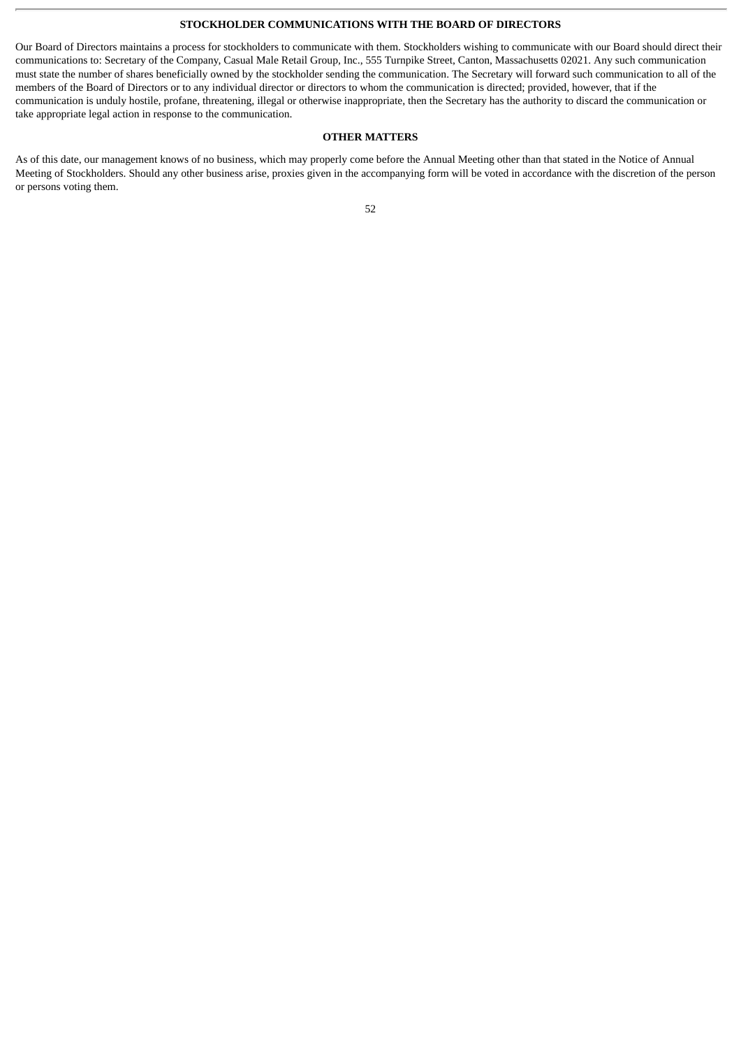## STOCKHOLDER COMMUNICATIONS WITH THE BOARD OF DIRECTORS

Our Board of Directors maintains a process for stockholders to communicate with them. Stockholders wishing to communicate with our Board should direct their communications to: Secretary of the Company, Casual Male Retail Group, Inc., 555 Turnpike Street, Canton, Massachusetts 02021. Any such communication must state the number of shares beneficially owned by the stockholder sending the communication. The Secretary will forward such communication to all of the members of the Board of Directors or to any individual director or directors to whom the communication is directed; provided, however, that if the communication is unduly hostile, profane, threatening, illegal or otherwise inappropriate, then the Secretary has the authority to discard the communication or take appropriate legal action in response to the communication.

## OTHER MATTERS

As of this date, our management knows of no business, which may properly come before the Annual Meeting other than that stated in the Notice of Annual Meeting of Stockholders. Should any other business arise, proxies given in the accompanying form will be voted in accordance with the discretion of the person or persons voting them.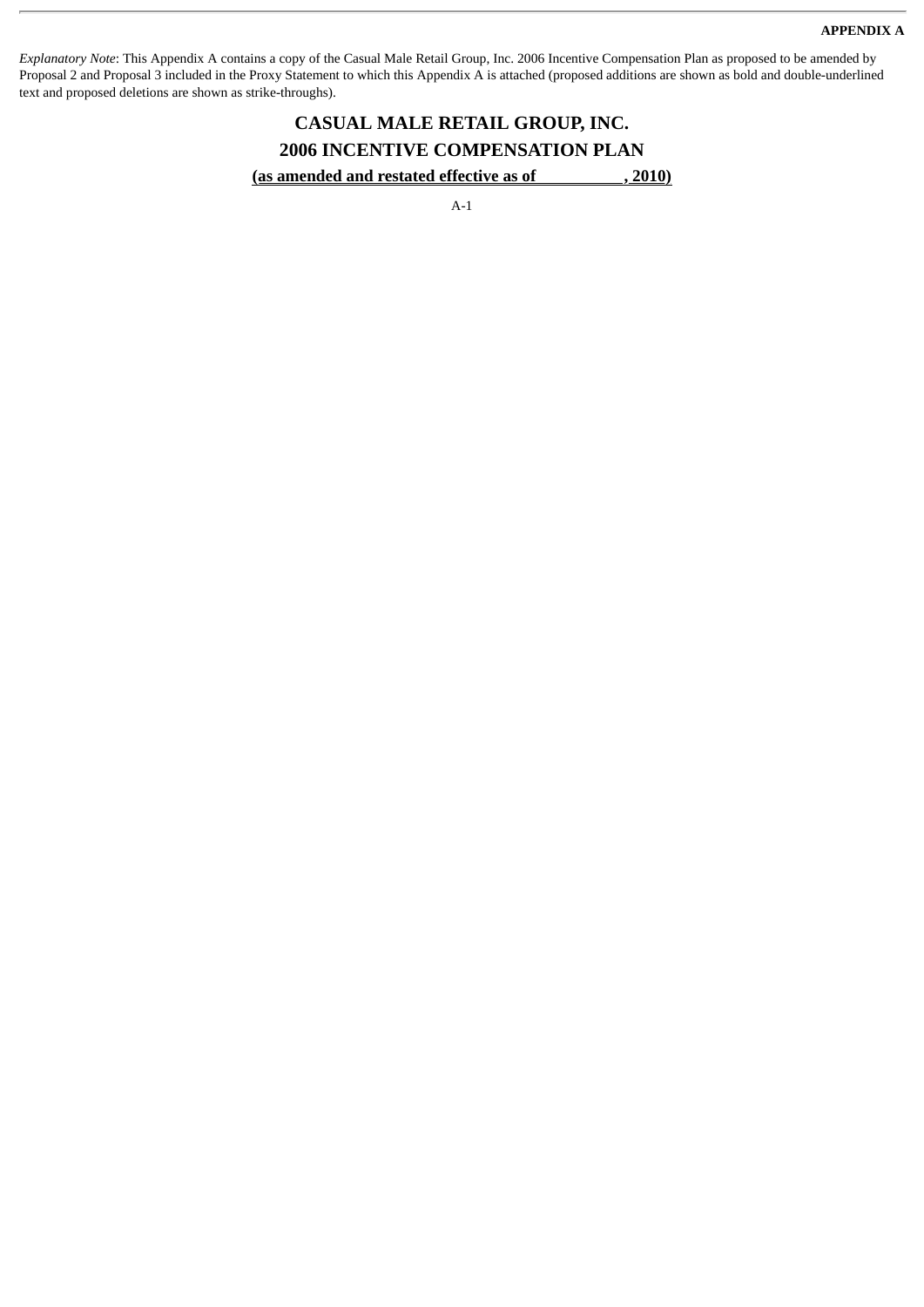**APPENDIX A**

*Explanatory Note*: This Appendix A contains a copy of the Casual Male Retail Group, Inc. 2006 Incentive Compensation Plan as proposed to be amended by Proposal 2 and Proposal 3 included in the Proxy Statement to which this Appendix A is attached (proposed additions are shown as bold and double-underlined text and proposed deletions are shown as strike-throughs).

# CASUAL MALE RETAIL GROUP, INC.

# 2006 INCENTIVE COMPENSATION PLAN

**(as amended and restated effective as of \_\_\_\_\_\_\_\_\_\_, 2010)**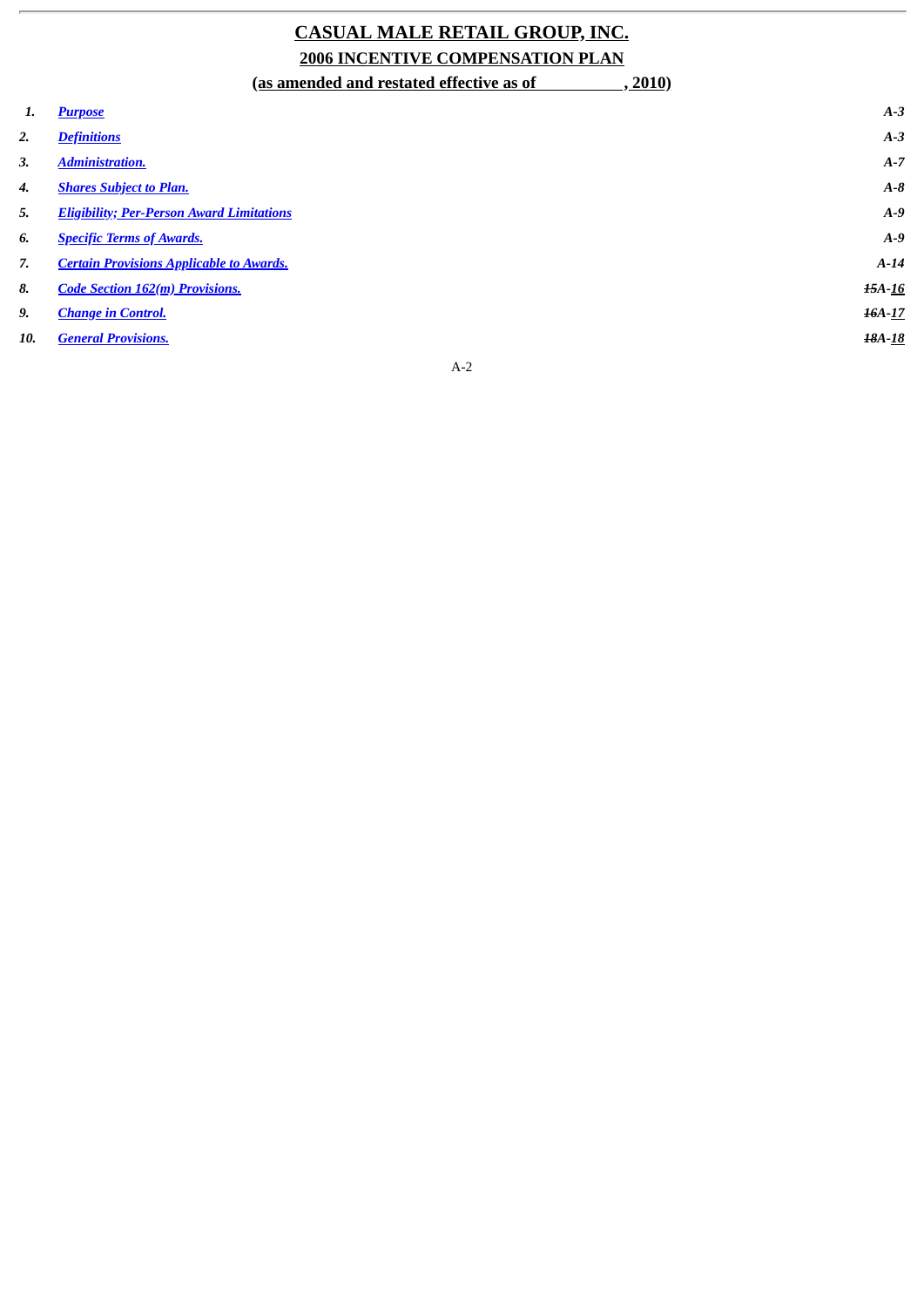# CASUAL MALE RETAIL GROUP, INC.

## 2006 INCENTIVE COMPENSATION PLAN

### (as amended and restated effective as of __________, 2010)

| | | |
|---|---|---|
| *1.* | ***Purpose*** | *A-3* |
| *2.* | ***Definitions*** | *A-3* |
| *3.* | ***Administration.*** | *A-7* |
| *4.* | ***Shares Subject to Plan.*** | *A-8* |
| *5.* | ***Eligibility; Per-Person Award Limitations*** | *A-9* |
| *6.* | ***Specific Terms of Awards.*** | *A-9* |
| *7.* | ***Certain Provisions Applicable to Awards.*** | *A-14* |
| *8.* | ***Code Section 162(m) Provisions.*** | *~~15~~A-16* |
| *9.* | ***Change in Control.*** | *~~16~~A-17* |
| *10.* | ***General Provisions.*** | *~~18~~A-18* |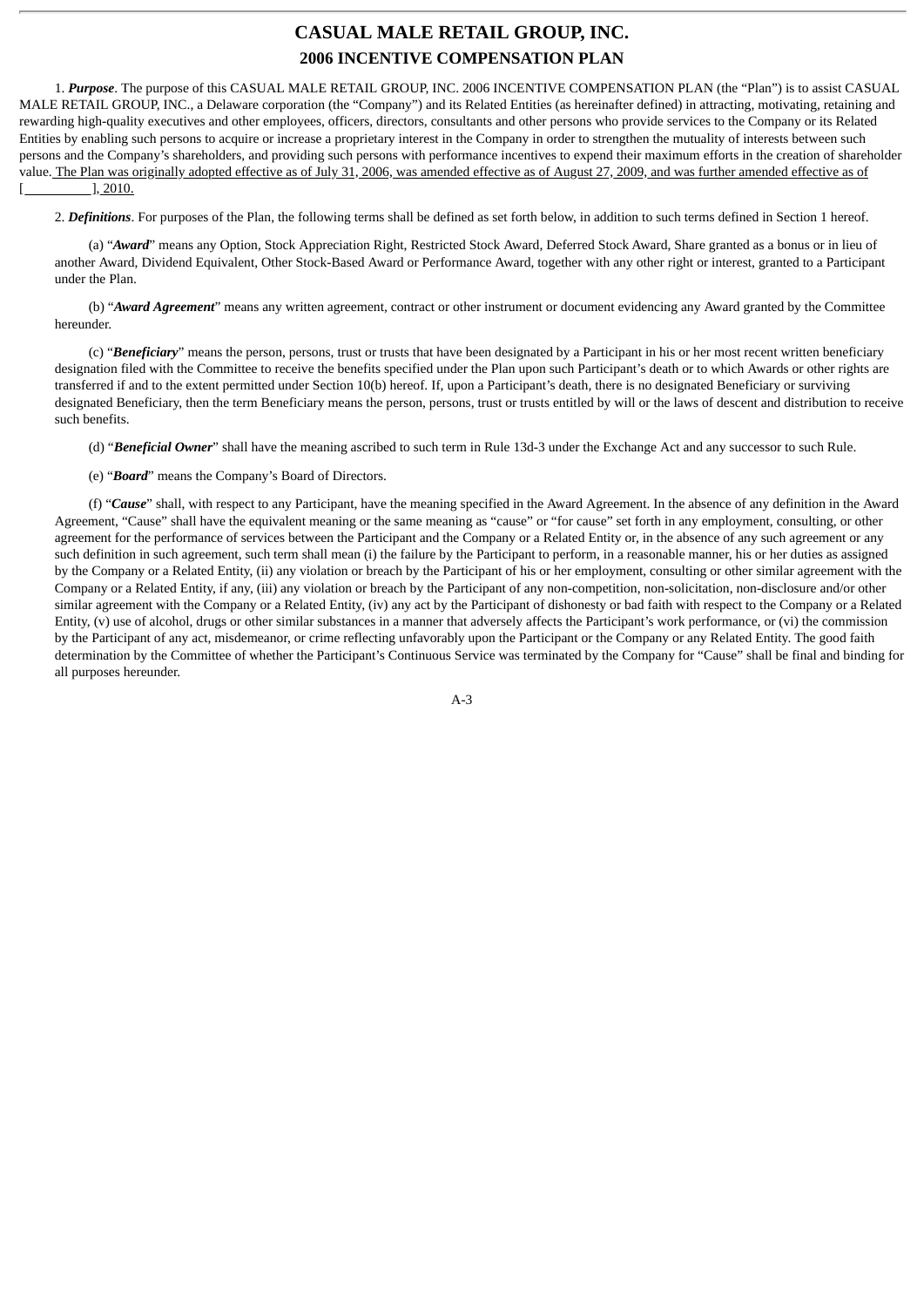# CASUAL MALE RETAIL GROUP, INC.

## 2006 INCENTIVE COMPENSATION PLAN

1. ***Purpose***. The purpose of this CASUAL MALE RETAIL GROUP, INC. 2006 INCENTIVE COMPENSATION PLAN (the "Plan") is to assist CASUAL MALE RETAIL GROUP, INC., a Delaware corporation (the "Company") and its Related Entities (as hereinafter defined) in attracting, motivating, retaining and rewarding high-quality executives and other employees, officers, directors, consultants and other persons who provide services to the Company or its Related Entities by enabling such persons to acquire or increase a proprietary interest in the Company in order to strengthen the mutuality of interests between such persons and the Company's shareholders, and providing such persons with performance incentives to expend their maximum efforts in the creation of shareholder value. The Plan was originally adopted effective as of July 31, 2006, was amended effective as of August 27, 2009, and was further amended effective as of [          ], 2010.

2. ***Definitions***. For purposes of the Plan, the following terms shall be defined as set forth below, in addition to such terms defined in Section 1 hereof.

(a) "***Award***" means any Option, Stock Appreciation Right, Restricted Stock Award, Deferred Stock Award, Share granted as a bonus or in lieu of another Award, Dividend Equivalent, Other Stock-Based Award or Performance Award, together with any other right or interest, granted to a Participant under the Plan.

(b) "***Award Agreement***" means any written agreement, contract or other instrument or document evidencing any Award granted by the Committee hereunder.

(c) "***Beneficiary***" means the person, persons, trust or trusts that have been designated by a Participant in his or her most recent written beneficiary designation filed with the Committee to receive the benefits specified under the Plan upon such Participant's death or to which Awards or other rights are transferred if and to the extent permitted under Section 10(b) hereof. If, upon a Participant's death, there is no designated Beneficiary or surviving designated Beneficiary, then the term Beneficiary means the person, persons, trust or trusts entitled by will or the laws of descent and distribution to receive such benefits.

(d) "***Beneficial Owner***" shall have the meaning ascribed to such term in Rule 13d-3 under the Exchange Act and any successor to such Rule.

(e) "***Board***" means the Company's Board of Directors.

(f) "***Cause***" shall, with respect to any Participant, have the meaning specified in the Award Agreement. In the absence of any definition in the Award Agreement, "Cause" shall have the equivalent meaning or the same meaning as "cause" or "for cause" set forth in any employment, consulting, or other agreement for the performance of services between the Participant and the Company or a Related Entity or, in the absence of any such agreement or any such definition in such agreement, such term shall mean (i) the failure by the Participant to perform, in a reasonable manner, his or her duties as assigned by the Company or a Related Entity, (ii) any violation or breach by the Participant of his or her employment, consulting or other similar agreement with the Company or a Related Entity, if any, (iii) any violation or breach by the Participant of any non-competition, non-solicitation, non-disclosure and/or other similar agreement with the Company or a Related Entity, (iv) any act by the Participant of dishonesty or bad faith with respect to the Company or a Related Entity, (v) use of alcohol, drugs or other similar substances in a manner that adversely affects the Participant's work performance, or (vi) the commission by the Participant of any act, misdemeanor, or crime reflecting unfavorably upon the Participant or the Company or any Related Entity. The good faith determination by the Committee of whether the Participant's Continuous Service was terminated by the Company for "Cause" shall be final and binding for all purposes hereunder.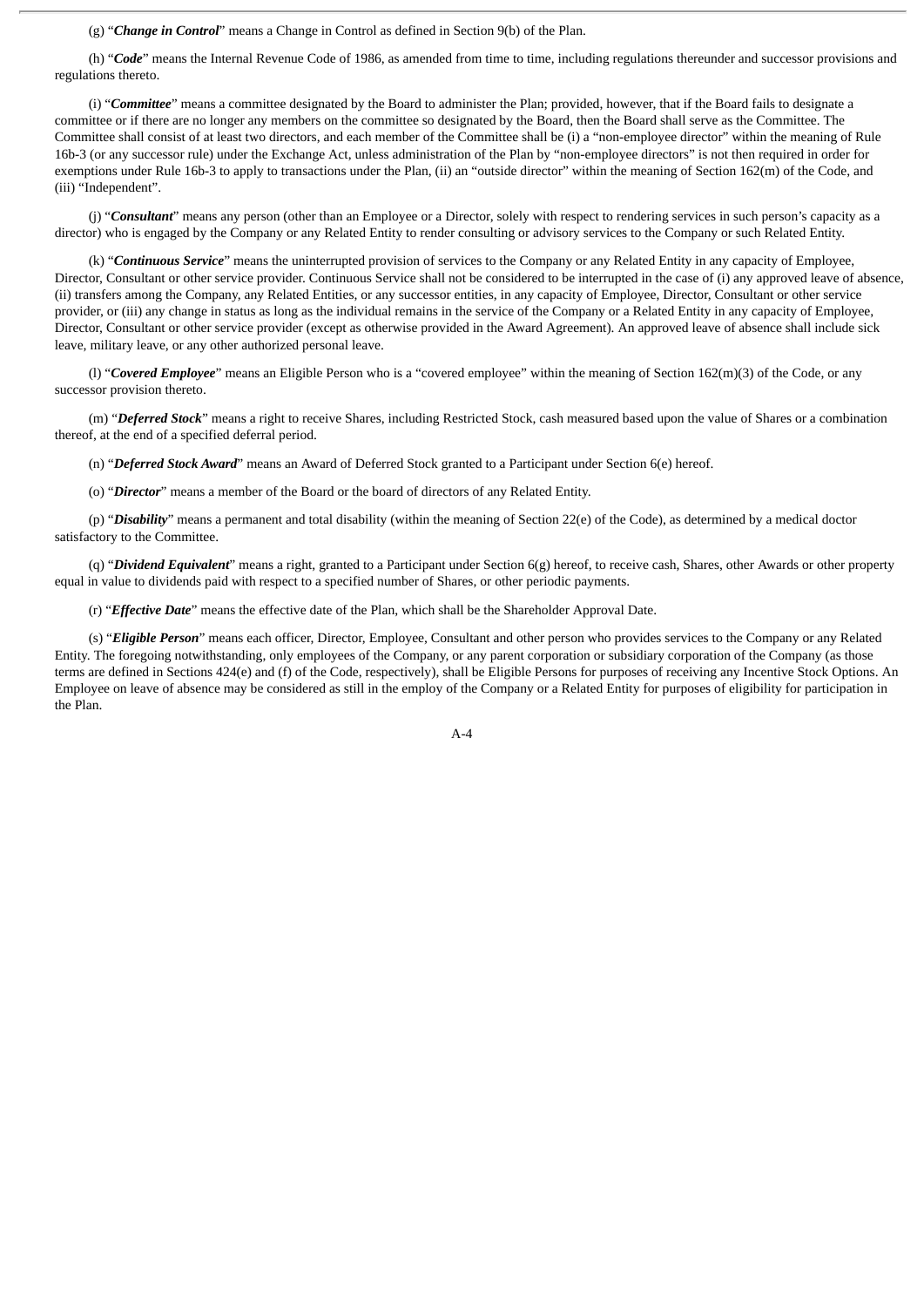(g) "***Change in Control***" means a Change in Control as defined in Section 9(b) of the Plan.

(h) "***Code***" means the Internal Revenue Code of 1986, as amended from time to time, including regulations thereunder and successor provisions and regulations thereto.

(i) "***Committee***" means a committee designated by the Board to administer the Plan; provided, however, that if the Board fails to designate a committee or if there are no longer any members on the committee so designated by the Board, then the Board shall serve as the Committee. The Committee shall consist of at least two directors, and each member of the Committee shall be (i) a "non-employee director" within the meaning of Rule 16b-3 (or any successor rule) under the Exchange Act, unless administration of the Plan by "non-employee directors" is not then required in order for exemptions under Rule 16b-3 to apply to transactions under the Plan, (ii) an "outside director" within the meaning of Section 162(m) of the Code, and (iii) "Independent".

(j) "***Consultant***" means any person (other than an Employee or a Director, solely with respect to rendering services in such person's capacity as a director) who is engaged by the Company or any Related Entity to render consulting or advisory services to the Company or such Related Entity.

(k) "***Continuous Service***" means the uninterrupted provision of services to the Company or any Related Entity in any capacity of Employee, Director, Consultant or other service provider. Continuous Service shall not be considered to be interrupted in the case of (i) any approved leave of absence, (ii) transfers among the Company, any Related Entities, or any successor entities, in any capacity of Employee, Director, Consultant or other service provider, or (iii) any change in status as long as the individual remains in the service of the Company or a Related Entity in any capacity of Employee, Director, Consultant or other service provider (except as otherwise provided in the Award Agreement). An approved leave of absence shall include sick leave, military leave, or any other authorized personal leave.

(l) "***Covered Employee***" means an Eligible Person who is a "covered employee" within the meaning of Section 162(m)(3) of the Code, or any successor provision thereto.

(m) "***Deferred Stock***" means a right to receive Shares, including Restricted Stock, cash measured based upon the value of Shares or a combination thereof, at the end of a specified deferral period.

(n) "***Deferred Stock Award***" means an Award of Deferred Stock granted to a Participant under Section 6(e) hereof.

(o) "***Director***" means a member of the Board or the board of directors of any Related Entity.

(p) "***Disability***" means a permanent and total disability (within the meaning of Section 22(e) of the Code), as determined by a medical doctor satisfactory to the Committee.

(q) "***Dividend Equivalent***" means a right, granted to a Participant under Section 6(g) hereof, to receive cash, Shares, other Awards or other property equal in value to dividends paid with respect to a specified number of Shares, or other periodic payments.

(r) "***Effective Date***" means the effective date of the Plan, which shall be the Shareholder Approval Date.

(s) "***Eligible Person***" means each officer, Director, Employee, Consultant and other person who provides services to the Company or any Related Entity. The foregoing notwithstanding, only employees of the Company, or any parent corporation or subsidiary corporation of the Company (as those terms are defined in Sections 424(e) and (f) of the Code, respectively), shall be Eligible Persons for purposes of receiving any Incentive Stock Options. An Employee on leave of absence may be considered as still in the employ of the Company or a Related Entity for purposes of eligibility for participation in the Plan.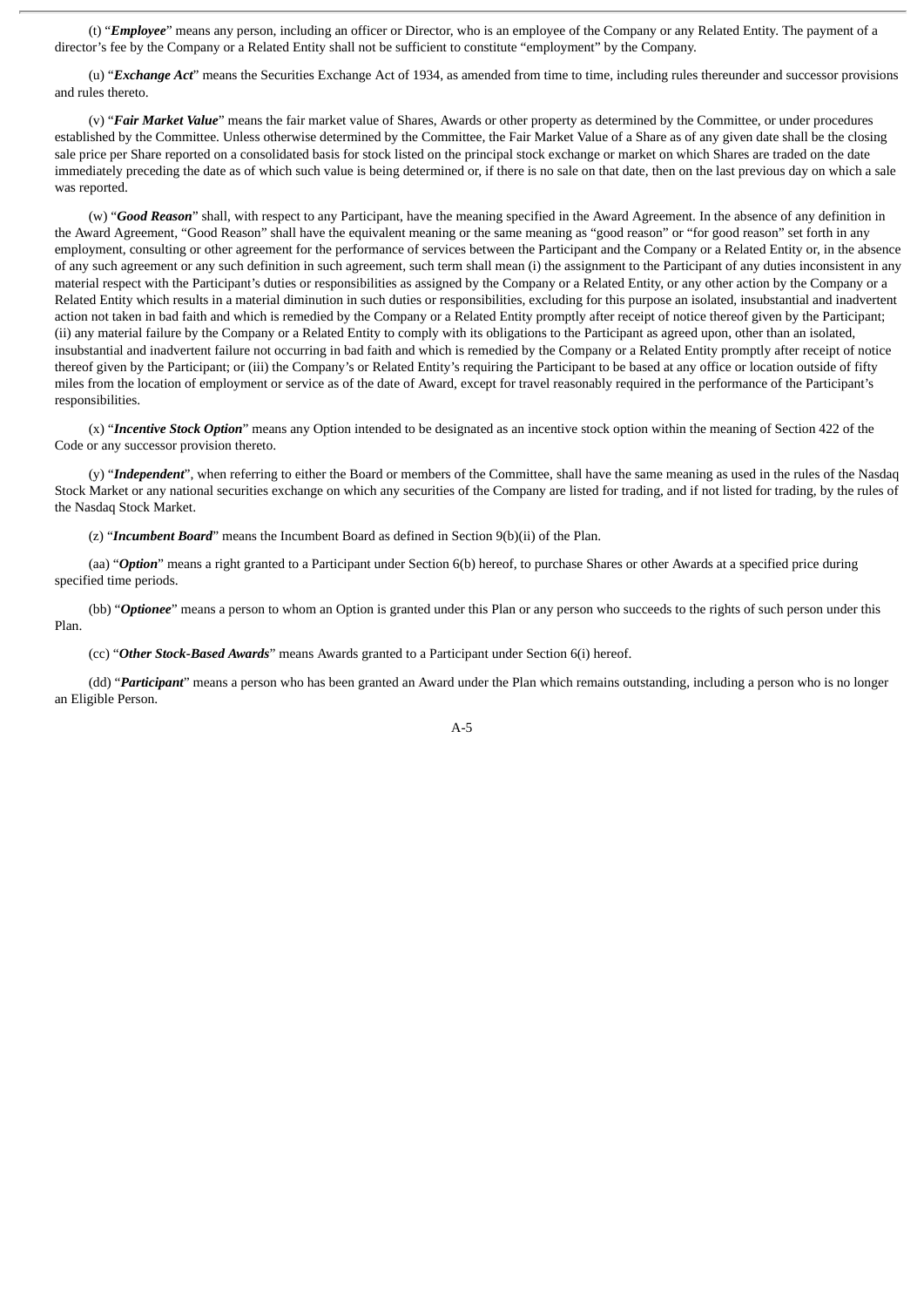(t) "***Employee***" means any person, including an officer or Director, who is an employee of the Company or any Related Entity. The payment of a director's fee by the Company or a Related Entity shall not be sufficient to constitute "employment" by the Company.

(u) "***Exchange Act***" means the Securities Exchange Act of 1934, as amended from time to time, including rules thereunder and successor provisions and rules thereto.

(v) "***Fair Market Value***" means the fair market value of Shares, Awards or other property as determined by the Committee, or under procedures established by the Committee. Unless otherwise determined by the Committee, the Fair Market Value of a Share as of any given date shall be the closing sale price per Share reported on a consolidated basis for stock listed on the principal stock exchange or market on which Shares are traded on the date immediately preceding the date as of which such value is being determined or, if there is no sale on that date, then on the last previous day on which a sale was reported.

(w) "***Good Reason***" shall, with respect to any Participant, have the meaning specified in the Award Agreement. In the absence of any definition in the Award Agreement, "Good Reason" shall have the equivalent meaning or the same meaning as "good reason" or "for good reason" set forth in any employment, consulting or other agreement for the performance of services between the Participant and the Company or a Related Entity or, in the absence of any such agreement or any such definition in such agreement, such term shall mean (i) the assignment to the Participant of any duties inconsistent in any material respect with the Participant's duties or responsibilities as assigned by the Company or a Related Entity, or any other action by the Company or a Related Entity which results in a material diminution in such duties or responsibilities, excluding for this purpose an isolated, insubstantial and inadvertent action not taken in bad faith and which is remedied by the Company or a Related Entity promptly after receipt of notice thereof given by the Participant; (ii) any material failure by the Company or a Related Entity to comply with its obligations to the Participant as agreed upon, other than an isolated, insubstantial and inadvertent failure not occurring in bad faith and which is remedied by the Company or a Related Entity promptly after receipt of notice thereof given by the Participant; or (iii) the Company's or Related Entity's requiring the Participant to be based at any office or location outside of fifty miles from the location of employment or service as of the date of Award, except for travel reasonably required in the performance of the Participant's responsibilities.

(x) "***Incentive Stock Option***" means any Option intended to be designated as an incentive stock option within the meaning of Section 422 of the Code or any successor provision thereto.

(y) "***Independent***", when referring to either the Board or members of the Committee, shall have the same meaning as used in the rules of the Nasdaq Stock Market or any national securities exchange on which any securities of the Company are listed for trading, and if not listed for trading, by the rules of the Nasdaq Stock Market.

(z) "***Incumbent Board***" means the Incumbent Board as defined in Section 9(b)(ii) of the Plan.

(aa) "***Option***" means a right granted to a Participant under Section 6(b) hereof, to purchase Shares or other Awards at a specified price during specified time periods.

(bb) "***Optionee***" means a person to whom an Option is granted under this Plan or any person who succeeds to the rights of such person under this Plan.

(cc) "***Other Stock-Based Awards***" means Awards granted to a Participant under Section 6(i) hereof.

(dd) "***Participant***" means a person who has been granted an Award under the Plan which remains outstanding, including a person who is no longer an Eligible Person.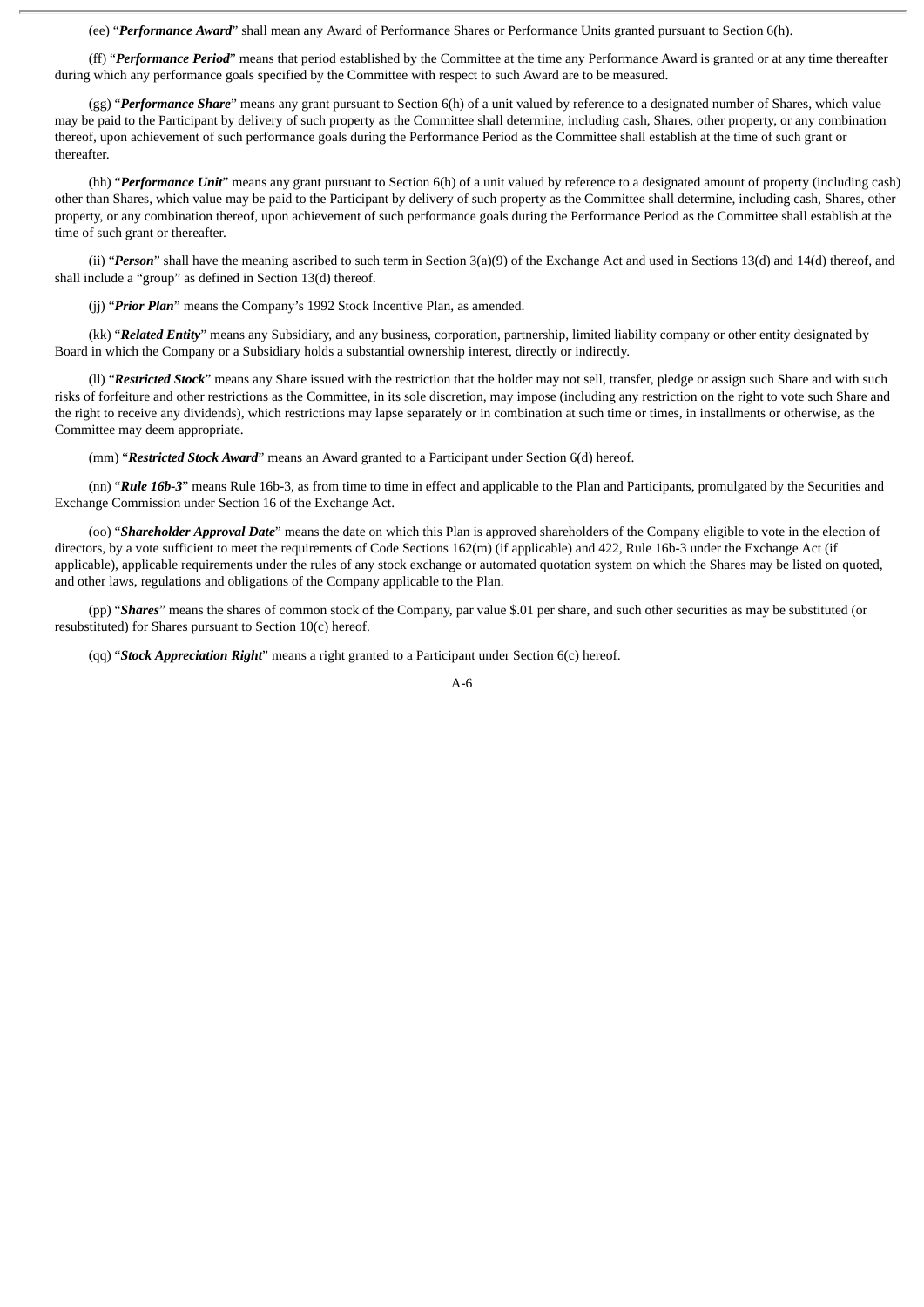(ee) "***Performance Award***" shall mean any Award of Performance Shares or Performance Units granted pursuant to Section 6(h).

(ff) "***Performance Period***" means that period established by the Committee at the time any Performance Award is granted or at any time thereafter during which any performance goals specified by the Committee with respect to such Award are to be measured.

(gg) "***Performance Share***" means any grant pursuant to Section 6(h) of a unit valued by reference to a designated number of Shares, which value may be paid to the Participant by delivery of such property as the Committee shall determine, including cash, Shares, other property, or any combination thereof, upon achievement of such performance goals during the Performance Period as the Committee shall establish at the time of such grant or thereafter.

(hh) "***Performance Unit***" means any grant pursuant to Section 6(h) of a unit valued by reference to a designated amount of property (including cash) other than Shares, which value may be paid to the Participant by delivery of such property as the Committee shall determine, including cash, Shares, other property, or any combination thereof, upon achievement of such performance goals during the Performance Period as the Committee shall establish at the time of such grant or thereafter.

(ii) "***Person***" shall have the meaning ascribed to such term in Section 3(a)(9) of the Exchange Act and used in Sections 13(d) and 14(d) thereof, and shall include a "group" as defined in Section 13(d) thereof.

(jj) "***Prior Plan***" means the Company's 1992 Stock Incentive Plan, as amended.

(kk) "***Related Entity***" means any Subsidiary, and any business, corporation, partnership, limited liability company or other entity designated by Board in which the Company or a Subsidiary holds a substantial ownership interest, directly or indirectly.

(ll) "***Restricted Stock***" means any Share issued with the restriction that the holder may not sell, transfer, pledge or assign such Share and with such risks of forfeiture and other restrictions as the Committee, in its sole discretion, may impose (including any restriction on the right to vote such Share and the right to receive any dividends), which restrictions may lapse separately or in combination at such time or times, in installments or otherwise, as the Committee may deem appropriate.

(mm) "***Restricted Stock Award***" means an Award granted to a Participant under Section 6(d) hereof.

(nn) "***Rule 16b-3***" means Rule 16b-3, as from time to time in effect and applicable to the Plan and Participants, promulgated by the Securities and Exchange Commission under Section 16 of the Exchange Act.

(oo) "***Shareholder Approval Date***" means the date on which this Plan is approved shareholders of the Company eligible to vote in the election of directors, by a vote sufficient to meet the requirements of Code Sections 162(m) (if applicable) and 422, Rule 16b-3 under the Exchange Act (if applicable), applicable requirements under the rules of any stock exchange or automated quotation system on which the Shares may be listed on quoted, and other laws, regulations and obligations of the Company applicable to the Plan.

(pp) "***Shares***" means the shares of common stock of the Company, par value $.01 per share, and such other securities as may be substituted (or resubstituted) for Shares pursuant to Section 10(c) hereof.

(qq) "***Stock Appreciation Right***" means a right granted to a Participant under Section 6(c) hereof.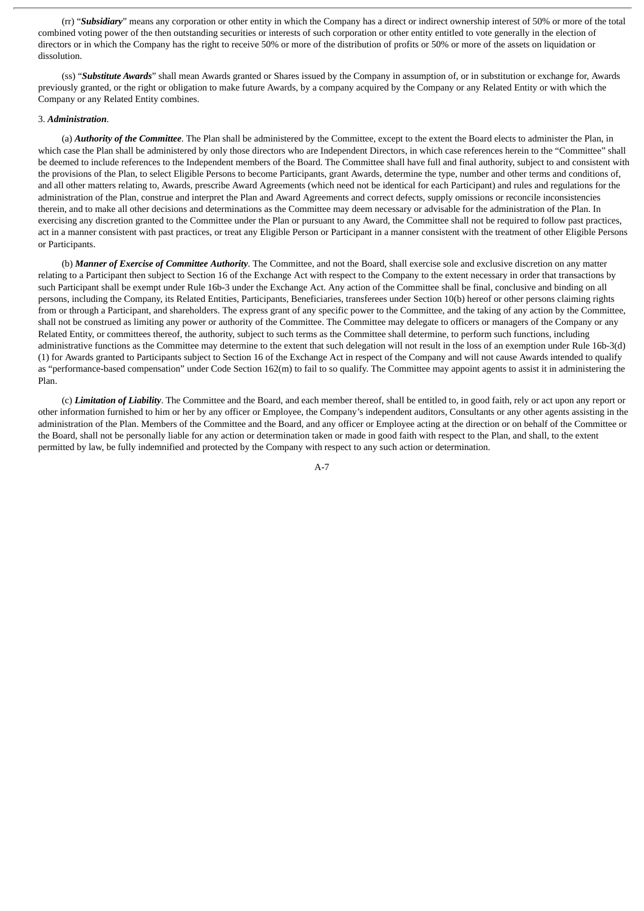(rr) "***Subsidiary***" means any corporation or other entity in which the Company has a direct or indirect ownership interest of 50% or more of the total combined voting power of the then outstanding securities or interests of such corporation or other entity entitled to vote generally in the election of directors or in which the Company has the right to receive 50% or more of the distribution of profits or 50% or more of the assets on liquidation or dissolution.

(ss) "***Substitute Awards***" shall mean Awards granted or Shares issued by the Company in assumption of, or in substitution or exchange for, Awards previously granted, or the right or obligation to make future Awards, by a company acquired by the Company or any Related Entity or with which the Company or any Related Entity combines.

3. ***Administration***.

(a) ***Authority of the Committee***. The Plan shall be administered by the Committee, except to the extent the Board elects to administer the Plan, in which case the Plan shall be administered by only those directors who are Independent Directors, in which case references herein to the "Committee" shall be deemed to include references to the Independent members of the Board. The Committee shall have full and final authority, subject to and consistent with the provisions of the Plan, to select Eligible Persons to become Participants, grant Awards, determine the type, number and other terms and conditions of, and all other matters relating to, Awards, prescribe Award Agreements (which need not be identical for each Participant) and rules and regulations for the administration of the Plan, construe and interpret the Plan and Award Agreements and correct defects, supply omissions or reconcile inconsistencies therein, and to make all other decisions and determinations as the Committee may deem necessary or advisable for the administration of the Plan. In exercising any discretion granted to the Committee under the Plan or pursuant to any Award, the Committee shall not be required to follow past practices, act in a manner consistent with past practices, or treat any Eligible Person or Participant in a manner consistent with the treatment of other Eligible Persons or Participants.

(b) ***Manner of Exercise of Committee Authority***. The Committee, and not the Board, shall exercise sole and exclusive discretion on any matter relating to a Participant then subject to Section 16 of the Exchange Act with respect to the Company to the extent necessary in order that transactions by such Participant shall be exempt under Rule 16b-3 under the Exchange Act. Any action of the Committee shall be final, conclusive and binding on all persons, including the Company, its Related Entities, Participants, Beneficiaries, transferees under Section 10(b) hereof or other persons claiming rights from or through a Participant, and shareholders. The express grant of any specific power to the Committee, and the taking of any action by the Committee, shall not be construed as limiting any power or authority of the Committee. The Committee may delegate to officers or managers of the Company or any Related Entity, or committees thereof, the authority, subject to such terms as the Committee shall determine, to perform such functions, including administrative functions as the Committee may determine to the extent that such delegation will not result in the loss of an exemption under Rule 16b-3(d)(1) for Awards granted to Participants subject to Section 16 of the Exchange Act in respect of the Company and will not cause Awards intended to qualify as "performance-based compensation" under Code Section 162(m) to fail to so qualify. The Committee may appoint agents to assist it in administering the Plan.

(c) ***Limitation of Liability***. The Committee and the Board, and each member thereof, shall be entitled to, in good faith, rely or act upon any report or other information furnished to him or her by any officer or Employee, the Company's independent auditors, Consultants or any other agents assisting in the administration of the Plan. Members of the Committee and the Board, and any officer or Employee acting at the direction or on behalf of the Committee or the Board, shall not be personally liable for any action or determination taken or made in good faith with respect to the Plan, and shall, to the extent permitted by law, be fully indemnified and protected by the Company with respect to any such action or determination.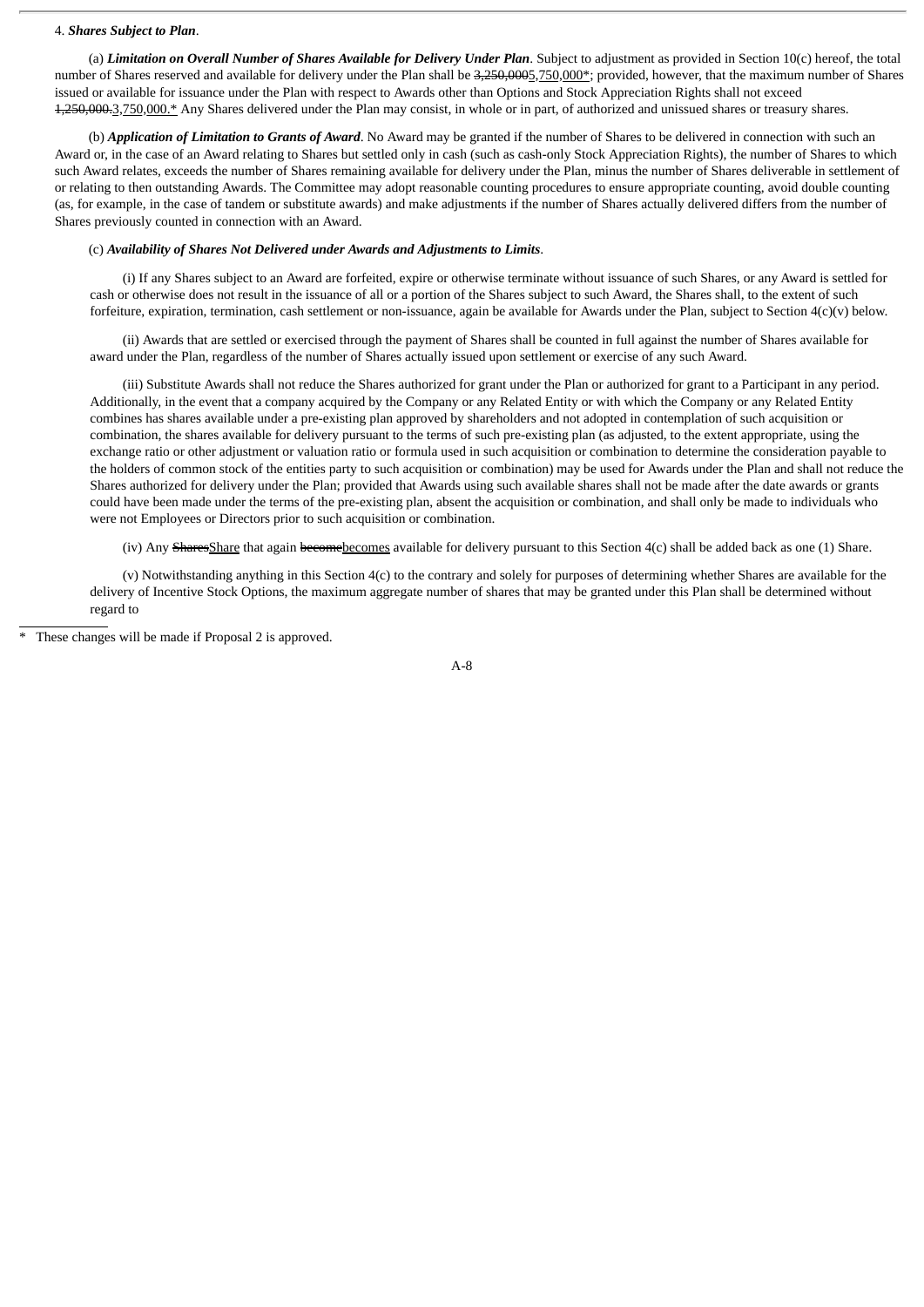4. ***Shares Subject to Plan***.

(a) ***Limitation on Overall Number of Shares Available for Delivery Under Plan***. Subject to adjustment as provided in Section 10(c) hereof, the total number of Shares reserved and available for delivery under the Plan shall be ~~3,250,000~~5,750,000*; provided, however, that the maximum number of Shares issued or available for issuance under the Plan with respect to Awards other than Options and Stock Appreciation Rights shall not exceed ~~1,250,000.~~3,750,000.* Any Shares delivered under the Plan may consist, in whole or in part, of authorized and unissued shares or treasury shares.

(b) ***Application of Limitation to Grants of Award***. No Award may be granted if the number of Shares to be delivered in connection with such an Award or, in the case of an Award relating to Shares but settled only in cash (such as cash-only Stock Appreciation Rights), the number of Shares to which such Award relates, exceeds the number of Shares remaining available for delivery under the Plan, minus the number of Shares deliverable in settlement of or relating to then outstanding Awards. The Committee may adopt reasonable counting procedures to ensure appropriate counting, avoid double counting (as, for example, in the case of tandem or substitute awards) and make adjustments if the number of Shares actually delivered differs from the number of Shares previously counted in connection with an Award.

(c) ***Availability of Shares Not Delivered under Awards and Adjustments to Limits***.

(i) If any Shares subject to an Award are forfeited, expire or otherwise terminate without issuance of such Shares, or any Award is settled for cash or otherwise does not result in the issuance of all or a portion of the Shares subject to such Award, the Shares shall, to the extent of such forfeiture, expiration, termination, cash settlement or non-issuance, again be available for Awards under the Plan, subject to Section 4(c)(v) below.

(ii) Awards that are settled or exercised through the payment of Shares shall be counted in full against the number of Shares available for award under the Plan, regardless of the number of Shares actually issued upon settlement or exercise of any such Award.

(iii) Substitute Awards shall not reduce the Shares authorized for grant under the Plan or authorized for grant to a Participant in any period. Additionally, in the event that a company acquired by the Company or any Related Entity or with which the Company or any Related Entity combines has shares available under a pre-existing plan approved by shareholders and not adopted in contemplation of such acquisition or combination, the shares available for delivery pursuant to the terms of such pre-existing plan (as adjusted, to the extent appropriate, using the exchange ratio or other adjustment or valuation ratio or formula used in such acquisition or combination to determine the consideration payable to the holders of common stock of the entities party to such acquisition or combination) may be used for Awards under the Plan and shall not reduce the Shares authorized for delivery under the Plan; provided that Awards using such available shares shall not be made after the date awards or grants could have been made under the terms of the pre-existing plan, absent the acquisition or combination, and shall only be made to individuals who were not Employees or Directors prior to such acquisition or combination.

(iv) Any ~~Shares~~Share that again ~~become~~becomes available for delivery pursuant to this Section 4(c) shall be added back as one (1) Share.

(v) Notwithstanding anything in this Section 4(c) to the contrary and solely for purposes of determining whether Shares are available for the delivery of Incentive Stock Options, the maximum aggregate number of shares that may be granted under this Plan shall be determined without regard to

\* These changes will be made if Proposal 2 is approved.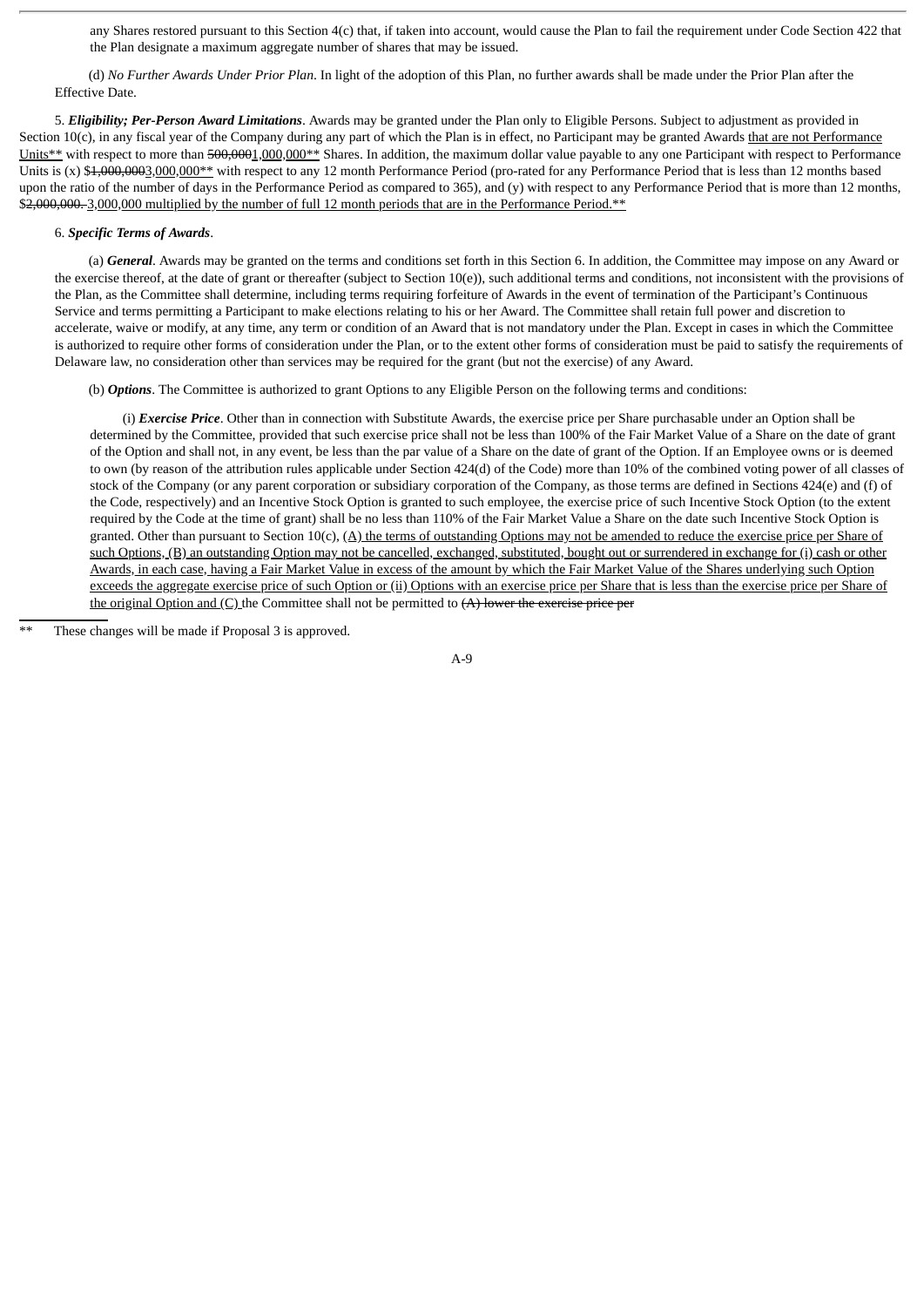any Shares restored pursuant to this Section 4(c) that, if taken into account, would cause the Plan to fail the requirement under Code Section 422 that the Plan designate a maximum aggregate number of shares that may be issued.

(d) *No Further Awards Under Prior Plan*. In light of the adoption of this Plan, no further awards shall be made under the Prior Plan after the Effective Date.

5. ***Eligibility; Per-Person Award Limitations***. Awards may be granted under the Plan only to Eligible Persons. Subject to adjustment as provided in Section 10(c), in any fiscal year of the Company during any part of which the Plan is in effect, no Participant may be granted Awards <u>that are not Performance Units**</u> with respect to more than ~~500,000~~<u>1,000,000**</u> Shares. In addition, the maximum dollar value payable to any one Participant with respect to Performance Units is (x) $~~1,000,000~~<u>3,000,000**</u> with respect to any 12 month Performance Period (pro-rated for any Performance Period that is less than 12 months based upon the ratio of the number of days in the Performance Period as compared to 365), and (y) with respect to any Performance Period that is more than 12 months, $~~2,000,000.~~ <u>3,000,000 multiplied by the number of full 12 month periods that are in the Performance Period.**</u>

6. ***Specific Terms of Awards***.

(a) ***General***. Awards may be granted on the terms and conditions set forth in this Section 6. In addition, the Committee may impose on any Award or the exercise thereof, at the date of grant or thereafter (subject to Section 10(e)), such additional terms and conditions, not inconsistent with the provisions of the Plan, as the Committee shall determine, including terms requiring forfeiture of Awards in the event of termination of the Participant's Continuous Service and terms permitting a Participant to make elections relating to his or her Award. The Committee shall retain full power and discretion to accelerate, waive or modify, at any time, any term or condition of an Award that is not mandatory under the Plan. Except in cases in which the Committee is authorized to require other forms of consideration under the Plan, or to the extent other forms of consideration must be paid to satisfy the requirements of Delaware law, no consideration other than services may be required for the grant (but not the exercise) of any Award.

(b) ***Options***. The Committee is authorized to grant Options to any Eligible Person on the following terms and conditions:

(i) ***Exercise Price***. Other than in connection with Substitute Awards, the exercise price per Share purchasable under an Option shall be determined by the Committee, provided that such exercise price shall not be less than 100% of the Fair Market Value of a Share on the date of grant of the Option and shall not, in any event, be less than the par value of a Share on the date of grant of the Option. If an Employee owns or is deemed to own (by reason of the attribution rules applicable under Section 424(d) of the Code) more than 10% of the combined voting power of all classes of stock of the Company (or any parent corporation or subsidiary corporation of the Company, as those terms are defined in Sections 424(e) and (f) of the Code, respectively) and an Incentive Stock Option is granted to such employee, the exercise price of such Incentive Stock Option (to the extent required by the Code at the time of grant) shall be no less than 110% of the Fair Market Value a Share on the date such Incentive Stock Option is granted. Other than pursuant to Section 10(c), <u>(A) the terms of outstanding Options may not be amended to reduce the exercise price per Share of such Options, (B) an outstanding Option may not be cancelled, exchanged, substituted, bought out or surrendered in exchange for (i) cash or other Awards, in each case, having a Fair Market Value in excess of the amount by which the Fair Market Value of the Shares underlying such Option exceeds the aggregate exercise price of such Option or (ii) Options with an exercise price per Share that is less than the exercise price per Share of the original Option and (C)</u> the Committee shall not be permitted to ~~(A) lower the exercise price per~~

** These changes will be made if Proposal 3 is approved.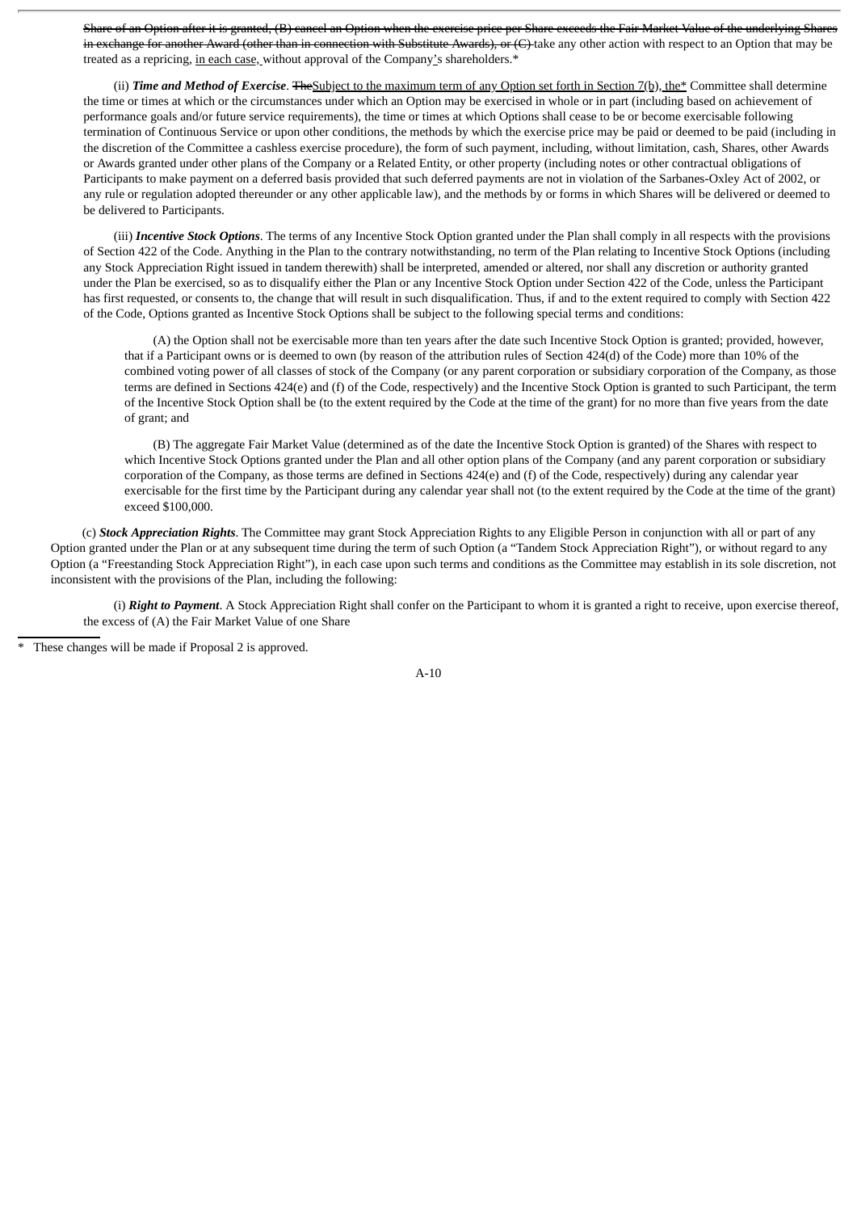~~Share of an Option after it is granted, (B) cancel an Option when the exercise price per Share exceeds the Fair Market Value of the underlying Shares in exchange for another Award (other than in connection with Substitute Awards), or (C)~~ take any other action with respect to an Option that may be treated as a repricing, <u>in each case,</u> without approval of the Company<u>'</u>s shareholders.*

(ii) ***Time and Method of Exercise***. ~~The~~<u>Subject to the maximum term of any Option set forth in Section 7(b), the*</u> Committee shall determine the time or times at which or the circumstances under which an Option may be exercised in whole or in part (including based on achievement of performance goals and/or future service requirements), the time or times at which Options shall cease to be or become exercisable following termination of Continuous Service or upon other conditions, the methods by which the exercise price may be paid or deemed to be paid (including in the discretion of the Committee a cashless exercise procedure), the form of such payment, including, without limitation, cash, Shares, other Awards or Awards granted under other plans of the Company or a Related Entity, or other property (including notes or other contractual obligations of Participants to make payment on a deferred basis provided that such deferred payments are not in violation of the Sarbanes-Oxley Act of 2002, or any rule or regulation adopted thereunder or any other applicable law), and the methods by or forms in which Shares will be delivered or deemed to be delivered to Participants.

(iii) ***Incentive Stock Options***. The terms of any Incentive Stock Option granted under the Plan shall comply in all respects with the provisions of Section 422 of the Code. Anything in the Plan to the contrary notwithstanding, no term of the Plan relating to Incentive Stock Options (including any Stock Appreciation Right issued in tandem therewith) shall be interpreted, amended or altered, nor shall any discretion or authority granted under the Plan be exercised, so as to disqualify either the Plan or any Incentive Stock Option under Section 422 of the Code, unless the Participant has first requested, or consents to, the change that will result in such disqualification. Thus, if and to the extent required to comply with Section 422 of the Code, Options granted as Incentive Stock Options shall be subject to the following special terms and conditions:

(A) the Option shall not be exercisable more than ten years after the date such Incentive Stock Option is granted; provided, however, that if a Participant owns or is deemed to own (by reason of the attribution rules of Section 424(d) of the Code) more than 10% of the combined voting power of all classes of stock of the Company (or any parent corporation or subsidiary corporation of the Company, as those terms are defined in Sections 424(e) and (f) of the Code, respectively) and the Incentive Stock Option is granted to such Participant, the term of the Incentive Stock Option shall be (to the extent required by the Code at the time of the grant) for no more than five years from the date of grant; and

(B) The aggregate Fair Market Value (determined as of the date the Incentive Stock Option is granted) of the Shares with respect to which Incentive Stock Options granted under the Plan and all other option plans of the Company (and any parent corporation or subsidiary corporation of the Company, as those terms are defined in Sections 424(e) and (f) of the Code, respectively) during any calendar year exercisable for the first time by the Participant during any calendar year shall not (to the extent required by the Code at the time of the grant) exceed $100,000.

(c) ***Stock Appreciation Rights***. The Committee may grant Stock Appreciation Rights to any Eligible Person in conjunction with all or part of any Option granted under the Plan or at any subsequent time during the term of such Option (a "Tandem Stock Appreciation Right"), or without regard to any Option (a "Freestanding Stock Appreciation Right"), in each case upon such terms and conditions as the Committee may establish in its sole discretion, not inconsistent with the provisions of the Plan, including the following:

(i) ***Right to Payment***. A Stock Appreciation Right shall confer on the Participant to whom it is granted a right to receive, upon exercise thereof, the excess of (A) the Fair Market Value of one Share

---

\* These changes will be made if Proposal 2 is approved.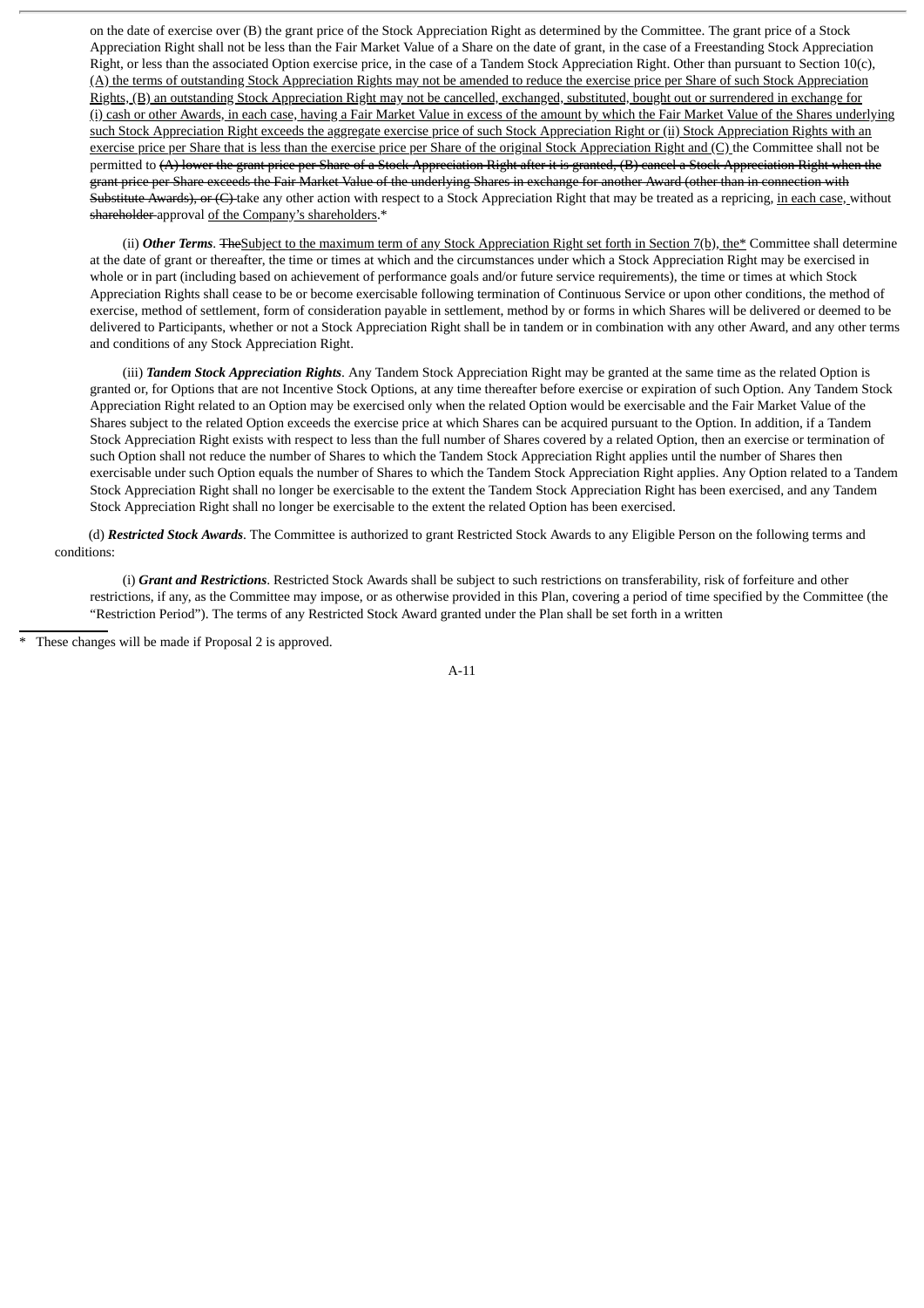on the date of exercise over (B) the grant price of the Stock Appreciation Right as determined by the Committee. The grant price of a Stock Appreciation Right shall not be less than the Fair Market Value of a Share on the date of grant, in the case of a Freestanding Stock Appreciation Right, or less than the associated Option exercise price, in the case of a Tandem Stock Appreciation Right. Other than pursuant to Section 10(c), <u>(A) the terms of outstanding Stock Appreciation Rights may not be amended to reduce the exercise price per Share of such Stock Appreciation Rights, (B) an outstanding Stock Appreciation Right may not be cancelled, exchanged, substituted, bought out or surrendered in exchange for (i) cash or other Awards, in each case, having a Fair Market Value in excess of the amount by which the Fair Market Value of the Shares underlying such Stock Appreciation Right exceeds the aggregate exercise price of such Stock Appreciation Right or (ii) Stock Appreciation Rights with an exercise price per Share that is less than the exercise price per Share of the original Stock Appreciation Right and (C)</u> the Committee shall not be permitted to ~~(A) lower the grant price per Share of a Stock Appreciation Right after it is granted, (B) cancel a Stock Appreciation Right when the grant price per Share exceeds the Fair Market Value of the underlying Shares in exchange for another Award (other than in connection with Substitute Awards), or (C)~~ take any other action with respect to a Stock Appreciation Right that may be treated as a repricing, <u>in each case,</u> without ~~shareholder~~ approval <u>of the Company's shareholders</u>.*

(ii) ***Other Terms***. ~~The~~<u>Subject to the maximum term of any Stock Appreciation Right set forth in Section 7(b), the*</u> Committee shall determine at the date of grant or thereafter, the time or times at which and the circumstances under which a Stock Appreciation Right may be exercised in whole or in part (including based on achievement of performance goals and/or future service requirements), the time or times at which Stock Appreciation Rights shall cease to be or become exercisable following termination of Continuous Service or upon other conditions, the method of exercise, method of settlement, form of consideration payable in settlement, method by or forms in which Shares will be delivered or deemed to be delivered to Participants, whether or not a Stock Appreciation Right shall be in tandem or in combination with any other Award, and any other terms and conditions of any Stock Appreciation Right.

(iii) ***Tandem Stock Appreciation Rights***. Any Tandem Stock Appreciation Right may be granted at the same time as the related Option is granted or, for Options that are not Incentive Stock Options, at any time thereafter before exercise or expiration of such Option. Any Tandem Stock Appreciation Right related to an Option may be exercised only when the related Option would be exercisable and the Fair Market Value of the Shares subject to the related Option exceeds the exercise price at which Shares can be acquired pursuant to the Option. In addition, if a Tandem Stock Appreciation Right exists with respect to less than the full number of Shares covered by a related Option, then an exercise or termination of such Option shall not reduce the number of Shares to which the Tandem Stock Appreciation Right applies until the number of Shares then exercisable under such Option equals the number of Shares to which the Tandem Stock Appreciation Right applies. Any Option related to a Tandem Stock Appreciation Right shall no longer be exercisable to the extent the Tandem Stock Appreciation Right has been exercised, and any Tandem Stock Appreciation Right shall no longer be exercisable to the extent the related Option has been exercised.

(d) ***Restricted Stock Awards***. The Committee is authorized to grant Restricted Stock Awards to any Eligible Person on the following terms and conditions:

(i) ***Grant and Restrictions***. Restricted Stock Awards shall be subject to such restrictions on transferability, risk of forfeiture and other restrictions, if any, as the Committee may impose, or as otherwise provided in this Plan, covering a period of time specified by the Committee (the "Restriction Period"). The terms of any Restricted Stock Award granted under the Plan shall be set forth in a written

\* These changes will be made if Proposal 2 is approved.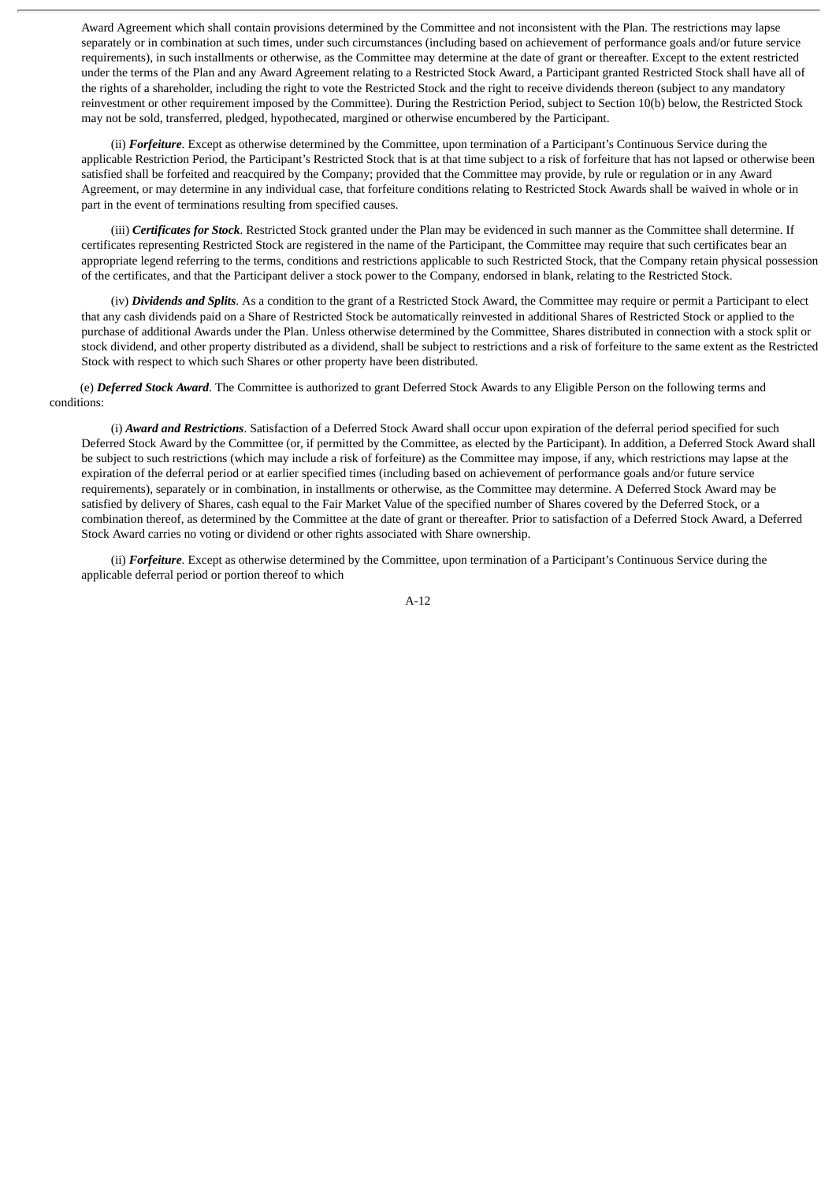Award Agreement which shall contain provisions determined by the Committee and not inconsistent with the Plan. The restrictions may lapse separately or in combination at such times, under such circumstances (including based on achievement of performance goals and/or future service requirements), in such installments or otherwise, as the Committee may determine at the date of grant or thereafter. Except to the extent restricted under the terms of the Plan and any Award Agreement relating to a Restricted Stock Award, a Participant granted Restricted Stock shall have all of the rights of a shareholder, including the right to vote the Restricted Stock and the right to receive dividends thereon (subject to any mandatory reinvestment or other requirement imposed by the Committee). During the Restriction Period, subject to Section 10(b) below, the Restricted Stock may not be sold, transferred, pledged, hypothecated, margined or otherwise encumbered by the Participant.

(ii) ***Forfeiture***. Except as otherwise determined by the Committee, upon termination of a Participant's Continuous Service during the applicable Restriction Period, the Participant's Restricted Stock that is at that time subject to a risk of forfeiture that has not lapsed or otherwise been satisfied shall be forfeited and reacquired by the Company; provided that the Committee may provide, by rule or regulation or in any Award Agreement, or may determine in any individual case, that forfeiture conditions relating to Restricted Stock Awards shall be waived in whole or in part in the event of terminations resulting from specified causes.

(iii) ***Certificates for Stock***. Restricted Stock granted under the Plan may be evidenced in such manner as the Committee shall determine. If certificates representing Restricted Stock are registered in the name of the Participant, the Committee may require that such certificates bear an appropriate legend referring to the terms, conditions and restrictions applicable to such Restricted Stock, that the Company retain physical possession of the certificates, and that the Participant deliver a stock power to the Company, endorsed in blank, relating to the Restricted Stock.

(iv) ***Dividends and Splits***. As a condition to the grant of a Restricted Stock Award, the Committee may require or permit a Participant to elect that any cash dividends paid on a Share of Restricted Stock be automatically reinvested in additional Shares of Restricted Stock or applied to the purchase of additional Awards under the Plan. Unless otherwise determined by the Committee, Shares distributed in connection with a stock split or stock dividend, and other property distributed as a dividend, shall be subject to restrictions and a risk of forfeiture to the same extent as the Restricted Stock with respect to which such Shares or other property have been distributed.

(e) ***Deferred Stock Award***. The Committee is authorized to grant Deferred Stock Awards to any Eligible Person on the following terms and conditions:

(i) ***Award and Restrictions***. Satisfaction of a Deferred Stock Award shall occur upon expiration of the deferral period specified for such Deferred Stock Award by the Committee (or, if permitted by the Committee, as elected by the Participant). In addition, a Deferred Stock Award shall be subject to such restrictions (which may include a risk of forfeiture) as the Committee may impose, if any, which restrictions may lapse at the expiration of the deferral period or at earlier specified times (including based on achievement of performance goals and/or future service requirements), separately or in combination, in installments or otherwise, as the Committee may determine. A Deferred Stock Award may be satisfied by delivery of Shares, cash equal to the Fair Market Value of the specified number of Shares covered by the Deferred Stock, or a combination thereof, as determined by the Committee at the date of grant or thereafter. Prior to satisfaction of a Deferred Stock Award, a Deferred Stock Award carries no voting or dividend or other rights associated with Share ownership.

(ii) ***Forfeiture***. Except as otherwise determined by the Committee, upon termination of a Participant's Continuous Service during the applicable deferral period or portion thereof to which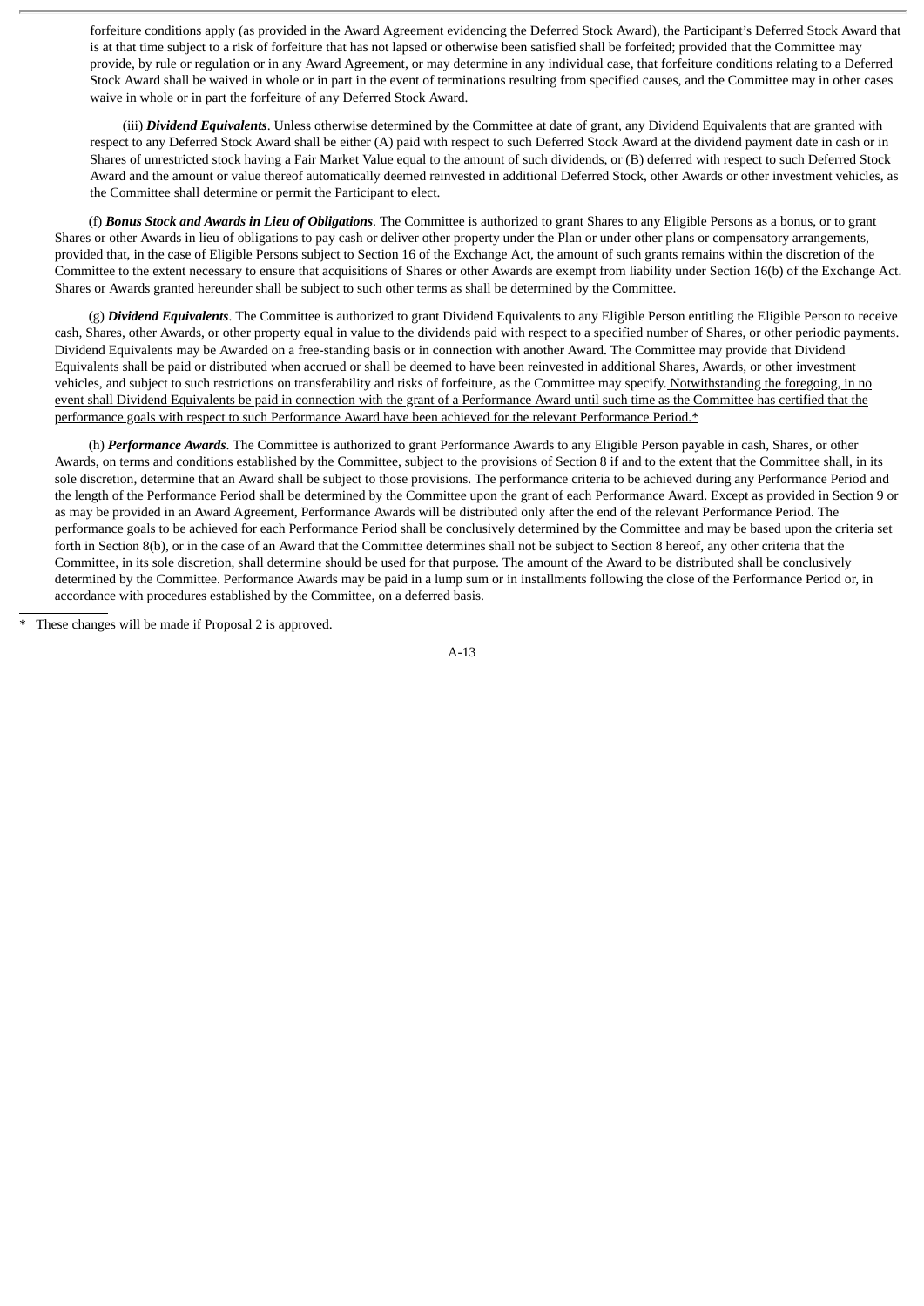forfeiture conditions apply (as provided in the Award Agreement evidencing the Deferred Stock Award), the Participant's Deferred Stock Award that is at that time subject to a risk of forfeiture that has not lapsed or otherwise been satisfied shall be forfeited; provided that the Committee may provide, by rule or regulation or in any Award Agreement, or may determine in any individual case, that forfeiture conditions relating to a Deferred Stock Award shall be waived in whole or in part in the event of terminations resulting from specified causes, and the Committee may in other cases waive in whole or in part the forfeiture of any Deferred Stock Award.

(iii) ***Dividend Equivalents***. Unless otherwise determined by the Committee at date of grant, any Dividend Equivalents that are granted with respect to any Deferred Stock Award shall be either (A) paid with respect to such Deferred Stock Award at the dividend payment date in cash or in Shares of unrestricted stock having a Fair Market Value equal to the amount of such dividends, or (B) deferred with respect to such Deferred Stock Award and the amount or value thereof automatically deemed reinvested in additional Deferred Stock, other Awards or other investment vehicles, as the Committee shall determine or permit the Participant to elect.

(f) ***Bonus Stock and Awards in Lieu of Obligations***. The Committee is authorized to grant Shares to any Eligible Persons as a bonus, or to grant Shares or other Awards in lieu of obligations to pay cash or deliver other property under the Plan or under other plans or compensatory arrangements, provided that, in the case of Eligible Persons subject to Section 16 of the Exchange Act, the amount of such grants remains within the discretion of the Committee to the extent necessary to ensure that acquisitions of Shares or other Awards are exempt from liability under Section 16(b) of the Exchange Act. Shares or Awards granted hereunder shall be subject to such other terms as shall be determined by the Committee.

(g) ***Dividend Equivalents***. The Committee is authorized to grant Dividend Equivalents to any Eligible Person entitling the Eligible Person to receive cash, Shares, other Awards, or other property equal in value to the dividends paid with respect to a specified number of Shares, or other periodic payments. Dividend Equivalents may be Awarded on a free-standing basis or in connection with another Award. The Committee may provide that Dividend Equivalents shall be paid or distributed when accrued or shall be deemed to have been reinvested in additional Shares, Awards, or other investment vehicles, and subject to such restrictions on transferability and risks of forfeiture, as the Committee may specify. <u>Notwithstanding the foregoing, in no event shall Dividend Equivalents be paid in connection with the grant of a Performance Award until such time as the Committee has certified that the performance goals with respect to such Performance Award have been achieved for the relevant Performance Period.*</u>

(h) ***Performance Awards***. The Committee is authorized to grant Performance Awards to any Eligible Person payable in cash, Shares, or other Awards, on terms and conditions established by the Committee, subject to the provisions of Section 8 if and to the extent that the Committee shall, in its sole discretion, determine that an Award shall be subject to those provisions. The performance criteria to be achieved during any Performance Period and the length of the Performance Period shall be determined by the Committee upon the grant of each Performance Award. Except as provided in Section 9 or as may be provided in an Award Agreement, Performance Awards will be distributed only after the end of the relevant Performance Period. The performance goals to be achieved for each Performance Period shall be conclusively determined by the Committee and may be based upon the criteria set forth in Section 8(b), or in the case of an Award that the Committee determines shall not be subject to Section 8 hereof, any other criteria that the Committee, in its sole discretion, shall determine should be used for that purpose. The amount of the Award to be distributed shall be conclusively determined by the Committee. Performance Awards may be paid in a lump sum or in installments following the close of the Performance Period or, in accordance with procedures established by the Committee, on a deferred basis.

---

* These changes will be made if Proposal 2 is approved.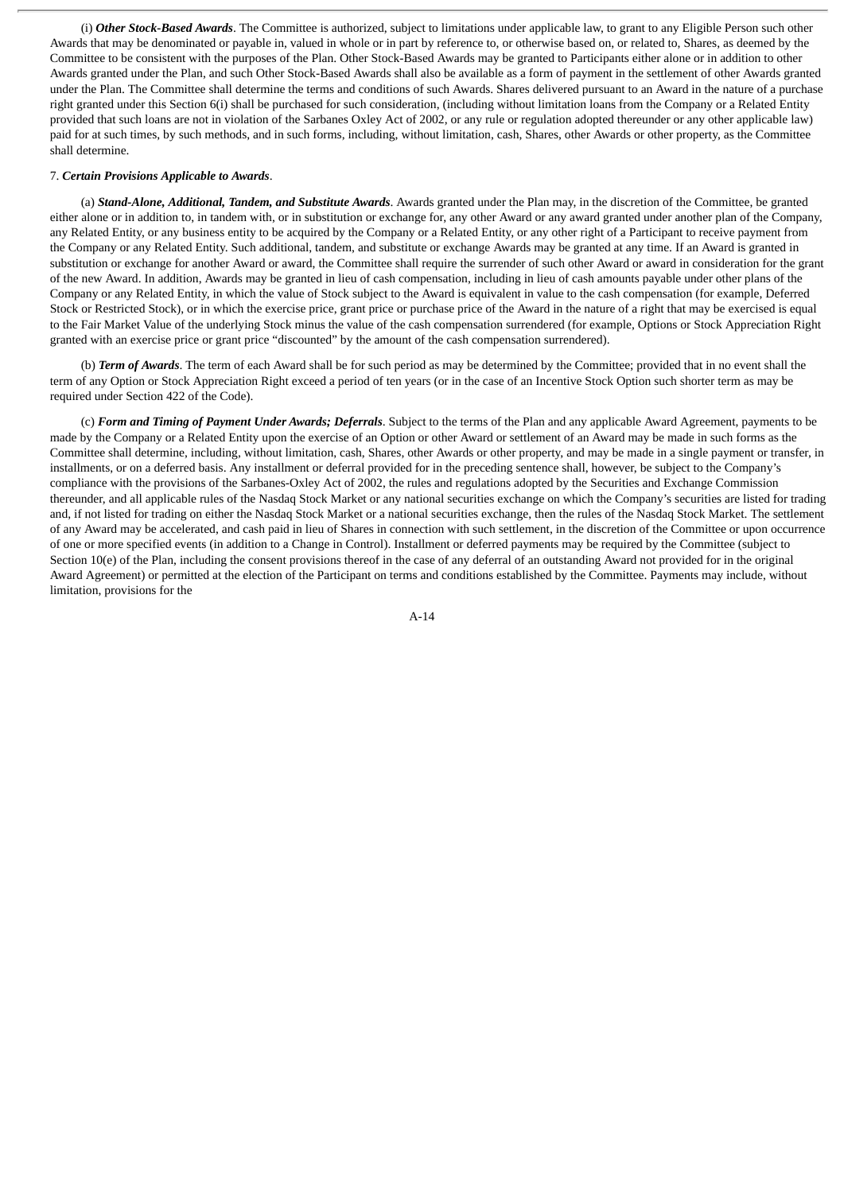(i) ***Other Stock-Based Awards***. The Committee is authorized, subject to limitations under applicable law, to grant to any Eligible Person such other Awards that may be denominated or payable in, valued in whole or in part by reference to, or otherwise based on, or related to, Shares, as deemed by the Committee to be consistent with the purposes of the Plan. Other Stock-Based Awards may be granted to Participants either alone or in addition to other Awards granted under the Plan, and such Other Stock-Based Awards shall also be available as a form of payment in the settlement of other Awards granted under the Plan. The Committee shall determine the terms and conditions of such Awards. Shares delivered pursuant to an Award in the nature of a purchase right granted under this Section 6(i) shall be purchased for such consideration, (including without limitation loans from the Company or a Related Entity provided that such loans are not in violation of the Sarbanes Oxley Act of 2002, or any rule or regulation adopted thereunder or any other applicable law) paid for at such times, by such methods, and in such forms, including, without limitation, cash, Shares, other Awards or other property, as the Committee shall determine.

7. ***Certain Provisions Applicable to Awards***.

(a) ***Stand-Alone, Additional, Tandem, and Substitute Awards***. Awards granted under the Plan may, in the discretion of the Committee, be granted either alone or in addition to, in tandem with, or in substitution or exchange for, any other Award or any award granted under another plan of the Company, any Related Entity, or any business entity to be acquired by the Company or a Related Entity, or any other right of a Participant to receive payment from the Company or any Related Entity. Such additional, tandem, and substitute or exchange Awards may be granted at any time. If an Award is granted in substitution or exchange for another Award or award, the Committee shall require the surrender of such other Award or award in consideration for the grant of the new Award. In addition, Awards may be granted in lieu of cash compensation, including in lieu of cash amounts payable under other plans of the Company or any Related Entity, in which the value of Stock subject to the Award is equivalent in value to the cash compensation (for example, Deferred Stock or Restricted Stock), or in which the exercise price, grant price or purchase price of the Award in the nature of a right that may be exercised is equal to the Fair Market Value of the underlying Stock minus the value of the cash compensation surrendered (for example, Options or Stock Appreciation Right granted with an exercise price or grant price "discounted" by the amount of the cash compensation surrendered).

(b) ***Term of Awards***. The term of each Award shall be for such period as may be determined by the Committee; provided that in no event shall the term of any Option or Stock Appreciation Right exceed a period of ten years (or in the case of an Incentive Stock Option such shorter term as may be required under Section 422 of the Code).

(c) ***Form and Timing of Payment Under Awards; Deferrals***. Subject to the terms of the Plan and any applicable Award Agreement, payments to be made by the Company or a Related Entity upon the exercise of an Option or other Award or settlement of an Award may be made in such forms as the Committee shall determine, including, without limitation, cash, Shares, other Awards or other property, and may be made in a single payment or transfer, in installments, or on a deferred basis. Any installment or deferral provided for in the preceding sentence shall, however, be subject to the Company's compliance with the provisions of the Sarbanes-Oxley Act of 2002, the rules and regulations adopted by the Securities and Exchange Commission thereunder, and all applicable rules of the Nasdaq Stock Market or any national securities exchange on which the Company's securities are listed for trading and, if not listed for trading on either the Nasdaq Stock Market or a national securities exchange, then the rules of the Nasdaq Stock Market. The settlement of any Award may be accelerated, and cash paid in lieu of Shares in connection with such settlement, in the discretion of the Committee or upon occurrence of one or more specified events (in addition to a Change in Control). Installment or deferred payments may be required by the Committee (subject to Section 10(e) of the Plan, including the consent provisions thereof in the case of any deferral of an outstanding Award not provided for in the original Award Agreement) or permitted at the election of the Participant on terms and conditions established by the Committee. Payments may include, without limitation, provisions for the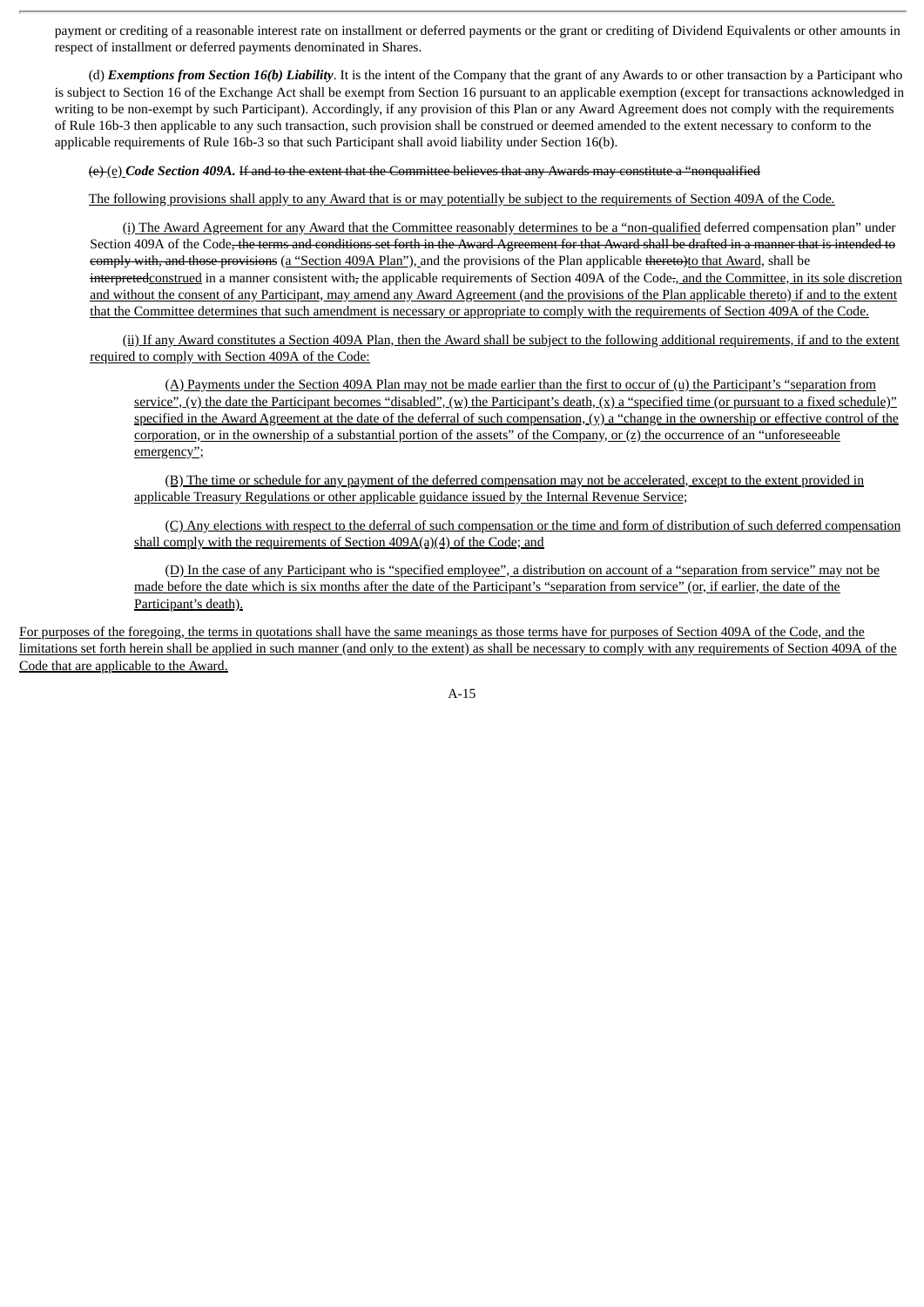payment or crediting of a reasonable interest rate on installment or deferred payments or the grant or crediting of Dividend Equivalents or other amounts in respect of installment or deferred payments denominated in Shares.

(d) ***Exemptions from Section 16(b) Liability***. It is the intent of the Company that the grant of any Awards to or other transaction by a Participant who is subject to Section 16 of the Exchange Act shall be exempt from Section 16 pursuant to an applicable exemption (except for transactions acknowledged in writing to be non-exempt by such Participant). Accordingly, if any provision of this Plan or any Award Agreement does not comply with the requirements of Rule 16b-3 then applicable to any such transaction, such provision shall be construed or deemed amended to the extent necessary to conform to the applicable requirements of Rule 16b-3 so that such Participant shall avoid liability under Section 16(b).

~~(e)~~ (e) ***Code Section 409A.*** ~~If and to the extent that the Committee believes that any Awards may constitute a "nonqualified~~

The following provisions shall apply to any Award that is or may potentially be subject to the requirements of Section 409A of the Code.

(i) The Award Agreement for any Award that the Committee reasonably determines to be a "non-qualified deferred compensation plan" under Section 409A of the Code~~, the terms and conditions set forth in the Award Agreement for that Award shall be drafted in a manner that is intended to comply with, and those provisions~~ (a "Section 409A Plan"), and the provisions of the Plan applicable ~~thereto)~~to that Award, shall be ~~interpreted~~construed in a manner consistent with~~,~~ the applicable requirements of Section 409A of the Code~~.~~, and the Committee, in its sole discretion and without the consent of any Participant, may amend any Award Agreement (and the provisions of the Plan applicable thereto) if and to the extent that the Committee determines that such amendment is necessary or appropriate to comply with the requirements of Section 409A of the Code.

(ii) If any Award constitutes a Section 409A Plan, then the Award shall be subject to the following additional requirements, if and to the extent required to comply with Section 409A of the Code:

(A) Payments under the Section 409A Plan may not be made earlier than the first to occur of (u) the Participant's "separation from service", (v) the date the Participant becomes "disabled", (w) the Participant's death, (x) a "specified time (or pursuant to a fixed schedule)" specified in the Award Agreement at the date of the deferral of such compensation, (y) a "change in the ownership or effective control of the corporation, or in the ownership of a substantial portion of the assets" of the Company, or (z) the occurrence of an "unforeseeable emergency";

(B) The time or schedule for any payment of the deferred compensation may not be accelerated, except to the extent provided in applicable Treasury Regulations or other applicable guidance issued by the Internal Revenue Service;

(C) Any elections with respect to the deferral of such compensation or the time and form of distribution of such deferred compensation shall comply with the requirements of Section 409A(a)(4) of the Code; and

(D) In the case of any Participant who is "specified employee", a distribution on account of a "separation from service" may not be made before the date which is six months after the date of the Participant's "separation from service" (or, if earlier, the date of the Participant's death).

For purposes of the foregoing, the terms in quotations shall have the same meanings as those terms have for purposes of Section 409A of the Code, and the limitations set forth herein shall be applied in such manner (and only to the extent) as shall be necessary to comply with any requirements of Section 409A of the Code that are applicable to the Award.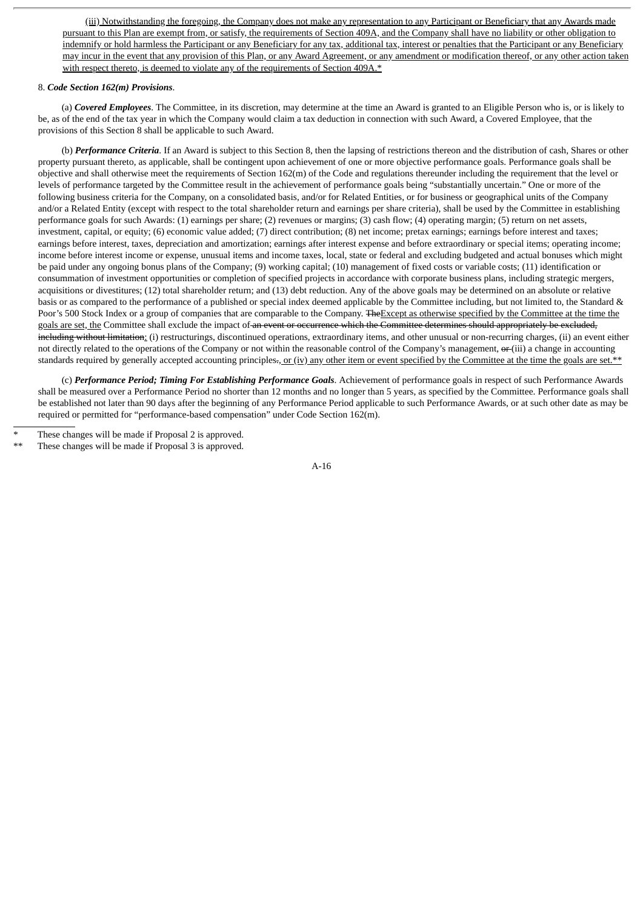(iii) Notwithstanding the foregoing, the Company does not make any representation to any Participant or Beneficiary that any Awards made pursuant to this Plan are exempt from, or satisfy, the requirements of Section 409A, and the Company shall have no liability or other obligation to indemnify or hold harmless the Participant or any Beneficiary for any tax, additional tax, interest or penalties that the Participant or any Beneficiary may incur in the event that any provision of this Plan, or any Award Agreement, or any amendment or modification thereof, or any other action taken with respect thereto, is deemed to violate any of the requirements of Section 409A.*

8. ***Code Section 162(m) Provisions***.

(a) ***Covered Employees***. The Committee, in its discretion, may determine at the time an Award is granted to an Eligible Person who is, or is likely to be, as of the end of the tax year in which the Company would claim a tax deduction in connection with such Award, a Covered Employee, that the provisions of this Section 8 shall be applicable to such Award.

(b) ***Performance Criteria***. If an Award is subject to this Section 8, then the lapsing of restrictions thereon and the distribution of cash, Shares or other property pursuant thereto, as applicable, shall be contingent upon achievement of one or more objective performance goals. Performance goals shall be objective and shall otherwise meet the requirements of Section 162(m) of the Code and regulations thereunder including the requirement that the level or levels of performance targeted by the Committee result in the achievement of performance goals being "substantially uncertain." One or more of the following business criteria for the Company, on a consolidated basis, and/or for Related Entities, or for business or geographical units of the Company and/or a Related Entity (except with respect to the total shareholder return and earnings per share criteria), shall be used by the Committee in establishing performance goals for such Awards: (1) earnings per share; (2) revenues or margins; (3) cash flow; (4) operating margin; (5) return on net assets, investment, capital, or equity; (6) economic value added; (7) direct contribution; (8) net income; pretax earnings; earnings before interest and taxes; earnings before interest, taxes, depreciation and amortization; earnings after interest expense and before extraordinary or special items; operating income; income before interest income or expense, unusual items and income taxes, local, state or federal and excluding budgeted and actual bonuses which might be paid under any ongoing bonus plans of the Company; (9) working capital; (10) management of fixed costs or variable costs; (11) identification or consummation of investment opportunities or completion of specified projects in accordance with corporate business plans, including strategic mergers, acquisitions or divestitures; (12) total shareholder return; and (13) debt reduction. Any of the above goals may be determined on an absolute or relative basis or as compared to the performance of a published or special index deemed applicable by the Committee including, but not limited to, the Standard & Poor's 500 Stock Index or a group of companies that are comparable to the Company. ~~The~~Except as otherwise specified by the Committee at the time the goals are set, the Committee shall exclude the impact of ~~an event or occurrence which the Committee determines should appropriately be excluded, including without limitation~~: (i) restructurings, discontinued operations, extraordinary items, and other unusual or non-recurring charges, (ii) an event either not directly related to the operations of the Company or not within the reasonable control of the Company's management, ~~or~~ (iii) a change in accounting standards required by generally accepted accounting principles~~.~~, or (iv) any other item or event specified by the Committee at the time the goals are set.**

(c) ***Performance Period; Timing For Establishing Performance Goals***. Achievement of performance goals in respect of such Performance Awards shall be measured over a Performance Period no shorter than 12 months and no longer than 5 years, as specified by the Committee. Performance goals shall be established not later than 90 days after the beginning of any Performance Period applicable to such Performance Awards, or at such other date as may be required or permitted for "performance-based compensation" under Code Section 162(m).

---

\* These changes will be made if Proposal 2 is approved.

\*\* These changes will be made if Proposal 3 is approved.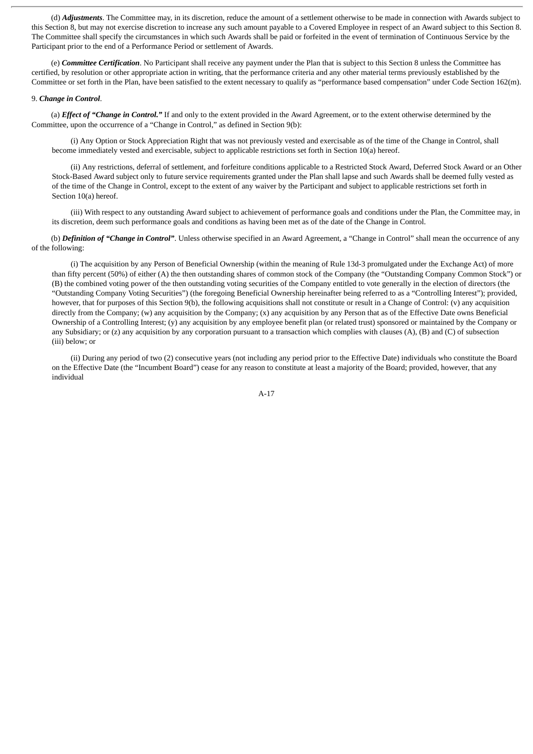(d) ***Adjustments***. The Committee may, in its discretion, reduce the amount of a settlement otherwise to be made in connection with Awards subject to this Section 8, but may not exercise discretion to increase any such amount payable to a Covered Employee in respect of an Award subject to this Section 8. The Committee shall specify the circumstances in which such Awards shall be paid or forfeited in the event of termination of Continuous Service by the Participant prior to the end of a Performance Period or settlement of Awards.

(e) ***Committee Certification***. No Participant shall receive any payment under the Plan that is subject to this Section 8 unless the Committee has certified, by resolution or other appropriate action in writing, that the performance criteria and any other material terms previously established by the Committee or set forth in the Plan, have been satisfied to the extent necessary to qualify as "performance based compensation" under Code Section 162(m).

9. ***Change in Control***.

(a) ***Effect of "Change in Control."*** If and only to the extent provided in the Award Agreement, or to the extent otherwise determined by the Committee, upon the occurrence of a "Change in Control," as defined in Section 9(b):

(i) Any Option or Stock Appreciation Right that was not previously vested and exercisable as of the time of the Change in Control, shall become immediately vested and exercisable, subject to applicable restrictions set forth in Section 10(a) hereof.

(ii) Any restrictions, deferral of settlement, and forfeiture conditions applicable to a Restricted Stock Award, Deferred Stock Award or an Other Stock-Based Award subject only to future service requirements granted under the Plan shall lapse and such Awards shall be deemed fully vested as of the time of the Change in Control, except to the extent of any waiver by the Participant and subject to applicable restrictions set forth in Section 10(a) hereof.

(iii) With respect to any outstanding Award subject to achievement of performance goals and conditions under the Plan, the Committee may, in its discretion, deem such performance goals and conditions as having been met as of the date of the Change in Control.

(b) ***Definition of "Change in Control"***. Unless otherwise specified in an Award Agreement, a "Change in Control" shall mean the occurrence of any of the following:

(i) The acquisition by any Person of Beneficial Ownership (within the meaning of Rule 13d-3 promulgated under the Exchange Act) of more than fifty percent (50%) of either (A) the then outstanding shares of common stock of the Company (the "Outstanding Company Common Stock") or (B) the combined voting power of the then outstanding voting securities of the Company entitled to vote generally in the election of directors (the "Outstanding Company Voting Securities") (the foregoing Beneficial Ownership hereinafter being referred to as a "Controlling Interest"); provided, however, that for purposes of this Section 9(b), the following acquisitions shall not constitute or result in a Change of Control: (v) any acquisition directly from the Company; (w) any acquisition by the Company; (x) any acquisition by any Person that as of the Effective Date owns Beneficial Ownership of a Controlling Interest; (y) any acquisition by any employee benefit plan (or related trust) sponsored or maintained by the Company or any Subsidiary; or (z) any acquisition by any corporation pursuant to a transaction which complies with clauses (A), (B) and (C) of subsection (iii) below; or

(ii) During any period of two (2) consecutive years (not including any period prior to the Effective Date) individuals who constitute the Board on the Effective Date (the "Incumbent Board") cease for any reason to constitute at least a majority of the Board; provided, however, that any individual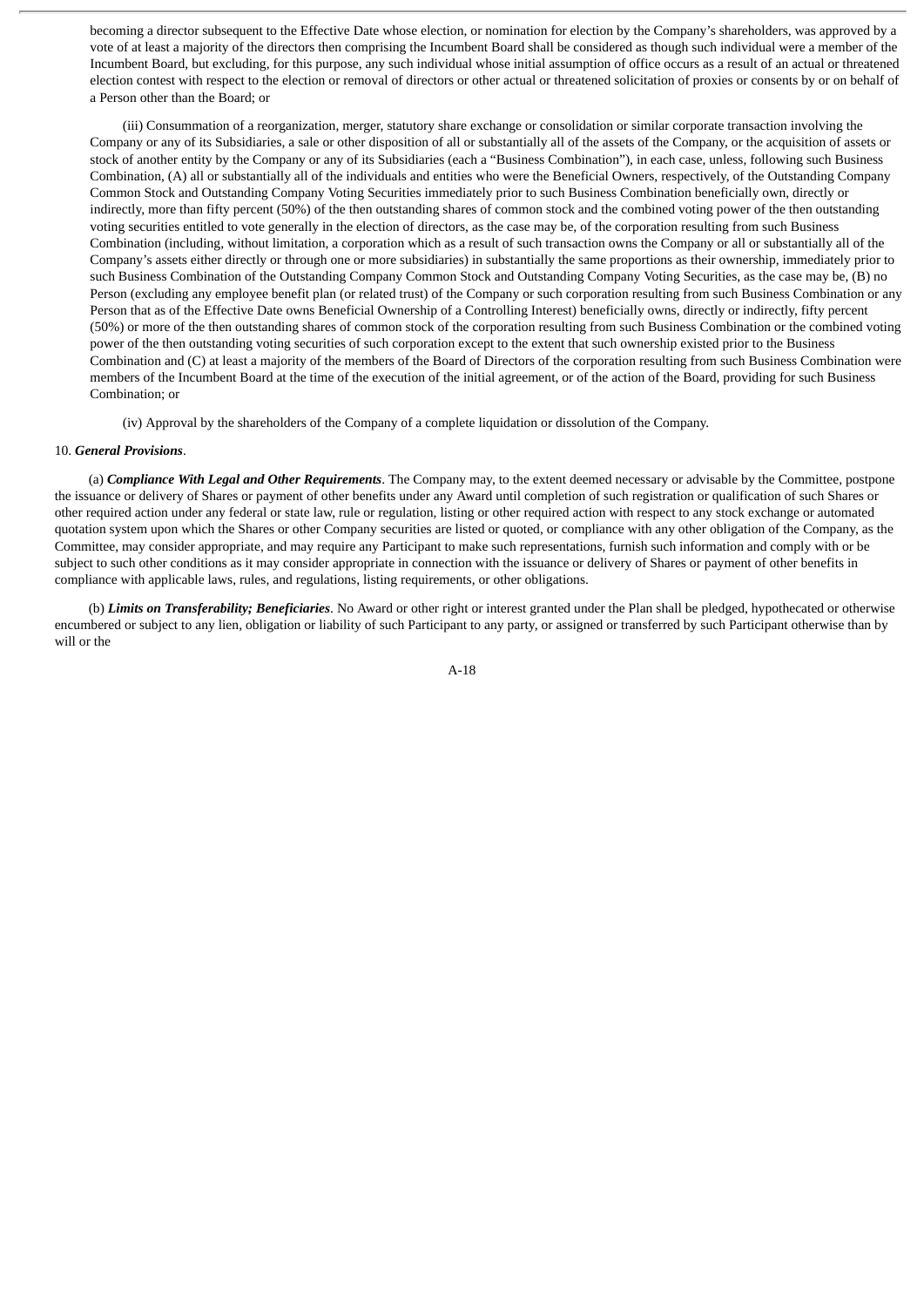becoming a director subsequent to the Effective Date whose election, or nomination for election by the Company's shareholders, was approved by a vote of at least a majority of the directors then comprising the Incumbent Board shall be considered as though such individual were a member of the Incumbent Board, but excluding, for this purpose, any such individual whose initial assumption of office occurs as a result of an actual or threatened election contest with respect to the election or removal of directors or other actual or threatened solicitation of proxies or consents by or on behalf of a Person other than the Board; or

(iii) Consummation of a reorganization, merger, statutory share exchange or consolidation or similar corporate transaction involving the Company or any of its Subsidiaries, a sale or other disposition of all or substantially all of the assets of the Company, or the acquisition of assets or stock of another entity by the Company or any of its Subsidiaries (each a "Business Combination"), in each case, unless, following such Business Combination, (A) all or substantially all of the individuals and entities who were the Beneficial Owners, respectively, of the Outstanding Company Common Stock and Outstanding Company Voting Securities immediately prior to such Business Combination beneficially own, directly or indirectly, more than fifty percent (50%) of the then outstanding shares of common stock and the combined voting power of the then outstanding voting securities entitled to vote generally in the election of directors, as the case may be, of the corporation resulting from such Business Combination (including, without limitation, a corporation which as a result of such transaction owns the Company or all or substantially all of the Company's assets either directly or through one or more subsidiaries) in substantially the same proportions as their ownership, immediately prior to such Business Combination of the Outstanding Company Common Stock and Outstanding Company Voting Securities, as the case may be, (B) no Person (excluding any employee benefit plan (or related trust) of the Company or such corporation resulting from such Business Combination or any Person that as of the Effective Date owns Beneficial Ownership of a Controlling Interest) beneficially owns, directly or indirectly, fifty percent (50%) or more of the then outstanding shares of common stock of the corporation resulting from such Business Combination or the combined voting power of the then outstanding voting securities of such corporation except to the extent that such ownership existed prior to the Business Combination and (C) at least a majority of the members of the Board of Directors of the corporation resulting from such Business Combination were members of the Incumbent Board at the time of the execution of the initial agreement, or of the action of the Board, providing for such Business Combination; or

(iv) Approval by the shareholders of the Company of a complete liquidation or dissolution of the Company.

10. ***General Provisions***.

(a) ***Compliance With Legal and Other Requirements***. The Company may, to the extent deemed necessary or advisable by the Committee, postpone the issuance or delivery of Shares or payment of other benefits under any Award until completion of such registration or qualification of such Shares or other required action under any federal or state law, rule or regulation, listing or other required action with respect to any stock exchange or automated quotation system upon which the Shares or other Company securities are listed or quoted, or compliance with any other obligation of the Company, as the Committee, may consider appropriate, and may require any Participant to make such representations, furnish such information and comply with or be subject to such other conditions as it may consider appropriate in connection with the issuance or delivery of Shares or payment of other benefits in compliance with applicable laws, rules, and regulations, listing requirements, or other obligations.

(b) ***Limits on Transferability; Beneficiaries***. No Award or other right or interest granted under the Plan shall be pledged, hypothecated or otherwise encumbered or subject to any lien, obligation or liability of such Participant to any party, or assigned or transferred by such Participant otherwise than by will or the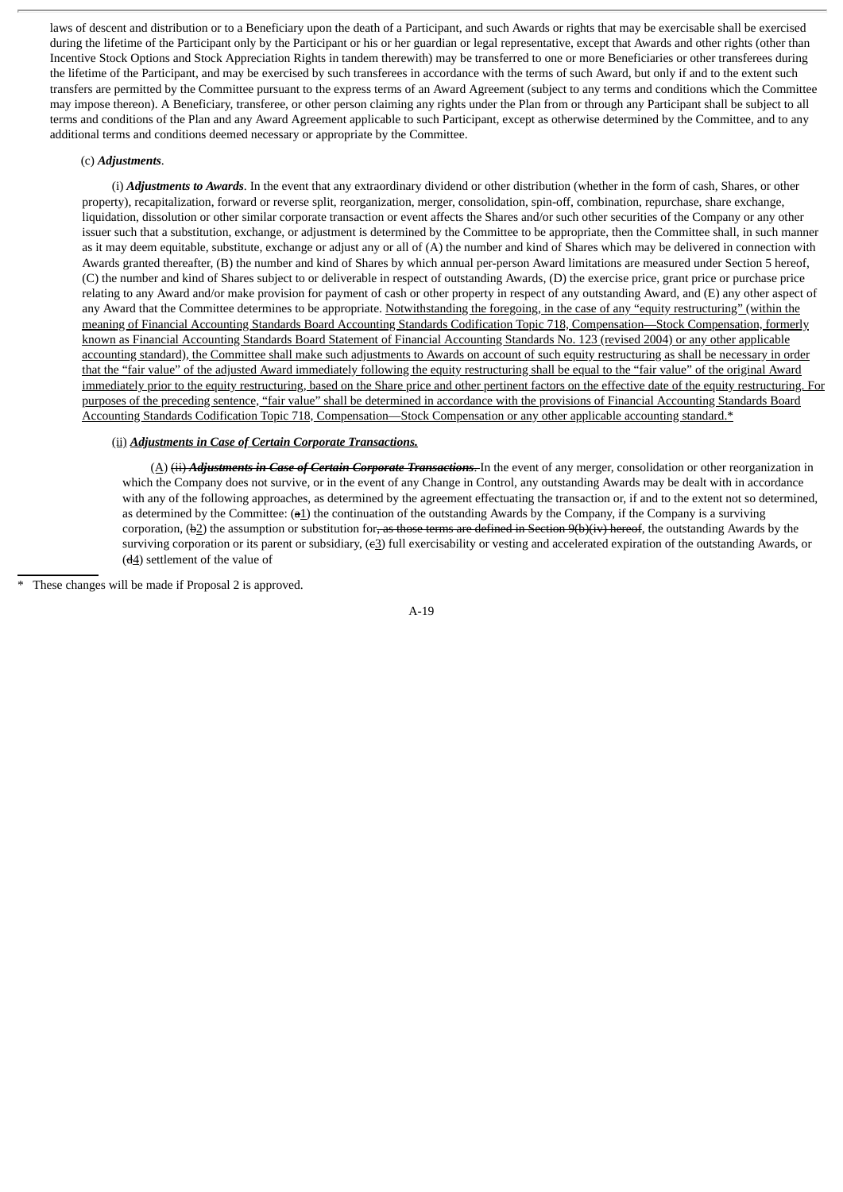laws of descent and distribution or to a Beneficiary upon the death of a Participant, and such Awards or rights that may be exercisable shall be exercised during the lifetime of the Participant only by the Participant or his or her guardian or legal representative, except that Awards and other rights (other than Incentive Stock Options and Stock Appreciation Rights in tandem therewith) may be transferred to one or more Beneficiaries or other transferees during the lifetime of the Participant, and may be exercised by such transferees in accordance with the terms of such Award, but only if and to the extent such transfers are permitted by the Committee pursuant to the express terms of an Award Agreement (subject to any terms and conditions which the Committee may impose thereon). A Beneficiary, transferee, or other person claiming any rights under the Plan from or through any Participant shall be subject to all terms and conditions of the Plan and any Award Agreement applicable to such Participant, except as otherwise determined by the Committee, and to any additional terms and conditions deemed necessary or appropriate by the Committee.

(c) ***Adjustments***.

(i) ***Adjustments to Awards***. In the event that any extraordinary dividend or other distribution (whether in the form of cash, Shares, or other property), recapitalization, forward or reverse split, reorganization, merger, consolidation, spin-off, combination, repurchase, share exchange, liquidation, dissolution or other similar corporate transaction or event affects the Shares and/or such other securities of the Company or any other issuer such that a substitution, exchange, or adjustment is determined by the Committee to be appropriate, then the Committee shall, in such manner as it may deem equitable, substitute, exchange or adjust any or all of (A) the number and kind of Shares which may be delivered in connection with Awards granted thereafter, (B) the number and kind of Shares by which annual per-person Award limitations are measured under Section 5 hereof, (C) the number and kind of Shares subject to or deliverable in respect of outstanding Awards, (D) the exercise price, grant price or purchase price relating to any Award and/or make provision for payment of cash or other property in respect of any outstanding Award, and (E) any other aspect of any Award that the Committee determines to be appropriate. Notwithstanding the foregoing, in the case of any "equity restructuring" (within the meaning of Financial Accounting Standards Board Accounting Standards Codification Topic 718, Compensation—Stock Compensation, formerly known as Financial Accounting Standards Board Statement of Financial Accounting Standards No. 123 (revised 2004) or any other applicable accounting standard), the Committee shall make such adjustments to Awards on account of such equity restructuring as shall be necessary in order that the "fair value" of the adjusted Award immediately following the equity restructuring shall be equal to the "fair value" of the original Award immediately prior to the equity restructuring, based on the Share price and other pertinent factors on the effective date of the equity restructuring. For purposes of the preceding sentence, "fair value" shall be determined in accordance with the provisions of Financial Accounting Standards Board Accounting Standards Codification Topic 718, Compensation—Stock Compensation or any other applicable accounting standard.*

(ii) ***Adjustments in Case of Certain Corporate Transactions.***

(A) ~~(ii) ***Adjustments in Case of Certain Corporate Transactions***.~~ In the event of any merger, consolidation or other reorganization in which the Company does not survive, or in the event of any Change in Control, any outstanding Awards may be dealt with in accordance with any of the following approaches, as determined by the agreement effectuating the transaction or, if and to the extent not so determined, as determined by the Committee: (~~a~~1) the continuation of the outstanding Awards by the Company, if the Company is a surviving corporation, (~~b~~2) the assumption or substitution for~~, as those terms are defined in Section 9(b)(iv) hereof~~, the outstanding Awards by the surviving corporation or its parent or subsidiary, (~~c~~3) full exercisability or vesting and accelerated expiration of the outstanding Awards, or (~~d~~4) settlement of the value of

\* These changes will be made if Proposal 2 is approved.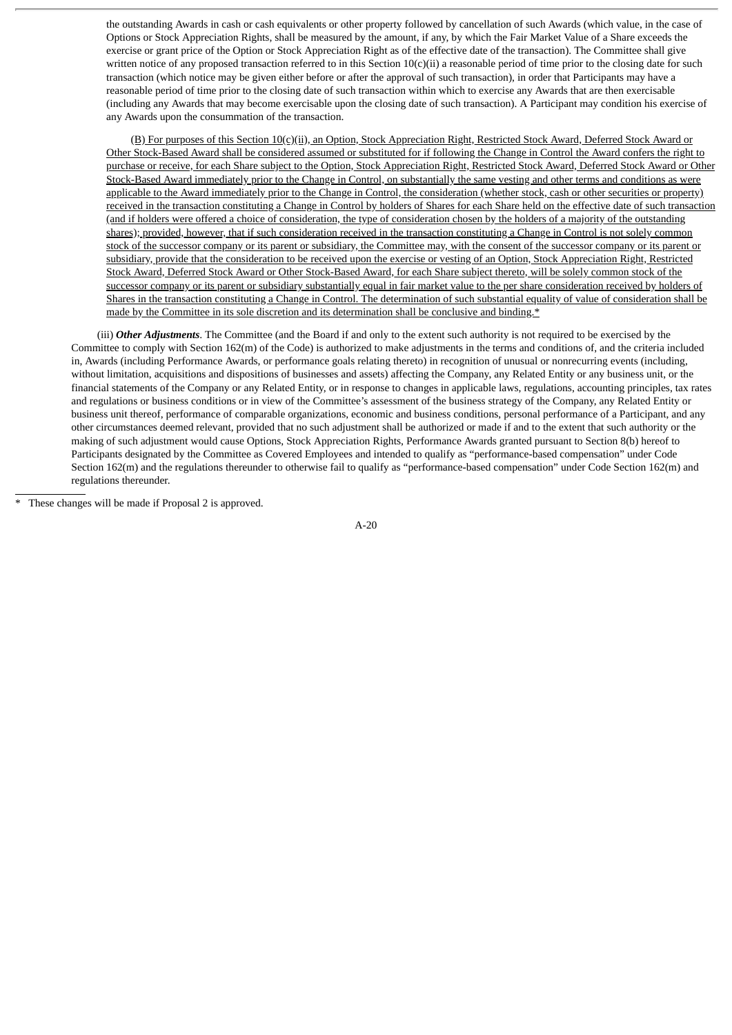the outstanding Awards in cash or cash equivalents or other property followed by cancellation of such Awards (which value, in the case of Options or Stock Appreciation Rights, shall be measured by the amount, if any, by which the Fair Market Value of a Share exceeds the exercise or grant price of the Option or Stock Appreciation Right as of the effective date of the transaction). The Committee shall give written notice of any proposed transaction referred to in this Section 10(c)(ii) a reasonable period of time prior to the closing date for such transaction (which notice may be given either before or after the approval of such transaction), in order that Participants may have a reasonable period of time prior to the closing date of such transaction within which to exercise any Awards that are then exercisable (including any Awards that may become exercisable upon the closing date of such transaction). A Participant may condition his exercise of any Awards upon the consummation of the transaction.

(B) For purposes of this Section 10(c)(ii), an Option, Stock Appreciation Right, Restricted Stock Award, Deferred Stock Award or Other Stock-Based Award shall be considered assumed or substituted for if following the Change in Control the Award confers the right to purchase or receive, for each Share subject to the Option, Stock Appreciation Right, Restricted Stock Award, Deferred Stock Award or Other Stock-Based Award immediately prior to the Change in Control, on substantially the same vesting and other terms and conditions as were applicable to the Award immediately prior to the Change in Control, the consideration (whether stock, cash or other securities or property) received in the transaction constituting a Change in Control by holders of Shares for each Share held on the effective date of such transaction (and if holders were offered a choice of consideration, the type of consideration chosen by the holders of a majority of the outstanding shares); provided, however, that if such consideration received in the transaction constituting a Change in Control is not solely common stock of the successor company or its parent or subsidiary, the Committee may, with the consent of the successor company or its parent or subsidiary, provide that the consideration to be received upon the exercise or vesting of an Option, Stock Appreciation Right, Restricted Stock Award, Deferred Stock Award or Other Stock-Based Award, for each Share subject thereto, will be solely common stock of the successor company or its parent or subsidiary substantially equal in fair market value to the per share consideration received by holders of Shares in the transaction constituting a Change in Control. The determination of such substantial equality of value of consideration shall be made by the Committee in its sole discretion and its determination shall be conclusive and binding.*

(iii) ***Other Adjustments***. The Committee (and the Board if and only to the extent such authority is not required to be exercised by the Committee to comply with Section 162(m) of the Code) is authorized to make adjustments in the terms and conditions of, and the criteria included in, Awards (including Performance Awards, or performance goals relating thereto) in recognition of unusual or nonrecurring events (including, without limitation, acquisitions and dispositions of businesses and assets) affecting the Company, any Related Entity or any business unit, or the financial statements of the Company or any Related Entity, or in response to changes in applicable laws, regulations, accounting principles, tax rates and regulations or business conditions or in view of the Committee's assessment of the business strategy of the Company, any Related Entity or business unit thereof, performance of comparable organizations, economic and business conditions, personal performance of a Participant, and any other circumstances deemed relevant, provided that no such adjustment shall be authorized or made if and to the extent that such authority or the making of such adjustment would cause Options, Stock Appreciation Rights, Performance Awards granted pursuant to Section 8(b) hereof to Participants designated by the Committee as Covered Employees and intended to qualify as "performance-based compensation" under Code Section 162(m) and the regulations thereunder to otherwise fail to qualify as "performance-based compensation" under Code Section 162(m) and regulations thereunder.

\* These changes will be made if Proposal 2 is approved.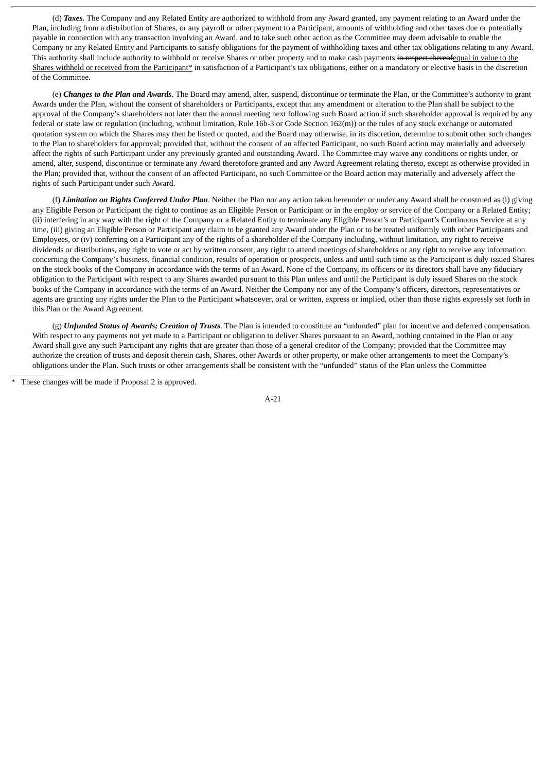(d) ***Taxes***. The Company and any Related Entity are authorized to withhold from any Award granted, any payment relating to an Award under the Plan, including from a distribution of Shares, or any payroll or other payment to a Participant, amounts of withholding and other taxes due or potentially payable in connection with any transaction involving an Award, and to take such other action as the Committee may deem advisable to enable the Company or any Related Entity and Participants to satisfy obligations for the payment of withholding taxes and other tax obligations relating to any Award. This authority shall include authority to withhold or receive Shares or other property and to make cash payments ~~in respect thereof~~equal in value to the Shares withheld or received from the Participant* in satisfaction of a Participant's tax obligations, either on a mandatory or elective basis in the discretion of the Committee.

(e) ***Changes to the Plan and Awards***. The Board may amend, alter, suspend, discontinue or terminate the Plan, or the Committee's authority to grant Awards under the Plan, without the consent of shareholders or Participants, except that any amendment or alteration to the Plan shall be subject to the approval of the Company's shareholders not later than the annual meeting next following such Board action if such shareholder approval is required by any federal or state law or regulation (including, without limitation, Rule 16b-3 or Code Section 162(m)) or the rules of any stock exchange or automated quotation system on which the Shares may then be listed or quoted, and the Board may otherwise, in its discretion, determine to submit other such changes to the Plan to shareholders for approval; provided that, without the consent of an affected Participant, no such Board action may materially and adversely affect the rights of such Participant under any previously granted and outstanding Award. The Committee may waive any conditions or rights under, or amend, alter, suspend, discontinue or terminate any Award theretofore granted and any Award Agreement relating thereto, except as otherwise provided in the Plan; provided that, without the consent of an affected Participant, no such Committee or the Board action may materially and adversely affect the rights of such Participant under such Award.

(f) ***Limitation on Rights Conferred Under Plan***. Neither the Plan nor any action taken hereunder or under any Award shall be construed as (i) giving any Eligible Person or Participant the right to continue as an Eligible Person or Participant or in the employ or service of the Company or a Related Entity; (ii) interfering in any way with the right of the Company or a Related Entity to terminate any Eligible Person's or Participant's Continuous Service at any time, (iii) giving an Eligible Person or Participant any claim to be granted any Award under the Plan or to be treated uniformly with other Participants and Employees, or (iv) conferring on a Participant any of the rights of a shareholder of the Company including, without limitation, any right to receive dividends or distributions, any right to vote or act by written consent, any right to attend meetings of shareholders or any right to receive any information concerning the Company's business, financial condition, results of operation or prospects, unless and until such time as the Participant is duly issued Shares on the stock books of the Company in accordance with the terms of an Award. None of the Company, its officers or its directors shall have any fiduciary obligation to the Participant with respect to any Shares awarded pursuant to this Plan unless and until the Participant is duly issued Shares on the stock books of the Company in accordance with the terms of an Award. Neither the Company nor any of the Company's officers, directors, representatives or agents are granting any rights under the Plan to the Participant whatsoever, oral or written, express or implied, other than those rights expressly set forth in this Plan or the Award Agreement.

(g) ***Unfunded Status of Awards; Creation of Trusts***. The Plan is intended to constitute an "unfunded" plan for incentive and deferred compensation. With respect to any payments not yet made to a Participant or obligation to deliver Shares pursuant to an Award, nothing contained in the Plan or any Award shall give any such Participant any rights that are greater than those of a general creditor of the Company; provided that the Committee may authorize the creation of trusts and deposit therein cash, Shares, other Awards or other property, or make other arrangements to meet the Company's obligations under the Plan. Such trusts or other arrangements shall be consistent with the "unfunded" status of the Plan unless the Committee

\* These changes will be made if Proposal 2 is approved.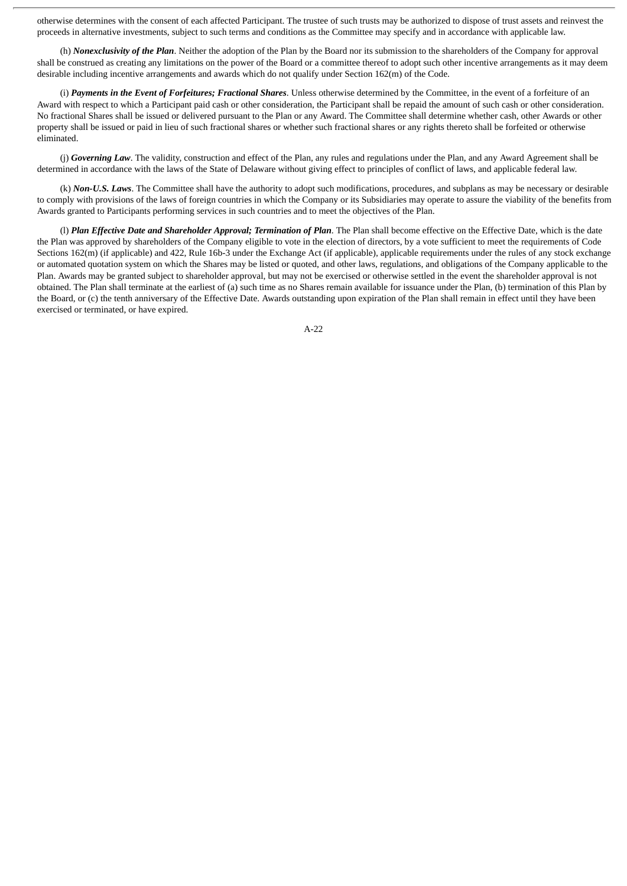otherwise determines with the consent of each affected Participant. The trustee of such trusts may be authorized to dispose of trust assets and reinvest the proceeds in alternative investments, subject to such terms and conditions as the Committee may specify and in accordance with applicable law.

(h) ***Nonexclusivity of the Plan***. Neither the adoption of the Plan by the Board nor its submission to the shareholders of the Company for approval shall be construed as creating any limitations on the power of the Board or a committee thereof to adopt such other incentive arrangements as it may deem desirable including incentive arrangements and awards which do not qualify under Section 162(m) of the Code.

(i) ***Payments in the Event of Forfeitures; Fractional Shares***. Unless otherwise determined by the Committee, in the event of a forfeiture of an Award with respect to which a Participant paid cash or other consideration, the Participant shall be repaid the amount of such cash or other consideration. No fractional Shares shall be issued or delivered pursuant to the Plan or any Award. The Committee shall determine whether cash, other Awards or other property shall be issued or paid in lieu of such fractional shares or whether such fractional shares or any rights thereto shall be forfeited or otherwise eliminated.

(j) ***Governing Law***. The validity, construction and effect of the Plan, any rules and regulations under the Plan, and any Award Agreement shall be determined in accordance with the laws of the State of Delaware without giving effect to principles of conflict of laws, and applicable federal law.

(k) ***Non-U.S. Laws***. The Committee shall have the authority to adopt such modifications, procedures, and subplans as may be necessary or desirable to comply with provisions of the laws of foreign countries in which the Company or its Subsidiaries may operate to assure the viability of the benefits from Awards granted to Participants performing services in such countries and to meet the objectives of the Plan.

(l) ***Plan Effective Date and Shareholder Approval; Termination of Plan***. The Plan shall become effective on the Effective Date, which is the date the Plan was approved by shareholders of the Company eligible to vote in the election of directors, by a vote sufficient to meet the requirements of Code Sections 162(m) (if applicable) and 422, Rule 16b-3 under the Exchange Act (if applicable), applicable requirements under the rules of any stock exchange or automated quotation system on which the Shares may be listed or quoted, and other laws, regulations, and obligations of the Company applicable to the Plan. Awards may be granted subject to shareholder approval, but may not be exercised or otherwise settled in the event the shareholder approval is not obtained. The Plan shall terminate at the earliest of (a) such time as no Shares remain available for issuance under the Plan, (b) termination of this Plan by the Board, or (c) the tenth anniversary of the Effective Date. Awards outstanding upon expiration of the Plan shall remain in effect until they have been exercised or terminated, or have expired.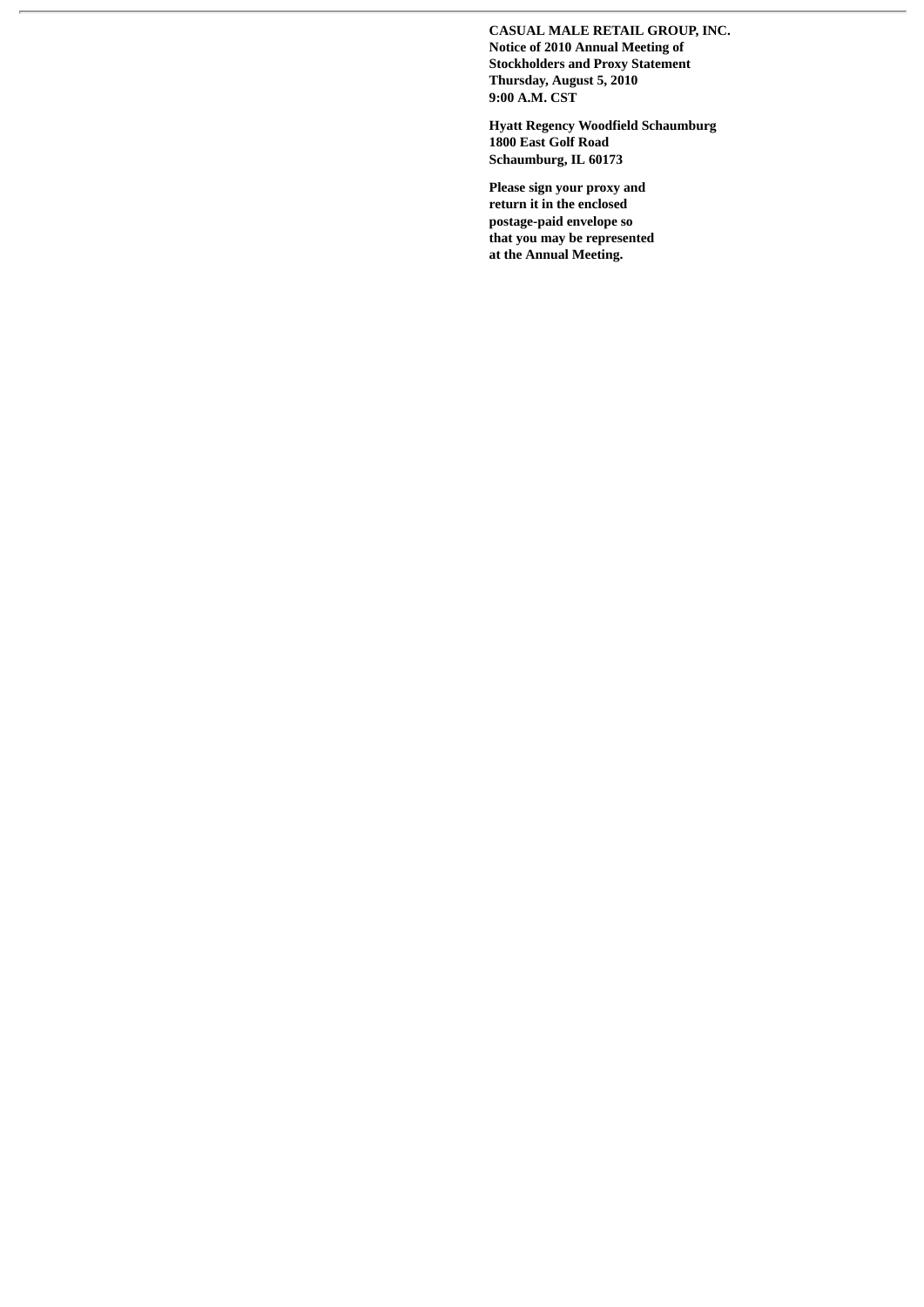**CASUAL MALE RETAIL GROUP, INC.**
**Notice of 2010 Annual Meeting of Stockholders and Proxy Statement**
**Thursday, August 5, 2010**
**9:00 A.M. CST**

**Hyatt Regency Woodfield Schaumburg**
**1800 East Golf Road**
**Schaumburg, IL 60173**

**Please sign your proxy and return it in the enclosed postage-paid envelope so that you may be represented at the Annual Meeting.**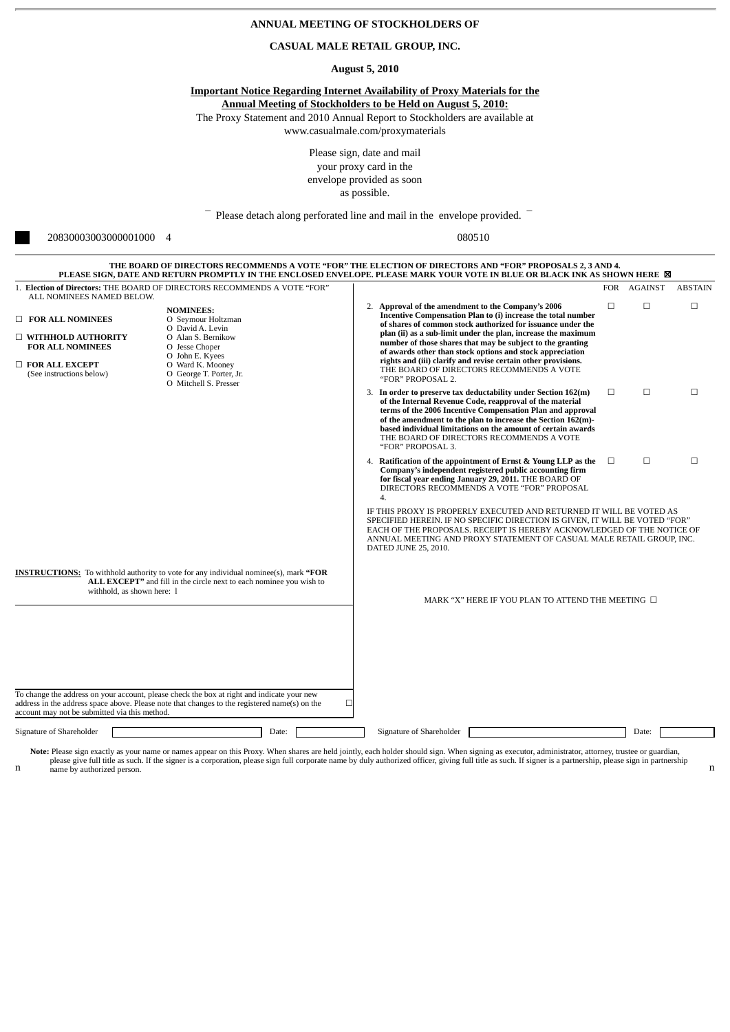**ANNUAL MEETING OF STOCKHOLDERS OF**

**CASUAL MALE RETAIL GROUP, INC.**

**August 5, 2010**

**Important Notice Regarding Internet Availability of Proxy Materials for the Annual Meeting of Stockholders to be Held on August 5, 2010:**

The Proxy Statement and 2010 Annual Report to Stockholders are available at www.casualmale.com/proxymaterials

Please sign, date and mail your proxy card in the envelope provided as soon as possible.

¯ Please detach along perforated line and mail in the envelope provided. ¯

20830003003000001000 4 080510

**THE BOARD OF DIRECTORS RECOMMENDS A VOTE "FOR" THE ELECTION OF DIRECTORS AND "FOR" PROPOSALS 2, 3 AND 4.**
**PLEASE SIGN, DATE AND RETURN PROMPTLY IN THE ENCLOSED ENVELOPE. PLEASE MARK YOUR VOTE IN BLUE OR BLACK INK AS SHOWN HERE ☒**

1. **Election of Directors:** THE BOARD OF DIRECTORS RECOMMENDS A VOTE "FOR" ALL NOMINEES NAMED BELOW.

☐ **FOR ALL NOMINEES**

☐ **WITHHOLD AUTHORITY FOR ALL NOMINEES**

☐ **FOR ALL EXCEPT** (See instructions below)

**NOMINEES:**
- O Seymour Holtzman
- O David A. Levin
- O Alan S. Bernikow
- O Jesse Choper
- O John E. Kyees
- O Ward K. Mooney
- O George T. Porter, Jr.
- O Mitchell S. Presser

**INSTRUCTIONS:** To withhold authority to vote for any individual nominee(s), mark **"FOR ALL EXCEPT"** and fill in the circle next to each nominee you wish to withhold, as shown here: l

| | FOR | AGAINST | ABSTAIN |
|---|---|---|---|
| 2. **Approval of the amendment to the Company's 2006 Incentive Compensation Plan to (i) increase the total number of shares of common stock authorized for issuance under the plan (ii) as a sub-limit under the plan, increase the maximum number of those shares that may be subject to the granting of awards other than stock options and stock appreciation rights and (iii) clarify and revise certain other provisions.** THE BOARD OF DIRECTORS RECOMMENDS A VOTE "FOR" PROPOSAL 2. | ☐ | ☐ | ☐ |
| 3. **In order to preserve tax deductability under Section 162(m) of the Internal Revenue Code, reapproval of the material terms of the 2006 Incentive Compensation Plan and approval of the amendment to the plan to increase the Section 162(m)-based individual limitations on the amount of certain awards** THE BOARD OF DIRECTORS RECOMMENDS A VOTE "FOR" PROPOSAL 3. | ☐ | ☐ | ☐ |
| 4. **Ratification of the appointment of Ernst & Young LLP as the Company's independent registered public accounting firm for fiscal year ending January 29, 2011.** THE BOARD OF DIRECTORS RECOMMENDS A VOTE "FOR" PROPOSAL 4. | ☐ | ☐ | ☐ |

IF THIS PROXY IS PROPERLY EXECUTED AND RETURNED IT WILL BE VOTED AS SPECIFIED HEREIN. IF NO SPECIFIC DIRECTION IS GIVEN, IT WILL BE VOTED "FOR" EACH OF THE PROPOSALS. RECEIPT IS HEREBY ACKNOWLEDGED OF THE NOTICE OF ANNUAL MEETING AND PROXY STATEMENT OF CASUAL MALE RETAIL GROUP, INC. DATED JUNE 25, 2010.

MARK "X" HERE IF YOU PLAN TO ATTEND THE MEETING ☐

To change the address on your account, please check the box at right and indicate your new address in the address space above. Please note that changes to the registered name(s) on the account may not be submitted via this method. ☐

Signature of Shareholder ______________ Date: ________ Signature of Shareholder ______________ Date: ________

**Note:** Please sign exactly as your name or names appear on this Proxy. When shares are held jointly, each holder should sign. When signing as executor, administrator, attorney, trustee or guardian, please give full title as such. If the signer is a corporation, please sign full corporate name by duly authorized officer, giving full title as such. If signer is a partnership, please sign in partnership name by authorized person.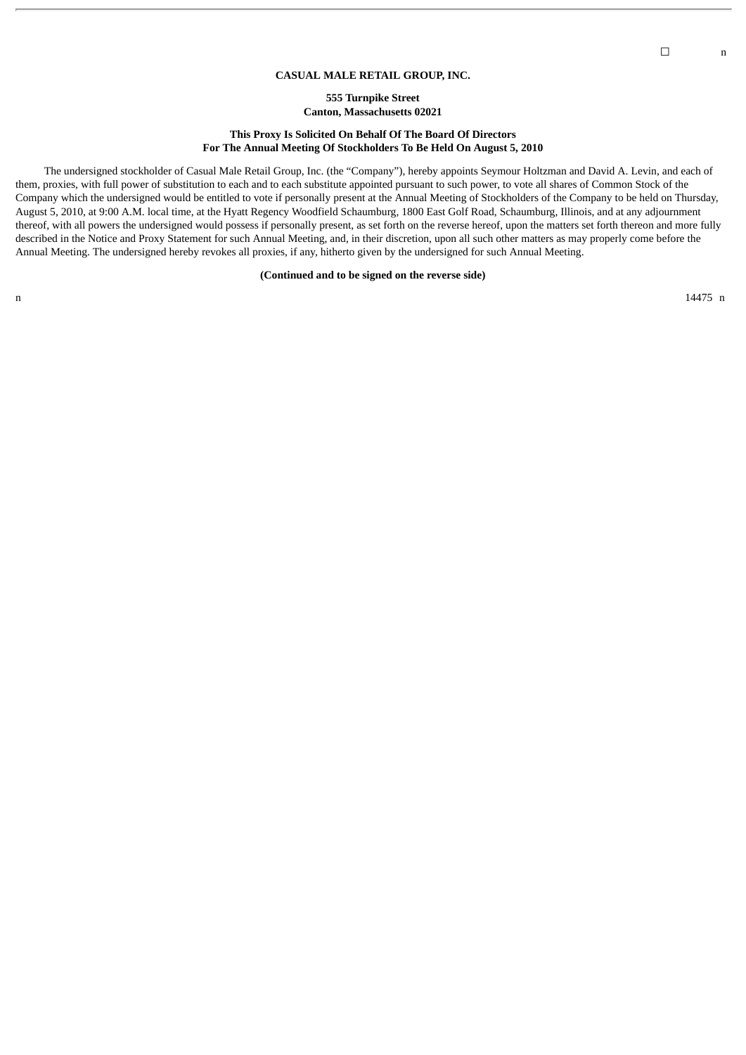**CASUAL MALE RETAIL GROUP, INC.**

**555 Turnpike Street**
**Canton, Massachusetts 02021**

**This Proxy Is Solicited On Behalf Of The Board Of Directors**
**For The Annual Meeting Of Stockholders To Be Held On August 5, 2010**

The undersigned stockholder of Casual Male Retail Group, Inc. (the "Company"), hereby appoints Seymour Holtzman and David A. Levin, and each of them, proxies, with full power of substitution to each and to each substitute appointed pursuant to such power, to vote all shares of Common Stock of the Company which the undersigned would be entitled to vote if personally present at the Annual Meeting of Stockholders of the Company to be held on Thursday, August 5, 2010, at 9:00 A.M. local time, at the Hyatt Regency Woodfield Schaumburg, 1800 East Golf Road, Schaumburg, Illinois, and at any adjournment thereof, with all powers the undersigned would possess if personally present, as set forth on the reverse hereof, upon the matters set forth thereon and more fully described in the Notice and Proxy Statement for such Annual Meeting, and, in their discretion, upon all such other matters as may properly come before the Annual Meeting. The undersigned hereby revokes all proxies, if any, hitherto given by the undersigned for such Annual Meeting.

**(Continued and to be signed on the reverse side)**

14475